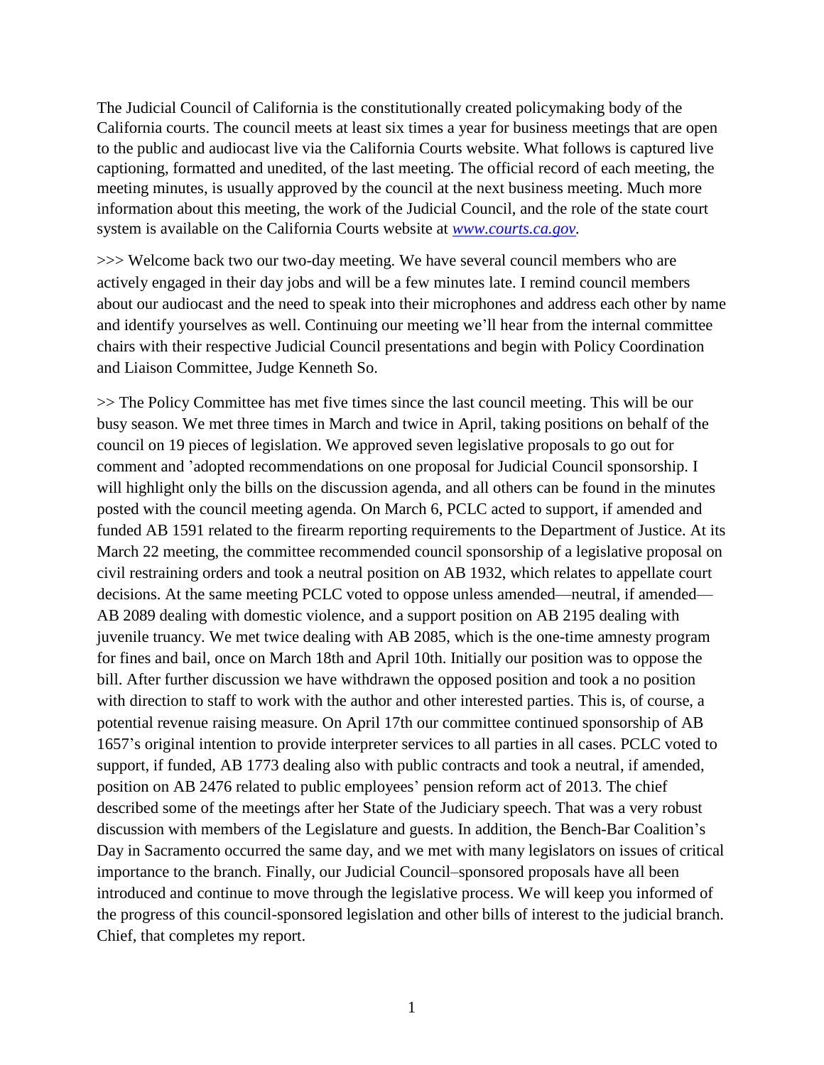The Judicial Council of California is the constitutionally created policymaking body of the California courts. The council meets at least six times a year for business meetings that are open to the public and audiocast live via the California Courts website. What follows is captured live captioning, formatted and unedited, of the last meeting. The official record of each meeting, the meeting minutes, is usually approved by the council at the next business meeting. Much more information about this meeting, the work of the Judicial Council, and the role of the state court system is available on the California Courts website at *www.courts.ca.gov*.

>>> Welcome back two our two-day meeting. We have several council members who are actively engaged in their day jobs and will be a few minutes late. I remind council members about our audiocast and the need to speak into their microphones and address each other by name and identify yourselves as well. Continuing our meeting we'll hear from the internal committee chairs with their respective Judicial Council presentations and begin with Policy Coordination and Liaison Committee, Judge Kenneth So.

>> The Policy Committee has met five times since the last council meeting. This will be our busy season. We met three times in March and twice in April, taking positions on behalf of the council on 19 pieces of legislation. We approved seven legislative proposals to go out for comment and 'adopted recommendations on one proposal for Judicial Council sponsorship. I will highlight only the bills on the discussion agenda, and all others can be found in the minutes posted with the council meeting agenda. On March 6, PCLC acted to support, if amended and funded AB 1591 related to the firearm reporting requirements to the Department of Justice. At its March 22 meeting, the committee recommended council sponsorship of a legislative proposal on civil restraining orders and took a neutral position on AB 1932, which relates to appellate court decisions. At the same meeting PCLC voted to oppose unless amended—neutral, if amended—AB 2089 dealing with domestic violence, and a support position on AB 2195 dealing with juvenile truancy. We met twice dealing with AB 2085, which is the one-time amnesty program for fines and bail, once on March 18th and April 10th. Initially our position was to oppose the bill. After further discussion we have withdrawn the opposed position and took a no position with direction to staff to work with the author and other interested parties. This is, of course, a potential revenue raising measure. On April 17th our committee continued sponsorship of AB 1657's original intention to provide interpreter services to all parties in all cases. PCLC voted to support, if funded, AB 1773 dealing also with public contracts and took a neutral, if amended, position on AB 2476 related to public employees' pension reform act of 2013. The chief described some of the meetings after her State of the Judiciary speech. That was a very robust discussion with members of the Legislature and guests. In addition, the Bench-Bar Coalition's Day in Sacramento occurred the same day, and we met with many legislators on issues of critical importance to the branch. Finally, our Judicial Council–sponsored proposals have all been introduced and continue to move through the legislative process. We will keep you informed of the progress of this council-sponsored legislation and other bills of interest to the judicial branch. Chief, that completes my report.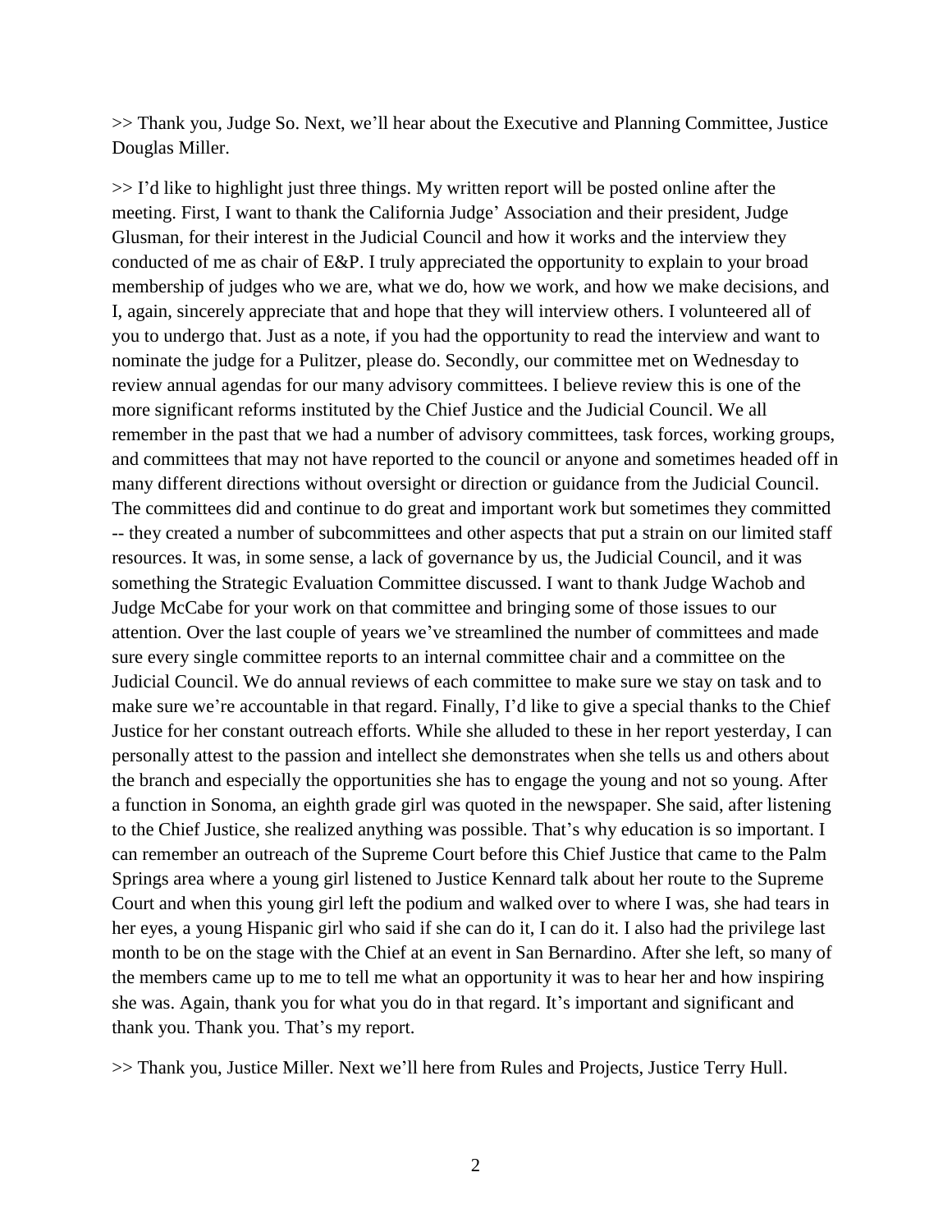>> Thank you, Judge So. Next, we'll hear about the Executive and Planning Committee, Justice Douglas Miller.

>> I'd like to highlight just three things. My written report will be posted online after the meeting. First, I want to thank the California Judge' Association and their president, Judge Glusman, for their interest in the Judicial Council and how it works and the interview they conducted of me as chair of E&P. I truly appreciated the opportunity to explain to your broad membership of judges who we are, what we do, how we work, and how we make decisions, and I, again, sincerely appreciate that and hope that they will interview others. I volunteered all of you to undergo that. Just as a note, if you had the opportunity to read the interview and want to nominate the judge for a Pulitzer, please do. Secondly, our committee met on Wednesday to review annual agendas for our many advisory committees. I believe review this is one of the more significant reforms instituted by the Chief Justice and the Judicial Council. We all remember in the past that we had a number of advisory committees, task forces, working groups, and committees that may not have reported to the council or anyone and sometimes headed off in many different directions without oversight or direction or guidance from the Judicial Council. The committees did and continue to do great and important work but sometimes they committed -- they created a number of subcommittees and other aspects that put a strain on our limited staff resources. It was, in some sense, a lack of governance by us, the Judicial Council, and it was something the Strategic Evaluation Committee discussed. I want to thank Judge Wachob and Judge McCabe for your work on that committee and bringing some of those issues to our attention. Over the last couple of years we've streamlined the number of committees and made sure every single committee reports to an internal committee chair and a committee on the Judicial Council. We do annual reviews of each committee to make sure we stay on task and to make sure we're accountable in that regard. Finally, I'd like to give a special thanks to the Chief Justice for her constant outreach efforts. While she alluded to these in her report yesterday, I can personally attest to the passion and intellect she demonstrates when she tells us and others about the branch and especially the opportunities she has to engage the young and not so young. After a function in Sonoma, an eighth grade girl was quoted in the newspaper. She said, after listening to the Chief Justice, she realized anything was possible. That's why education is so important. I can remember an outreach of the Supreme Court before this Chief Justice that came to the Palm Springs area where a young girl listened to Justice Kennard talk about her route to the Supreme Court and when this young girl left the podium and walked over to where I was, she had tears in her eyes, a young Hispanic girl who said if she can do it, I can do it. I also had the privilege last month to be on the stage with the Chief at an event in San Bernardino. After she left, so many of the members came up to me to tell me what an opportunity it was to hear her and how inspiring she was. Again, thank you for what you do in that regard. It's important and significant and thank you. Thank you. That's my report.

>> Thank you, Justice Miller. Next we'll here from Rules and Projects, Justice Terry Hull.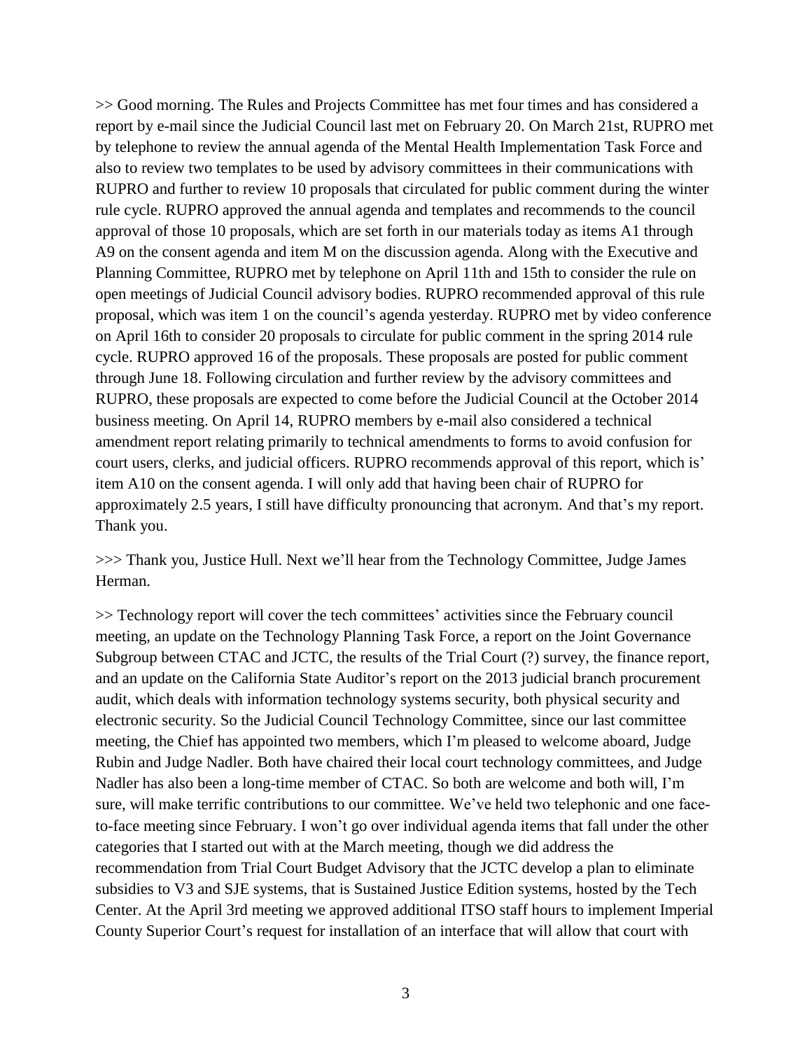>> Good morning. The Rules and Projects Committee has met four times and has considered a report by e-mail since the Judicial Council last met on February 20. On March 21st, RUPRO met by telephone to review the annual agenda of the Mental Health Implementation Task Force and also to review two templates to be used by advisory committees in their communications with RUPRO and further to review 10 proposals that circulated for public comment during the winter rule cycle. RUPRO approved the annual agenda and templates and recommends to the council approval of those 10 proposals, which are set forth in our materials today as items A1 through A9 on the consent agenda and item M on the discussion agenda. Along with the Executive and Planning Committee, RUPRO met by telephone on April 11th and 15th to consider the rule on open meetings of Judicial Council advisory bodies. RUPRO recommended approval of this rule proposal, which was item 1 on the council's agenda yesterday. RUPRO met by video conference on April 16th to consider 20 proposals to circulate for public comment in the spring 2014 rule cycle. RUPRO approved 16 of the proposals. These proposals are posted for public comment through June 18. Following circulation and further review by the advisory committees and RUPRO, these proposals are expected to come before the Judicial Council at the October 2014 business meeting. On April 14, RUPRO members by e-mail also considered a technical amendment report relating primarily to technical amendments to forms to avoid confusion for court users, clerks, and judicial officers. RUPRO recommends approval of this report, which is' item A10 on the consent agenda. I will only add that having been chair of RUPRO for approximately 2.5 years, I still have difficulty pronouncing that acronym. And that's my report. Thank you.

>>> Thank you, Justice Hull. Next we'll hear from the Technology Committee, Judge James Herman.

>> Technology report will cover the tech committees' activities since the February council meeting, an update on the Technology Planning Task Force, a report on the Joint Governance Subgroup between CTAC and JCTC, the results of the Trial Court (?) survey, the finance report, and an update on the California State Auditor's report on the 2013 judicial branch procurement audit, which deals with information technology systems security, both physical security and electronic security. So the Judicial Council Technology Committee, since our last committee meeting, the Chief has appointed two members, which I'm pleased to welcome aboard, Judge Rubin and Judge Nadler. Both have chaired their local court technology committees, and Judge Nadler has also been a long-time member of CTAC. So both are welcome and both will, I'm sure, will make terrific contributions to our committee. We've held two telephonic and one face-to-face meeting since February. I won't go over individual agenda items that fall under the other categories that I started out with at the March meeting, though we did address the recommendation from Trial Court Budget Advisory that the JCTC develop a plan to eliminate subsidies to V3 and SJE systems, that is Sustained Justice Edition systems, hosted by the Tech Center. At the April 3rd meeting we approved additional ITSO staff hours to implement Imperial County Superior Court's request for installation of an interface that will allow that court with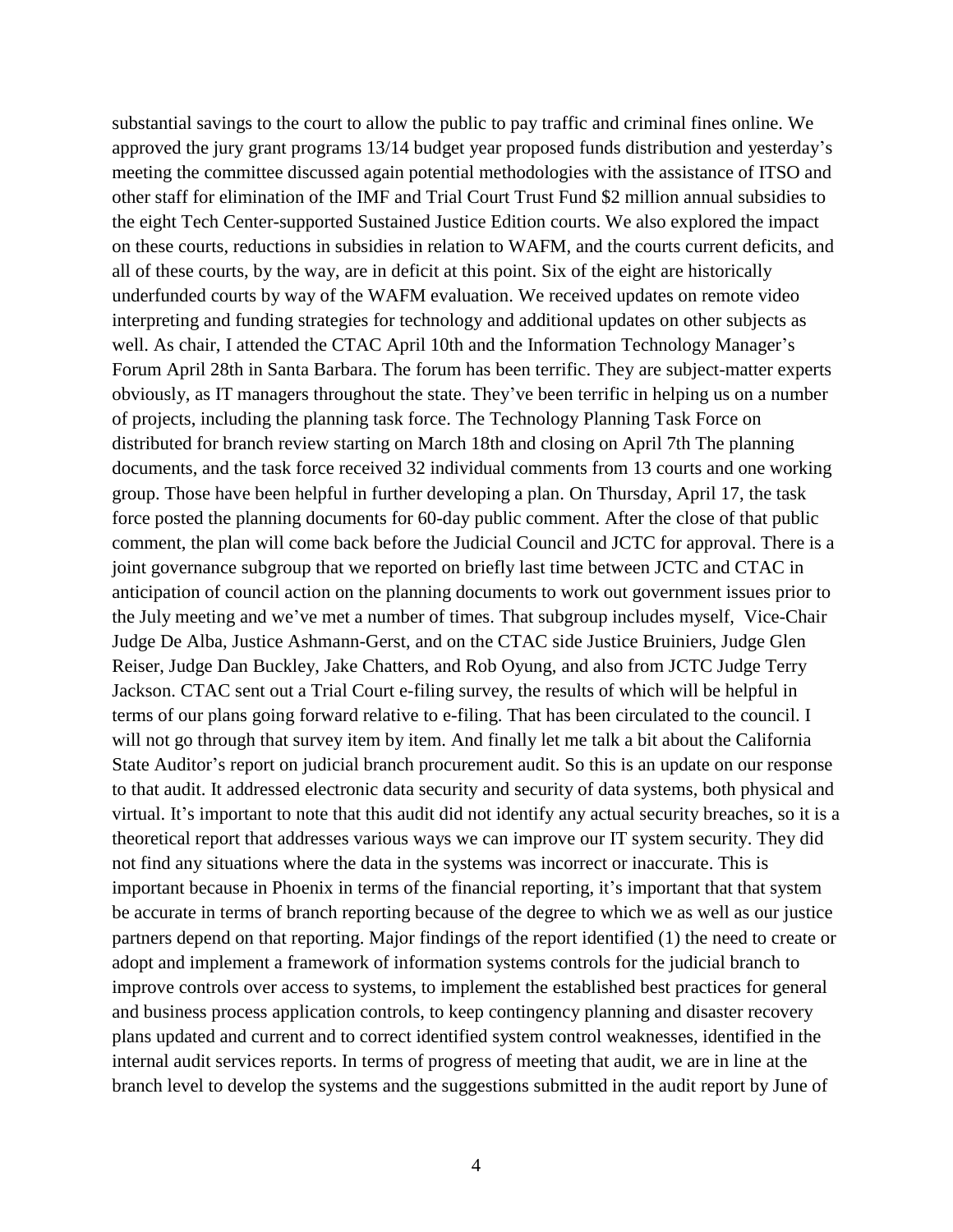substantial savings to the court to allow the public to pay traffic and criminal fines online. We approved the jury grant programs 13/14 budget year proposed funds distribution and yesterday's meeting the committee discussed again potential methodologies with the assistance of ITSO and other staff for elimination of the IMF and Trial Court Trust Fund $2 million annual subsidies to the eight Tech Center-supported Sustained Justice Edition courts. We also explored the impact on these courts, reductions in subsidies in relation to WAFM, and the courts current deficits, and all of these courts, by the way, are in deficit at this point. Six of the eight are historically underfunded courts by way of the WAFM evaluation. We received updates on remote video interpreting and funding strategies for technology and additional updates on other subjects as well. As chair, I attended the CTAC April 10th and the Information Technology Manager's Forum April 28th in Santa Barbara. The forum has been terrific. They are subject-matter experts obviously, as IT managers throughout the state. They've been terrific in helping us on a number of projects, including the planning task force. The Technology Planning Task Force on distributed for branch review starting on March 18th and closing on April 7th The planning documents, and the task force received 32 individual comments from 13 courts and one working group. Those have been helpful in further developing a plan. On Thursday, April 17, the task force posted the planning documents for 60-day public comment. After the close of that public comment, the plan will come back before the Judicial Council and JCTC for approval. There is a joint governance subgroup that we reported on briefly last time between JCTC and CTAC in anticipation of council action on the planning documents to work out government issues prior to the July meeting and we've met a number of times. That subgroup includes myself, Vice-Chair Judge De Alba, Justice Ashmann-Gerst, and on the CTAC side Justice Bruiniers, Judge Glen Reiser, Judge Dan Buckley, Jake Chatters, and Rob Oyung, and also from JCTC Judge Terry Jackson. CTAC sent out a Trial Court e-filing survey, the results of which will be helpful in terms of our plans going forward relative to e-filing. That has been circulated to the council. I will not go through that survey item by item. And finally let me talk a bit about the California State Auditor's report on judicial branch procurement audit. So this is an update on our response to that audit. It addressed electronic data security and security of data systems, both physical and virtual. It's important to note that this audit did not identify any actual security breaches, so it is a theoretical report that addresses various ways we can improve our IT system security. They did not find any situations where the data in the systems was incorrect or inaccurate. This is important because in Phoenix in terms of the financial reporting, it's important that that system be accurate in terms of branch reporting because of the degree to which we as well as our justice partners depend on that reporting. Major findings of the report identified (1) the need to create or adopt and implement a framework of information systems controls for the judicial branch to improve controls over access to systems, to implement the established best practices for general and business process application controls, to keep contingency planning and disaster recovery plans updated and current and to correct identified system control weaknesses, identified in the internal audit services reports. In terms of progress of meeting that audit, we are in line at the branch level to develop the systems and the suggestions submitted in the audit report by June of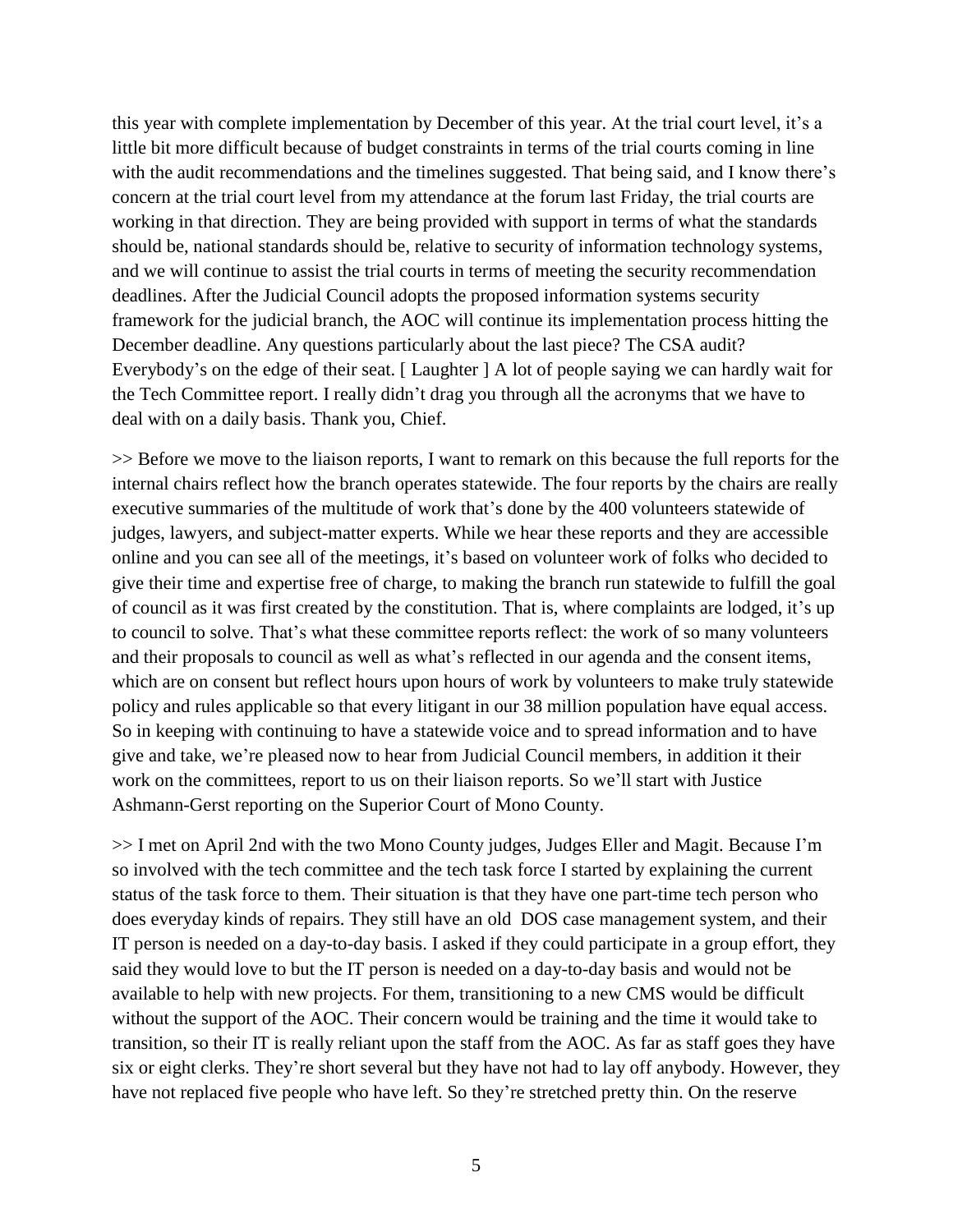this year with complete implementation by December of this year. At the trial court level, it's a little bit more difficult because of budget constraints in terms of the trial courts coming in line with the audit recommendations and the timelines suggested. That being said, and I know there's concern at the trial court level from my attendance at the forum last Friday, the trial courts are working in that direction. They are being provided with support in terms of what the standards should be, national standards should be, relative to security of information technology systems, and we will continue to assist the trial courts in terms of meeting the security recommendation deadlines. After the Judicial Council adopts the proposed information systems security framework for the judicial branch, the AOC will continue its implementation process hitting the December deadline. Any questions particularly about the last piece? The CSA audit? Everybody's on the edge of their seat. [ Laughter ] A lot of people saying we can hardly wait for the Tech Committee report. I really didn't drag you through all the acronyms that we have to deal with on a daily basis. Thank you, Chief.

>> Before we move to the liaison reports, I want to remark on this because the full reports for the internal chairs reflect how the branch operates statewide. The four reports by the chairs are really executive summaries of the multitude of work that's done by the 400 volunteers statewide of judges, lawyers, and subject-matter experts. While we hear these reports and they are accessible online and you can see all of the meetings, it's based on volunteer work of folks who decided to give their time and expertise free of charge, to making the branch run statewide to fulfill the goal of council as it was first created by the constitution. That is, where complaints are lodged, it's up to council to solve. That's what these committee reports reflect: the work of so many volunteers and their proposals to council as well as what's reflected in our agenda and the consent items, which are on consent but reflect hours upon hours of work by volunteers to make truly statewide policy and rules applicable so that every litigant in our 38 million population have equal access. So in keeping with continuing to have a statewide voice and to spread information and to have give and take, we're pleased now to hear from Judicial Council members, in addition it their work on the committees, report to us on their liaison reports. So we'll start with Justice Ashmann-Gerst reporting on the Superior Court of Mono County.

>> I met on April 2nd with the two Mono County judges, Judges Eller and Magit. Because I'm so involved with the tech committee and the tech task force I started by explaining the current status of the task force to them. Their situation is that they have one part-time tech person who does everyday kinds of repairs. They still have an old DOS case management system, and their IT person is needed on a day-to-day basis. I asked if they could participate in a group effort, they said they would love to but the IT person is needed on a day-to-day basis and would not be available to help with new projects. For them, transitioning to a new CMS would be difficult without the support of the AOC. Their concern would be training and the time it would take to transition, so their IT is really reliant upon the staff from the AOC. As far as staff goes they have six or eight clerks. They're short several but they have not had to lay off anybody. However, they have not replaced five people who have left. So they're stretched pretty thin. On the reserve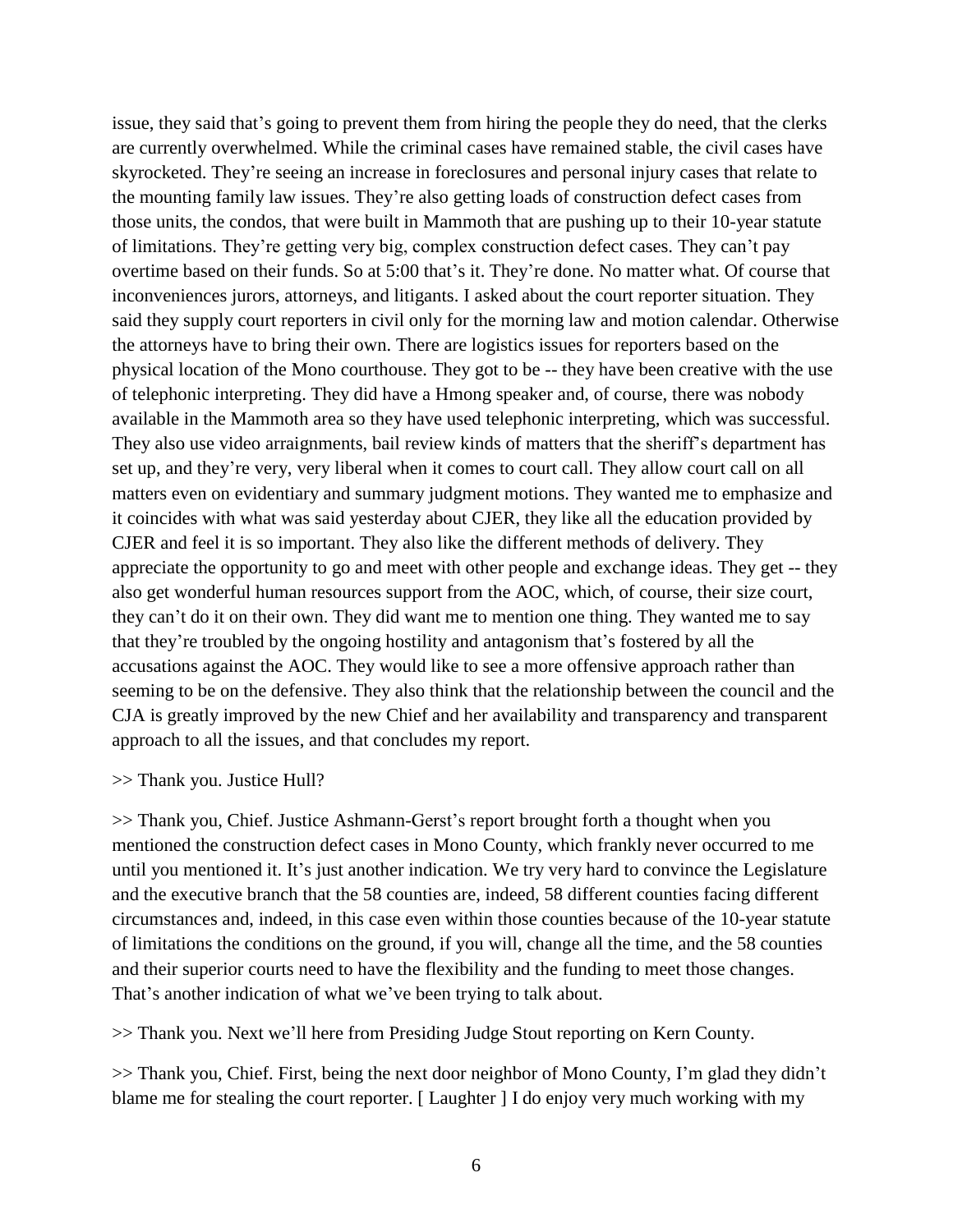issue, they said that's going to prevent them from hiring the people they do need, that the clerks are currently overwhelmed. While the criminal cases have remained stable, the civil cases have skyrocketed. They're seeing an increase in foreclosures and personal injury cases that relate to the mounting family law issues. They're also getting loads of construction defect cases from those units, the condos, that were built in Mammoth that are pushing up to their 10-year statute of limitations. They're getting very big, complex construction defect cases. They can't pay overtime based on their funds. So at 5:00 that's it. They're done. No matter what. Of course that inconveniences jurors, attorneys, and litigants. I asked about the court reporter situation. They said they supply court reporters in civil only for the morning law and motion calendar. Otherwise the attorneys have to bring their own. There are logistics issues for reporters based on the physical location of the Mono courthouse. They got to be -- they have been creative with the use of telephonic interpreting. They did have a Hmong speaker and, of course, there was nobody available in the Mammoth area so they have used telephonic interpreting, which was successful. They also use video arraignments, bail review kinds of matters that the sheriff's department has set up, and they're very, very liberal when it comes to court call. They allow court call on all matters even on evidentiary and summary judgment motions. They wanted me to emphasize and it coincides with what was said yesterday about CJER, they like all the education provided by CJER and feel it is so important. They also like the different methods of delivery. They appreciate the opportunity to go and meet with other people and exchange ideas. They get -- they also get wonderful human resources support from the AOC, which, of course, their size court, they can't do it on their own. They did want me to mention one thing. They wanted me to say that they're troubled by the ongoing hostility and antagonism that's fostered by all the accusations against the AOC. They would like to see a more offensive approach rather than seeming to be on the defensive. They also think that the relationship between the council and the CJA is greatly improved by the new Chief and her availability and transparency and transparent approach to all the issues, and that concludes my report.

>> Thank you. Justice Hull?

>> Thank you, Chief. Justice Ashmann-Gerst's report brought forth a thought when you mentioned the construction defect cases in Mono County, which frankly never occurred to me until you mentioned it. It's just another indication. We try very hard to convince the Legislature and the executive branch that the 58 counties are, indeed, 58 different counties facing different circumstances and, indeed, in this case even within those counties because of the 10-year statute of limitations the conditions on the ground, if you will, change all the time, and the 58 counties and their superior courts need to have the flexibility and the funding to meet those changes. That's another indication of what we've been trying to talk about.

>> Thank you. Next we'll here from Presiding Judge Stout reporting on Kern County.

>> Thank you, Chief. First, being the next door neighbor of Mono County, I'm glad they didn't blame me for stealing the court reporter. [ Laughter ] I do enjoy very much working with my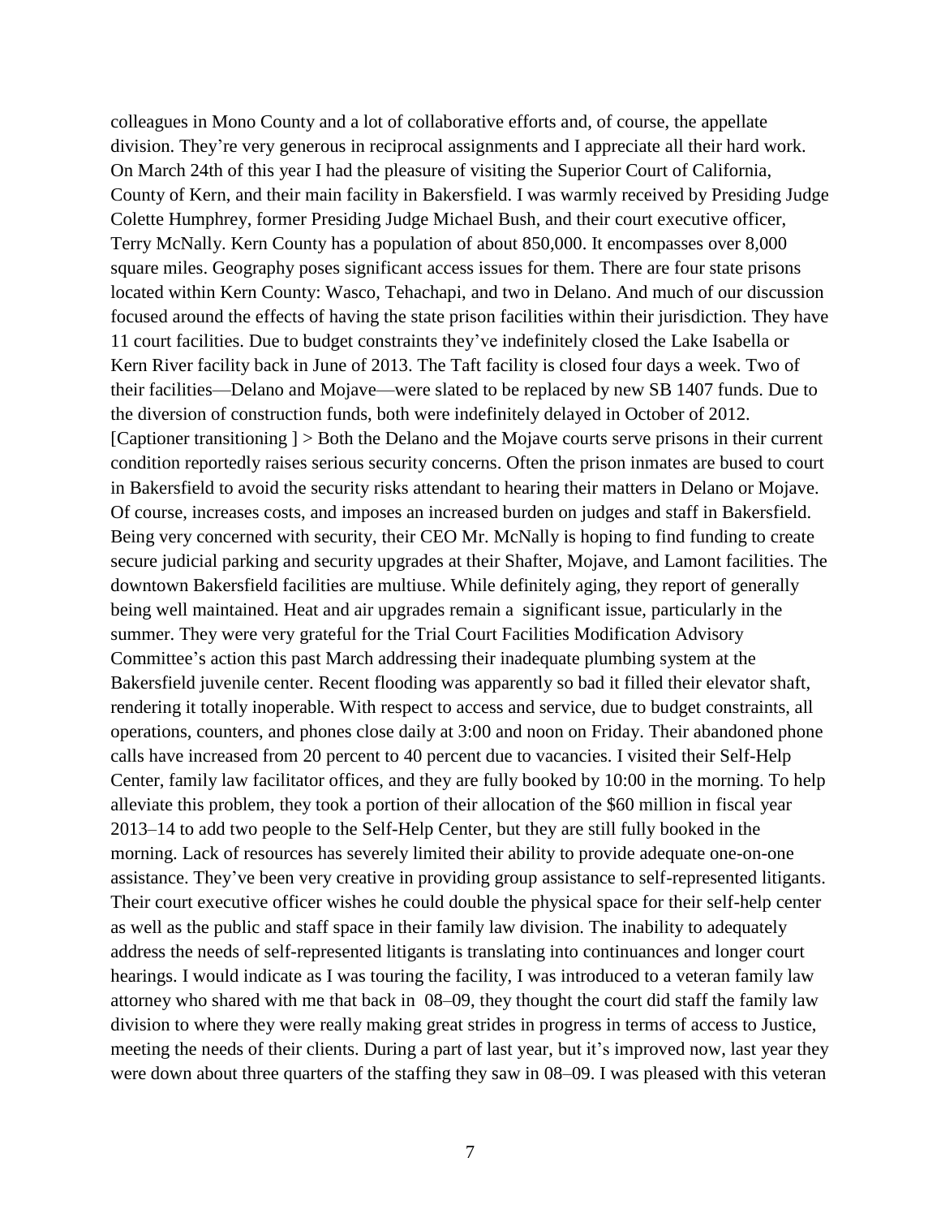colleagues in Mono County and a lot of collaborative efforts and, of course, the appellate division. They're very generous in reciprocal assignments and I appreciate all their hard work. On March 24th of this year I had the pleasure of visiting the Superior Court of California, County of Kern, and their main facility in Bakersfield. I was warmly received by Presiding Judge Colette Humphrey, former Presiding Judge Michael Bush, and their court executive officer, Terry McNally. Kern County has a population of about 850,000. It encompasses over 8,000 square miles. Geography poses significant access issues for them. There are four state prisons located within Kern County: Wasco, Tehachapi, and two in Delano. And much of our discussion focused around the effects of having the state prison facilities within their jurisdiction. They have 11 court facilities. Due to budget constraints they've indefinitely closed the Lake Isabella or Kern River facility back in June of 2013. The Taft facility is closed four days a week. Two of their facilities—Delano and Mojave—were slated to be replaced by new SB 1407 funds. Due to the diversion of construction funds, both were indefinitely delayed in October of 2012. [Captioner transitioning ] > Both the Delano and the Mojave courts serve prisons in their current condition reportedly raises serious security concerns. Often the prison inmates are bused to court in Bakersfield to avoid the security risks attendant to hearing their matters in Delano or Mojave. Of course, increases costs, and imposes an increased burden on judges and staff in Bakersfield. Being very concerned with security, their CEO Mr. McNally is hoping to find funding to create secure judicial parking and security upgrades at their Shafter, Mojave, and Lamont facilities. The downtown Bakersfield facilities are multiuse. While definitely aging, they report of generally being well maintained. Heat and air upgrades remain a significant issue, particularly in the summer. They were very grateful for the Trial Court Facilities Modification Advisory Committee's action this past March addressing their inadequate plumbing system at the Bakersfield juvenile center. Recent flooding was apparently so bad it filled their elevator shaft, rendering it totally inoperable. With respect to access and service, due to budget constraints, all operations, counters, and phones close daily at 3:00 and noon on Friday. Their abandoned phone calls have increased from 20 percent to 40 percent due to vacancies. I visited their Self-Help Center, family law facilitator offices, and they are fully booked by 10:00 in the morning. To help alleviate this problem, they took a portion of their allocation of the $60 million in fiscal year 2013–14 to add two people to the Self-Help Center, but they are still fully booked in the morning. Lack of resources has severely limited their ability to provide adequate one-on-one assistance. They've been very creative in providing group assistance to self-represented litigants. Their court executive officer wishes he could double the physical space for their self-help center as well as the public and staff space in their family law division. The inability to adequately address the needs of self-represented litigants is translating into continuances and longer court hearings. I would indicate as I was touring the facility, I was introduced to a veteran family law attorney who shared with me that back in 08–09, they thought the court did staff the family law division to where they were really making great strides in progress in terms of access to Justice, meeting the needs of their clients. During a part of last year, but it's improved now, last year they were down about three quarters of the staffing they saw in 08–09. I was pleased with this veteran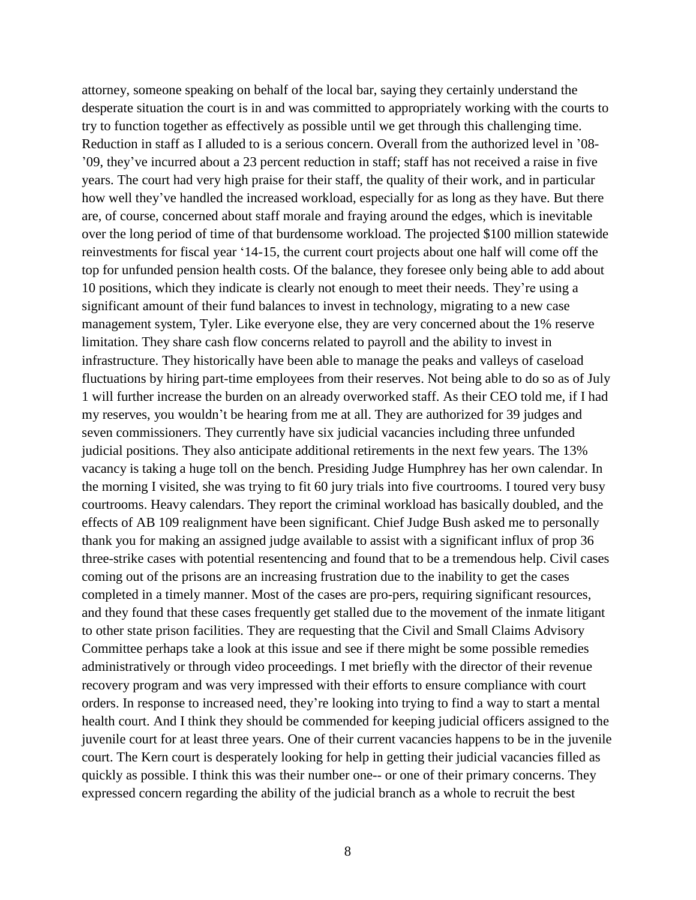attorney, someone speaking on behalf of the local bar, saying they certainly understand the desperate situation the court is in and was committed to appropriately working with the courts to try to function together as effectively as possible until we get through this challenging time. Reduction in staff as I alluded to is a serious concern. Overall from the authorized level in '08-'09, they've incurred about a 23 percent reduction in staff; staff has not received a raise in five years. The court had very high praise for their staff, the quality of their work, and in particular how well they've handled the increased workload, especially for as long as they have. But there are, of course, concerned about staff morale and fraying around the edges, which is inevitable over the long period of time of that burdensome workload. The projected $100 million statewide reinvestments for fiscal year '14-15, the current court projects about one half will come off the top for unfunded pension health costs. Of the balance, they foresee only being able to add about 10 positions, which they indicate is clearly not enough to meet their needs. They're using a significant amount of their fund balances to invest in technology, migrating to a new case management system, Tyler. Like everyone else, they are very concerned about the 1% reserve limitation. They share cash flow concerns related to payroll and the ability to invest in infrastructure. They historically have been able to manage the peaks and valleys of caseload fluctuations by hiring part-time employees from their reserves. Not being able to do so as of July 1 will further increase the burden on an already overworked staff. As their CEO told me, if I had my reserves, you wouldn't be hearing from me at all. They are authorized for 39 judges and seven commissioners. They currently have six judicial vacancies including three unfunded judicial positions. They also anticipate additional retirements in the next few years. The 13% vacancy is taking a huge toll on the bench. Presiding Judge Humphrey has her own calendar. In the morning I visited, she was trying to fit 60 jury trials into five courtrooms. I toured very busy courtrooms. Heavy calendars. They report the criminal workload has basically doubled, and the effects of AB 109 realignment have been significant. Chief Judge Bush asked me to personally thank you for making an assigned judge available to assist with a significant influx of prop 36 three-strike cases with potential resentencing and found that to be a tremendous help. Civil cases coming out of the prisons are an increasing frustration due to the inability to get the cases completed in a timely manner. Most of the cases are pro-pers, requiring significant resources, and they found that these cases frequently get stalled due to the movement of the inmate litigant to other state prison facilities. They are requesting that the Civil and Small Claims Advisory Committee perhaps take a look at this issue and see if there might be some possible remedies administratively or through video proceedings. I met briefly with the director of their revenue recovery program and was very impressed with their efforts to ensure compliance with court orders. In response to increased need, they're looking into trying to find a way to start a mental health court. And I think they should be commended for keeping judicial officers assigned to the juvenile court for at least three years. One of their current vacancies happens to be in the juvenile court. The Kern court is desperately looking for help in getting their judicial vacancies filled as quickly as possible. I think this was their number one-- or one of their primary concerns. They expressed concern regarding the ability of the judicial branch as a whole to recruit the best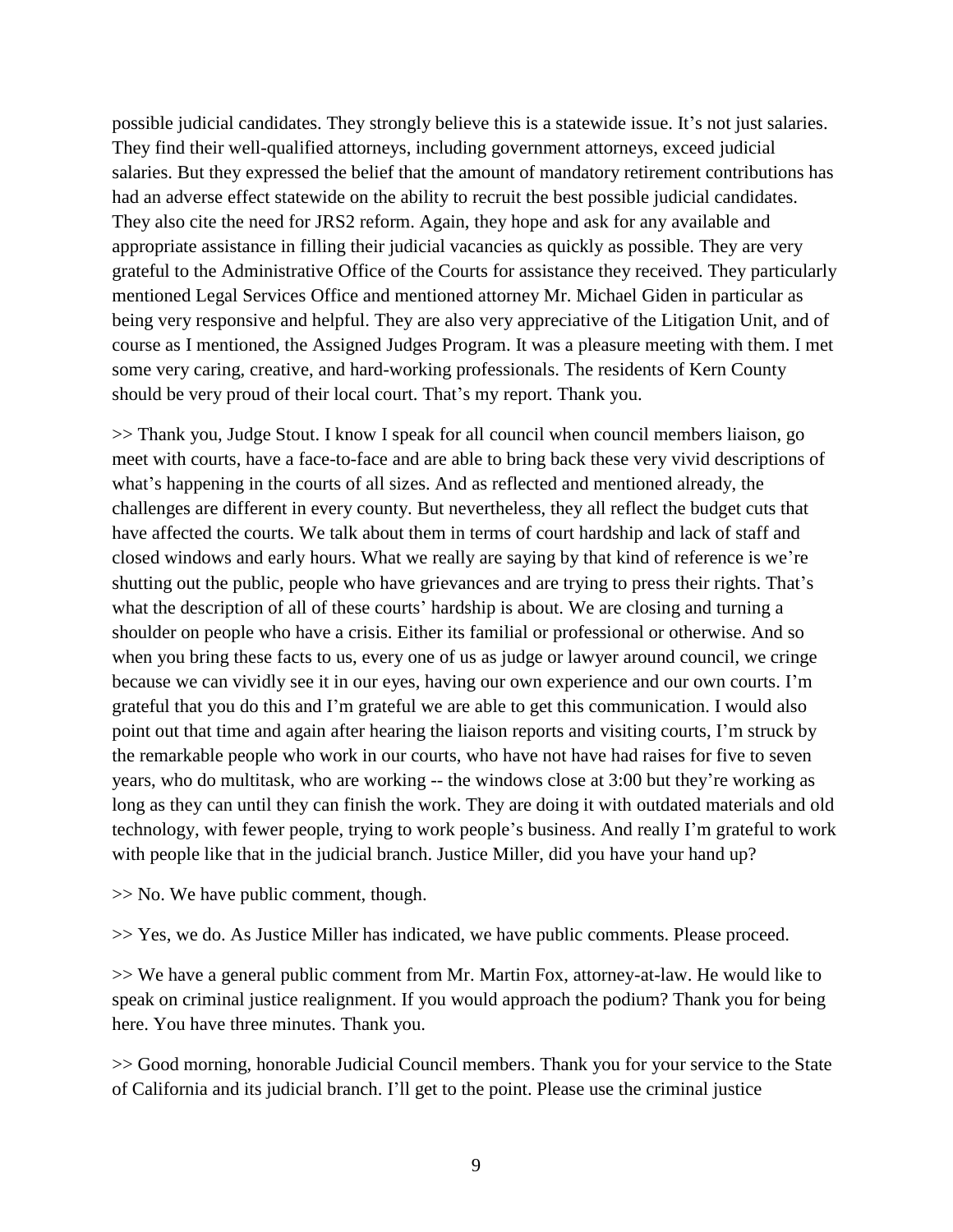possible judicial candidates. They strongly believe this is a statewide issue. It's not just salaries. They find their well-qualified attorneys, including government attorneys, exceed judicial salaries. But they expressed the belief that the amount of mandatory retirement contributions has had an adverse effect statewide on the ability to recruit the best possible judicial candidates. They also cite the need for JRS2 reform. Again, they hope and ask for any available and appropriate assistance in filling their judicial vacancies as quickly as possible. They are very grateful to the Administrative Office of the Courts for assistance they received. They particularly mentioned Legal Services Office and mentioned attorney Mr. Michael Giden in particular as being very responsive and helpful. They are also very appreciative of the Litigation Unit, and of course as I mentioned, the Assigned Judges Program. It was a pleasure meeting with them. I met some very caring, creative, and hard-working professionals. The residents of Kern County should be very proud of their local court. That's my report. Thank you.

>> Thank you, Judge Stout. I know I speak for all council when council members liaison, go meet with courts, have a face-to-face and are able to bring back these very vivid descriptions of what's happening in the courts of all sizes. And as reflected and mentioned already, the challenges are different in every county. But nevertheless, they all reflect the budget cuts that have affected the courts. We talk about them in terms of court hardship and lack of staff and closed windows and early hours. What we really are saying by that kind of reference is we're shutting out the public, people who have grievances and are trying to press their rights. That's what the description of all of these courts' hardship is about. We are closing and turning a shoulder on people who have a crisis. Either its familial or professional or otherwise. And so when you bring these facts to us, every one of us as judge or lawyer around council, we cringe because we can vividly see it in our eyes, having our own experience and our own courts. I'm grateful that you do this and I'm grateful we are able to get this communication. I would also point out that time and again after hearing the liaison reports and visiting courts, I'm struck by the remarkable people who work in our courts, who have not have had raises for five to seven years, who do multitask, who are working -- the windows close at 3:00 but they're working as long as they can until they can finish the work. They are doing it with outdated materials and old technology, with fewer people, trying to work people's business. And really I'm grateful to work with people like that in the judicial branch. Justice Miller, did you have your hand up?

>> No. We have public comment, though.

>> Yes, we do. As Justice Miller has indicated, we have public comments. Please proceed.

>> We have a general public comment from Mr. Martin Fox, attorney-at-law. He would like to speak on criminal justice realignment. If you would approach the podium? Thank you for being here. You have three minutes. Thank you.

>> Good morning, honorable Judicial Council members. Thank you for your service to the State of California and its judicial branch. I'll get to the point. Please use the criminal justice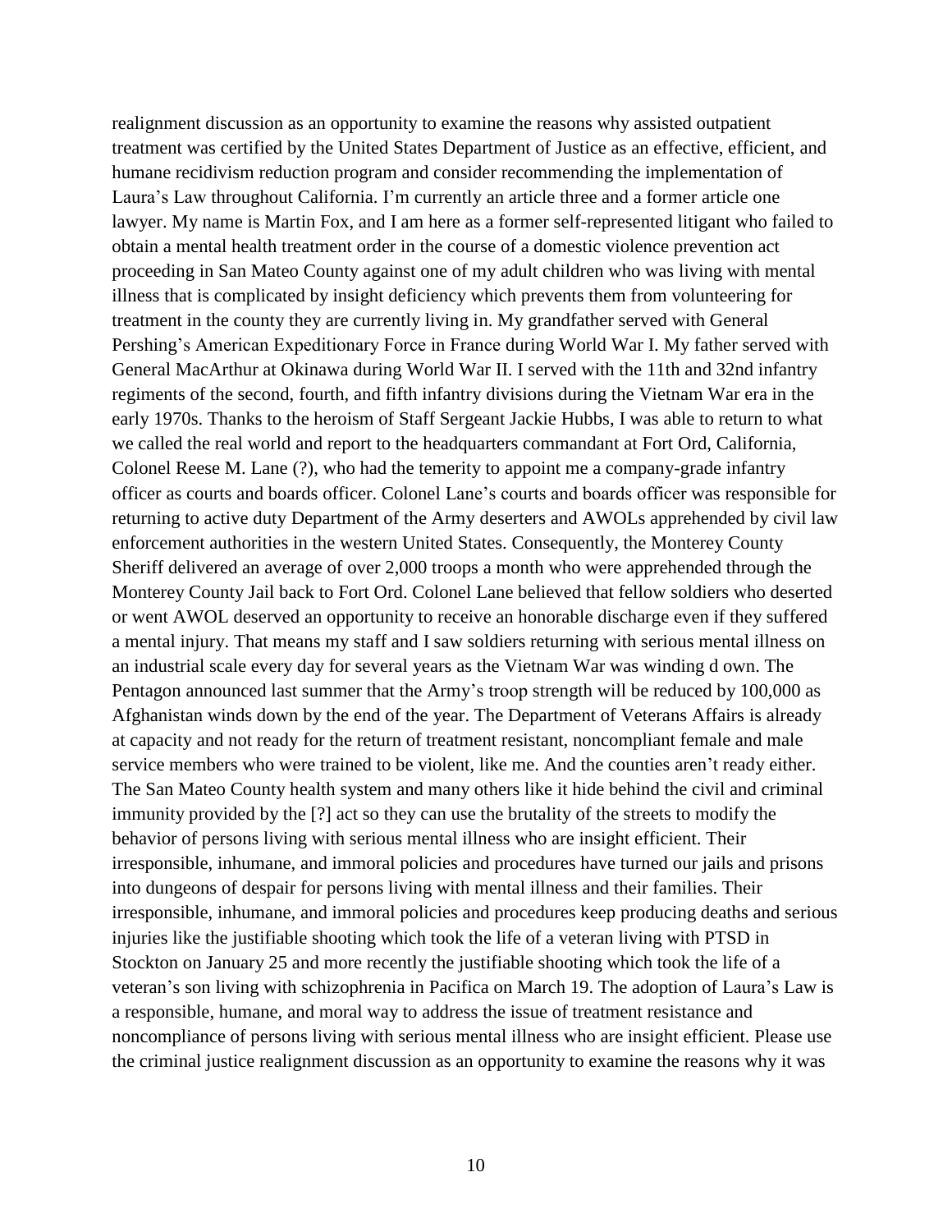realignment discussion as an opportunity to examine the reasons why assisted outpatient treatment was certified by the United States Department of Justice as an effective, efficient, and humane recidivism reduction program and consider recommending the implementation of Laura's Law throughout California. I'm currently an article three and a former article one lawyer. My name is Martin Fox, and I am here as a former self-represented litigant who failed to obtain a mental health treatment order in the course of a domestic violence prevention act proceeding in San Mateo County against one of my adult children who was living with mental illness that is complicated by insight deficiency which prevents them from volunteering for treatment in the county they are currently living in. My grandfather served with General Pershing's American Expeditionary Force in France during World War I. My father served with General MacArthur at Okinawa during World War II. I served with the 11th and 32nd infantry regiments of the second, fourth, and fifth infantry divisions during the Vietnam War era in the early 1970s. Thanks to the heroism of Staff Sergeant Jackie Hubbs, I was able to return to what we called the real world and report to the headquarters commandant at Fort Ord, California, Colonel Reese M. Lane (?), who had the temerity to appoint me a company-grade infantry officer as courts and boards officer. Colonel Lane's courts and boards officer was responsible for returning to active duty Department of the Army deserters and AWOLs apprehended by civil law enforcement authorities in the western United States. Consequently, the Monterey County Sheriff delivered an average of over 2,000 troops a month who were apprehended through the Monterey County Jail back to Fort Ord. Colonel Lane believed that fellow soldiers who deserted or went AWOL deserved an opportunity to receive an honorable discharge even if they suffered a mental injury. That means my staff and I saw soldiers returning with serious mental illness on an industrial scale every day for several years as the Vietnam War was winding d own. The Pentagon announced last summer that the Army's troop strength will be reduced by 100,000 as Afghanistan winds down by the end of the year. The Department of Veterans Affairs is already at capacity and not ready for the return of treatment resistant, noncompliant female and male service members who were trained to be violent, like me. And the counties aren't ready either. The San Mateo County health system and many others like it hide behind the civil and criminal immunity provided by the [?] act so they can use the brutality of the streets to modify the behavior of persons living with serious mental illness who are insight efficient. Their irresponsible, inhumane, and immoral policies and procedures have turned our jails and prisons into dungeons of despair for persons living with mental illness and their families. Their irresponsible, inhumane, and immoral policies and procedures keep producing deaths and serious injuries like the justifiable shooting which took the life of a veteran living with PTSD in Stockton on January 25 and more recently the justifiable shooting which took the life of a veteran's son living with schizophrenia in Pacifica on March 19. The adoption of Laura's Law is a responsible, humane, and moral way to address the issue of treatment resistance and noncompliance of persons living with serious mental illness who are insight efficient. Please use the criminal justice realignment discussion as an opportunity to examine the reasons why it was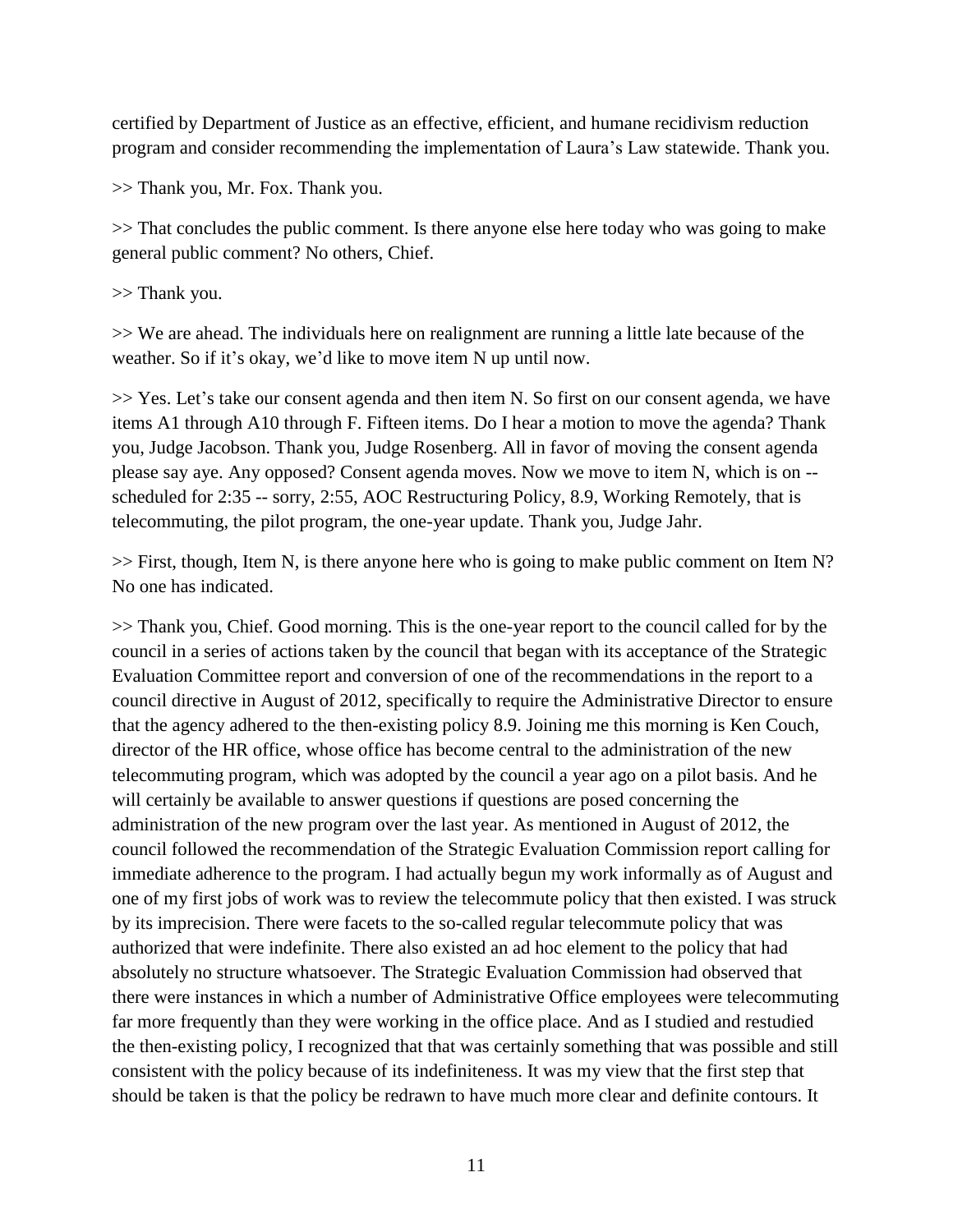certified by Department of Justice as an effective, efficient, and humane recidivism reduction program and consider recommending the implementation of Laura's Law statewide. Thank you.

>> Thank you, Mr. Fox. Thank you.

>> That concludes the public comment. Is there anyone else here today who was going to make general public comment? No others, Chief.

>> Thank you.

>> We are ahead. The individuals here on realignment are running a little late because of the weather. So if it's okay, we'd like to move item N up until now.

>> Yes. Let's take our consent agenda and then item N. So first on our consent agenda, we have items A1 through A10 through F. Fifteen items. Do I hear a motion to move the agenda? Thank you, Judge Jacobson. Thank you, Judge Rosenberg. All in favor of moving the consent agenda please say aye. Any opposed? Consent agenda moves. Now we move to item N, which is on -- scheduled for 2:35 -- sorry, 2:55, AOC Restructuring Policy, 8.9, Working Remotely, that is telecommuting, the pilot program, the one-year update. Thank you, Judge Jahr.

>> First, though, Item N, is there anyone here who is going to make public comment on Item N? No one has indicated.

>> Thank you, Chief. Good morning. This is the one-year report to the council called for by the council in a series of actions taken by the council that began with its acceptance of the Strategic Evaluation Committee report and conversion of one of the recommendations in the report to a council directive in August of 2012, specifically to require the Administrative Director to ensure that the agency adhered to the then-existing policy 8.9. Joining me this morning is Ken Couch, director of the HR office, whose office has become central to the administration of the new telecommuting program, which was adopted by the council a year ago on a pilot basis. And he will certainly be available to answer questions if questions are posed concerning the administration of the new program over the last year. As mentioned in August of 2012, the council followed the recommendation of the Strategic Evaluation Commission report calling for immediate adherence to the program. I had actually begun my work informally as of August and one of my first jobs of work was to review the telecommute policy that then existed. I was struck by its imprecision. There were facets to the so-called regular telecommute policy that was authorized that were indefinite. There also existed an ad hoc element to the policy that had absolutely no structure whatsoever. The Strategic Evaluation Commission had observed that there were instances in which a number of Administrative Office employees were telecommuting far more frequently than they were working in the office place. And as I studied and restudied the then-existing policy, I recognized that that was certainly something that was possible and still consistent with the policy because of its indefiniteness. It was my view that the first step that should be taken is that the policy be redrawn to have much more clear and definite contours. It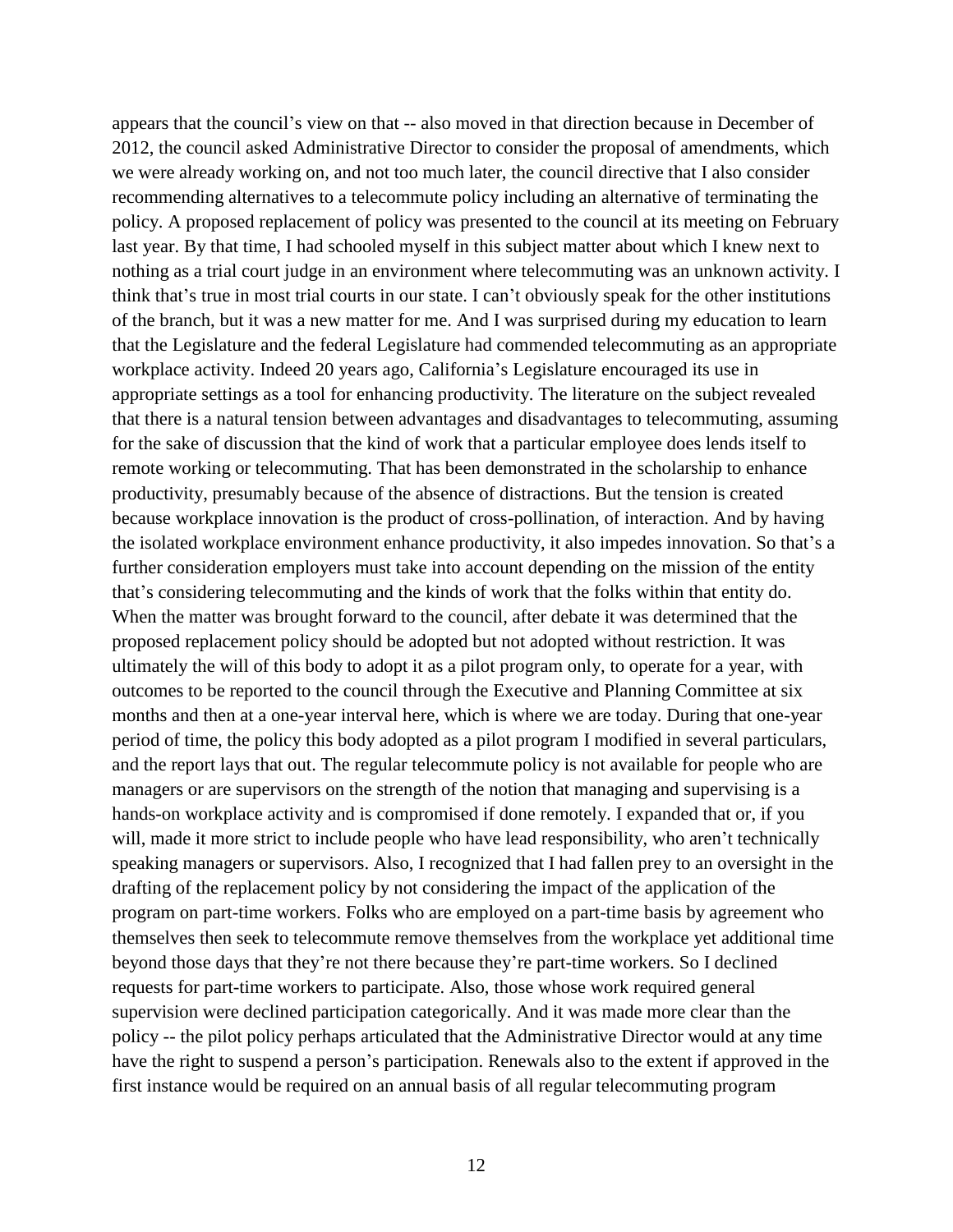appears that the council's view on that -- also moved in that direction because in December of 2012, the council asked Administrative Director to consider the proposal of amendments, which we were already working on, and not too much later, the council directive that I also consider recommending alternatives to a telecommute policy including an alternative of terminating the policy. A proposed replacement of policy was presented to the council at its meeting on February last year. By that time, I had schooled myself in this subject matter about which I knew next to nothing as a trial court judge in an environment where telecommuting was an unknown activity. I think that's true in most trial courts in our state. I can't obviously speak for the other institutions of the branch, but it was a new matter for me. And I was surprised during my education to learn that the Legislature and the federal Legislature had commended telecommuting as an appropriate workplace activity. Indeed 20 years ago, California's Legislature encouraged its use in appropriate settings as a tool for enhancing productivity. The literature on the subject revealed that there is a natural tension between advantages and disadvantages to telecommuting, assuming for the sake of discussion that the kind of work that a particular employee does lends itself to remote working or telecommuting. That has been demonstrated in the scholarship to enhance productivity, presumably because of the absence of distractions. But the tension is created because workplace innovation is the product of cross-pollination, of interaction. And by having the isolated workplace environment enhance productivity, it also impedes innovation. So that's a further consideration employers must take into account depending on the mission of the entity that's considering telecommuting and the kinds of work that the folks within that entity do. When the matter was brought forward to the council, after debate it was determined that the proposed replacement policy should be adopted but not adopted without restriction. It was ultimately the will of this body to adopt it as a pilot program only, to operate for a year, with outcomes to be reported to the council through the Executive and Planning Committee at six months and then at a one-year interval here, which is where we are today. During that one-year period of time, the policy this body adopted as a pilot program I modified in several particulars, and the report lays that out. The regular telecommute policy is not available for people who are managers or are supervisors on the strength of the notion that managing and supervising is a hands-on workplace activity and is compromised if done remotely. I expanded that or, if you will, made it more strict to include people who have lead responsibility, who aren't technically speaking managers or supervisors. Also, I recognized that I had fallen prey to an oversight in the drafting of the replacement policy by not considering the impact of the application of the program on part-time workers. Folks who are employed on a part-time basis by agreement who themselves then seek to telecommute remove themselves from the workplace yet additional time beyond those days that they're not there because they're part-time workers. So I declined requests for part-time workers to participate. Also, those whose work required general supervision were declined participation categorically. And it was made more clear than the policy -- the pilot policy perhaps articulated that the Administrative Director would at any time have the right to suspend a person's participation. Renewals also to the extent if approved in the first instance would be required on an annual basis of all regular telecommuting program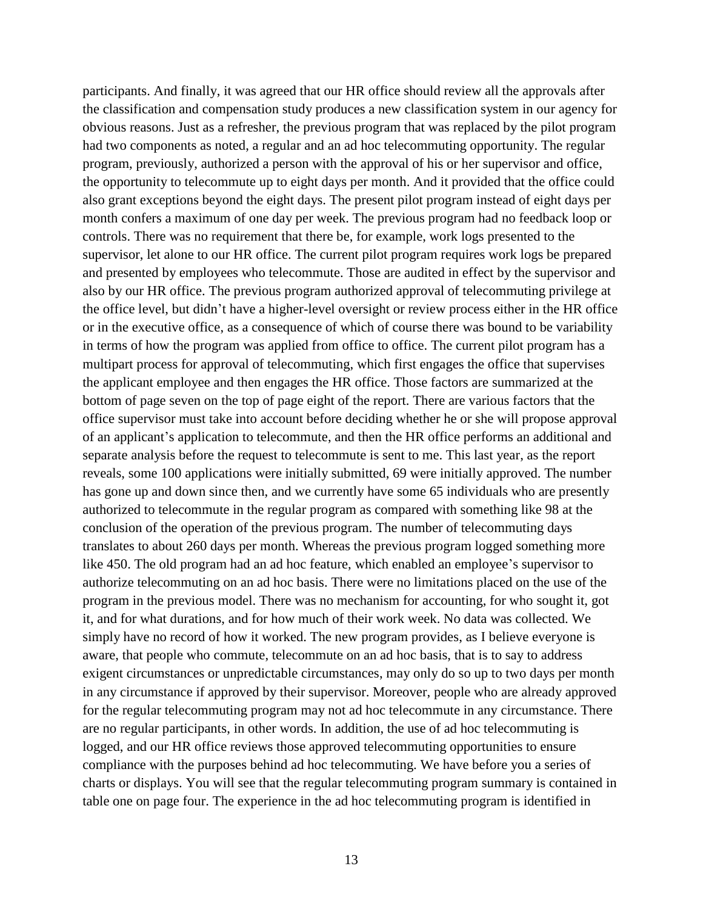participants. And finally, it was agreed that our HR office should review all the approvals after the classification and compensation study produces a new classification system in our agency for obvious reasons. Just as a refresher, the previous program that was replaced by the pilot program had two components as noted, a regular and an ad hoc telecommuting opportunity. The regular program, previously, authorized a person with the approval of his or her supervisor and office, the opportunity to telecommute up to eight days per month. And it provided that the office could also grant exceptions beyond the eight days. The present pilot program instead of eight days per month confers a maximum of one day per week. The previous program had no feedback loop or controls. There was no requirement that there be, for example, work logs presented to the supervisor, let alone to our HR office. The current pilot program requires work logs be prepared and presented by employees who telecommute. Those are audited in effect by the supervisor and also by our HR office. The previous program authorized approval of telecommuting privilege at the office level, but didn't have a higher-level oversight or review process either in the HR office or in the executive office, as a consequence of which of course there was bound to be variability in terms of how the program was applied from office to office. The current pilot program has a multipart process for approval of telecommuting, which first engages the office that supervises the applicant employee and then engages the HR office. Those factors are summarized at the bottom of page seven on the top of page eight of the report. There are various factors that the office supervisor must take into account before deciding whether he or she will propose approval of an applicant's application to telecommute, and then the HR office performs an additional and separate analysis before the request to telecommute is sent to me. This last year, as the report reveals, some 100 applications were initially submitted, 69 were initially approved. The number has gone up and down since then, and we currently have some 65 individuals who are presently authorized to telecommute in the regular program as compared with something like 98 at the conclusion of the operation of the previous program. The number of telecommuting days translates to about 260 days per month. Whereas the previous program logged something more like 450. The old program had an ad hoc feature, which enabled an employee's supervisor to authorize telecommuting on an ad hoc basis. There were no limitations placed on the use of the program in the previous model. There was no mechanism for accounting, for who sought it, got it, and for what durations, and for how much of their work week. No data was collected. We simply have no record of how it worked. The new program provides, as I believe everyone is aware, that people who commute, telecommute on an ad hoc basis, that is to say to address exigent circumstances or unpredictable circumstances, may only do so up to two days per month in any circumstance if approved by their supervisor. Moreover, people who are already approved for the regular telecommuting program may not ad hoc telecommute in any circumstance. There are no regular participants, in other words. In addition, the use of ad hoc telecommuting is logged, and our HR office reviews those approved telecommuting opportunities to ensure compliance with the purposes behind ad hoc telecommuting. We have before you a series of charts or displays. You will see that the regular telecommuting program summary is contained in table one on page four. The experience in the ad hoc telecommuting program is identified in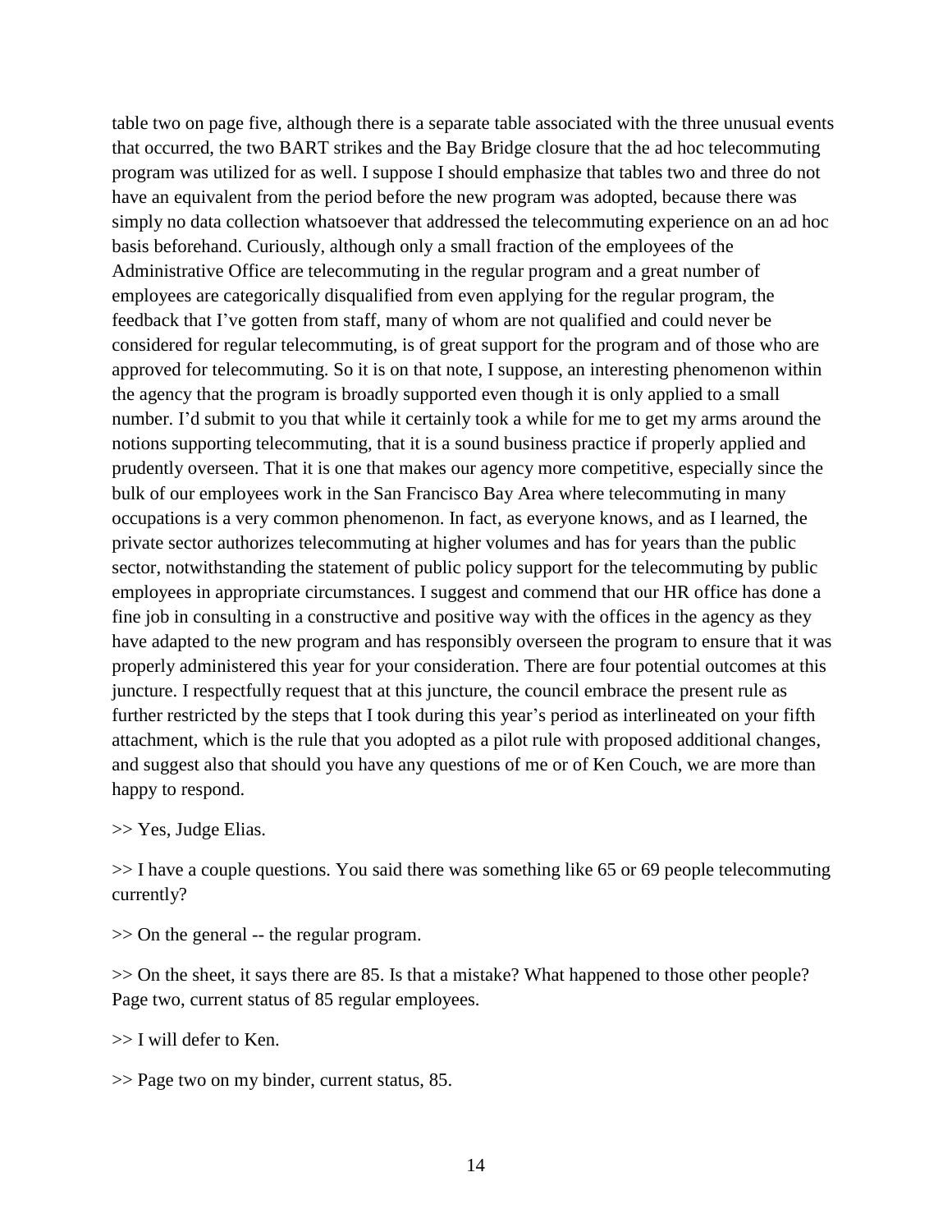table two on page five, although there is a separate table associated with the three unusual events that occurred, the two BART strikes and the Bay Bridge closure that the ad hoc telecommuting program was utilized for as well. I suppose I should emphasize that tables two and three do not have an equivalent from the period before the new program was adopted, because there was simply no data collection whatsoever that addressed the telecommuting experience on an ad hoc basis beforehand. Curiously, although only a small fraction of the employees of the Administrative Office are telecommuting in the regular program and a great number of employees are categorically disqualified from even applying for the regular program, the feedback that I've gotten from staff, many of whom are not qualified and could never be considered for regular telecommuting, is of great support for the program and of those who are approved for telecommuting. So it is on that note, I suppose, an interesting phenomenon within the agency that the program is broadly supported even though it is only applied to a small number. I'd submit to you that while it certainly took a while for me to get my arms around the notions supporting telecommuting, that it is a sound business practice if properly applied and prudently overseen. That it is one that makes our agency more competitive, especially since the bulk of our employees work in the San Francisco Bay Area where telecommuting in many occupations is a very common phenomenon. In fact, as everyone knows, and as I learned, the private sector authorizes telecommuting at higher volumes and has for years than the public sector, notwithstanding the statement of public policy support for the telecommuting by public employees in appropriate circumstances. I suggest and commend that our HR office has done a fine job in consulting in a constructive and positive way with the offices in the agency as they have adapted to the new program and has responsibly overseen the program to ensure that it was properly administered this year for your consideration. There are four potential outcomes at this juncture. I respectfully request that at this juncture, the council embrace the present rule as further restricted by the steps that I took during this year's period as interlineated on your fifth attachment, which is the rule that you adopted as a pilot rule with proposed additional changes, and suggest also that should you have any questions of me or of Ken Couch, we are more than happy to respond.

>> Yes, Judge Elias.

>> I have a couple questions. You said there was something like 65 or 69 people telecommuting currently?

>> On the general -- the regular program.

>> On the sheet, it says there are 85. Is that a mistake? What happened to those other people? Page two, current status of 85 regular employees.

>> I will defer to Ken.

>> Page two on my binder, current status, 85.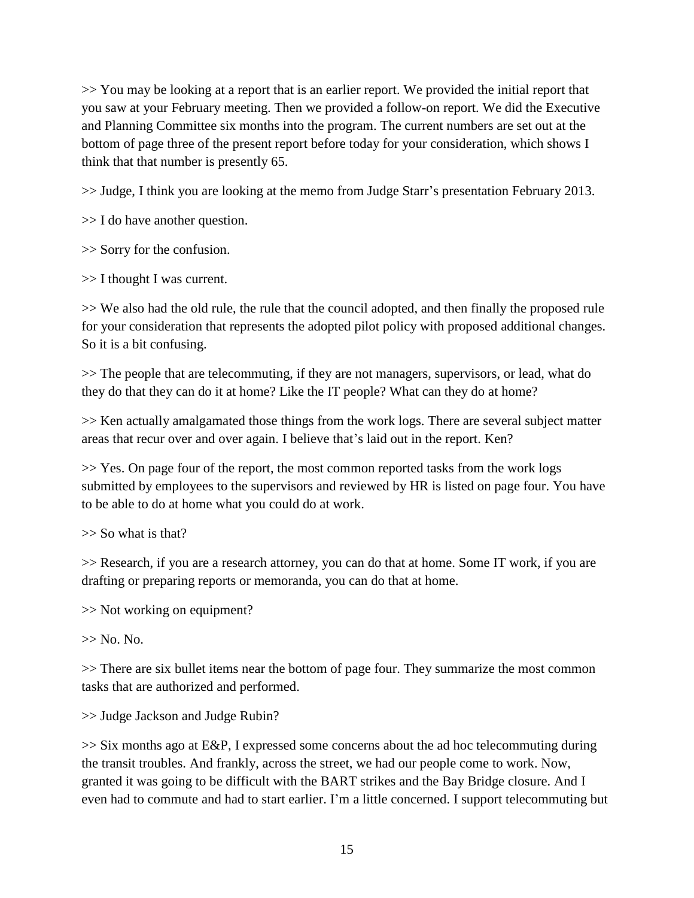>> You may be looking at a report that is an earlier report. We provided the initial report that you saw at your February meeting. Then we provided a follow-on report. We did the Executive and Planning Committee six months into the program. The current numbers are set out at the bottom of page three of the present report before today for your consideration, which shows I think that that number is presently 65.

>> Judge, I think you are looking at the memo from Judge Starr's presentation February 2013.

>> I do have another question.

>> Sorry for the confusion.

>> I thought I was current.

>> We also had the old rule, the rule that the council adopted, and then finally the proposed rule for your consideration that represents the adopted pilot policy with proposed additional changes. So it is a bit confusing.

>> The people that are telecommuting, if they are not managers, supervisors, or lead, what do they do that they can do it at home? Like the IT people? What can they do at home?

>> Ken actually amalgamated those things from the work logs. There are several subject matter areas that recur over and over again. I believe that's laid out in the report. Ken?

>> Yes. On page four of the report, the most common reported tasks from the work logs submitted by employees to the supervisors and reviewed by HR is listed on page four. You have to be able to do at home what you could do at work.

>> So what is that?

>> Research, if you are a research attorney, you can do that at home. Some IT work, if you are drafting or preparing reports or memoranda, you can do that at home.

>> Not working on equipment?

>> No. No.

>> There are six bullet items near the bottom of page four. They summarize the most common tasks that are authorized and performed.

>> Judge Jackson and Judge Rubin?

>> Six months ago at E&P, I expressed some concerns about the ad hoc telecommuting during the transit troubles. And frankly, across the street, we had our people come to work. Now, granted it was going to be difficult with the BART strikes and the Bay Bridge closure. And I even had to commute and had to start earlier. I'm a little concerned. I support telecommuting but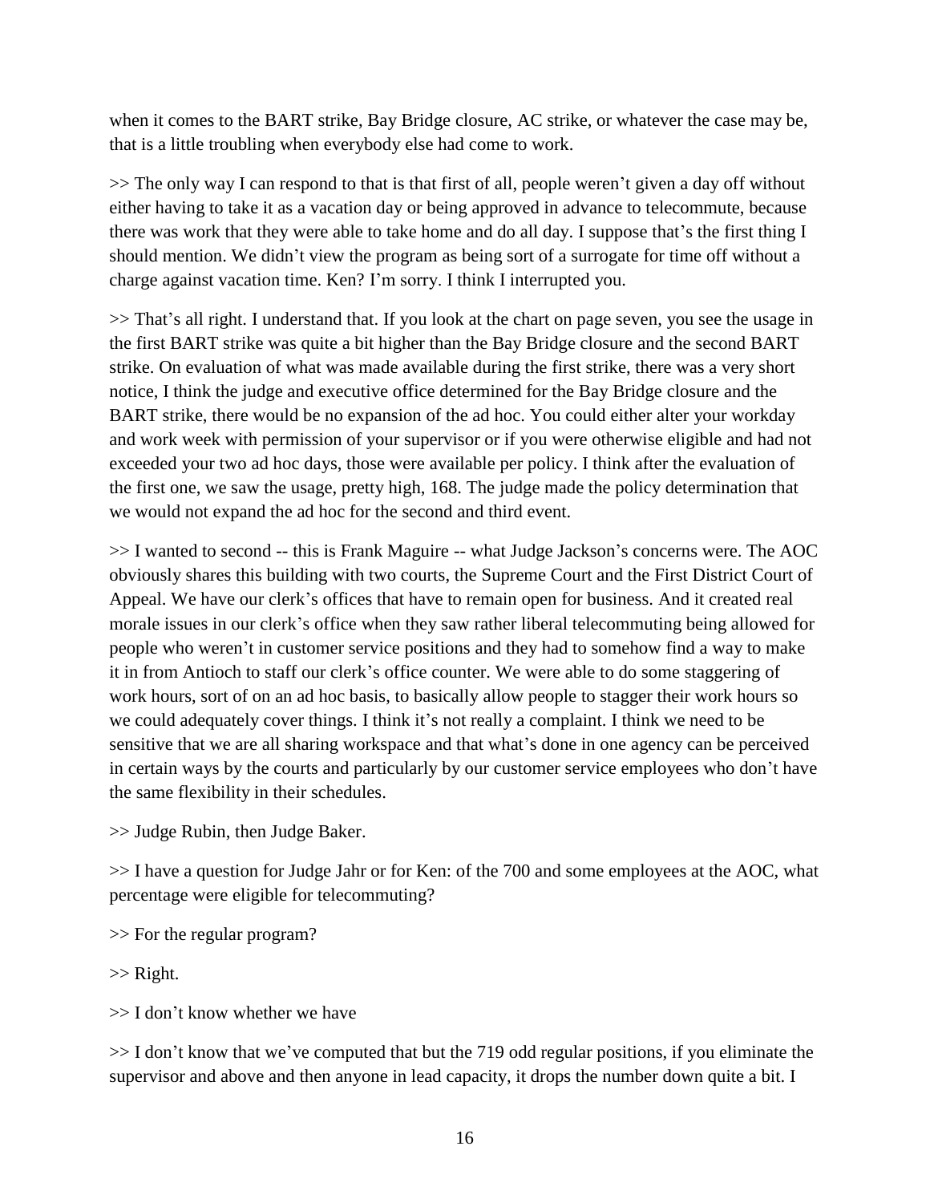when it comes to the BART strike, Bay Bridge closure, AC strike, or whatever the case may be, that is a little troubling when everybody else had come to work.

>> The only way I can respond to that is that first of all, people weren't given a day off without either having to take it as a vacation day or being approved in advance to telecommute, because there was work that they were able to take home and do all day. I suppose that's the first thing I should mention. We didn't view the program as being sort of a surrogate for time off without a charge against vacation time. Ken? I'm sorry. I think I interrupted you.

>> That's all right. I understand that. If you look at the chart on page seven, you see the usage in the first BART strike was quite a bit higher than the Bay Bridge closure and the second BART strike. On evaluation of what was made available during the first strike, there was a very short notice, I think the judge and executive office determined for the Bay Bridge closure and the BART strike, there would be no expansion of the ad hoc. You could either alter your workday and work week with permission of your supervisor or if you were otherwise eligible and had not exceeded your two ad hoc days, those were available per policy. I think after the evaluation of the first one, we saw the usage, pretty high, 168. The judge made the policy determination that we would not expand the ad hoc for the second and third event.

>> I wanted to second -- this is Frank Maguire -- what Judge Jackson's concerns were. The AOC obviously shares this building with two courts, the Supreme Court and the First District Court of Appeal. We have our clerk's offices that have to remain open for business. And it created real morale issues in our clerk's office when they saw rather liberal telecommuting being allowed for people who weren't in customer service positions and they had to somehow find a way to make it in from Antioch to staff our clerk's office counter. We were able to do some staggering of work hours, sort of on an ad hoc basis, to basically allow people to stagger their work hours so we could adequately cover things. I think it's not really a complaint. I think we need to be sensitive that we are all sharing workspace and that what's done in one agency can be perceived in certain ways by the courts and particularly by our customer service employees who don't have the same flexibility in their schedules.

>> Judge Rubin, then Judge Baker.

>> I have a question for Judge Jahr or for Ken: of the 700 and some employees at the AOC, what percentage were eligible for telecommuting?

>> For the regular program?

>> Right.

>> I don't know whether we have

>> I don't know that we've computed that but the 719 odd regular positions, if you eliminate the supervisor and above and then anyone in lead capacity, it drops the number down quite a bit. I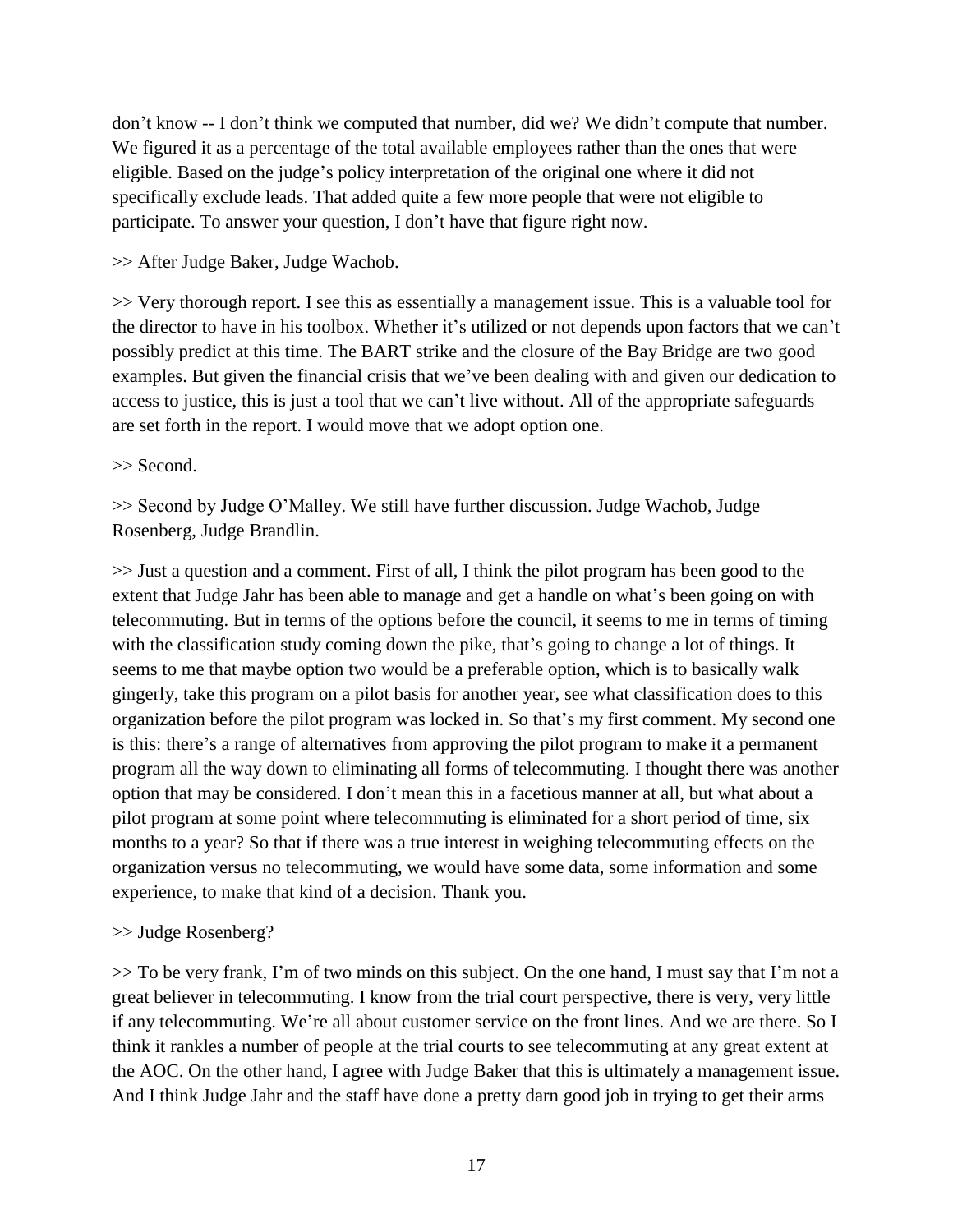don’t know -- I don’t think we computed that number, did we? We didn’t compute that number. We figured it as a percentage of the total available employees rather than the ones that were eligible. Based on the judge’s policy interpretation of the original one where it did not specifically exclude leads. That added quite a few more people that were not eligible to participate. To answer your question, I don’t have that figure right now.

>> After Judge Baker, Judge Wachob.

>> Very thorough report. I see this as essentially a management issue. This is a valuable tool for the director to have in his toolbox. Whether it’s utilized or not depends upon factors that we can’t possibly predict at this time. The BART strike and the closure of the Bay Bridge are two good examples. But given the financial crisis that we’ve been dealing with and given our dedication to access to justice, this is just a tool that we can’t live without. All of the appropriate safeguards are set forth in the report. I would move that we adopt option one.

>> Second.

>> Second by Judge O’Malley. We still have further discussion. Judge Wachob, Judge Rosenberg, Judge Brandlin.

>> Just a question and a comment. First of all, I think the pilot program has been good to the extent that Judge Jahr has been able to manage and get a handle on what’s been going on with telecommuting. But in terms of the options before the council, it seems to me in terms of timing with the classification study coming down the pike, that’s going to change a lot of things. It seems to me that maybe option two would be a preferable option, which is to basically walk gingerly, take this program on a pilot basis for another year, see what classification does to this organization before the pilot program was locked in. So that’s my first comment. My second one is this: there’s a range of alternatives from approving the pilot program to make it a permanent program all the way down to eliminating all forms of telecommuting. I thought there was another option that may be considered. I don’t mean this in a facetious manner at all, but what about a pilot program at some point where telecommuting is eliminated for a short period of time, six months to a year? So that if there was a true interest in weighing telecommuting effects on the organization versus no telecommuting, we would have some data, some information and some experience, to make that kind of a decision. Thank you.

>> Judge Rosenberg?

>> To be very frank, I’m of two minds on this subject. On the one hand, I must say that I’m not a great believer in telecommuting. I know from the trial court perspective, there is very, very little if any telecommuting. We’re all about customer service on the front lines. And we are there. So I think it rankles a number of people at the trial courts to see telecommuting at any great extent at the AOC. On the other hand, I agree with Judge Baker that this is ultimately a management issue. And I think Judge Jahr and the staff have done a pretty darn good job in trying to get their arms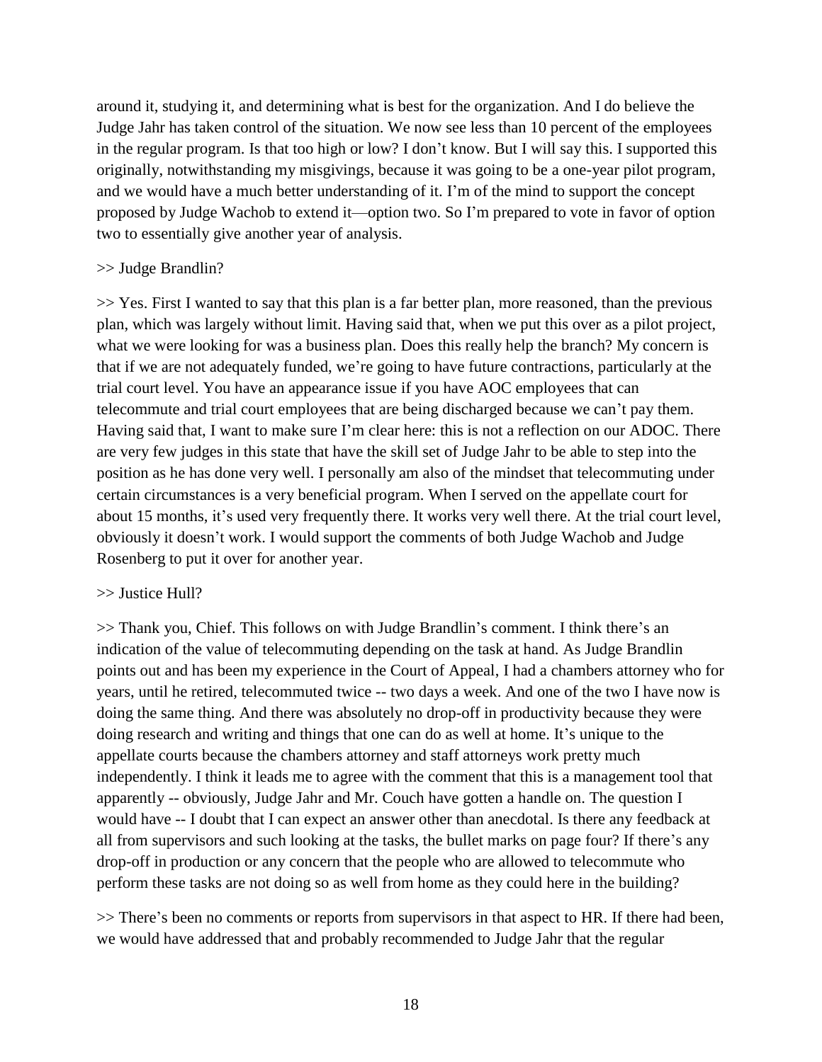around it, studying it, and determining what is best for the organization. And I do believe the Judge Jahr has taken control of the situation. We now see less than 10 percent of the employees in the regular program. Is that too high or low? I don't know. But I will say this. I supported this originally, notwithstanding my misgivings, because it was going to be a one-year pilot program, and we would have a much better understanding of it. I'm of the mind to support the concept proposed by Judge Wachob to extend it—option two. So I'm prepared to vote in favor of option two to essentially give another year of analysis.

>> Judge Brandlin?

>> Yes. First I wanted to say that this plan is a far better plan, more reasoned, than the previous plan, which was largely without limit. Having said that, when we put this over as a pilot project, what we were looking for was a business plan. Does this really help the branch? My concern is that if we are not adequately funded, we're going to have future contractions, particularly at the trial court level. You have an appearance issue if you have AOC employees that can telecommute and trial court employees that are being discharged because we can't pay them. Having said that, I want to make sure I'm clear here: this is not a reflection on our ADOC. There are very few judges in this state that have the skill set of Judge Jahr to be able to step into the position as he has done very well. I personally am also of the mindset that telecommuting under certain circumstances is a very beneficial program. When I served on the appellate court for about 15 months, it's used very frequently there. It works very well there. At the trial court level, obviously it doesn't work. I would support the comments of both Judge Wachob and Judge Rosenberg to put it over for another year.

>> Justice Hull?

>> Thank you, Chief. This follows on with Judge Brandlin's comment. I think there's an indication of the value of telecommuting depending on the task at hand. As Judge Brandlin points out and has been my experience in the Court of Appeal, I had a chambers attorney who for years, until he retired, telecommuted twice -- two days a week. And one of the two I have now is doing the same thing. And there was absolutely no drop-off in productivity because they were doing research and writing and things that one can do as well at home. It's unique to the appellate courts because the chambers attorney and staff attorneys work pretty much independently. I think it leads me to agree with the comment that this is a management tool that apparently -- obviously, Judge Jahr and Mr. Couch have gotten a handle on. The question I would have -- I doubt that I can expect an answer other than anecdotal. Is there any feedback at all from supervisors and such looking at the tasks, the bullet marks on page four? If there's any drop-off in production or any concern that the people who are allowed to telecommute who perform these tasks are not doing so as well from home as they could here in the building?

>> There's been no comments or reports from supervisors in that aspect to HR. If there had been, we would have addressed that and probably recommended to Judge Jahr that the regular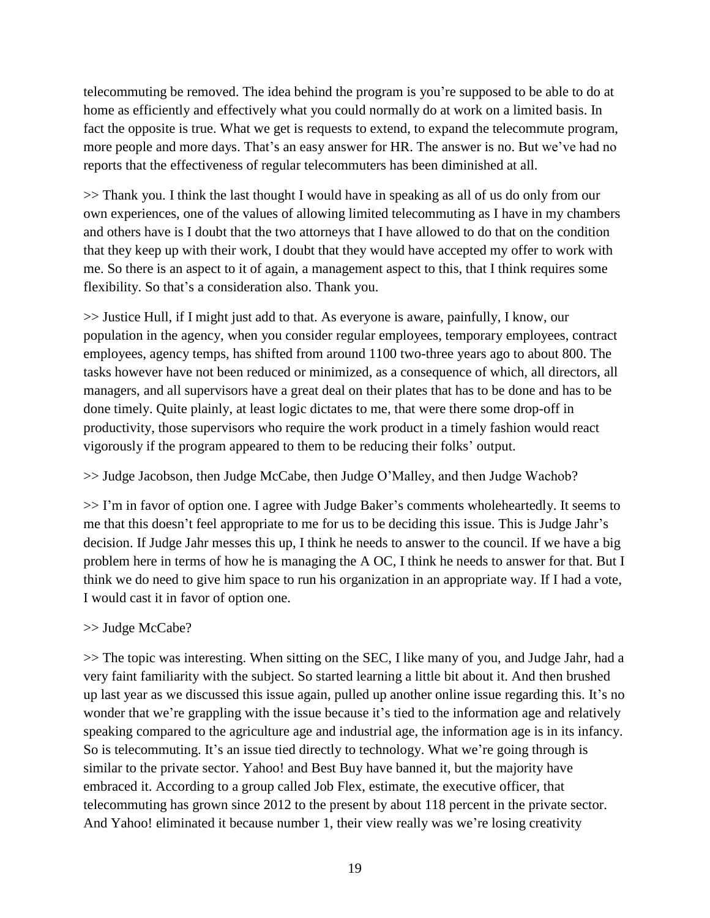telecommuting be removed. The idea behind the program is you're supposed to be able to do at home as efficiently and effectively what you could normally do at work on a limited basis. In fact the opposite is true. What we get is requests to extend, to expand the telecommute program, more people and more days. That's an easy answer for HR. The answer is no. But we've had no reports that the effectiveness of regular telecommuters has been diminished at all.

>> Thank you. I think the last thought I would have in speaking as all of us do only from our own experiences, one of the values of allowing limited telecommuting as I have in my chambers and others have is I doubt that the two attorneys that I have allowed to do that on the condition that they keep up with their work, I doubt that they would have accepted my offer to work with me. So there is an aspect to it of again, a management aspect to this, that I think requires some flexibility. So that's a consideration also. Thank you.

>> Justice Hull, if I might just add to that. As everyone is aware, painfully, I know, our population in the agency, when you consider regular employees, temporary employees, contract employees, agency temps, has shifted from around 1100 two-three years ago to about 800. The tasks however have not been reduced or minimized, as a consequence of which, all directors, all managers, and all supervisors have a great deal on their plates that has to be done and has to be done timely. Quite plainly, at least logic dictates to me, that were there some drop-off in productivity, those supervisors who require the work product in a timely fashion would react vigorously if the program appeared to them to be reducing their folks' output.

>> Judge Jacobson, then Judge McCabe, then Judge O'Malley, and then Judge Wachob?

>> I'm in favor of option one. I agree with Judge Baker's comments wholeheartedly. It seems to me that this doesn't feel appropriate to me for us to be deciding this issue. This is Judge Jahr's decision. If Judge Jahr messes this up, I think he needs to answer to the council. If we have a big problem here in terms of how he is managing the A OC, I think he needs to answer for that. But I think we do need to give him space to run his organization in an appropriate way. If I had a vote, I would cast it in favor of option one.

>> Judge McCabe?

>> The topic was interesting. When sitting on the SEC, I like many of you, and Judge Jahr, had a very faint familiarity with the subject. So started learning a little bit about it. And then brushed up last year as we discussed this issue again, pulled up another online issue regarding this. It's no wonder that we're grappling with the issue because it's tied to the information age and relatively speaking compared to the agriculture age and industrial age, the information age is in its infancy. So is telecommuting. It's an issue tied directly to technology. What we're going through is similar to the private sector. Yahoo! and Best Buy have banned it, but the majority have embraced it. According to a group called Job Flex, estimate, the executive officer, that telecommuting has grown since 2012 to the present by about 118 percent in the private sector. And Yahoo! eliminated it because number 1, their view really was we're losing creativity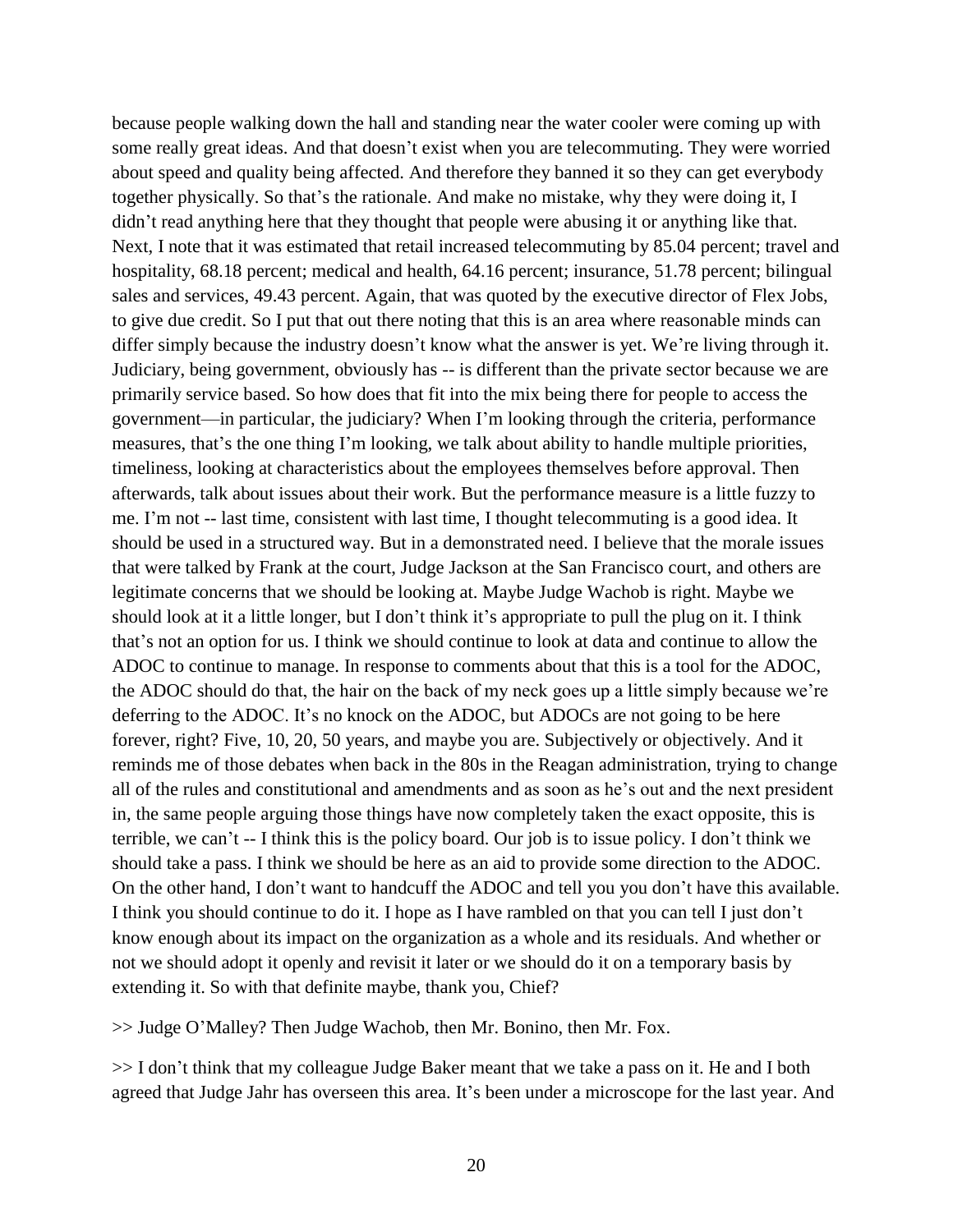because people walking down the hall and standing near the water cooler were coming up with some really great ideas. And that doesn't exist when you are telecommuting. They were worried about speed and quality being affected. And therefore they banned it so they can get everybody together physically. So that's the rationale. And make no mistake, why they were doing it, I didn't read anything here that they thought that people were abusing it or anything like that. Next, I note that it was estimated that retail increased telecommuting by 85.04 percent; travel and hospitality, 68.18 percent; medical and health, 64.16 percent; insurance, 51.78 percent; bilingual sales and services, 49.43 percent. Again, that was quoted by the executive director of Flex Jobs, to give due credit. So I put that out there noting that this is an area where reasonable minds can differ simply because the industry doesn't know what the answer is yet. We're living through it. Judiciary, being government, obviously has -- is different than the private sector because we are primarily service based. So how does that fit into the mix being there for people to access the government—in particular, the judiciary? When I'm looking through the criteria, performance measures, that's the one thing I'm looking, we talk about ability to handle multiple priorities, timeliness, looking at characteristics about the employees themselves before approval. Then afterwards, talk about issues about their work. But the performance measure is a little fuzzy to me. I'm not -- last time, consistent with last time, I thought telecommuting is a good idea. It should be used in a structured way. But in a demonstrated need. I believe that the morale issues that were talked by Frank at the court, Judge Jackson at the San Francisco court, and others are legitimate concerns that we should be looking at. Maybe Judge Wachob is right. Maybe we should look at it a little longer, but I don't think it's appropriate to pull the plug on it. I think that's not an option for us. I think we should continue to look at data and continue to allow the ADOC to continue to manage. In response to comments about that this is a tool for the ADOC, the ADOC should do that, the hair on the back of my neck goes up a little simply because we're deferring to the ADOC. It's no knock on the ADOC, but ADOCs are not going to be here forever, right? Five, 10, 20, 50 years, and maybe you are. Subjectively or objectively. And it reminds me of those debates when back in the 80s in the Reagan administration, trying to change all of the rules and constitutional and amendments and as soon as he's out and the next president in, the same people arguing those things have now completely taken the exact opposite, this is terrible, we can't -- I think this is the policy board. Our job is to issue policy. I don't think we should take a pass. I think we should be here as an aid to provide some direction to the ADOC. On the other hand, I don't want to handcuff the ADOC and tell you you don't have this available. I think you should continue to do it. I hope as I have rambled on that you can tell I just don't know enough about its impact on the organization as a whole and its residuals. And whether or not we should adopt it openly and revisit it later or we should do it on a temporary basis by extending it. So with that definite maybe, thank you, Chief?

>> Judge O'Malley? Then Judge Wachob, then Mr. Bonino, then Mr. Fox.

>> I don't think that my colleague Judge Baker meant that we take a pass on it. He and I both agreed that Judge Jahr has overseen this area. It's been under a microscope for the last year. And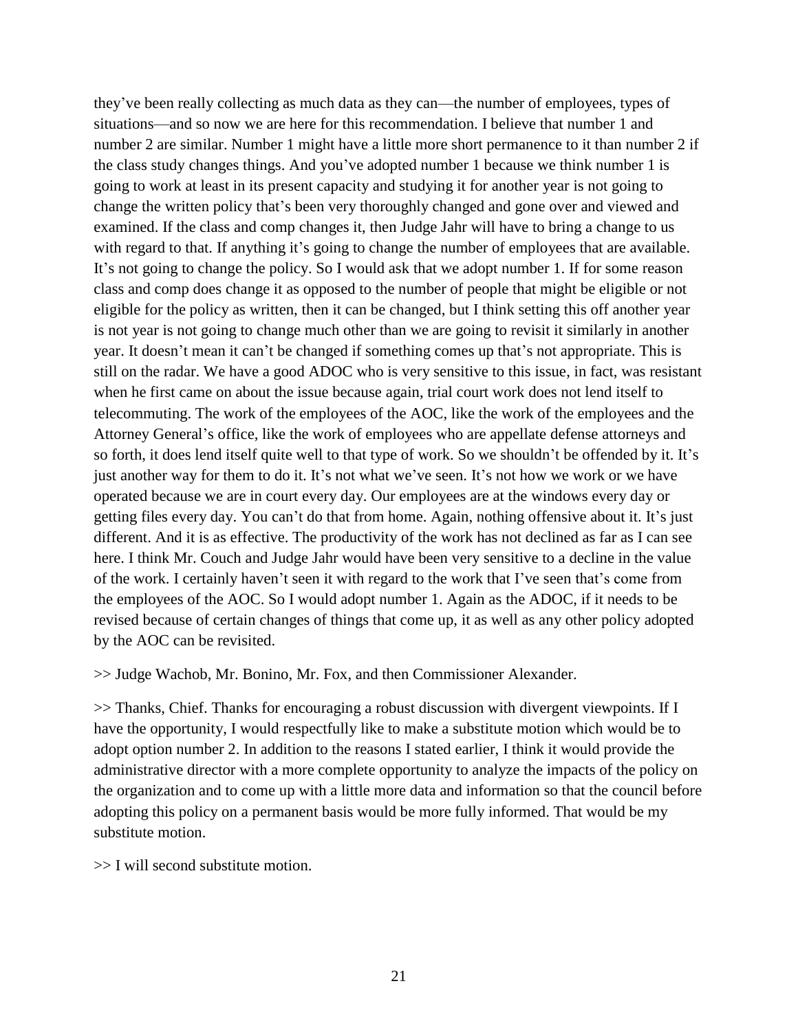they've been really collecting as much data as they can—the number of employees, types of situations—and so now we are here for this recommendation. I believe that number 1 and number 2 are similar. Number 1 might have a little more short permanence to it than number 2 if the class study changes things. And you've adopted number 1 because we think number 1 is going to work at least in its present capacity and studying it for another year is not going to change the written policy that's been very thoroughly changed and gone over and viewed and examined. If the class and comp changes it, then Judge Jahr will have to bring a change to us with regard to that. If anything it's going to change the number of employees that are available. It's not going to change the policy. So I would ask that we adopt number 1. If for some reason class and comp does change it as opposed to the number of people that might be eligible or not eligible for the policy as written, then it can be changed, but I think setting this off another year is not year is not going to change much other than we are going to revisit it similarly in another year. It doesn't mean it can't be changed if something comes up that's not appropriate. This is still on the radar. We have a good ADOC who is very sensitive to this issue, in fact, was resistant when he first came on about the issue because again, trial court work does not lend itself to telecommuting. The work of the employees of the AOC, like the work of the employees and the Attorney General's office, like the work of employees who are appellate defense attorneys and so forth, it does lend itself quite well to that type of work. So we shouldn't be offended by it. It's just another way for them to do it. It's not what we've seen. It's not how we work or we have operated because we are in court every day. Our employees are at the windows every day or getting files every day. You can't do that from home. Again, nothing offensive about it. It's just different. And it is as effective. The productivity of the work has not declined as far as I can see here. I think Mr. Couch and Judge Jahr would have been very sensitive to a decline in the value of the work. I certainly haven't seen it with regard to the work that I've seen that's come from the employees of the AOC. So I would adopt number 1. Again as the ADOC, if it needs to be revised because of certain changes of things that come up, it as well as any other policy adopted by the AOC can be revisited.

>> Judge Wachob, Mr. Bonino, Mr. Fox, and then Commissioner Alexander.

>> Thanks, Chief. Thanks for encouraging a robust discussion with divergent viewpoints. If I have the opportunity, I would respectfully like to make a substitute motion which would be to adopt option number 2. In addition to the reasons I stated earlier, I think it would provide the administrative director with a more complete opportunity to analyze the impacts of the policy on the organization and to come up with a little more data and information so that the council before adopting this policy on a permanent basis would be more fully informed. That would be my substitute motion.

>> I will second substitute motion.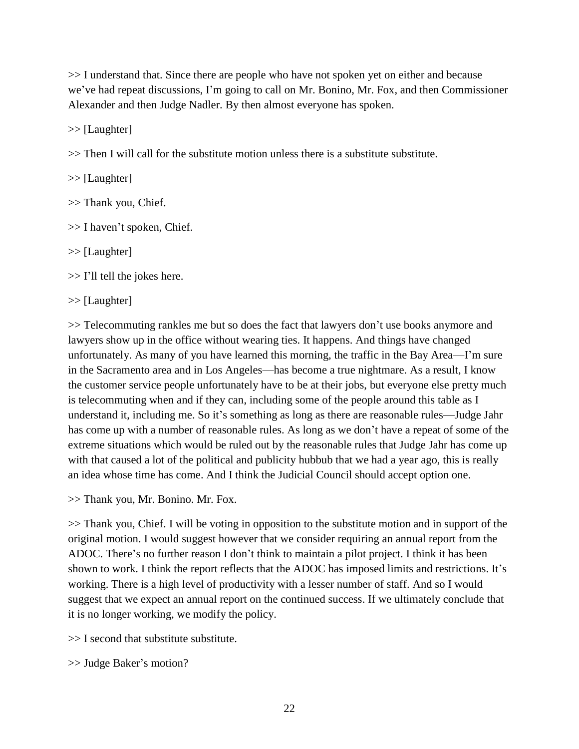>> I understand that. Since there are people who have not spoken yet on either and because we've had repeat discussions, I'm going to call on Mr. Bonino, Mr. Fox, and then Commissioner Alexander and then Judge Nadler. By then almost everyone has spoken.

>> [Laughter]

>> Then I will call for the substitute motion unless there is a substitute substitute.

>> [Laughter]

>> Thank you, Chief.

>> I haven't spoken, Chief.

>> [Laughter]

>> I'll tell the jokes here.

>> [Laughter]

>> Telecommuting rankles me but so does the fact that lawyers don't use books anymore and lawyers show up in the office without wearing ties. It happens. And things have changed unfortunately. As many of you have learned this morning, the traffic in the Bay Area—I'm sure in the Sacramento area and in Los Angeles—has become a true nightmare. As a result, I know the customer service people unfortunately have to be at their jobs, but everyone else pretty much is telecommuting when and if they can, including some of the people around this table as I understand it, including me. So it's something as long as there are reasonable rules—Judge Jahr has come up with a number of reasonable rules. As long as we don't have a repeat of some of the extreme situations which would be ruled out by the reasonable rules that Judge Jahr has come up with that caused a lot of the political and publicity hubbub that we had a year ago, this is really an idea whose time has come. And I think the Judicial Council should accept option one.

>> Thank you, Mr. Bonino. Mr. Fox.

>> Thank you, Chief. I will be voting in opposition to the substitute motion and in support of the original motion. I would suggest however that we consider requiring an annual report from the ADOC. There's no further reason I don't think to maintain a pilot project. I think it has been shown to work. I think the report reflects that the ADOC has imposed limits and restrictions. It's working. There is a high level of productivity with a lesser number of staff. And so I would suggest that we expect an annual report on the continued success. If we ultimately conclude that it is no longer working, we modify the policy.

>> I second that substitute substitute.

>> Judge Baker's motion?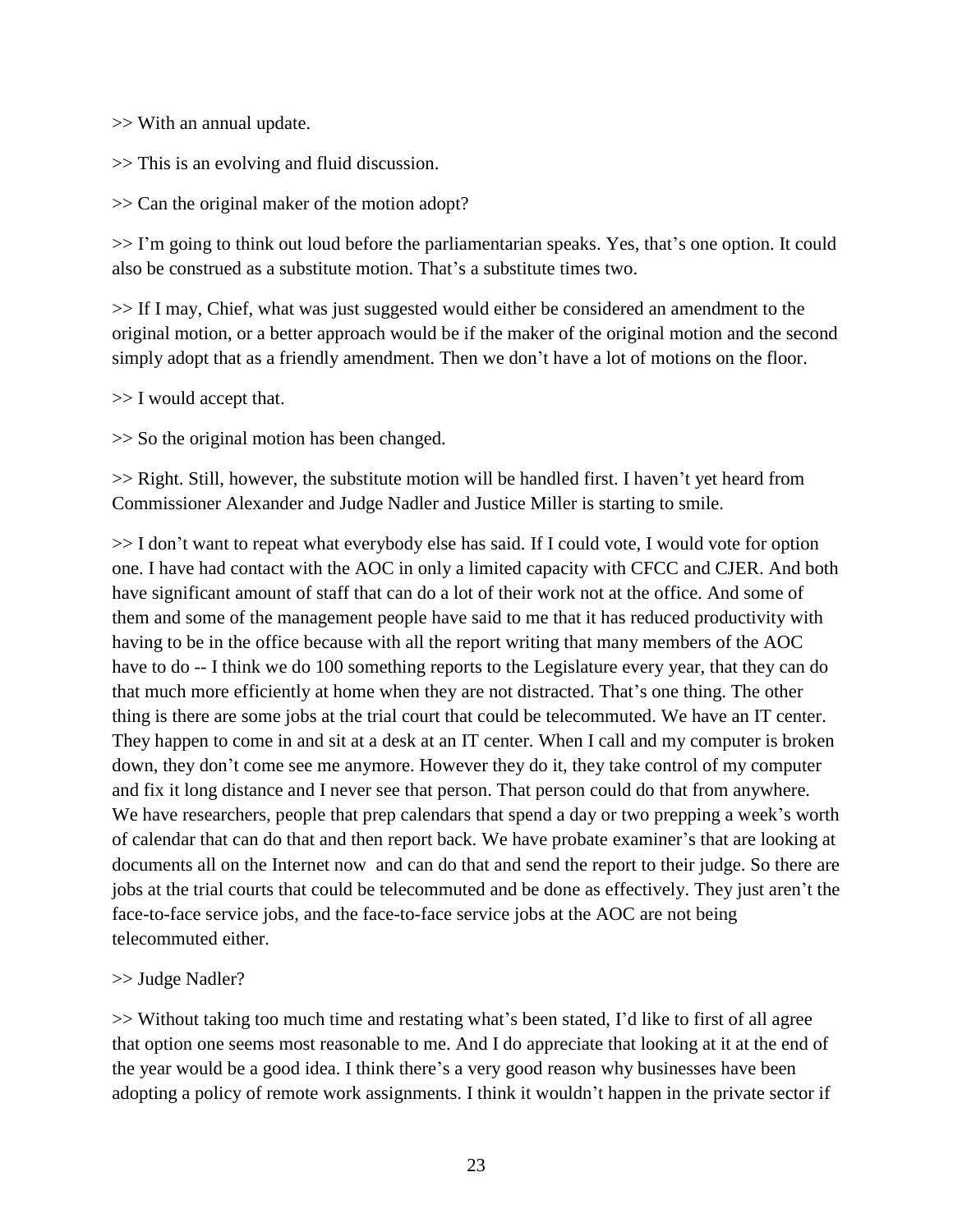>> With an annual update.

>> This is an evolving and fluid discussion.

>> Can the original maker of the motion adopt?

>> I'm going to think out loud before the parliamentarian speaks. Yes, that's one option. It could also be construed as a substitute motion. That's a substitute times two.

>> If I may, Chief, what was just suggested would either be considered an amendment to the original motion, or a better approach would be if the maker of the original motion and the second simply adopt that as a friendly amendment. Then we don't have a lot of motions on the floor.

>> I would accept that.

>> So the original motion has been changed.

>> Right. Still, however, the substitute motion will be handled first. I haven't yet heard from Commissioner Alexander and Judge Nadler and Justice Miller is starting to smile.

>> I don't want to repeat what everybody else has said. If I could vote, I would vote for option one. I have had contact with the AOC in only a limited capacity with CFCC and CJER. And both have significant amount of staff that can do a lot of their work not at the office. And some of them and some of the management people have said to me that it has reduced productivity with having to be in the office because with all the report writing that many members of the AOC have to do -- I think we do 100 something reports to the Legislature every year, that they can do that much more efficiently at home when they are not distracted. That's one thing. The other thing is there are some jobs at the trial court that could be telecommuted. We have an IT center. They happen to come in and sit at a desk at an IT center. When I call and my computer is broken down, they don't come see me anymore. However they do it, they take control of my computer and fix it long distance and I never see that person. That person could do that from anywhere. We have researchers, people that prep calendars that spend a day or two prepping a week's worth of calendar that can do that and then report back. We have probate examiner's that are looking at documents all on the Internet now and can do that and send the report to their judge. So there are jobs at the trial courts that could be telecommuted and be done as effectively. They just aren't the face-to-face service jobs, and the face-to-face service jobs at the AOC are not being telecommuted either.

>> Judge Nadler?

>> Without taking too much time and restating what's been stated, I'd like to first of all agree that option one seems most reasonable to me. And I do appreciate that looking at it at the end of the year would be a good idea. I think there's a very good reason why businesses have been adopting a policy of remote work assignments. I think it wouldn't happen in the private sector if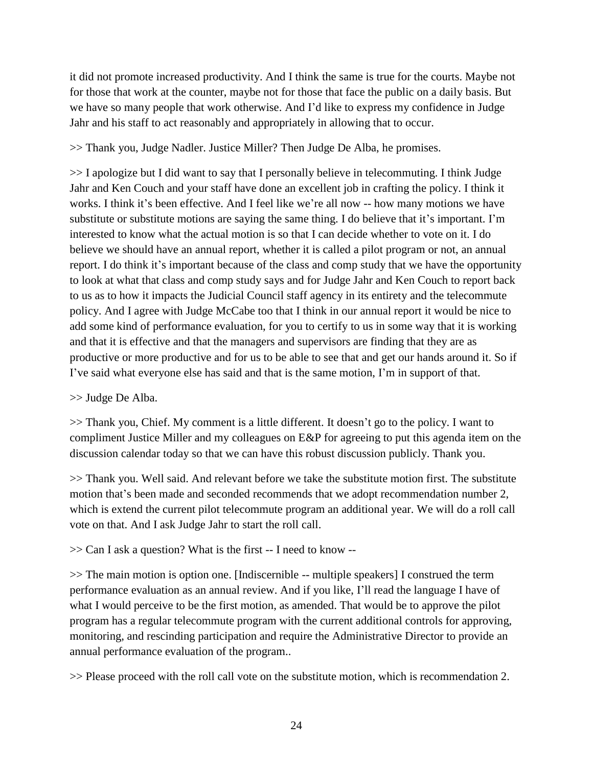it did not promote increased productivity. And I think the same is true for the courts. Maybe not for those that work at the counter, maybe not for those that face the public on a daily basis. But we have so many people that work otherwise. And I'd like to express my confidence in Judge Jahr and his staff to act reasonably and appropriately in allowing that to occur.

>> Thank you, Judge Nadler. Justice Miller? Then Judge De Alba, he promises.

>> I apologize but I did want to say that I personally believe in telecommuting. I think Judge Jahr and Ken Couch and your staff have done an excellent job in crafting the policy. I think it works. I think it's been effective. And I feel like we're all now -- how many motions we have substitute or substitute motions are saying the same thing. I do believe that it's important. I'm interested to know what the actual motion is so that I can decide whether to vote on it. I do believe we should have an annual report, whether it is called a pilot program or not, an annual report. I do think it's important because of the class and comp study that we have the opportunity to look at what that class and comp study says and for Judge Jahr and Ken Couch to report back to us as to how it impacts the Judicial Council staff agency in its entirety and the telecommute policy. And I agree with Judge McCabe too that I think in our annual report it would be nice to add some kind of performance evaluation, for you to certify to us in some way that it is working and that it is effective and that the managers and supervisors are finding that they are as productive or more productive and for us to be able to see that and get our hands around it. So if I've said what everyone else has said and that is the same motion, I'm in support of that.

>> Judge De Alba.

>> Thank you, Chief. My comment is a little different. It doesn't go to the policy. I want to compliment Justice Miller and my colleagues on E&P for agreeing to put this agenda item on the discussion calendar today so that we can have this robust discussion publicly. Thank you.

>> Thank you. Well said. And relevant before we take the substitute motion first. The substitute motion that's been made and seconded recommends that we adopt recommendation number 2, which is extend the current pilot telecommute program an additional year. We will do a roll call vote on that. And I ask Judge Jahr to start the roll call.

>> Can I ask a question? What is the first -- I need to know --

>> The main motion is option one. [Indiscernible -- multiple speakers] I construed the term performance evaluation as an annual review. And if you like, I'll read the language I have of what I would perceive to be the first motion, as amended. That would be to approve the pilot program has a regular telecommute program with the current additional controls for approving, monitoring, and rescinding participation and require the Administrative Director to provide an annual performance evaluation of the program..

>> Please proceed with the roll call vote on the substitute motion, which is recommendation 2.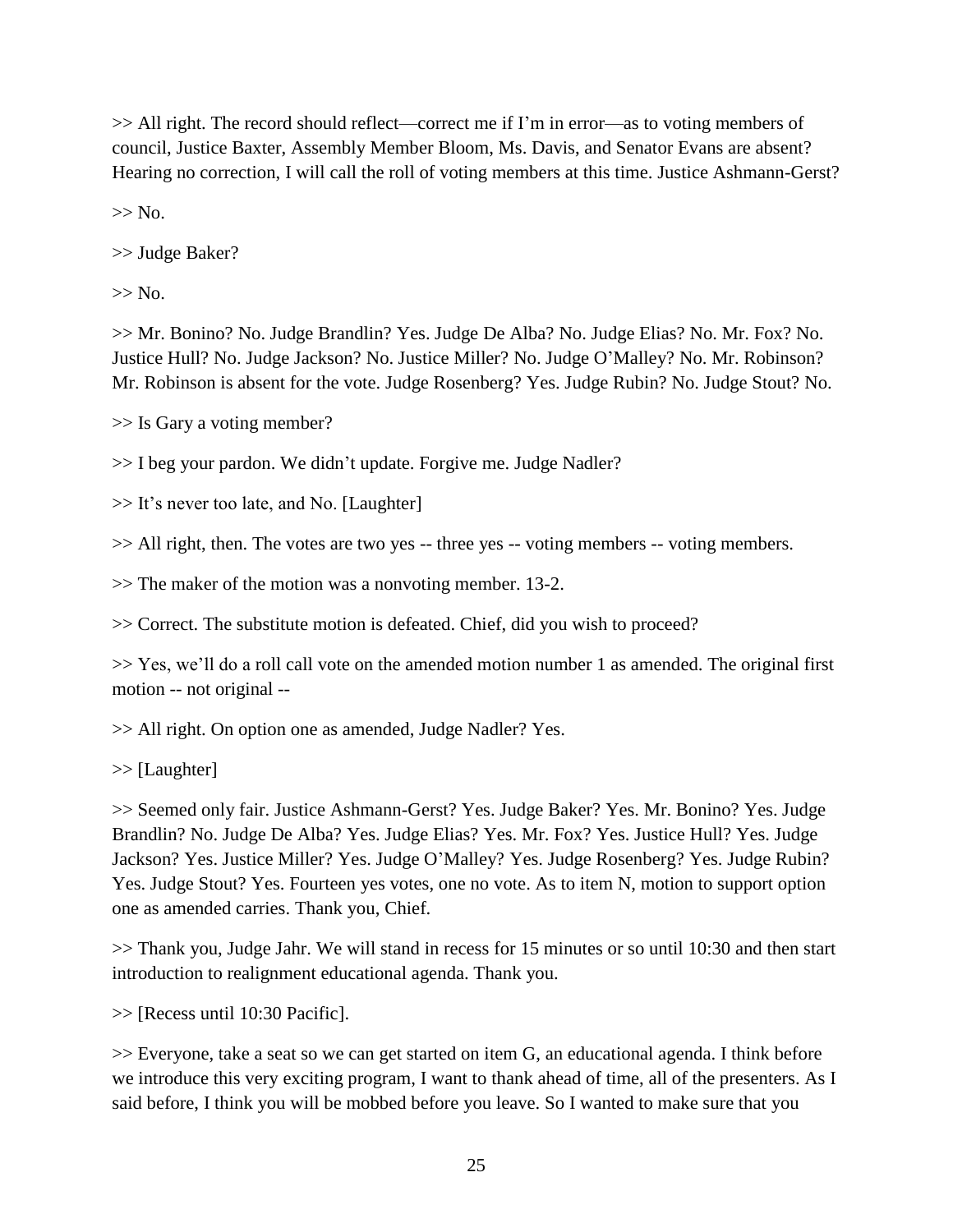>> All right. The record should reflect—correct me if I'm in error—as to voting members of council, Justice Baxter, Assembly Member Bloom, Ms. Davis, and Senator Evans are absent? Hearing no correction, I will call the roll of voting members at this time. Justice Ashmann-Gerst?

>> No.

>> Judge Baker?

>> No.

>> Mr. Bonino? No. Judge Brandlin? Yes. Judge De Alba? No. Judge Elias? No. Mr. Fox? No. Justice Hull? No. Judge Jackson? No. Justice Miller? No. Judge O'Malley? No. Mr. Robinson? Mr. Robinson is absent for the vote. Judge Rosenberg? Yes. Judge Rubin? No. Judge Stout? No.

>> Is Gary a voting member?

>> I beg your pardon. We didn't update. Forgive me. Judge Nadler?

>> It's never too late, and No. [Laughter]

>> All right, then. The votes are two yes -- three yes -- voting members -- voting members.

>> The maker of the motion was a nonvoting member. 13-2.

>> Correct. The substitute motion is defeated. Chief, did you wish to proceed?

>> Yes, we'll do a roll call vote on the amended motion number 1 as amended. The original first motion -- not original --

>> All right. On option one as amended, Judge Nadler? Yes.

>> [Laughter]

>> Seemed only fair. Justice Ashmann-Gerst? Yes. Judge Baker? Yes. Mr. Bonino? Yes. Judge Brandlin? No. Judge De Alba? Yes. Judge Elias? Yes. Mr. Fox? Yes. Justice Hull? Yes. Judge Jackson? Yes. Justice Miller? Yes. Judge O'Malley? Yes. Judge Rosenberg? Yes. Judge Rubin? Yes. Judge Stout? Yes. Fourteen yes votes, one no vote. As to item N, motion to support option one as amended carries. Thank you, Chief.

>> Thank you, Judge Jahr. We will stand in recess for 15 minutes or so until 10:30 and then start introduction to realignment educational agenda. Thank you.

>> [Recess until 10:30 Pacific].

>> Everyone, take a seat so we can get started on item G, an educational agenda. I think before we introduce this very exciting program, I want to thank ahead of time, all of the presenters. As I said before, I think you will be mobbed before you leave. So I wanted to make sure that you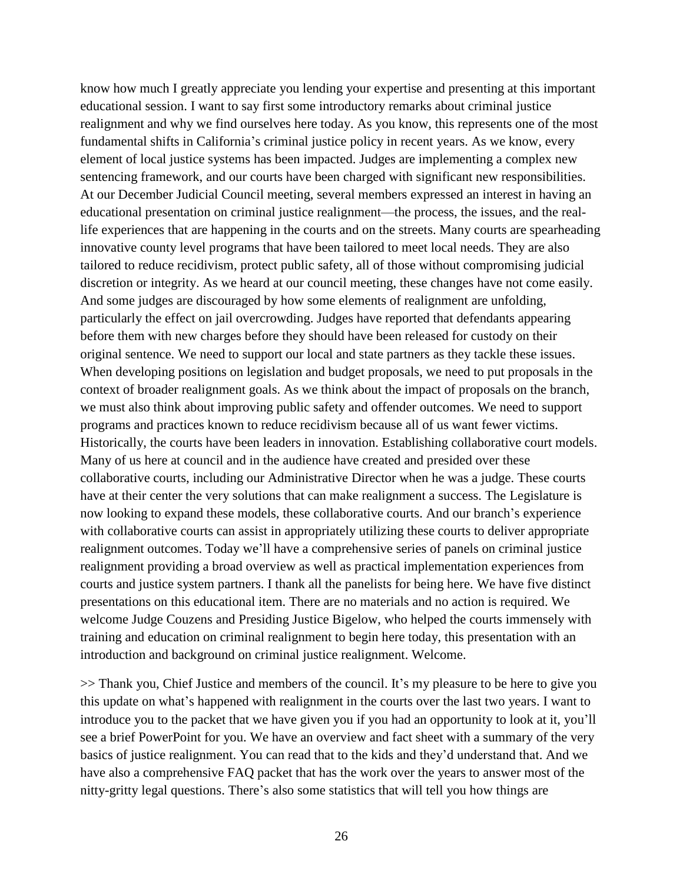know how much I greatly appreciate you lending your expertise and presenting at this important educational session. I want to say first some introductory remarks about criminal justice realignment and why we find ourselves here today. As you know, this represents one of the most fundamental shifts in California's criminal justice policy in recent years. As we know, every element of local justice systems has been impacted. Judges are implementing a complex new sentencing framework, and our courts have been charged with significant new responsibilities. At our December Judicial Council meeting, several members expressed an interest in having an educational presentation on criminal justice realignment—the process, the issues, and the real-life experiences that are happening in the courts and on the streets. Many courts are spearheading innovative county level programs that have been tailored to meet local needs. They are also tailored to reduce recidivism, protect public safety, all of those without compromising judicial discretion or integrity. As we heard at our council meeting, these changes have not come easily. And some judges are discouraged by how some elements of realignment are unfolding, particularly the effect on jail overcrowding. Judges have reported that defendants appearing before them with new charges before they should have been released for custody on their original sentence. We need to support our local and state partners as they tackle these issues. When developing positions on legislation and budget proposals, we need to put proposals in the context of broader realignment goals. As we think about the impact of proposals on the branch, we must also think about improving public safety and offender outcomes. We need to support programs and practices known to reduce recidivism because all of us want fewer victims. Historically, the courts have been leaders in innovation. Establishing collaborative court models. Many of us here at council and in the audience have created and presided over these collaborative courts, including our Administrative Director when he was a judge. These courts have at their center the very solutions that can make realignment a success. The Legislature is now looking to expand these models, these collaborative courts. And our branch's experience with collaborative courts can assist in appropriately utilizing these courts to deliver appropriate realignment outcomes. Today we'll have a comprehensive series of panels on criminal justice realignment providing a broad overview as well as practical implementation experiences from courts and justice system partners. I thank all the panelists for being here. We have five distinct presentations on this educational item. There are no materials and no action is required. We welcome Judge Couzens and Presiding Justice Bigelow, who helped the courts immensely with training and education on criminal realignment to begin here today, this presentation with an introduction and background on criminal justice realignment. Welcome.

>> Thank you, Chief Justice and members of the council. It's my pleasure to be here to give you this update on what's happened with realignment in the courts over the last two years. I want to introduce you to the packet that we have given you if you had an opportunity to look at it, you'll see a brief PowerPoint for you. We have an overview and fact sheet with a summary of the very basics of justice realignment. You can read that to the kids and they'd understand that. And we have also a comprehensive FAQ packet that has the work over the years to answer most of the nitty-gritty legal questions. There's also some statistics that will tell you how things are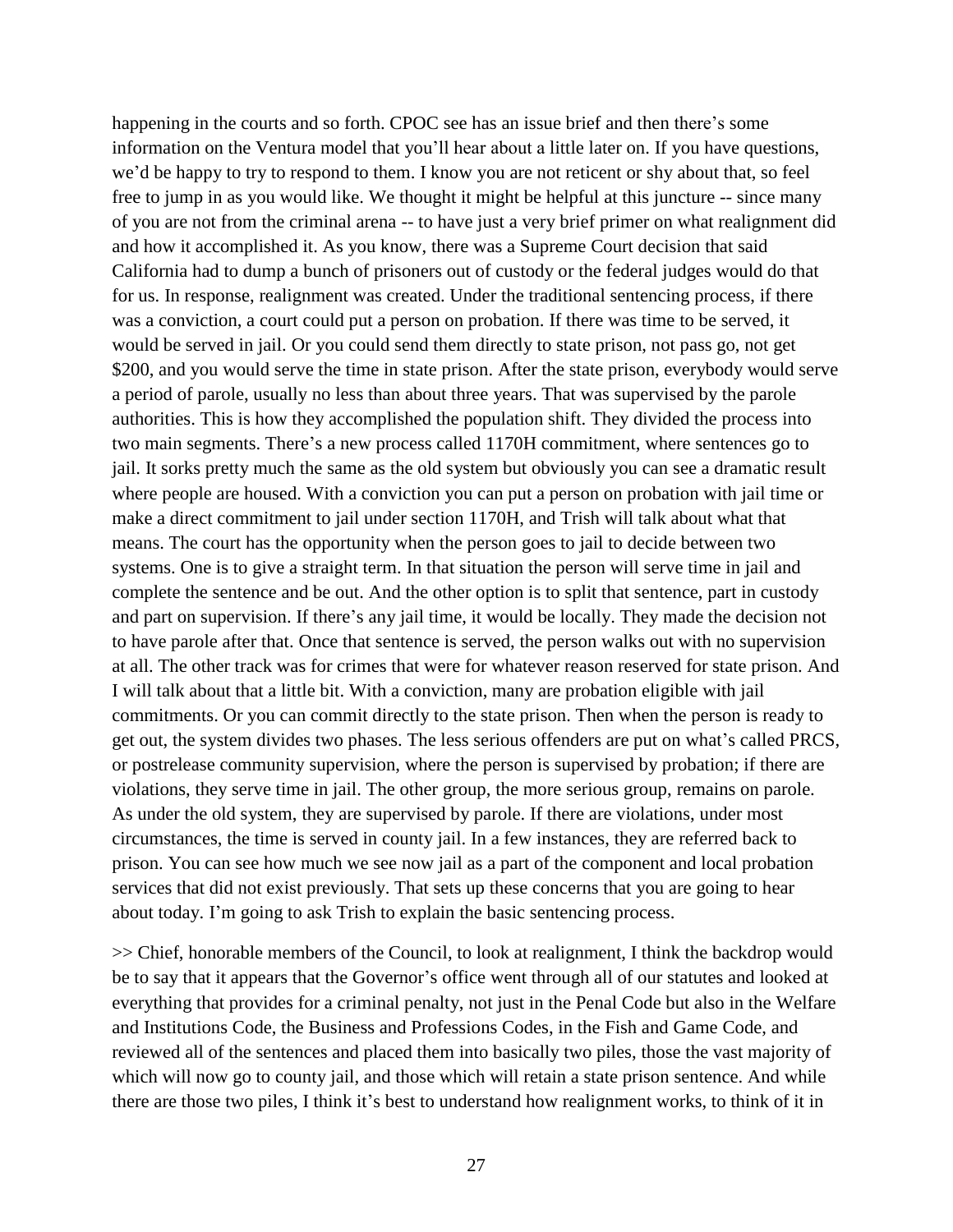happening in the courts and so forth. CPOC see has an issue brief and then there's some information on the Ventura model that you'll hear about a little later on. If you have questions, we'd be happy to try to respond to them. I know you are not reticent or shy about that, so feel free to jump in as you would like. We thought it might be helpful at this juncture -- since many of you are not from the criminal arena -- to have just a very brief primer on what realignment did and how it accomplished it. As you know, there was a Supreme Court decision that said California had to dump a bunch of prisoners out of custody or the federal judges would do that for us. In response, realignment was created. Under the traditional sentencing process, if there was a conviction, a court could put a person on probation. If there was time to be served, it would be served in jail. Or you could send them directly to state prison, not pass go, not get $200, and you would serve the time in state prison. After the state prison, everybody would serve a period of parole, usually no less than about three years. That was supervised by the parole authorities. This is how they accomplished the population shift. They divided the process into two main segments. There's a new process called 1170H commitment, where sentences go to jail. It sorks pretty much the same as the old system but obviously you can see a dramatic result where people are housed. With a conviction you can put a person on probation with jail time or make a direct commitment to jail under section 1170H, and Trish will talk about what that means. The court has the opportunity when the person goes to jail to decide between two systems. One is to give a straight term. In that situation the person will serve time in jail and complete the sentence and be out. And the other option is to split that sentence, part in custody and part on supervision. If there's any jail time, it would be locally. They made the decision not to have parole after that. Once that sentence is served, the person walks out with no supervision at all. The other track was for crimes that were for whatever reason reserved for state prison. And I will talk about that a little bit. With a conviction, many are probation eligible with jail commitments. Or you can commit directly to the state prison. Then when the person is ready to get out, the system divides two phases. The less serious offenders are put on what's called PRCS, or postrelease community supervision, where the person is supervised by probation; if there are violations, they serve time in jail. The other group, the more serious group, remains on parole. As under the old system, they are supervised by parole. If there are violations, under most circumstances, the time is served in county jail. In a few instances, they are referred back to prison. You can see how much we see now jail as a part of the component and local probation services that did not exist previously. That sets up these concerns that you are going to hear about today. I'm going to ask Trish to explain the basic sentencing process.

>> Chief, honorable members of the Council, to look at realignment, I think the backdrop would be to say that it appears that the Governor's office went through all of our statutes and looked at everything that provides for a criminal penalty, not just in the Penal Code but also in the Welfare and Institutions Code, the Business and Professions Codes, in the Fish and Game Code, and reviewed all of the sentences and placed them into basically two piles, those the vast majority of which will now go to county jail, and those which will retain a state prison sentence. And while there are those two piles, I think it's best to understand how realignment works, to think of it in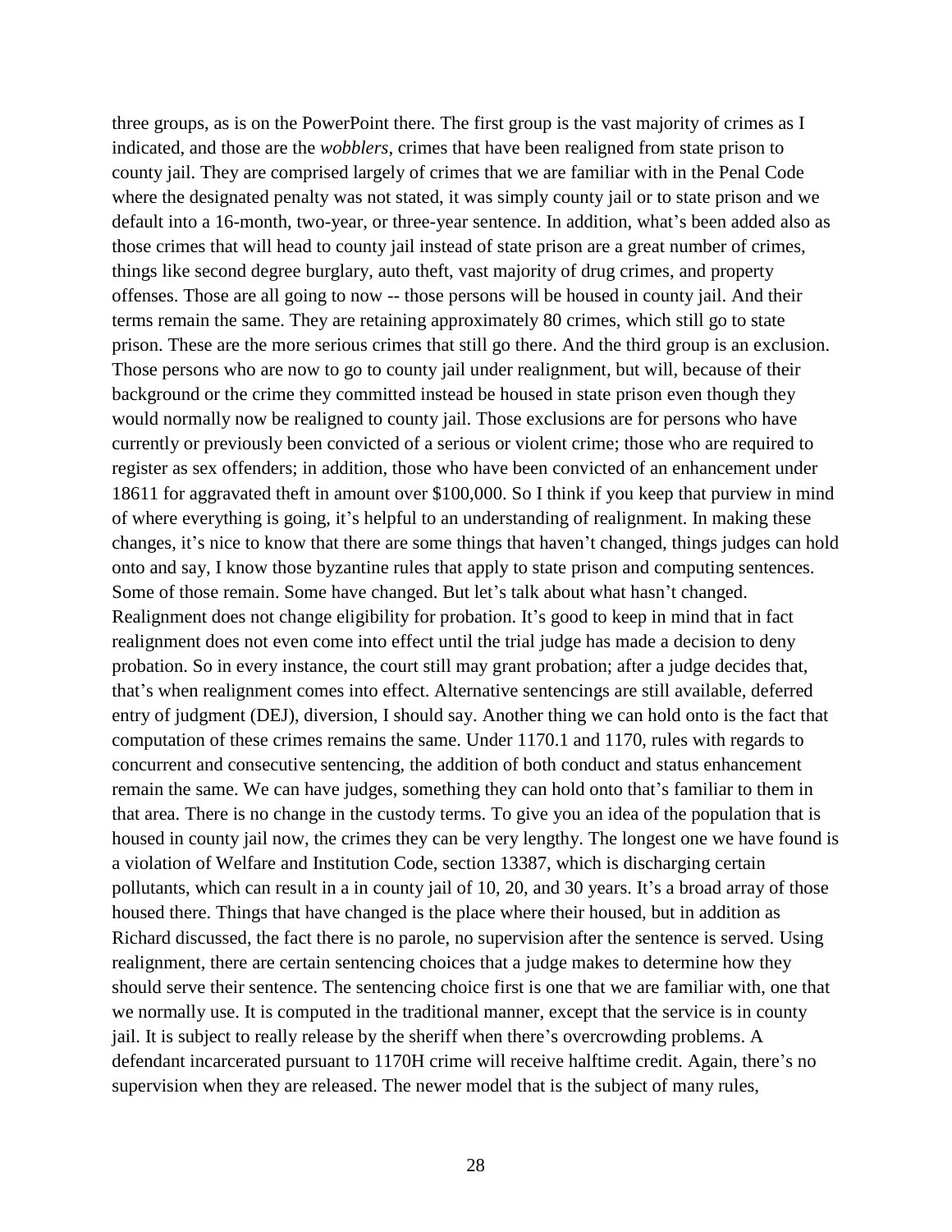three groups, as is on the PowerPoint there. The first group is the vast majority of crimes as I indicated, and those are the *wobblers*, crimes that have been realigned from state prison to county jail. They are comprised largely of crimes that we are familiar with in the Penal Code where the designated penalty was not stated, it was simply county jail or to state prison and we default into a 16-month, two-year, or three-year sentence. In addition, what's been added also as those crimes that will head to county jail instead of state prison are a great number of crimes, things like second degree burglary, auto theft, vast majority of drug crimes, and property offenses. Those are all going to now -- those persons will be housed in county jail. And their terms remain the same. They are retaining approximately 80 crimes, which still go to state prison. These are the more serious crimes that still go there. And the third group is an exclusion. Those persons who are now to go to county jail under realignment, but will, because of their background or the crime they committed instead be housed in state prison even though they would normally now be realigned to county jail. Those exclusions are for persons who have currently or previously been convicted of a serious or violent crime; those who are required to register as sex offenders; in addition, those who have been convicted of an enhancement under 18611 for aggravated theft in amount over $100,000. So I think if you keep that purview in mind of where everything is going, it's helpful to an understanding of realignment. In making these changes, it's nice to know that there are some things that haven't changed, things judges can hold onto and say, I know those byzantine rules that apply to state prison and computing sentences. Some of those remain. Some have changed. But let's talk about what hasn't changed. Realignment does not change eligibility for probation. It's good to keep in mind that in fact realignment does not even come into effect until the trial judge has made a decision to deny probation. So in every instance, the court still may grant probation; after a judge decides that, that's when realignment comes into effect. Alternative sentencings are still available, deferred entry of judgment (DEJ), diversion, I should say. Another thing we can hold onto is the fact that computation of these crimes remains the same. Under 1170.1 and 1170, rules with regards to concurrent and consecutive sentencing, the addition of both conduct and status enhancement remain the same. We can have judges, something they can hold onto that's familiar to them in that area. There is no change in the custody terms. To give you an idea of the population that is housed in county jail now, the crimes they can be very lengthy. The longest one we have found is a violation of Welfare and Institution Code, section 13387, which is discharging certain pollutants, which can result in a in county jail of 10, 20, and 30 years. It's a broad array of those housed there. Things that have changed is the place where their housed, but in addition as Richard discussed, the fact there is no parole, no supervision after the sentence is served. Using realignment, there are certain sentencing choices that a judge makes to determine how they should serve their sentence. The sentencing choice first is one that we are familiar with, one that we normally use. It is computed in the traditional manner, except that the service is in county jail. It is subject to really release by the sheriff when there's overcrowding problems. A defendant incarcerated pursuant to 1170H crime will receive halftime credit. Again, there's no supervision when they are released. The newer model that is the subject of many rules,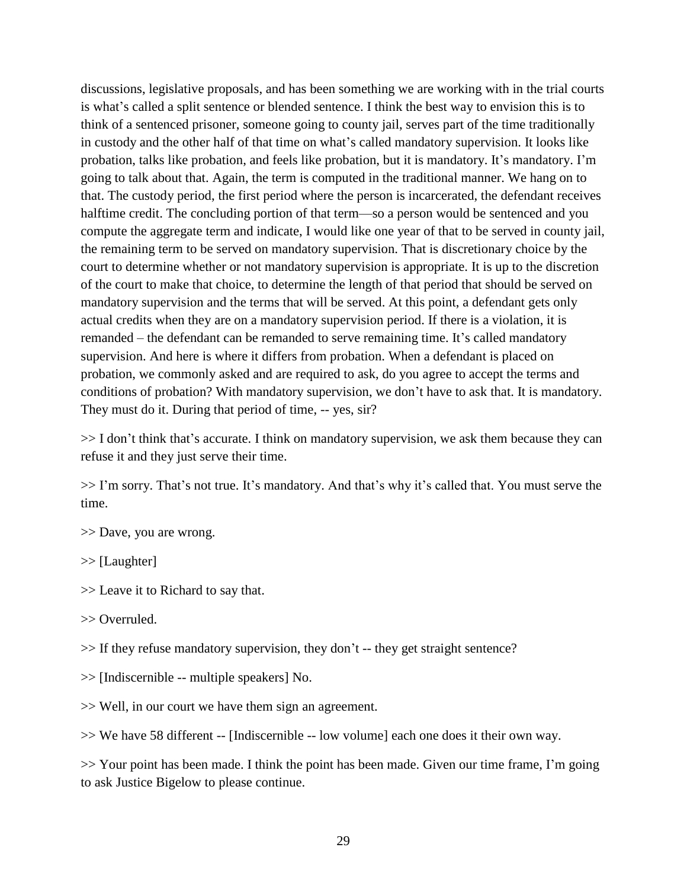discussions, legislative proposals, and has been something we are working with in the trial courts is what's called a split sentence or blended sentence. I think the best way to envision this is to think of a sentenced prisoner, someone going to county jail, serves part of the time traditionally in custody and the other half of that time on what's called mandatory supervision. It looks like probation, talks like probation, and feels like probation, but it is mandatory. It's mandatory. I'm going to talk about that. Again, the term is computed in the traditional manner. We hang on to that. The custody period, the first period where the person is incarcerated, the defendant receives halftime credit. The concluding portion of that term—so a person would be sentenced and you compute the aggregate term and indicate, I would like one year of that to be served in county jail, the remaining term to be served on mandatory supervision. That is discretionary choice by the court to determine whether or not mandatory supervision is appropriate. It is up to the discretion of the court to make that choice, to determine the length of that period that should be served on mandatory supervision and the terms that will be served. At this point, a defendant gets only actual credits when they are on a mandatory supervision period. If there is a violation, it is remanded – the defendant can be remanded to serve remaining time. It's called mandatory supervision. And here is where it differs from probation. When a defendant is placed on probation, we commonly asked and are required to ask, do you agree to accept the terms and conditions of probation? With mandatory supervision, we don't have to ask that. It is mandatory. They must do it. During that period of time, -- yes, sir?

>> I don't think that's accurate. I think on mandatory supervision, we ask them because they can refuse it and they just serve their time.

>> I'm sorry. That's not true. It's mandatory. And that's why it's called that. You must serve the time.

>> Dave, you are wrong.

>> [Laughter]

>> Leave it to Richard to say that.

>> Overruled.

>> If they refuse mandatory supervision, they don't -- they get straight sentence?

>> [Indiscernible -- multiple speakers] No.

>> Well, in our court we have them sign an agreement.

>> We have 58 different -- [Indiscernible -- low volume] each one does it their own way.

>> Your point has been made. I think the point has been made. Given our time frame, I'm going to ask Justice Bigelow to please continue.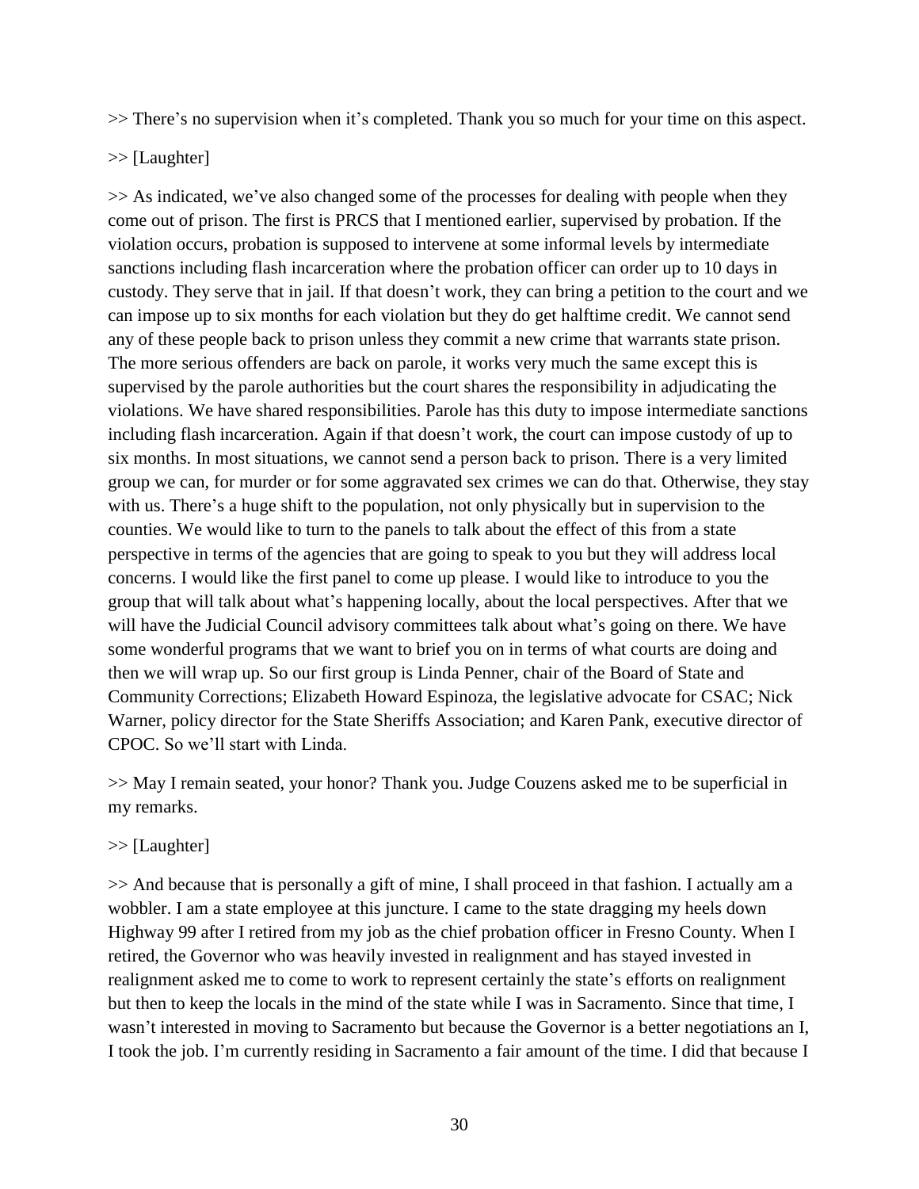>> There's no supervision when it's completed. Thank you so much for your time on this aspect.

>> [Laughter]

>> As indicated, we've also changed some of the processes for dealing with people when they come out of prison. The first is PRCS that I mentioned earlier, supervised by probation. If the violation occurs, probation is supposed to intervene at some informal levels by intermediate sanctions including flash incarceration where the probation officer can order up to 10 days in custody. They serve that in jail. If that doesn't work, they can bring a petition to the court and we can impose up to six months for each violation but they do get halftime credit. We cannot send any of these people back to prison unless they commit a new crime that warrants state prison. The more serious offenders are back on parole, it works very much the same except this is supervised by the parole authorities but the court shares the responsibility in adjudicating the violations. We have shared responsibilities. Parole has this duty to impose intermediate sanctions including flash incarceration. Again if that doesn't work, the court can impose custody of up to six months. In most situations, we cannot send a person back to prison. There is a very limited group we can, for murder or for some aggravated sex crimes we can do that. Otherwise, they stay with us. There's a huge shift to the population, not only physically but in supervision to the counties. We would like to turn to the panels to talk about the effect of this from a state perspective in terms of the agencies that are going to speak to you but they will address local concerns. I would like the first panel to come up please. I would like to introduce to you the group that will talk about what's happening locally, about the local perspectives. After that we will have the Judicial Council advisory committees talk about what's going on there. We have some wonderful programs that we want to brief you on in terms of what courts are doing and then we will wrap up. So our first group is Linda Penner, chair of the Board of State and Community Corrections; Elizabeth Howard Espinoza, the legislative advocate for CSAC; Nick Warner, policy director for the State Sheriffs Association; and Karen Pank, executive director of CPOC. So we'll start with Linda.

>> May I remain seated, your honor? Thank you. Judge Couzens asked me to be superficial in my remarks.

>> [Laughter]

>> And because that is personally a gift of mine, I shall proceed in that fashion. I actually am a wobbler. I am a state employee at this juncture. I came to the state dragging my heels down Highway 99 after I retired from my job as the chief probation officer in Fresno County. When I retired, the Governor who was heavily invested in realignment and has stayed invested in realignment asked me to come to work to represent certainly the state's efforts on realignment but then to keep the locals in the mind of the state while I was in Sacramento. Since that time, I wasn't interested in moving to Sacramento but because the Governor is a better negotiations an I, I took the job. I'm currently residing in Sacramento a fair amount of the time. I did that because I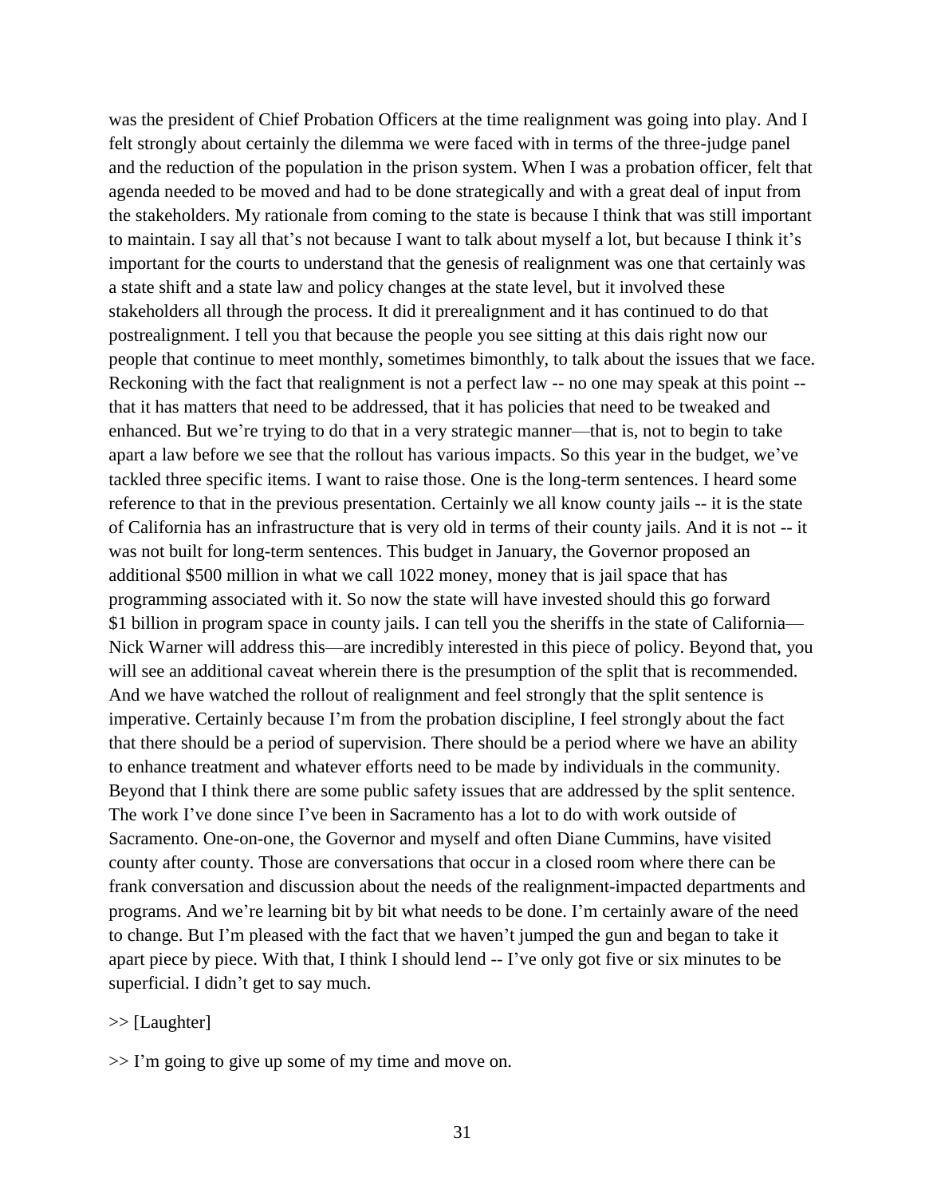was the president of Chief Probation Officers at the time realignment was going into play. And I felt strongly about certainly the dilemma we were faced with in terms of the three-judge panel and the reduction of the population in the prison system. When I was a probation officer, felt that agenda needed to be moved and had to be done strategically and with a great deal of input from the stakeholders. My rationale from coming to the state is because I think that was still important to maintain. I say all that's not because I want to talk about myself a lot, but because I think it's important for the courts to understand that the genesis of realignment was one that certainly was a state shift and a state law and policy changes at the state level, but it involved these stakeholders all through the process. It did it prerealignment and it has continued to do that postrealignment. I tell you that because the people you see sitting at this dais right now our people that continue to meet monthly, sometimes bimonthly, to talk about the issues that we face. Reckoning with the fact that realignment is not a perfect law -- no one may speak at this point -- that it has matters that need to be addressed, that it has policies that need to be tweaked and enhanced. But we're trying to do that in a very strategic manner—that is, not to begin to take apart a law before we see that the rollout has various impacts. So this year in the budget, we've tackled three specific items. I want to raise those. One is the long-term sentences. I heard some reference to that in the previous presentation. Certainly we all know county jails -- it is the state of California has an infrastructure that is very old in terms of their county jails. And it is not -- it was not built for long-term sentences. This budget in January, the Governor proposed an additional $500 million in what we call 1022 money, money that is jail space that has programming associated with it. So now the state will have invested should this go forward $1 billion in program space in county jails. I can tell you the sheriffs in the state of California—Nick Warner will address this—are incredibly interested in this piece of policy. Beyond that, you will see an additional caveat wherein there is the presumption of the split that is recommended. And we have watched the rollout of realignment and feel strongly that the split sentence is imperative. Certainly because I'm from the probation discipline, I feel strongly about the fact that there should be a period of supervision. There should be a period where we have an ability to enhance treatment and whatever efforts need to be made by individuals in the community. Beyond that I think there are some public safety issues that are addressed by the split sentence. The work I've done since I've been in Sacramento has a lot to do with work outside of Sacramento. One-on-one, the Governor and myself and often Diane Cummins, have visited county after county. Those are conversations that occur in a closed room where there can be frank conversation and discussion about the needs of the realignment-impacted departments and programs. And we're learning bit by bit what needs to be done. I'm certainly aware of the need to change. But I'm pleased with the fact that we haven't jumped the gun and began to take it apart piece by piece. With that, I think I should lend -- I've only got five or six minutes to be superficial. I didn't get to say much.

>> [Laughter]

>> I'm going to give up some of my time and move on.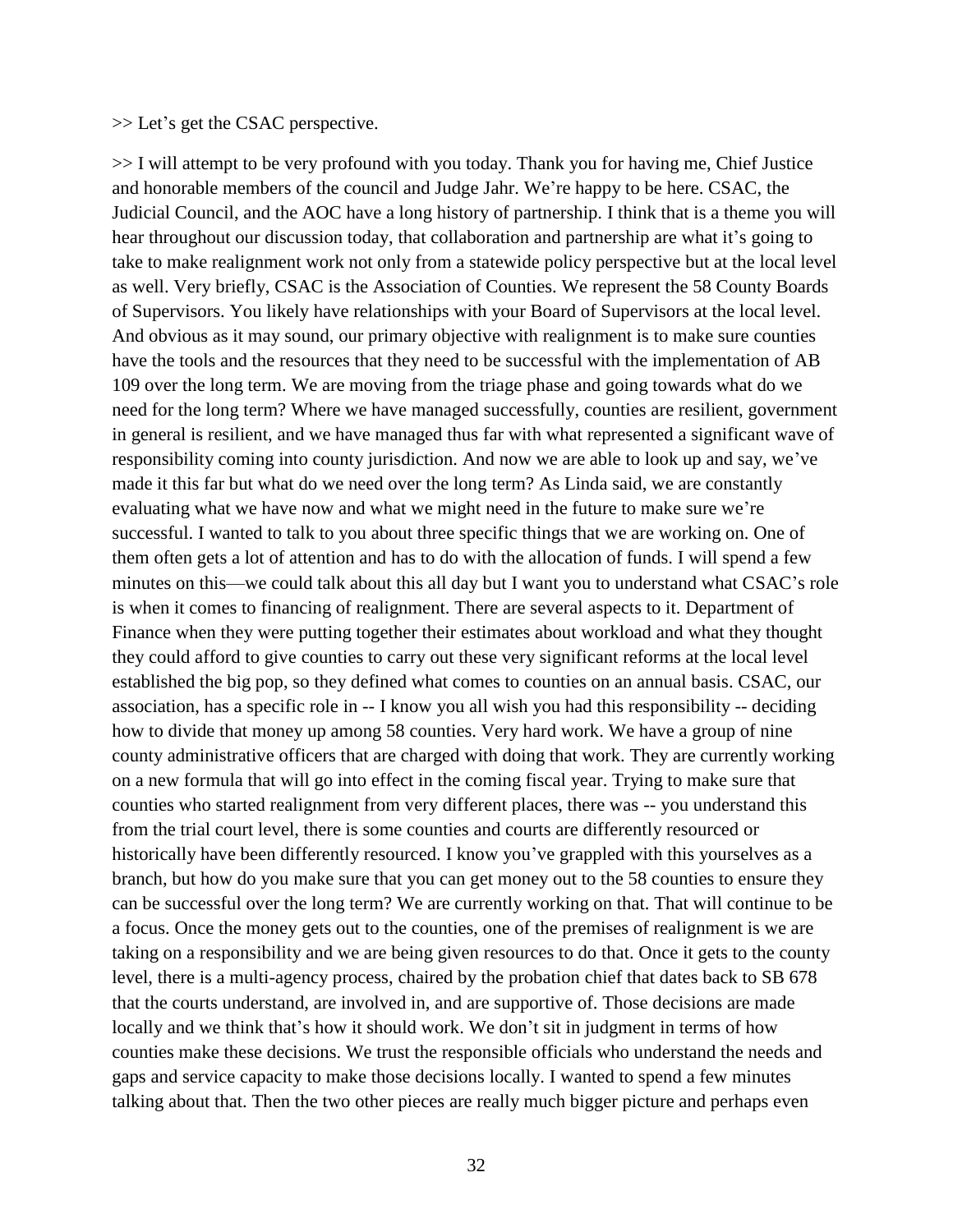>> Let's get the CSAC perspective.

>> I will attempt to be very profound with you today. Thank you for having me, Chief Justice and honorable members of the council and Judge Jahr. We're happy to be here. CSAC, the Judicial Council, and the AOC have a long history of partnership. I think that is a theme you will hear throughout our discussion today, that collaboration and partnership are what it's going to take to make realignment work not only from a statewide policy perspective but at the local level as well. Very briefly, CSAC is the Association of Counties. We represent the 58 County Boards of Supervisors. You likely have relationships with your Board of Supervisors at the local level. And obvious as it may sound, our primary objective with realignment is to make sure counties have the tools and the resources that they need to be successful with the implementation of AB 109 over the long term. We are moving from the triage phase and going towards what do we need for the long term? Where we have managed successfully, counties are resilient, government in general is resilient, and we have managed thus far with what represented a significant wave of responsibility coming into county jurisdiction. And now we are able to look up and say, we've made it this far but what do we need over the long term? As Linda said, we are constantly evaluating what we have now and what we might need in the future to make sure we're successful. I wanted to talk to you about three specific things that we are working on. One of them often gets a lot of attention and has to do with the allocation of funds. I will spend a few minutes on this—we could talk about this all day but I want you to understand what CSAC's role is when it comes to financing of realignment. There are several aspects to it. Department of Finance when they were putting together their estimates about workload and what they thought they could afford to give counties to carry out these very significant reforms at the local level established the big pop, so they defined what comes to counties on an annual basis. CSAC, our association, has a specific role in -- I know you all wish you had this responsibility -- deciding how to divide that money up among 58 counties. Very hard work. We have a group of nine county administrative officers that are charged with doing that work. They are currently working on a new formula that will go into effect in the coming fiscal year. Trying to make sure that counties who started realignment from very different places, there was -- you understand this from the trial court level, there is some counties and courts are differently resourced or historically have been differently resourced. I know you've grappled with this yourselves as a branch, but how do you make sure that you can get money out to the 58 counties to ensure they can be successful over the long term? We are currently working on that. That will continue to be a focus. Once the money gets out to the counties, one of the premises of realignment is we are taking on a responsibility and we are being given resources to do that. Once it gets to the county level, there is a multi-agency process, chaired by the probation chief that dates back to SB 678 that the courts understand, are involved in, and are supportive of. Those decisions are made locally and we think that's how it should work. We don't sit in judgment in terms of how counties make these decisions. We trust the responsible officials who understand the needs and gaps and service capacity to make those decisions locally. I wanted to spend a few minutes talking about that. Then the two other pieces are really much bigger picture and perhaps even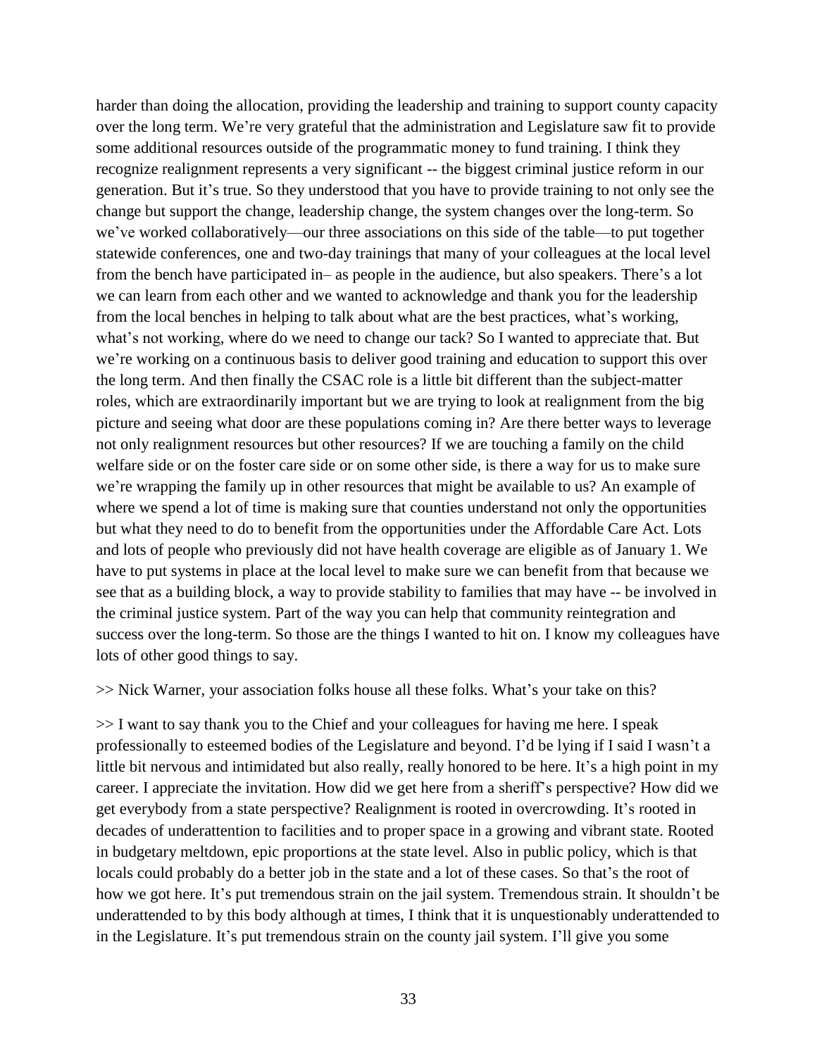harder than doing the allocation, providing the leadership and training to support county capacity over the long term. We're very grateful that the administration and Legislature saw fit to provide some additional resources outside of the programmatic money to fund training. I think they recognize realignment represents a very significant -- the biggest criminal justice reform in our generation. But it's true. So they understood that you have to provide training to not only see the change but support the change, leadership change, the system changes over the long-term. So we've worked collaboratively—our three associations on this side of the table—to put together statewide conferences, one and two-day trainings that many of your colleagues at the local level from the bench have participated in– as people in the audience, but also speakers. There's a lot we can learn from each other and we wanted to acknowledge and thank you for the leadership from the local benches in helping to talk about what are the best practices, what's working, what's not working, where do we need to change our tack? So I wanted to appreciate that. But we're working on a continuous basis to deliver good training and education to support this over the long term. And then finally the CSAC role is a little bit different than the subject-matter roles, which are extraordinarily important but we are trying to look at realignment from the big picture and seeing what door are these populations coming in? Are there better ways to leverage not only realignment resources but other resources? If we are touching a family on the child welfare side or on the foster care side or on some other side, is there a way for us to make sure we're wrapping the family up in other resources that might be available to us? An example of where we spend a lot of time is making sure that counties understand not only the opportunities but what they need to do to benefit from the opportunities under the Affordable Care Act. Lots and lots of people who previously did not have health coverage are eligible as of January 1. We have to put systems in place at the local level to make sure we can benefit from that because we see that as a building block, a way to provide stability to families that may have -- be involved in the criminal justice system. Part of the way you can help that community reintegration and success over the long-term. So those are the things I wanted to hit on. I know my colleagues have lots of other good things to say.

>> Nick Warner, your association folks house all these folks. What's your take on this?

>> I want to say thank you to the Chief and your colleagues for having me here. I speak professionally to esteemed bodies of the Legislature and beyond. I'd be lying if I said I wasn't a little bit nervous and intimidated but also really, really honored to be here. It's a high point in my career. I appreciate the invitation. How did we get here from a sheriff's perspective? How did we get everybody from a state perspective? Realignment is rooted in overcrowding. It's rooted in decades of underattention to facilities and to proper space in a growing and vibrant state. Rooted in budgetary meltdown, epic proportions at the state level. Also in public policy, which is that locals could probably do a better job in the state and a lot of these cases. So that's the root of how we got here. It's put tremendous strain on the jail system. Tremendous strain. It shouldn't be underattended to by this body although at times, I think that it is unquestionably underattended to in the Legislature. It's put tremendous strain on the county jail system. I'll give you some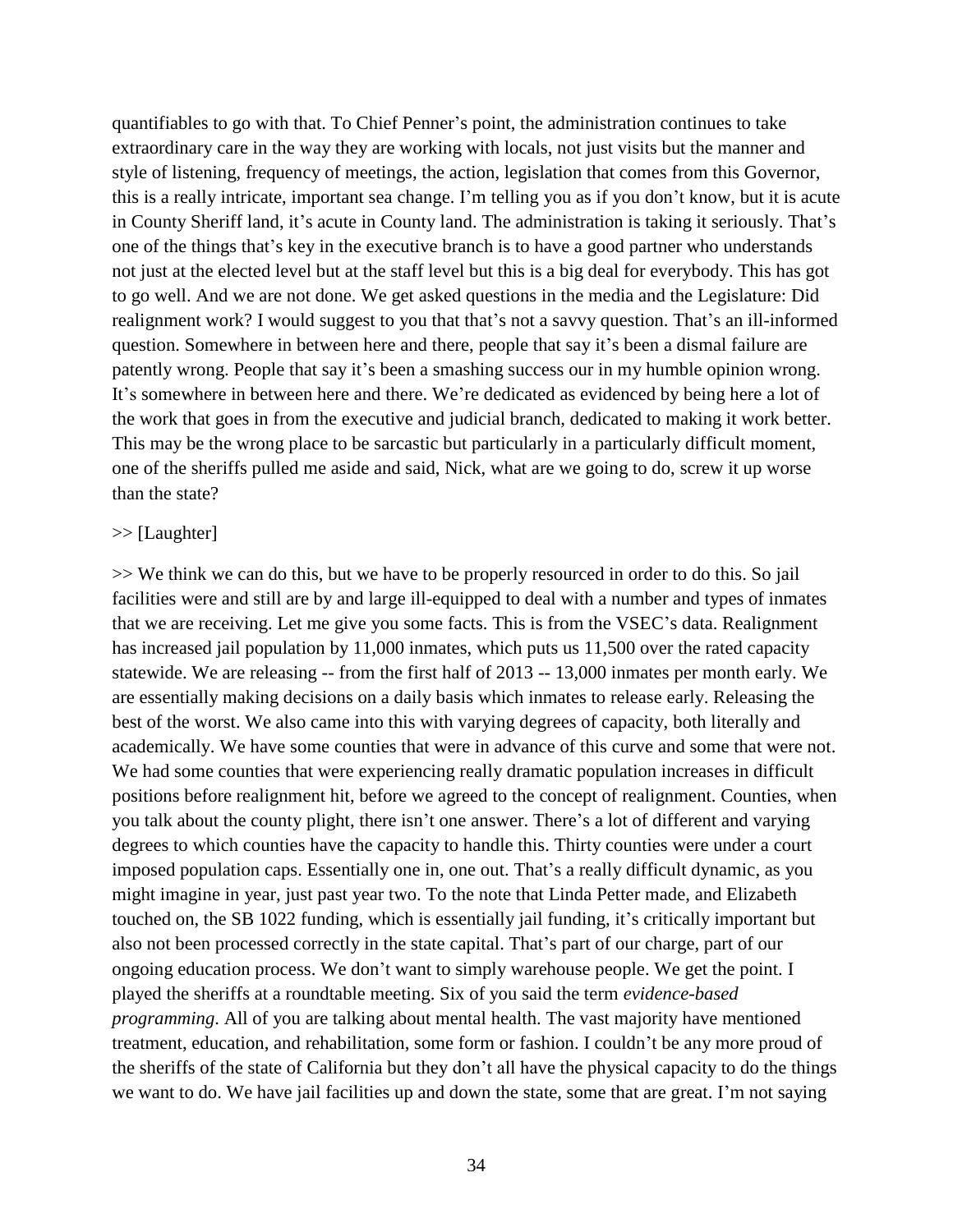quantifiables to go with that. To Chief Penner's point, the administration continues to take extraordinary care in the way they are working with locals, not just visits but the manner and style of listening, frequency of meetings, the action, legislation that comes from this Governor, this is a really intricate, important sea change. I'm telling you as if you don't know, but it is acute in County Sheriff land, it's acute in County land. The administration is taking it seriously. That's one of the things that's key in the executive branch is to have a good partner who understands not just at the elected level but at the staff level but this is a big deal for everybody. This has got to go well. And we are not done. We get asked questions in the media and the Legislature: Did realignment work? I would suggest to you that that's not a savvy question. That's an ill-informed question. Somewhere in between here and there, people that say it's been a dismal failure are patently wrong. People that say it's been a smashing success our in my humble opinion wrong. It's somewhere in between here and there. We're dedicated as evidenced by being here a lot of the work that goes in from the executive and judicial branch, dedicated to making it work better. This may be the wrong place to be sarcastic but particularly in a particularly difficult moment, one of the sheriffs pulled me aside and said, Nick, what are we going to do, screw it up worse than the state?

>> [Laughter]

>> We think we can do this, but we have to be properly resourced in order to do this. So jail facilities were and still are by and large ill-equipped to deal with a number and types of inmates that we are receiving. Let me give you some facts. This is from the VSEC's data. Realignment has increased jail population by 11,000 inmates, which puts us 11,500 over the rated capacity statewide. We are releasing -- from the first half of 2013 -- 13,000 inmates per month early. We are essentially making decisions on a daily basis which inmates to release early. Releasing the best of the worst. We also came into this with varying degrees of capacity, both literally and academically. We have some counties that were in advance of this curve and some that were not. We had some counties that were experiencing really dramatic population increases in difficult positions before realignment hit, before we agreed to the concept of realignment. Counties, when you talk about the county plight, there isn't one answer. There's a lot of different and varying degrees to which counties have the capacity to handle this. Thirty counties were under a court imposed population caps. Essentially one in, one out. That's a really difficult dynamic, as you might imagine in year, just past year two. To the note that Linda Petter made, and Elizabeth touched on, the SB 1022 funding, which is essentially jail funding, it's critically important but also not been processed correctly in the state capital. That's part of our charge, part of our ongoing education process. We don't want to simply warehouse people. We get the point. I played the sheriffs at a roundtable meeting. Six of you said the term *evidence-based programming*. All of you are talking about mental health. The vast majority have mentioned treatment, education, and rehabilitation, some form or fashion. I couldn't be any more proud of the sheriffs of the state of California but they don't all have the physical capacity to do the things we want to do. We have jail facilities up and down the state, some that are great. I'm not saying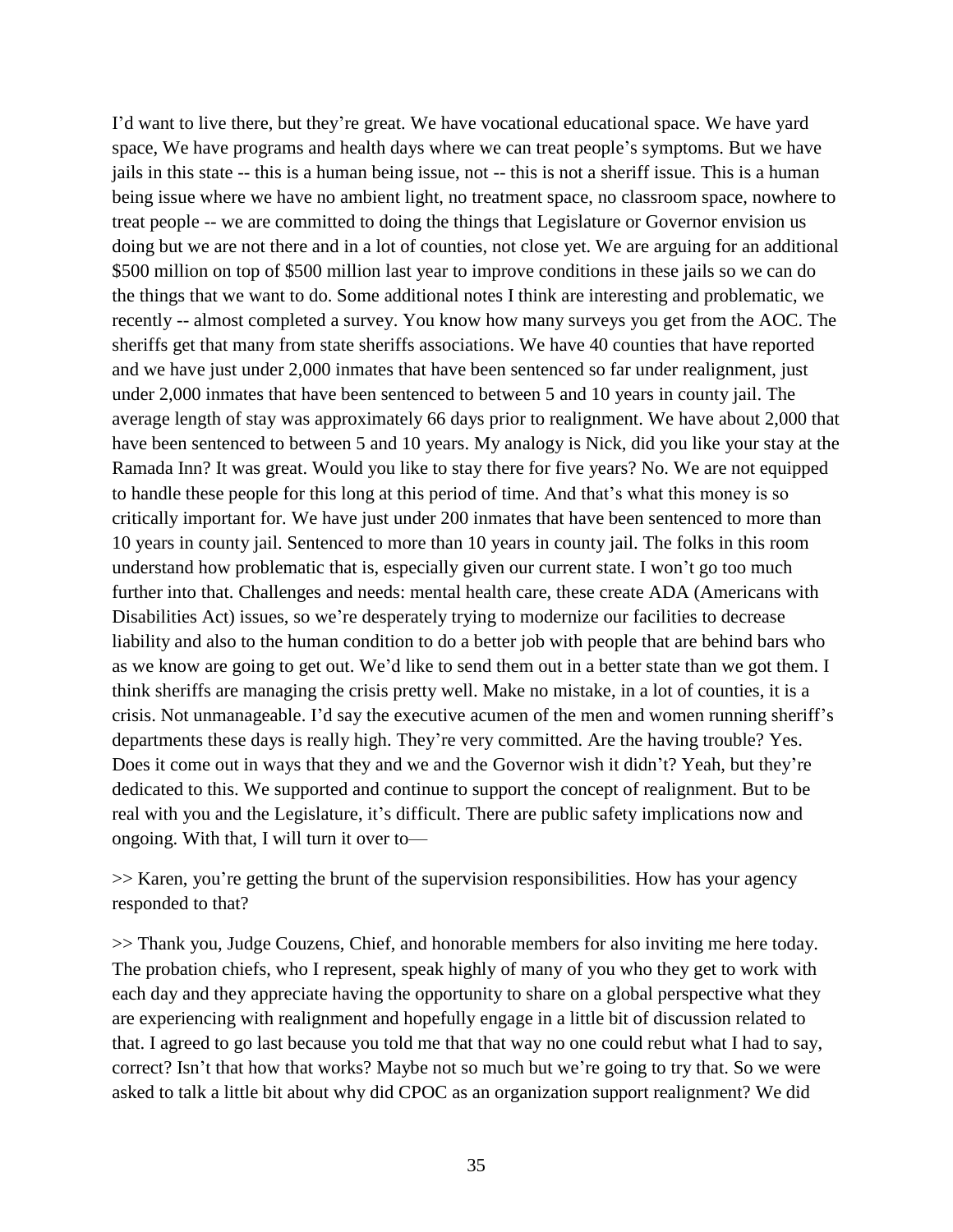I'd want to live there, but they're great. We have vocational educational space. We have yard space, We have programs and health days where we can treat people's symptoms. But we have jails in this state -- this is a human being issue, not -- this is not a sheriff issue. This is a human being issue where we have no ambient light, no treatment space, no classroom space, nowhere to treat people -- we are committed to doing the things that Legislature or Governor envision us doing but we are not there and in a lot of counties, not close yet. We are arguing for an additional $500 million on top of $500 million last year to improve conditions in these jails so we can do the things that we want to do. Some additional notes I think are interesting and problematic, we recently -- almost completed a survey. You know how many surveys you get from the AOC. The sheriffs get that many from state sheriffs associations. We have 40 counties that have reported and we have just under 2,000 inmates that have been sentenced so far under realignment, just under 2,000 inmates that have been sentenced to between 5 and 10 years in county jail. The average length of stay was approximately 66 days prior to realignment. We have about 2,000 that have been sentenced to between 5 and 10 years. My analogy is Nick, did you like your stay at the Ramada Inn? It was great. Would you like to stay there for five years? No. We are not equipped to handle these people for this long at this period of time. And that's what this money is so critically important for. We have just under 200 inmates that have been sentenced to more than 10 years in county jail. Sentenced to more than 10 years in county jail. The folks in this room understand how problematic that is, especially given our current state. I won't go too much further into that. Challenges and needs: mental health care, these create ADA (Americans with Disabilities Act) issues, so we're desperately trying to modernize our facilities to decrease liability and also to the human condition to do a better job with people that are behind bars who as we know are going to get out. We'd like to send them out in a better state than we got them. I think sheriffs are managing the crisis pretty well. Make no mistake, in a lot of counties, it is a crisis. Not unmanageable. I'd say the executive acumen of the men and women running sheriff's departments these days is really high. They're very committed. Are the having trouble? Yes. Does it come out in ways that they and we and the Governor wish it didn't? Yeah, but they're dedicated to this. We supported and continue to support the concept of realignment. But to be real with you and the Legislature, it's difficult. There are public safety implications now and ongoing. With that, I will turn it over to—

>> Karen, you're getting the brunt of the supervision responsibilities. How has your agency responded to that?

>> Thank you, Judge Couzens, Chief, and honorable members for also inviting me here today. The probation chiefs, who I represent, speak highly of many of you who they get to work with each day and they appreciate having the opportunity to share on a global perspective what they are experiencing with realignment and hopefully engage in a little bit of discussion related to that. I agreed to go last because you told me that that way no one could rebut what I had to say, correct? Isn't that how that works? Maybe not so much but we're going to try that. So we were asked to talk a little bit about why did CPOC as an organization support realignment? We did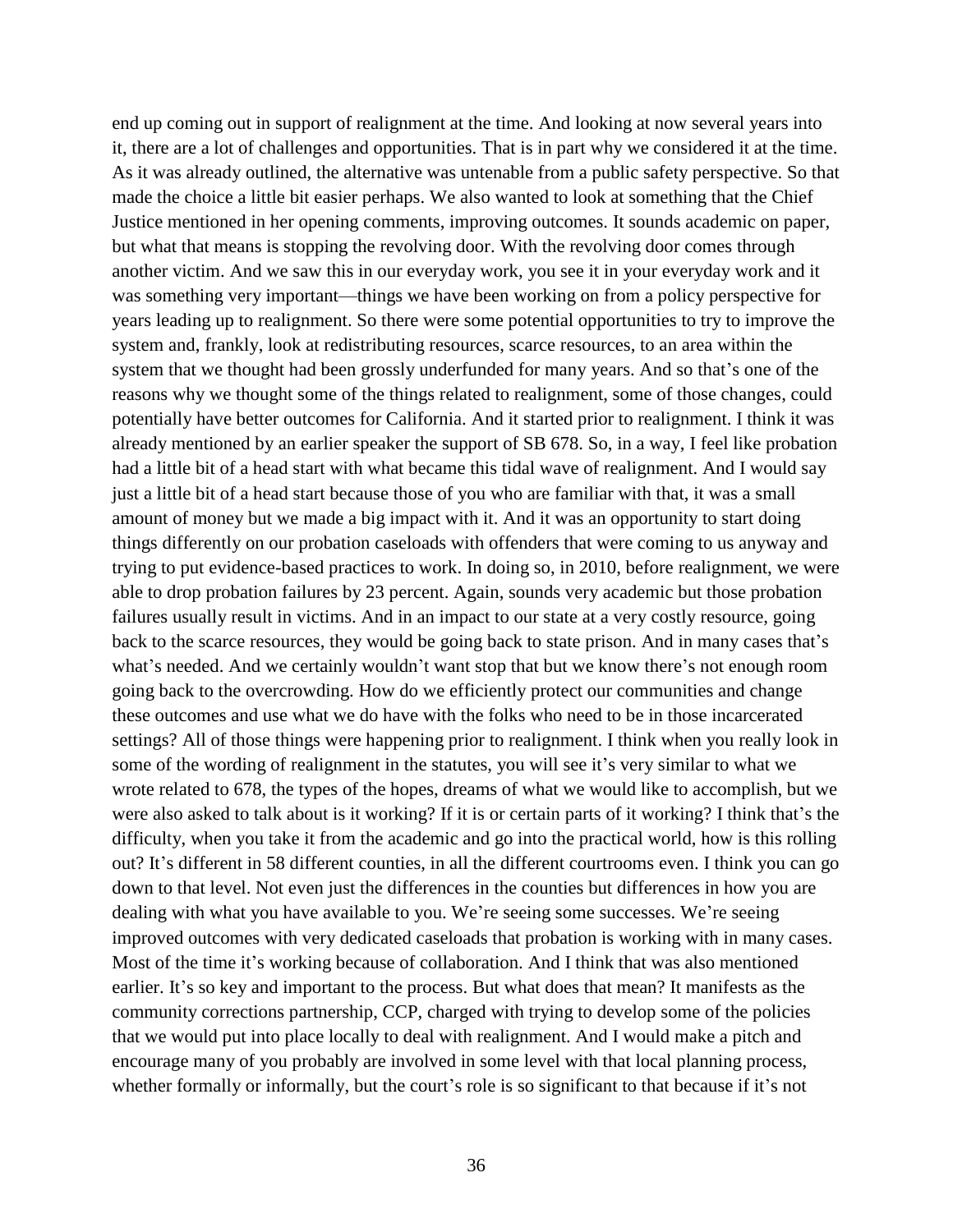end up coming out in support of realignment at the time. And looking at now several years into it, there are a lot of challenges and opportunities. That is in part why we considered it at the time. As it was already outlined, the alternative was untenable from a public safety perspective. So that made the choice a little bit easier perhaps. We also wanted to look at something that the Chief Justice mentioned in her opening comments, improving outcomes. It sounds academic on paper, but what that means is stopping the revolving door. With the revolving door comes through another victim. And we saw this in our everyday work, you see it in your everyday work and it was something very important—things we have been working on from a policy perspective for years leading up to realignment. So there were some potential opportunities to try to improve the system and, frankly, look at redistributing resources, scarce resources, to an area within the system that we thought had been grossly underfunded for many years. And so that's one of the reasons why we thought some of the things related to realignment, some of those changes, could potentially have better outcomes for California. And it started prior to realignment. I think it was already mentioned by an earlier speaker the support of SB 678. So, in a way, I feel like probation had a little bit of a head start with what became this tidal wave of realignment. And I would say just a little bit of a head start because those of you who are familiar with that, it was a small amount of money but we made a big impact with it. And it was an opportunity to start doing things differently on our probation caseloads with offenders that were coming to us anyway and trying to put evidence-based practices to work. In doing so, in 2010, before realignment, we were able to drop probation failures by 23 percent. Again, sounds very academic but those probation failures usually result in victims. And in an impact to our state at a very costly resource, going back to the scarce resources, they would be going back to state prison. And in many cases that's what's needed. And we certainly wouldn't want stop that but we know there's not enough room going back to the overcrowding. How do we efficiently protect our communities and change these outcomes and use what we do have with the folks who need to be in those incarcerated settings? All of those things were happening prior to realignment. I think when you really look in some of the wording of realignment in the statutes, you will see it's very similar to what we wrote related to 678, the types of the hopes, dreams of what we would like to accomplish, but we were also asked to talk about is it working? If it is or certain parts of it working? I think that's the difficulty, when you take it from the academic and go into the practical world, how is this rolling out? It's different in 58 different counties, in all the different courtrooms even. I think you can go down to that level. Not even just the differences in the counties but differences in how you are dealing with what you have available to you. We're seeing some successes. We're seeing improved outcomes with very dedicated caseloads that probation is working with in many cases. Most of the time it's working because of collaboration. And I think that was also mentioned earlier. It's so key and important to the process. But what does that mean? It manifests as the community corrections partnership, CCP, charged with trying to develop some of the policies that we would put into place locally to deal with realignment. And I would make a pitch and encourage many of you probably are involved in some level with that local planning process, whether formally or informally, but the court's role is so significant to that because if it's not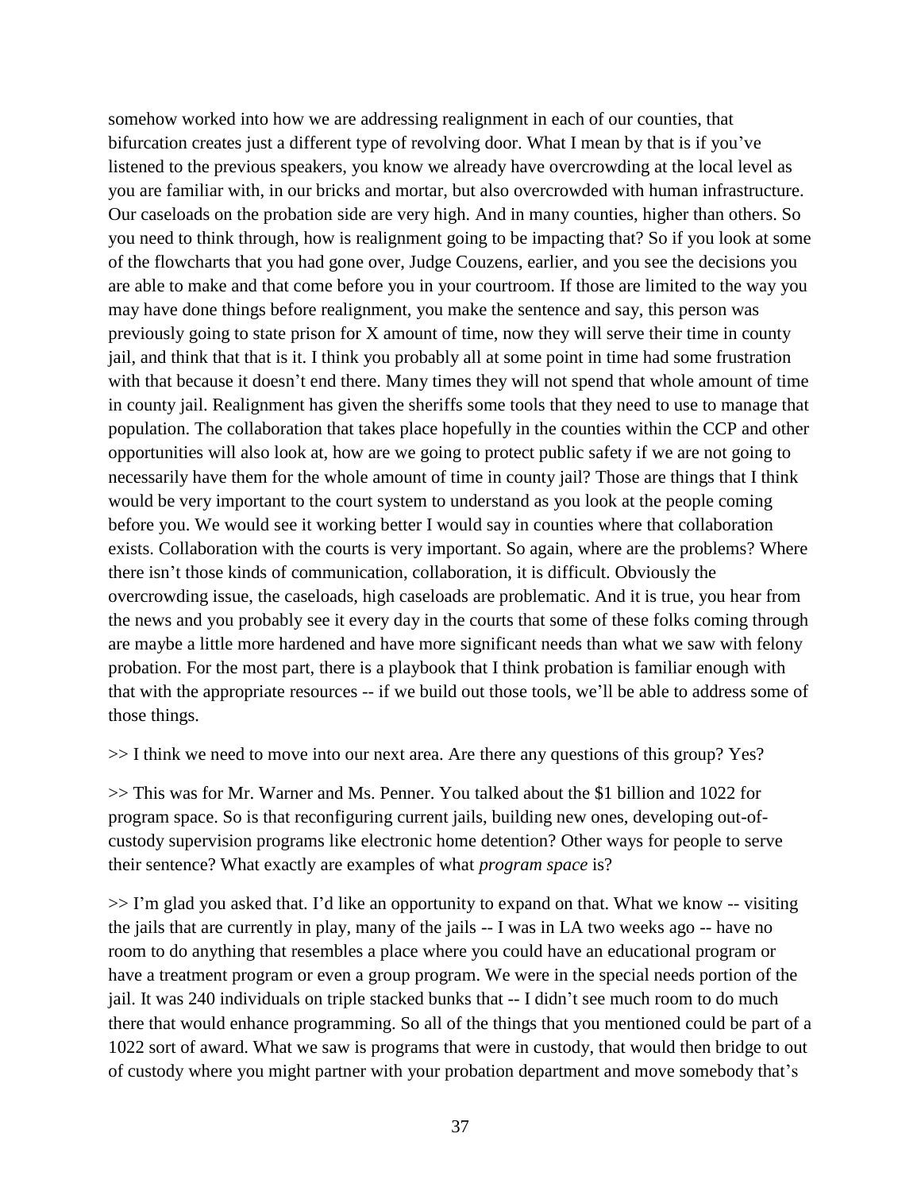somehow worked into how we are addressing realignment in each of our counties, that bifurcation creates just a different type of revolving door. What I mean by that is if you've listened to the previous speakers, you know we already have overcrowding at the local level as you are familiar with, in our bricks and mortar, but also overcrowded with human infrastructure. Our caseloads on the probation side are very high. And in many counties, higher than others. So you need to think through, how is realignment going to be impacting that? So if you look at some of the flowcharts that you had gone over, Judge Couzens, earlier, and you see the decisions you are able to make and that come before you in your courtroom. If those are limited to the way you may have done things before realignment, you make the sentence and say, this person was previously going to state prison for X amount of time, now they will serve their time in county jail, and think that that is it. I think you probably all at some point in time had some frustration with that because it doesn't end there. Many times they will not spend that whole amount of time in county jail. Realignment has given the sheriffs some tools that they need to use to manage that population. The collaboration that takes place hopefully in the counties within the CCP and other opportunities will also look at, how are we going to protect public safety if we are not going to necessarily have them for the whole amount of time in county jail? Those are things that I think would be very important to the court system to understand as you look at the people coming before you. We would see it working better I would say in counties where that collaboration exists. Collaboration with the courts is very important. So again, where are the problems? Where there isn't those kinds of communication, collaboration, it is difficult. Obviously the overcrowding issue, the caseloads, high caseloads are problematic. And it is true, you hear from the news and you probably see it every day in the courts that some of these folks coming through are maybe a little more hardened and have more significant needs than what we saw with felony probation. For the most part, there is a playbook that I think probation is familiar enough with that with the appropriate resources -- if we build out those tools, we'll be able to address some of those things.

>> I think we need to move into our next area. Are there any questions of this group? Yes?

>> This was for Mr. Warner and Ms. Penner. You talked about the $1 billion and 1022 for program space. So is that reconfiguring current jails, building new ones, developing out-of-custody supervision programs like electronic home detention? Other ways for people to serve their sentence? What exactly are examples of what *program space* is?

>> I'm glad you asked that. I'd like an opportunity to expand on that. What we know -- visiting the jails that are currently in play, many of the jails -- I was in LA two weeks ago -- have no room to do anything that resembles a place where you could have an educational program or have a treatment program or even a group program. We were in the special needs portion of the jail. It was 240 individuals on triple stacked bunks that -- I didn't see much room to do much there that would enhance programming. So all of the things that you mentioned could be part of a 1022 sort of award. What we saw is programs that were in custody, that would then bridge to out of custody where you might partner with your probation department and move somebody that's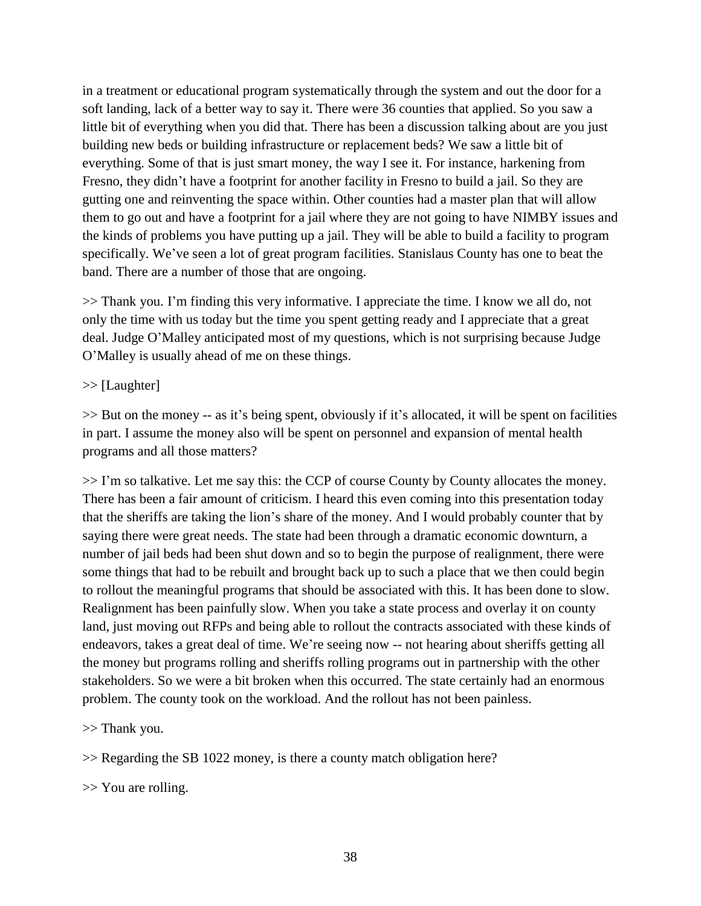in a treatment or educational program systematically through the system and out the door for a soft landing, lack of a better way to say it. There were 36 counties that applied. So you saw a little bit of everything when you did that. There has been a discussion talking about are you just building new beds or building infrastructure or replacement beds? We saw a little bit of everything. Some of that is just smart money, the way I see it. For instance, harkening from Fresno, they didn't have a footprint for another facility in Fresno to build a jail. So they are gutting one and reinventing the space within. Other counties had a master plan that will allow them to go out and have a footprint for a jail where they are not going to have NIMBY issues and the kinds of problems you have putting up a jail. They will be able to build a facility to program specifically. We've seen a lot of great program facilities. Stanislaus County has one to beat the band. There are a number of those that are ongoing.

>> Thank you. I'm finding this very informative. I appreciate the time. I know we all do, not only the time with us today but the time you spent getting ready and I appreciate that a great deal. Judge O'Malley anticipated most of my questions, which is not surprising because Judge O'Malley is usually ahead of me on these things.

>> [Laughter]

>> But on the money -- as it's being spent, obviously if it's allocated, it will be spent on facilities in part. I assume the money also will be spent on personnel and expansion of mental health programs and all those matters?

>> I'm so talkative. Let me say this: the CCP of course County by County allocates the money. There has been a fair amount of criticism. I heard this even coming into this presentation today that the sheriffs are taking the lion's share of the money. And I would probably counter that by saying there were great needs. The state had been through a dramatic economic downturn, a number of jail beds had been shut down and so to begin the purpose of realignment, there were some things that had to be rebuilt and brought back up to such a place that we then could begin to rollout the meaningful programs that should be associated with this. It has been done to slow. Realignment has been painfully slow. When you take a state process and overlay it on county land, just moving out RFPs and being able to rollout the contracts associated with these kinds of endeavors, takes a great deal of time. We're seeing now -- not hearing about sheriffs getting all the money but programs rolling and sheriffs rolling programs out in partnership with the other stakeholders. So we were a bit broken when this occurred. The state certainly had an enormous problem. The county took on the workload. And the rollout has not been painless.

>> Thank you.

>> Regarding the SB 1022 money, is there a county match obligation here?

>> You are rolling.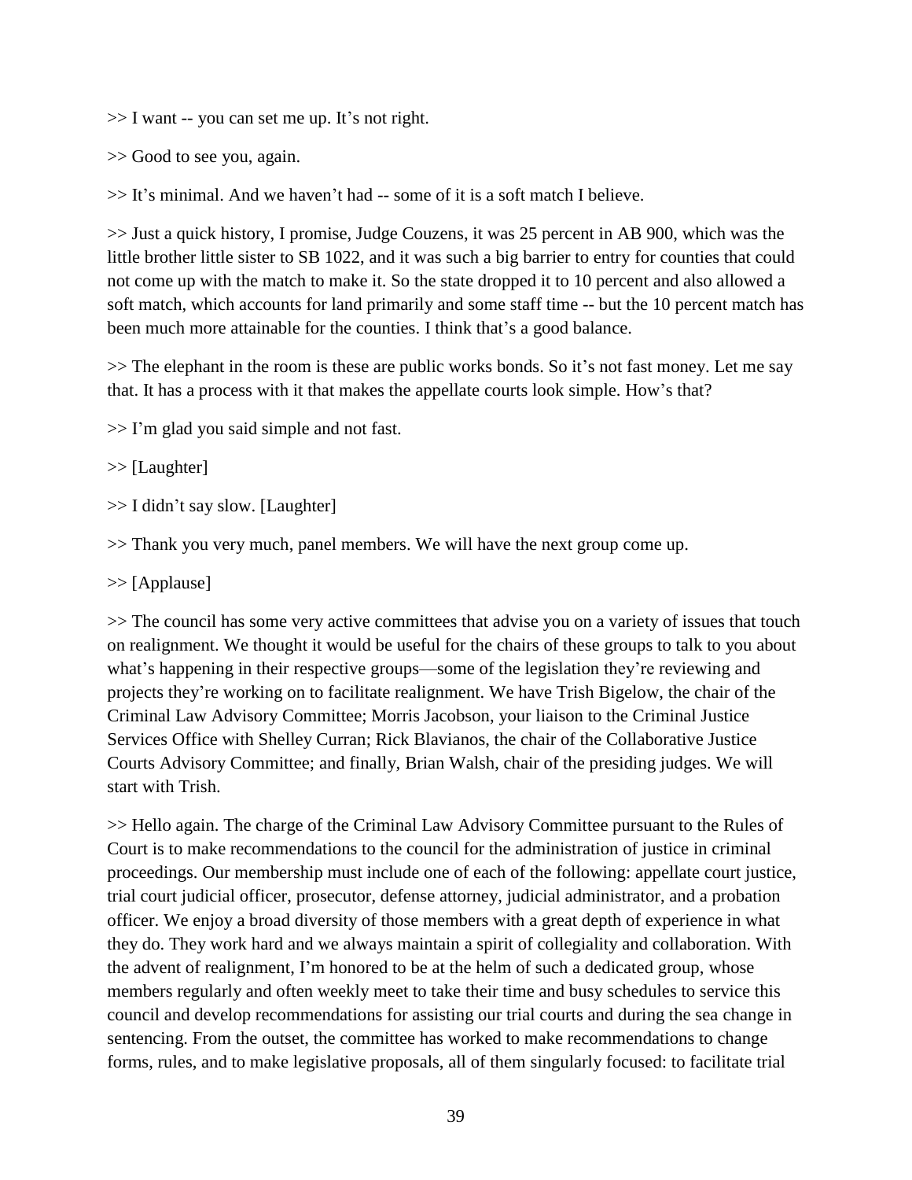>> I want -- you can set me up. It’s not right.

>> Good to see you, again.

>> It’s minimal. And we haven’t had -- some of it is a soft match I believe.

>> Just a quick history, I promise, Judge Couzens, it was 25 percent in AB 900, which was the little brother little sister to SB 1022, and it was such a big barrier to entry for counties that could not come up with the match to make it. So the state dropped it to 10 percent and also allowed a soft match, which accounts for land primarily and some staff time -- but the 10 percent match has been much more attainable for the counties. I think that’s a good balance.

>> The elephant in the room is these are public works bonds. So it’s not fast money. Let me say that. It has a process with it that makes the appellate courts look simple. How’s that?

>> I’m glad you said simple and not fast.

>> [Laughter]

>> I didn’t say slow. [Laughter]

>> Thank you very much, panel members. We will have the next group come up.

>> [Applause]

>> The council has some very active committees that advise you on a variety of issues that touch on realignment. We thought it would be useful for the chairs of these groups to talk to you about what’s happening in their respective groups—some of the legislation they’re reviewing and projects they’re working on to facilitate realignment. We have Trish Bigelow, the chair of the Criminal Law Advisory Committee; Morris Jacobson, your liaison to the Criminal Justice Services Office with Shelley Curran; Rick Blavianos, the chair of the Collaborative Justice Courts Advisory Committee; and finally, Brian Walsh, chair of the presiding judges. We will start with Trish.

>> Hello again. The charge of the Criminal Law Advisory Committee pursuant to the Rules of Court is to make recommendations to the council for the administration of justice in criminal proceedings. Our membership must include one of each of the following: appellate court justice, trial court judicial officer, prosecutor, defense attorney, judicial administrator, and a probation officer. We enjoy a broad diversity of those members with a great depth of experience in what they do. They work hard and we always maintain a spirit of collegiality and collaboration. With the advent of realignment, I’m honored to be at the helm of such a dedicated group, whose members regularly and often weekly meet to take their time and busy schedules to service this council and develop recommendations for assisting our trial courts and during the sea change in sentencing. From the outset, the committee has worked to make recommendations to change forms, rules, and to make legislative proposals, all of them singularly focused: to facilitate trial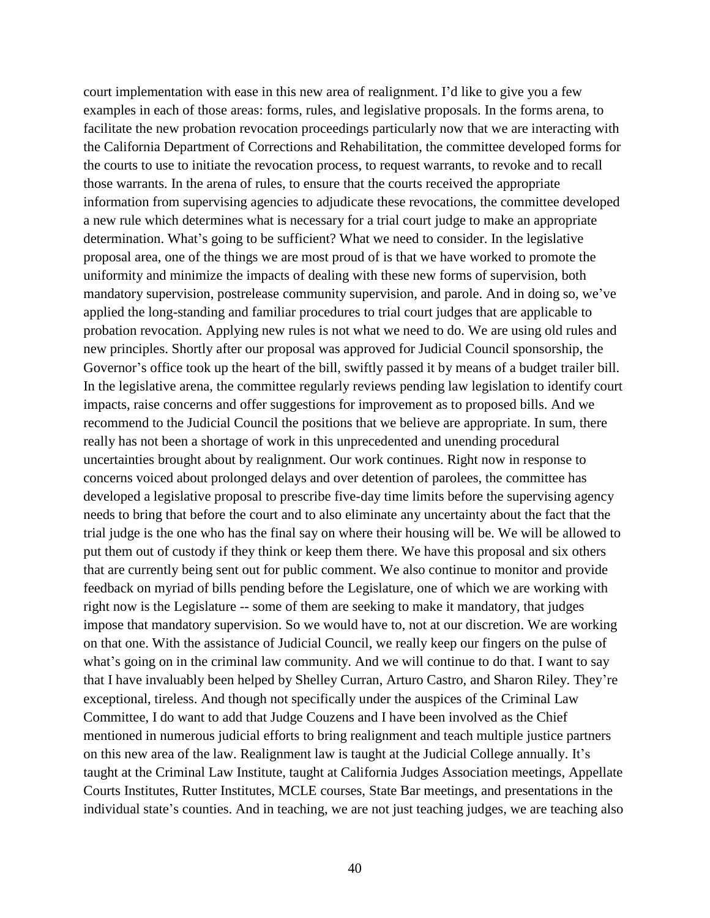court implementation with ease in this new area of realignment. I'd like to give you a few examples in each of those areas: forms, rules, and legislative proposals. In the forms arena, to facilitate the new probation revocation proceedings particularly now that we are interacting with the California Department of Corrections and Rehabilitation, the committee developed forms for the courts to use to initiate the revocation process, to request warrants, to revoke and to recall those warrants. In the arena of rules, to ensure that the courts received the appropriate information from supervising agencies to adjudicate these revocations, the committee developed a new rule which determines what is necessary for a trial court judge to make an appropriate determination. What's going to be sufficient? What we need to consider. In the legislative proposal area, one of the things we are most proud of is that we have worked to promote the uniformity and minimize the impacts of dealing with these new forms of supervision, both mandatory supervision, postrelease community supervision, and parole. And in doing so, we've applied the long-standing and familiar procedures to trial court judges that are applicable to probation revocation. Applying new rules is not what we need to do. We are using old rules and new principles. Shortly after our proposal was approved for Judicial Council sponsorship, the Governor's office took up the heart of the bill, swiftly passed it by means of a budget trailer bill. In the legislative arena, the committee regularly reviews pending law legislation to identify court impacts, raise concerns and offer suggestions for improvement as to proposed bills. And we recommend to the Judicial Council the positions that we believe are appropriate. In sum, there really has not been a shortage of work in this unprecedented and unending procedural uncertainties brought about by realignment. Our work continues. Right now in response to concerns voiced about prolonged delays and over detention of parolees, the committee has developed a legislative proposal to prescribe five-day time limits before the supervising agency needs to bring that before the court and to also eliminate any uncertainty about the fact that the trial judge is the one who has the final say on where their housing will be. We will be allowed to put them out of custody if they think or keep them there. We have this proposal and six others that are currently being sent out for public comment. We also continue to monitor and provide feedback on myriad of bills pending before the Legislature, one of which we are working with right now is the Legislature -- some of them are seeking to make it mandatory, that judges impose that mandatory supervision. So we would have to, not at our discretion. We are working on that one. With the assistance of Judicial Council, we really keep our fingers on the pulse of what's going on in the criminal law community. And we will continue to do that. I want to say that I have invaluably been helped by Shelley Curran, Arturo Castro, and Sharon Riley. They're exceptional, tireless. And though not specifically under the auspices of the Criminal Law Committee, I do want to add that Judge Couzens and I have been involved as the Chief mentioned in numerous judicial efforts to bring realignment and teach multiple justice partners on this new area of the law. Realignment law is taught at the Judicial College annually. It's taught at the Criminal Law Institute, taught at California Judges Association meetings, Appellate Courts Institutes, Rutter Institutes, MCLE courses, State Bar meetings, and presentations in the individual state's counties. And in teaching, we are not just teaching judges, we are teaching also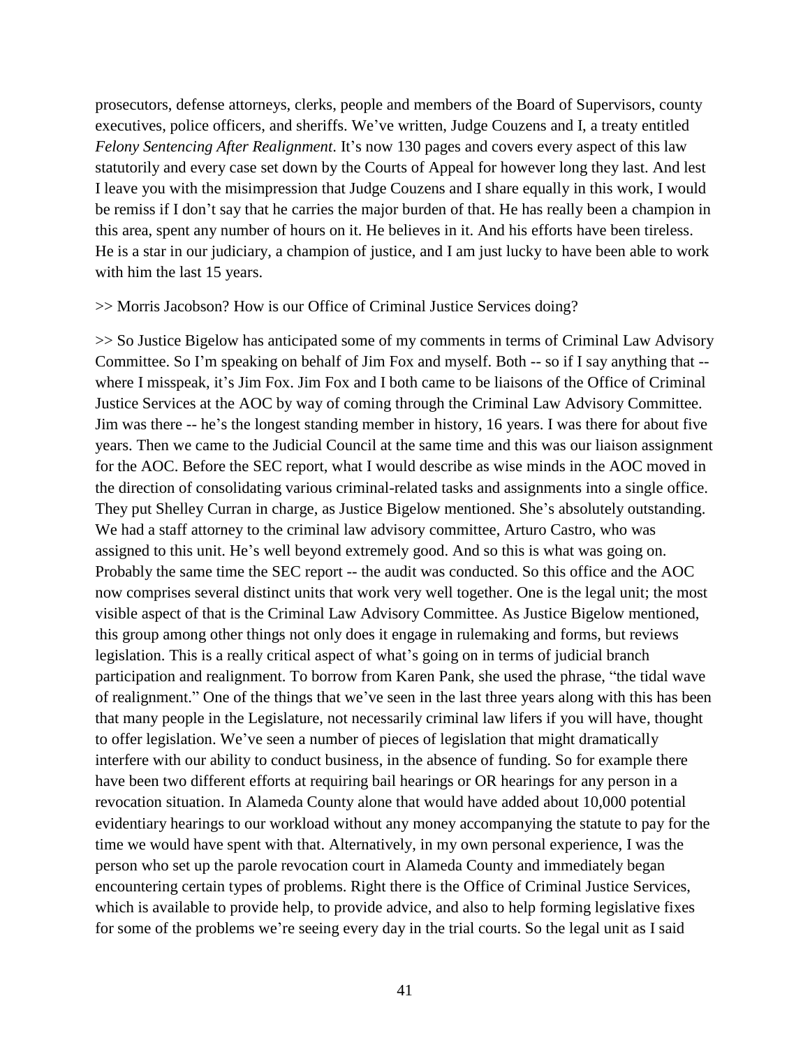prosecutors, defense attorneys, clerks, people and members of the Board of Supervisors, county executives, police officers, and sheriffs. We've written, Judge Couzens and I, a treaty entitled *Felony Sentencing After Realignment*. It's now 130 pages and covers every aspect of this law statutorily and every case set down by the Courts of Appeal for however long they last. And lest I leave you with the misimpression that Judge Couzens and I share equally in this work, I would be remiss if I don't say that he carries the major burden of that. He has really been a champion in this area, spent any number of hours on it. He believes in it. And his efforts have been tireless. He is a star in our judiciary, a champion of justice, and I am just lucky to have been able to work with him the last 15 years.

>> Morris Jacobson? How is our Office of Criminal Justice Services doing?

>> So Justice Bigelow has anticipated some of my comments in terms of Criminal Law Advisory Committee. So I'm speaking on behalf of Jim Fox and myself. Both -- so if I say anything that -- where I misspeak, it's Jim Fox. Jim Fox and I both came to be liaisons of the Office of Criminal Justice Services at the AOC by way of coming through the Criminal Law Advisory Committee. Jim was there -- he's the longest standing member in history, 16 years. I was there for about five years. Then we came to the Judicial Council at the same time and this was our liaison assignment for the AOC. Before the SEC report, what I would describe as wise minds in the AOC moved in the direction of consolidating various criminal-related tasks and assignments into a single office. They put Shelley Curran in charge, as Justice Bigelow mentioned. She's absolutely outstanding. We had a staff attorney to the criminal law advisory committee, Arturo Castro, who was assigned to this unit. He's well beyond extremely good. And so this is what was going on. Probably the same time the SEC report -- the audit was conducted. So this office and the AOC now comprises several distinct units that work very well together. One is the legal unit; the most visible aspect of that is the Criminal Law Advisory Committee. As Justice Bigelow mentioned, this group among other things not only does it engage in rulemaking and forms, but reviews legislation. This is a really critical aspect of what's going on in terms of judicial branch participation and realignment. To borrow from Karen Pank, she used the phrase, "the tidal wave of realignment." One of the things that we've seen in the last three years along with this has been that many people in the Legislature, not necessarily criminal law lifers if you will have, thought to offer legislation. We've seen a number of pieces of legislation that might dramatically interfere with our ability to conduct business, in the absence of funding. So for example there have been two different efforts at requiring bail hearings or OR hearings for any person in a revocation situation. In Alameda County alone that would have added about 10,000 potential evidentiary hearings to our workload without any money accompanying the statute to pay for the time we would have spent with that. Alternatively, in my own personal experience, I was the person who set up the parole revocation court in Alameda County and immediately began encountering certain types of problems. Right there is the Office of Criminal Justice Services, which is available to provide help, to provide advice, and also to help forming legislative fixes for some of the problems we're seeing every day in the trial courts. So the legal unit as I said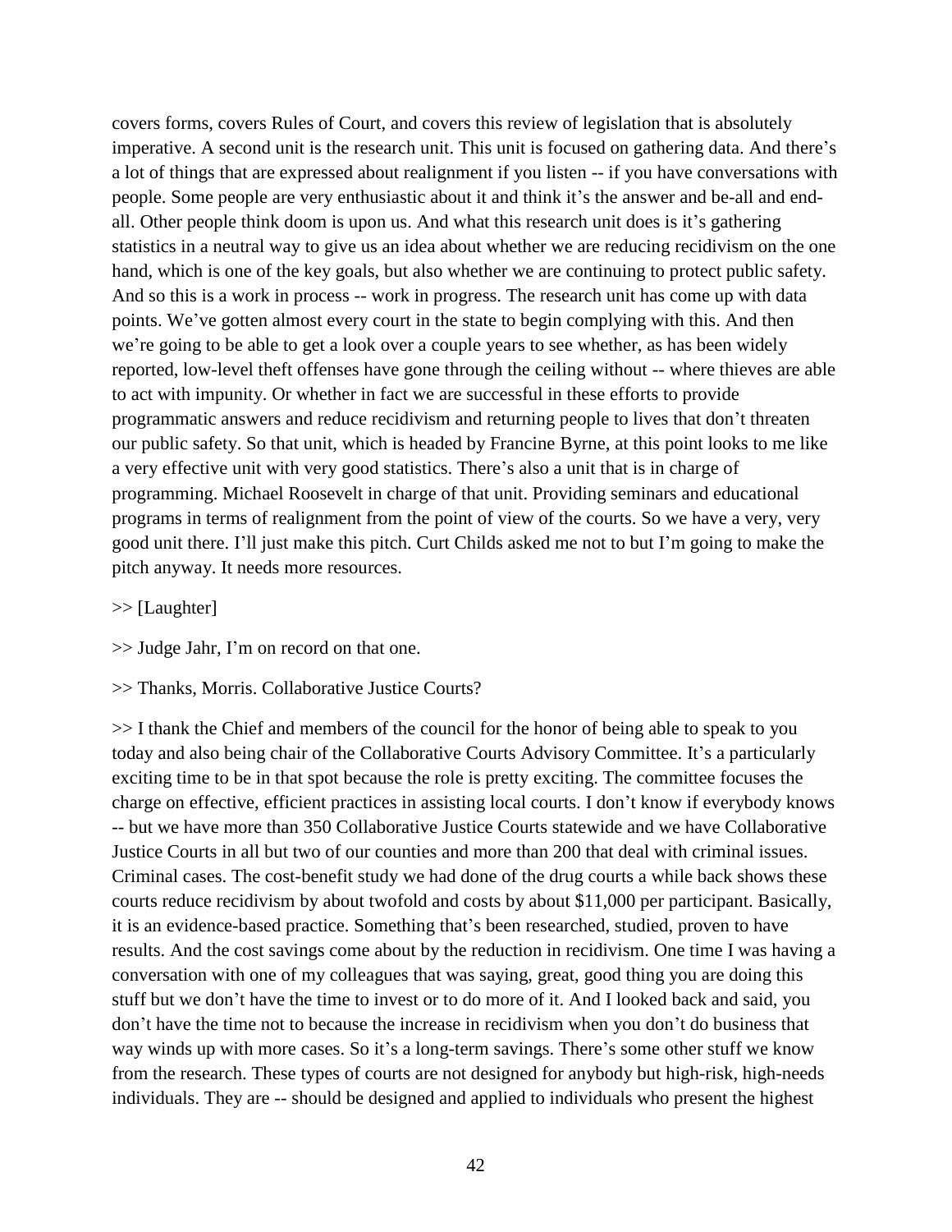covers forms, covers Rules of Court, and covers this review of legislation that is absolutely imperative. A second unit is the research unit. This unit is focused on gathering data. And there's a lot of things that are expressed about realignment if you listen -- if you have conversations with people. Some people are very enthusiastic about it and think it's the answer and be-all and end-all. Other people think doom is upon us. And what this research unit does is it's gathering statistics in a neutral way to give us an idea about whether we are reducing recidivism on the one hand, which is one of the key goals, but also whether we are continuing to protect public safety. And so this is a work in process -- work in progress. The research unit has come up with data points. We've gotten almost every court in the state to begin complying with this. And then we're going to be able to get a look over a couple years to see whether, as has been widely reported, low-level theft offenses have gone through the ceiling without -- where thieves are able to act with impunity. Or whether in fact we are successful in these efforts to provide programmatic answers and reduce recidivism and returning people to lives that don't threaten our public safety. So that unit, which is headed by Francine Byrne, at this point looks to me like a very effective unit with very good statistics. There's also a unit that is in charge of programming. Michael Roosevelt in charge of that unit. Providing seminars and educational programs in terms of realignment from the point of view of the courts. So we have a very, very good unit there. I'll just make this pitch. Curt Childs asked me not to but I'm going to make the pitch anyway. It needs more resources.

>> [Laughter]

>> Judge Jahr, I'm on record on that one.

>> Thanks, Morris. Collaborative Justice Courts?

>> I thank the Chief and members of the council for the honor of being able to speak to you today and also being chair of the Collaborative Courts Advisory Committee. It's a particularly exciting time to be in that spot because the role is pretty exciting. The committee focuses the charge on effective, efficient practices in assisting local courts. I don't know if everybody knows -- but we have more than 350 Collaborative Justice Courts statewide and we have Collaborative Justice Courts in all but two of our counties and more than 200 that deal with criminal issues. Criminal cases. The cost-benefit study we had done of the drug courts a while back shows these courts reduce recidivism by about twofold and costs by about $11,000 per participant. Basically, it is an evidence-based practice. Something that's been researched, studied, proven to have results. And the cost savings come about by the reduction in recidivism. One time I was having a conversation with one of my colleagues that was saying, great, good thing you are doing this stuff but we don't have the time to invest or to do more of it. And I looked back and said, you don't have the time not to because the increase in recidivism when you don't do business that way winds up with more cases. So it's a long-term savings. There's some other stuff we know from the research. These types of courts are not designed for anybody but high-risk, high-needs individuals. They are -- should be designed and applied to individuals who present the highest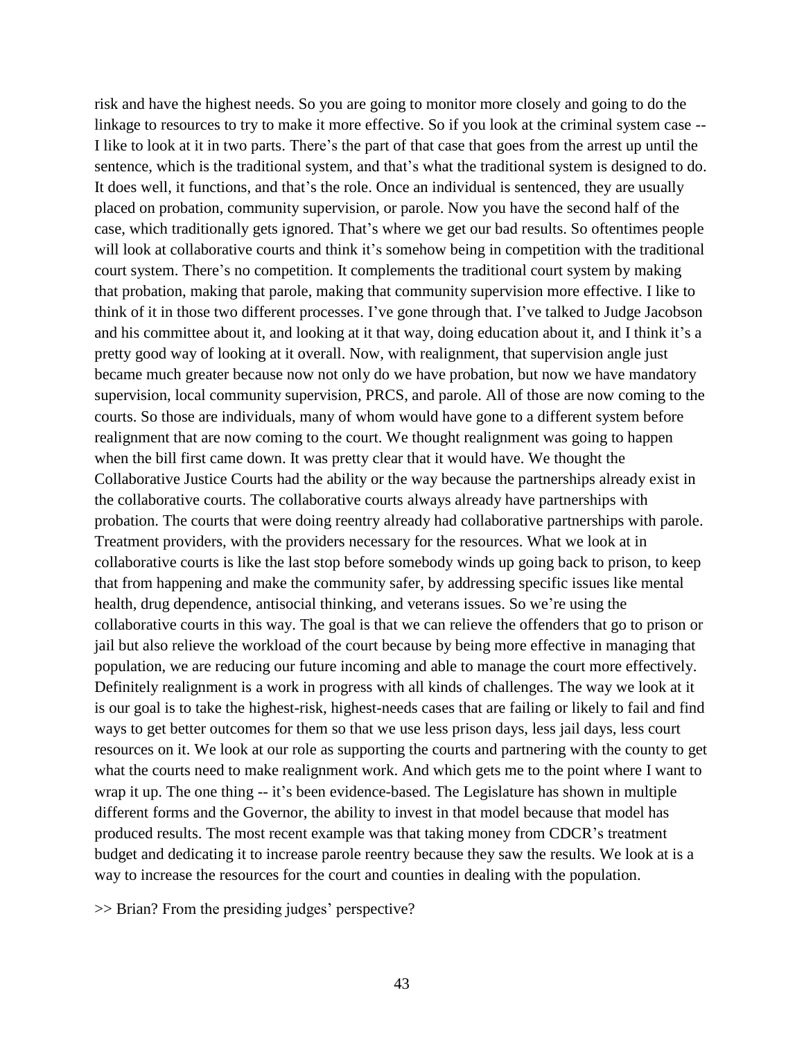risk and have the highest needs. So you are going to monitor more closely and going to do the linkage to resources to try to make it more effective. So if you look at the criminal system case -- I like to look at it in two parts. There's the part of that case that goes from the arrest up until the sentence, which is the traditional system, and that's what the traditional system is designed to do. It does well, it functions, and that's the role. Once an individual is sentenced, they are usually placed on probation, community supervision, or parole. Now you have the second half of the case, which traditionally gets ignored. That's where we get our bad results. So oftentimes people will look at collaborative courts and think it's somehow being in competition with the traditional court system. There's no competition. It complements the traditional court system by making that probation, making that parole, making that community supervision more effective. I like to think of it in those two different processes. I've gone through that. I've talked to Judge Jacobson and his committee about it, and looking at it that way, doing education about it, and I think it's a pretty good way of looking at it overall. Now, with realignment, that supervision angle just became much greater because now not only do we have probation, but now we have mandatory supervision, local community supervision, PRCS, and parole. All of those are now coming to the courts. So those are individuals, many of whom would have gone to a different system before realignment that are now coming to the court. We thought realignment was going to happen when the bill first came down. It was pretty clear that it would have. We thought the Collaborative Justice Courts had the ability or the way because the partnerships already exist in the collaborative courts. The collaborative courts always already have partnerships with probation. The courts that were doing reentry already had collaborative partnerships with parole. Treatment providers, with the providers necessary for the resources. What we look at in collaborative courts is like the last stop before somebody winds up going back to prison, to keep that from happening and make the community safer, by addressing specific issues like mental health, drug dependence, antisocial thinking, and veterans issues. So we're using the collaborative courts in this way. The goal is that we can relieve the offenders that go to prison or jail but also relieve the workload of the court because by being more effective in managing that population, we are reducing our future incoming and able to manage the court more effectively. Definitely realignment is a work in progress with all kinds of challenges. The way we look at it is our goal is to take the highest-risk, highest-needs cases that are failing or likely to fail and find ways to get better outcomes for them so that we use less prison days, less jail days, less court resources on it. We look at our role as supporting the courts and partnering with the county to get what the courts need to make realignment work. And which gets me to the point where I want to wrap it up. The one thing -- it's been evidence-based. The Legislature has shown in multiple different forms and the Governor, the ability to invest in that model because that model has produced results. The most recent example was that taking money from CDCR's treatment budget and dedicating it to increase parole reentry because they saw the results. We look at is a way to increase the resources for the court and counties in dealing with the population.

>> Brian? From the presiding judges' perspective?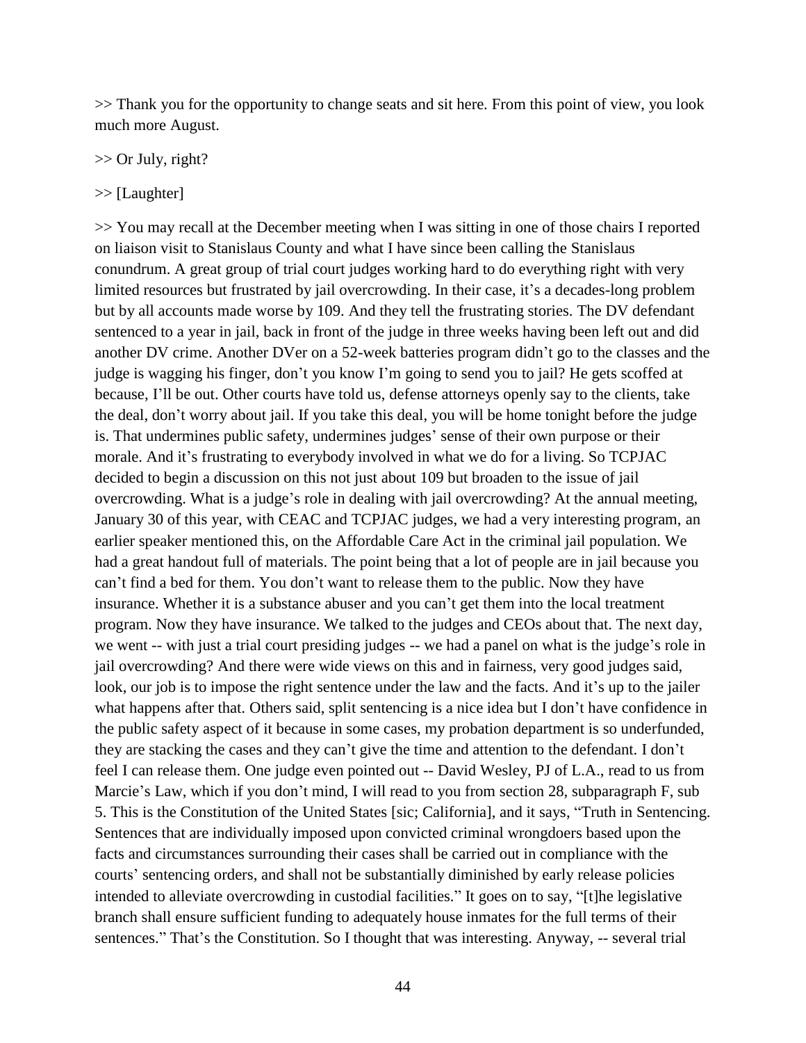>> Thank you for the opportunity to change seats and sit here. From this point of view, you look much more August.

>> Or July, right?

>> [Laughter]

>> You may recall at the December meeting when I was sitting in one of those chairs I reported on liaison visit to Stanislaus County and what I have since been calling the Stanislaus conundrum. A great group of trial court judges working hard to do everything right with very limited resources but frustrated by jail overcrowding. In their case, it's a decades-long problem but by all accounts made worse by 109. And they tell the frustrating stories. The DV defendant sentenced to a year in jail, back in front of the judge in three weeks having been left out and did another DV crime. Another DVer on a 52-week batteries program didn't go to the classes and the judge is wagging his finger, don't you know I'm going to send you to jail? He gets scoffed at because, I'll be out. Other courts have told us, defense attorneys openly say to the clients, take the deal, don't worry about jail. If you take this deal, you will be home tonight before the judge is. That undermines public safety, undermines judges' sense of their own purpose or their morale. And it's frustrating to everybody involved in what we do for a living. So TCPJAC decided to begin a discussion on this not just about 109 but broaden to the issue of jail overcrowding. What is a judge's role in dealing with jail overcrowding? At the annual meeting, January 30 of this year, with CEAC and TCPJAC judges, we had a very interesting program, an earlier speaker mentioned this, on the Affordable Care Act in the criminal jail population. We had a great handout full of materials. The point being that a lot of people are in jail because you can't find a bed for them. You don't want to release them to the public. Now they have insurance. Whether it is a substance abuser and you can't get them into the local treatment program. Now they have insurance. We talked to the judges and CEOs about that. The next day, we went -- with just a trial court presiding judges -- we had a panel on what is the judge's role in jail overcrowding? And there were wide views on this and in fairness, very good judges said, look, our job is to impose the right sentence under the law and the facts. And it's up to the jailer what happens after that. Others said, split sentencing is a nice idea but I don't have confidence in the public safety aspect of it because in some cases, my probation department is so underfunded, they are stacking the cases and they can't give the time and attention to the defendant. I don't feel I can release them. One judge even pointed out -- David Wesley, PJ of L.A., read to us from Marcie's Law, which if you don't mind, I will read to you from section 28, subparagraph F, sub 5. This is the Constitution of the United States [sic; California], and it says, "Truth in Sentencing. Sentences that are individually imposed upon convicted criminal wrongdoers based upon the facts and circumstances surrounding their cases shall be carried out in compliance with the courts' sentencing orders, and shall not be substantially diminished by early release policies intended to alleviate overcrowding in custodial facilities." It goes on to say, "[t]he legislative branch shall ensure sufficient funding to adequately house inmates for the full terms of their sentences." That's the Constitution. So I thought that was interesting. Anyway, -- several trial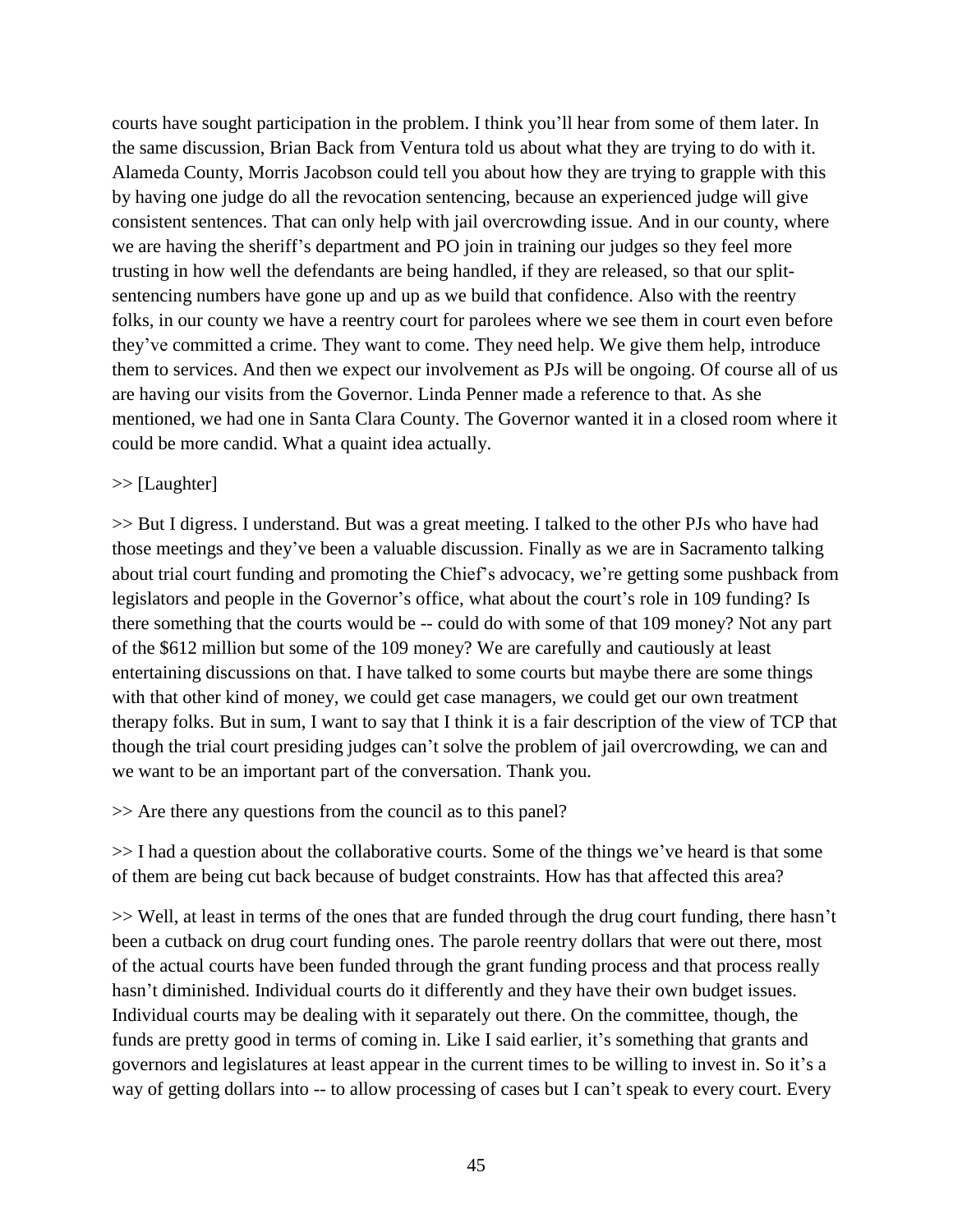courts have sought participation in the problem. I think you'll hear from some of them later. In the same discussion, Brian Back from Ventura told us about what they are trying to do with it. Alameda County, Morris Jacobson could tell you about how they are trying to grapple with this by having one judge do all the revocation sentencing, because an experienced judge will give consistent sentences. That can only help with jail overcrowding issue. And in our county, where we are having the sheriff's department and PO join in training our judges so they feel more trusting in how well the defendants are being handled, if they are released, so that our split-sentencing numbers have gone up and up as we build that confidence. Also with the reentry folks, in our county we have a reentry court for parolees where we see them in court even before they've committed a crime. They want to come. They need help. We give them help, introduce them to services. And then we expect our involvement as PJs will be ongoing. Of course all of us are having our visits from the Governor. Linda Penner made a reference to that. As she mentioned, we had one in Santa Clara County. The Governor wanted it in a closed room where it could be more candid. What a quaint idea actually.

>> [Laughter]

>> But I digress. I understand. But was a great meeting. I talked to the other PJs who have had those meetings and they've been a valuable discussion. Finally as we are in Sacramento talking about trial court funding and promoting the Chief's advocacy, we're getting some pushback from legislators and people in the Governor's office, what about the court's role in 109 funding? Is there something that the courts would be -- could do with some of that 109 money? Not any part of the $612 million but some of the 109 money? We are carefully and cautiously at least entertaining discussions on that. I have talked to some courts but maybe there are some things with that other kind of money, we could get case managers, we could get our own treatment therapy folks. But in sum, I want to say that I think it is a fair description of the view of TCP that though the trial court presiding judges can't solve the problem of jail overcrowding, we can and we want to be an important part of the conversation. Thank you.

>> Are there any questions from the council as to this panel?

>> I had a question about the collaborative courts. Some of the things we've heard is that some of them are being cut back because of budget constraints. How has that affected this area?

>> Well, at least in terms of the ones that are funded through the drug court funding, there hasn't been a cutback on drug court funding ones. The parole reentry dollars that were out there, most of the actual courts have been funded through the grant funding process and that process really hasn't diminished. Individual courts do it differently and they have their own budget issues. Individual courts may be dealing with it separately out there. On the committee, though, the funds are pretty good in terms of coming in. Like I said earlier, it's something that grants and governors and legislatures at least appear in the current times to be willing to invest in. So it's a way of getting dollars into -- to allow processing of cases but I can't speak to every court. Every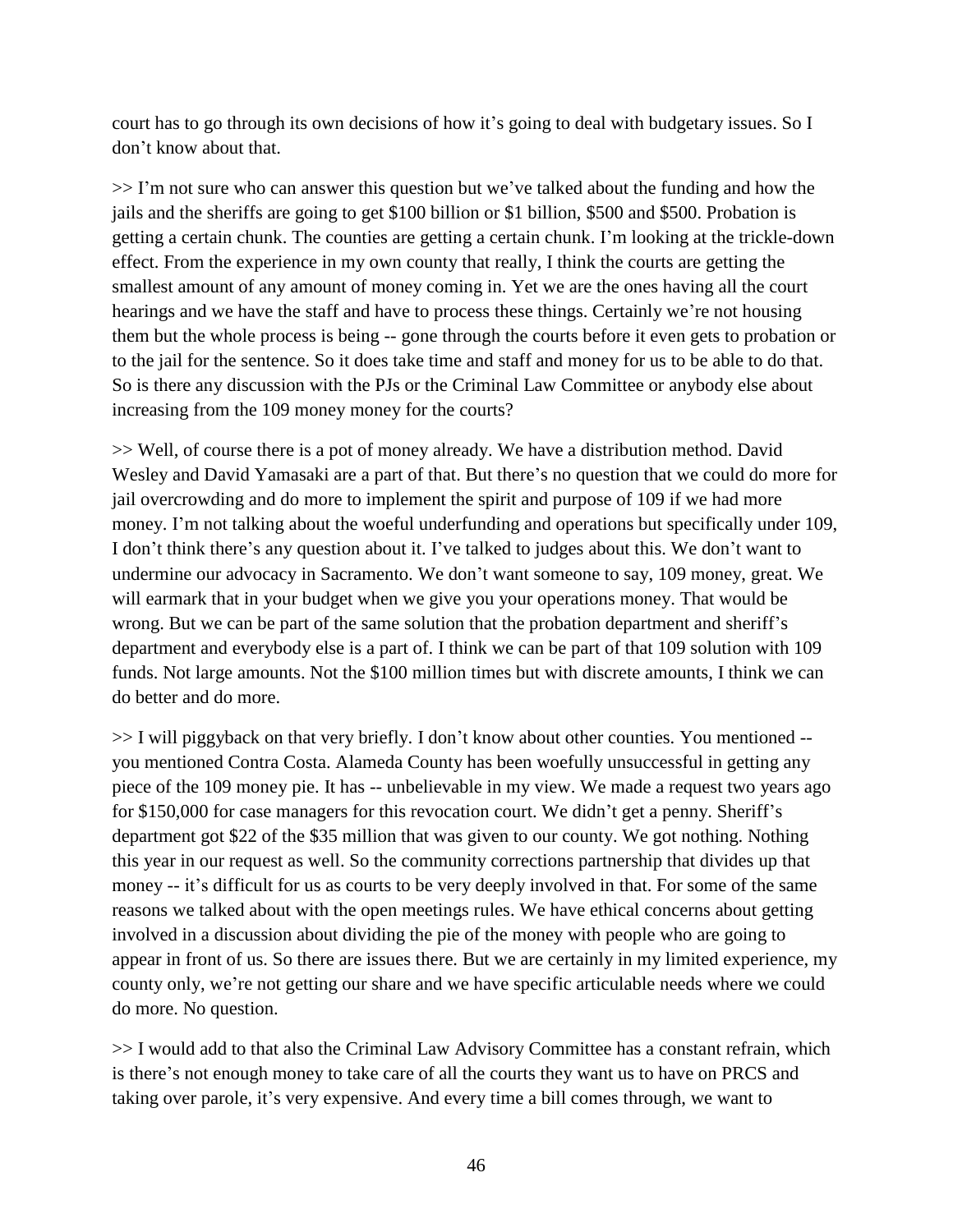court has to go through its own decisions of how it's going to deal with budgetary issues. So I don't know about that.

>> I'm not sure who can answer this question but we've talked about the funding and how the jails and the sheriffs are going to get $100 billion or $1 billion, $500 and $500. Probation is getting a certain chunk. The counties are getting a certain chunk. I'm looking at the trickle-down effect. From the experience in my own county that really, I think the courts are getting the smallest amount of any amount of money coming in. Yet we are the ones having all the court hearings and we have the staff and have to process these things. Certainly we're not housing them but the whole process is being -- gone through the courts before it even gets to probation or to the jail for the sentence. So it does take time and staff and money for us to be able to do that. So is there any discussion with the PJs or the Criminal Law Committee or anybody else about increasing from the 109 money money for the courts?

>> Well, of course there is a pot of money already. We have a distribution method. David Wesley and David Yamasaki are a part of that. But there's no question that we could do more for jail overcrowding and do more to implement the spirit and purpose of 109 if we had more money. I'm not talking about the woeful underfunding and operations but specifically under 109, I don't think there's any question about it. I've talked to judges about this. We don't want to undermine our advocacy in Sacramento. We don't want someone to say, 109 money, great. We will earmark that in your budget when we give you your operations money. That would be wrong. But we can be part of the same solution that the probation department and sheriff's department and everybody else is a part of. I think we can be part of that 109 solution with 109 funds. Not large amounts. Not the $100 million times but with discrete amounts, I think we can do better and do more.

>> I will piggyback on that very briefly. I don't know about other counties. You mentioned -- you mentioned Contra Costa. Alameda County has been woefully unsuccessful in getting any piece of the 109 money pie. It has -- unbelievable in my view. We made a request two years ago for $150,000 for case managers for this revocation court. We didn't get a penny. Sheriff's department got $22 of the $35 million that was given to our county. We got nothing. Nothing this year in our request as well. So the community corrections partnership that divides up that money -- it's difficult for us as courts to be very deeply involved in that. For some of the same reasons we talked about with the open meetings rules. We have ethical concerns about getting involved in a discussion about dividing the pie of the money with people who are going to appear in front of us. So there are issues there. But we are certainly in my limited experience, my county only, we're not getting our share and we have specific articulable needs where we could do more. No question.

>> I would add to that also the Criminal Law Advisory Committee has a constant refrain, which is there's not enough money to take care of all the courts they want us to have on PRCS and taking over parole, it's very expensive. And every time a bill comes through, we want to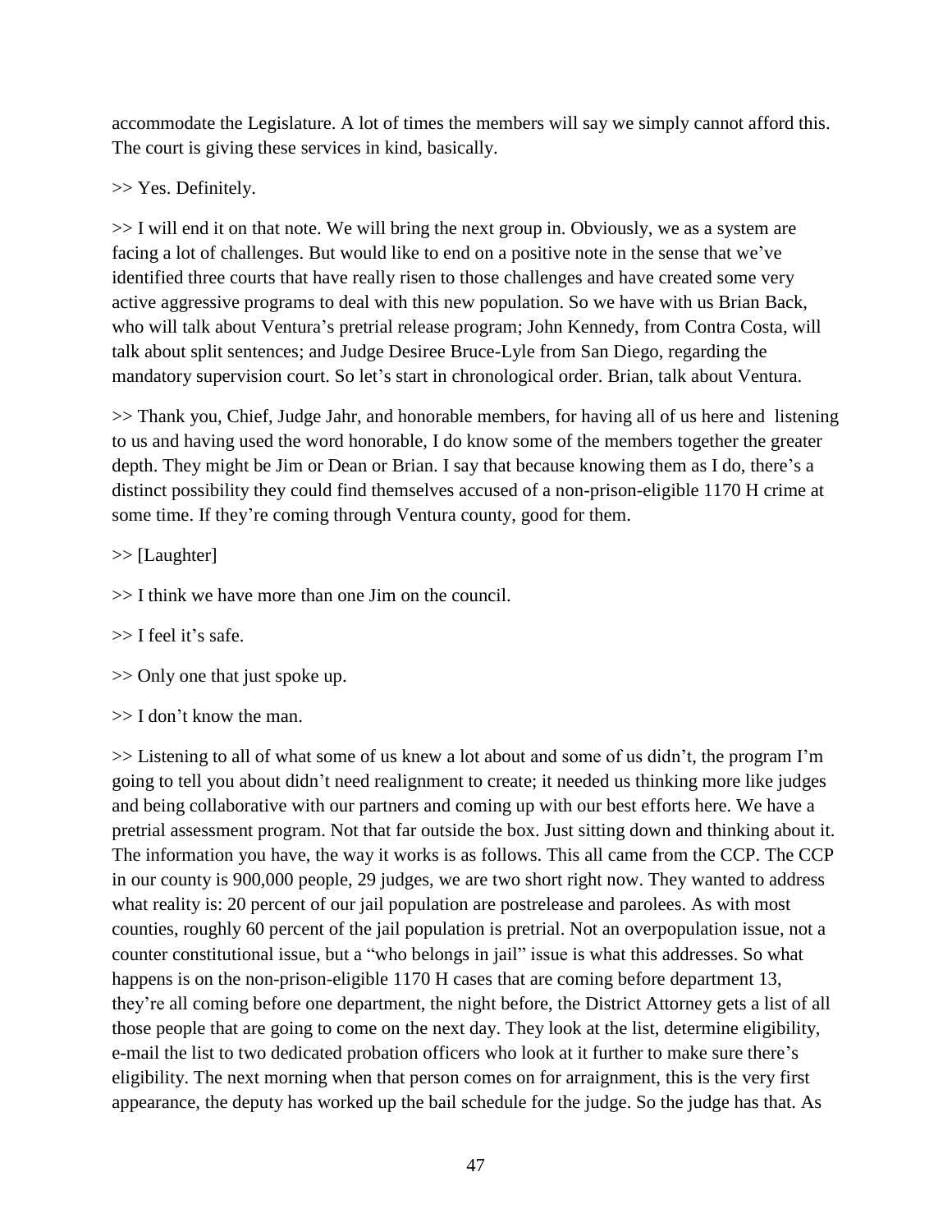accommodate the Legislature. A lot of times the members will say we simply cannot afford this. The court is giving these services in kind, basically.

>> Yes. Definitely.

>> I will end it on that note. We will bring the next group in. Obviously, we as a system are facing a lot of challenges. But would like to end on a positive note in the sense that we've identified three courts that have really risen to those challenges and have created some very active aggressive programs to deal with this new population. So we have with us Brian Back, who will talk about Ventura's pretrial release program; John Kennedy, from Contra Costa, will talk about split sentences; and Judge Desiree Bruce-Lyle from San Diego, regarding the mandatory supervision court. So let's start in chronological order. Brian, talk about Ventura.

>> Thank you, Chief, Judge Jahr, and honorable members, for having all of us here and listening to us and having used the word honorable, I do know some of the members together the greater depth. They might be Jim or Dean or Brian. I say that because knowing them as I do, there's a distinct possibility they could find themselves accused of a non-prison-eligible 1170 H crime at some time. If they're coming through Ventura county, good for them.

>> [Laughter]

>> I think we have more than one Jim on the council.

>> I feel it's safe.

>> Only one that just spoke up.

>> I don't know the man.

>> Listening to all of what some of us knew a lot about and some of us didn't, the program I'm going to tell you about didn't need realignment to create; it needed us thinking more like judges and being collaborative with our partners and coming up with our best efforts here. We have a pretrial assessment program. Not that far outside the box. Just sitting down and thinking about it. The information you have, the way it works is as follows. This all came from the CCP. The CCP in our county is 900,000 people, 29 judges, we are two short right now. They wanted to address what reality is: 20 percent of our jail population are postrelease and parolees. As with most counties, roughly 60 percent of the jail population is pretrial. Not an overpopulation issue, not a counter constitutional issue, but a "who belongs in jail" issue is what this addresses. So what happens is on the non-prison-eligible 1170 H cases that are coming before department 13, they're all coming before one department, the night before, the District Attorney gets a list of all those people that are going to come on the next day. They look at the list, determine eligibility, e-mail the list to two dedicated probation officers who look at it further to make sure there's eligibility. The next morning when that person comes on for arraignment, this is the very first appearance, the deputy has worked up the bail schedule for the judge. So the judge has that. As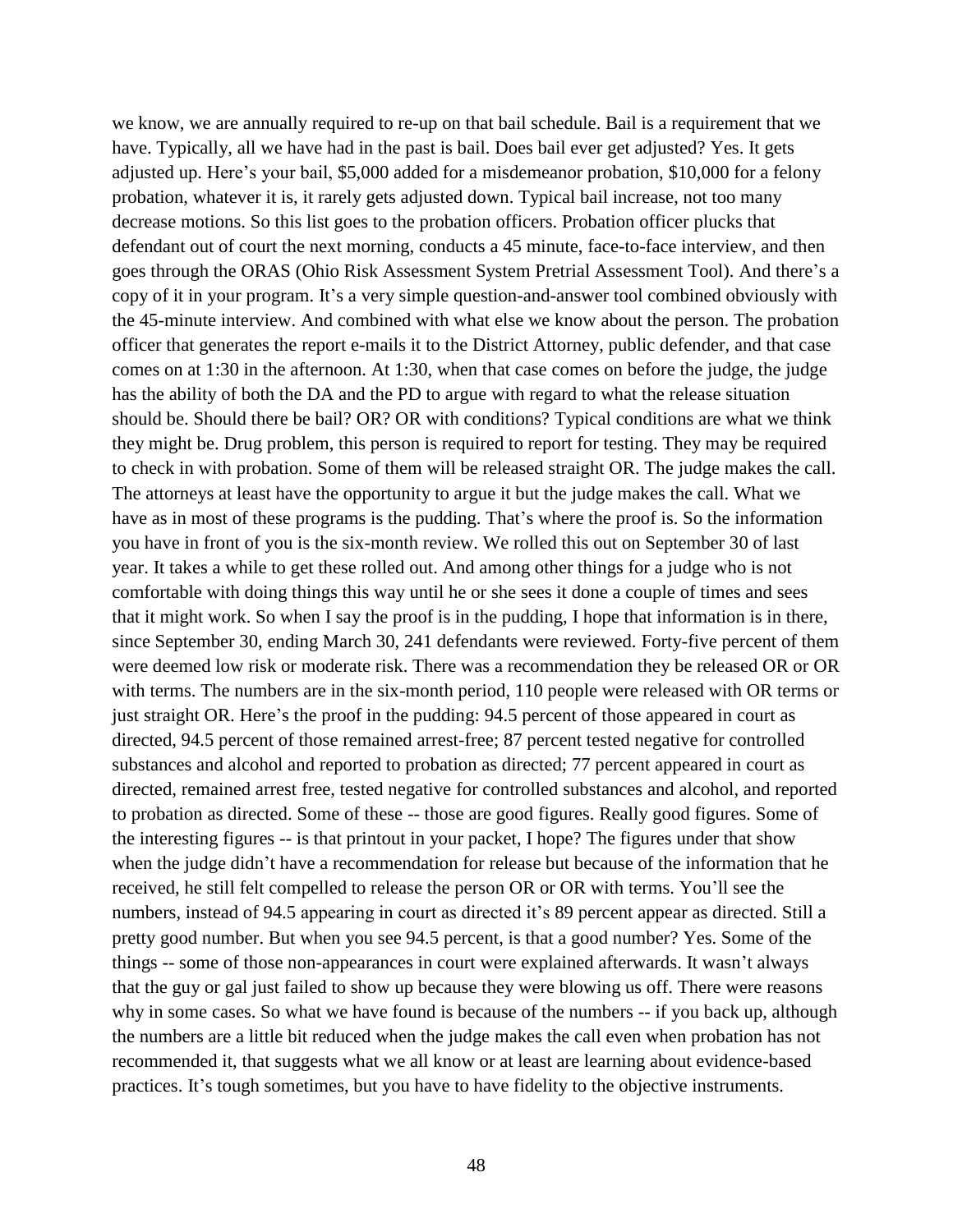we know, we are annually required to re-up on that bail schedule. Bail is a requirement that we have. Typically, all we have had in the past is bail. Does bail ever get adjusted? Yes. It gets adjusted up. Here's your bail, $5,000 added for a misdemeanor probation, $10,000 for a felony probation, whatever it is, it rarely gets adjusted down. Typical bail increase, not too many decrease motions. So this list goes to the probation officers. Probation officer plucks that defendant out of court the next morning, conducts a 45 minute, face-to-face interview, and then goes through the ORAS (Ohio Risk Assessment System Pretrial Assessment Tool). And there's a copy of it in your program. It's a very simple question-and-answer tool combined obviously with the 45-minute interview. And combined with what else we know about the person. The probation officer that generates the report e-mails it to the District Attorney, public defender, and that case comes on at 1:30 in the afternoon. At 1:30, when that case comes on before the judge, the judge has the ability of both the DA and the PD to argue with regard to what the release situation should be. Should there be bail? OR? OR with conditions? Typical conditions are what we think they might be. Drug problem, this person is required to report for testing. They may be required to check in with probation. Some of them will be released straight OR. The judge makes the call. The attorneys at least have the opportunity to argue it but the judge makes the call. What we have as in most of these programs is the pudding. That's where the proof is. So the information you have in front of you is the six-month review. We rolled this out on September 30 of last year. It takes a while to get these rolled out. And among other things for a judge who is not comfortable with doing things this way until he or she sees it done a couple of times and sees that it might work. So when I say the proof is in the pudding, I hope that information is in there, since September 30, ending March 30, 241 defendants were reviewed. Forty-five percent of them were deemed low risk or moderate risk. There was a recommendation they be released OR or OR with terms. The numbers are in the six-month period, 110 people were released with OR terms or just straight OR. Here's the proof in the pudding: 94.5 percent of those appeared in court as directed, 94.5 percent of those remained arrest-free; 87 percent tested negative for controlled substances and alcohol and reported to probation as directed; 77 percent appeared in court as directed, remained arrest free, tested negative for controlled substances and alcohol, and reported to probation as directed. Some of these -- those are good figures. Really good figures. Some of the interesting figures -- is that printout in your packet, I hope? The figures under that show when the judge didn't have a recommendation for release but because of the information that he received, he still felt compelled to release the person OR or OR with terms. You'll see the numbers, instead of 94.5 appearing in court as directed it's 89 percent appear as directed. Still a pretty good number. But when you see 94.5 percent, is that a good number? Yes. Some of the things -- some of those non-appearances in court were explained afterwards. It wasn't always that the guy or gal just failed to show up because they were blowing us off. There were reasons why in some cases. So what we have found is because of the numbers -- if you back up, although the numbers are a little bit reduced when the judge makes the call even when probation has not recommended it, that suggests what we all know or at least are learning about evidence-based practices. It's tough sometimes, but you have to have fidelity to the objective instruments.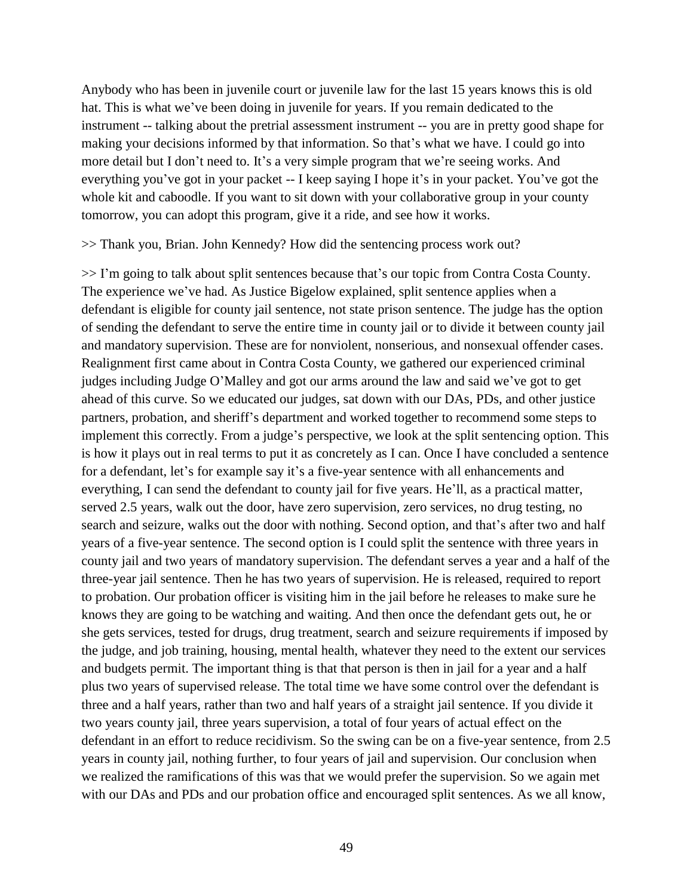Anybody who has been in juvenile court or juvenile law for the last 15 years knows this is old hat. This is what we've been doing in juvenile for years. If you remain dedicated to the instrument -- talking about the pretrial assessment instrument -- you are in pretty good shape for making your decisions informed by that information. So that's what we have. I could go into more detail but I don't need to. It's a very simple program that we're seeing works. And everything you've got in your packet -- I keep saying I hope it's in your packet. You've got the whole kit and caboodle. If you want to sit down with your collaborative group in your county tomorrow, you can adopt this program, give it a ride, and see how it works.

>> Thank you, Brian. John Kennedy? How did the sentencing process work out?

>> I'm going to talk about split sentences because that's our topic from Contra Costa County. The experience we've had. As Justice Bigelow explained, split sentence applies when a defendant is eligible for county jail sentence, not state prison sentence. The judge has the option of sending the defendant to serve the entire time in county jail or to divide it between county jail and mandatory supervision. These are for nonviolent, nonserious, and nonsexual offender cases. Realignment first came about in Contra Costa County, we gathered our experienced criminal judges including Judge O'Malley and got our arms around the law and said we've got to get ahead of this curve. So we educated our judges, sat down with our DAs, PDs, and other justice partners, probation, and sheriff's department and worked together to recommend some steps to implement this correctly. From a judge's perspective, we look at the split sentencing option. This is how it plays out in real terms to put it as concretely as I can. Once I have concluded a sentence for a defendant, let's for example say it's a five-year sentence with all enhancements and everything, I can send the defendant to county jail for five years. He'll, as a practical matter, served 2.5 years, walk out the door, have zero supervision, zero services, no drug testing, no search and seizure, walks out the door with nothing. Second option, and that's after two and half years of a five-year sentence. The second option is I could split the sentence with three years in county jail and two years of mandatory supervision. The defendant serves a year and a half of the three-year jail sentence. Then he has two years of supervision. He is released, required to report to probation. Our probation officer is visiting him in the jail before he releases to make sure he knows they are going to be watching and waiting. And then once the defendant gets out, he or she gets services, tested for drugs, drug treatment, search and seizure requirements if imposed by the judge, and job training, housing, mental health, whatever they need to the extent our services and budgets permit. The important thing is that that person is then in jail for a year and a half plus two years of supervised release. The total time we have some control over the defendant is three and a half years, rather than two and half years of a straight jail sentence. If you divide it two years county jail, three years supervision, a total of four years of actual effect on the defendant in an effort to reduce recidivism. So the swing can be on a five-year sentence, from 2.5 years in county jail, nothing further, to four years of jail and supervision. Our conclusion when we realized the ramifications of this was that we would prefer the supervision. So we again met with our DAs and PDs and our probation office and encouraged split sentences. As we all know,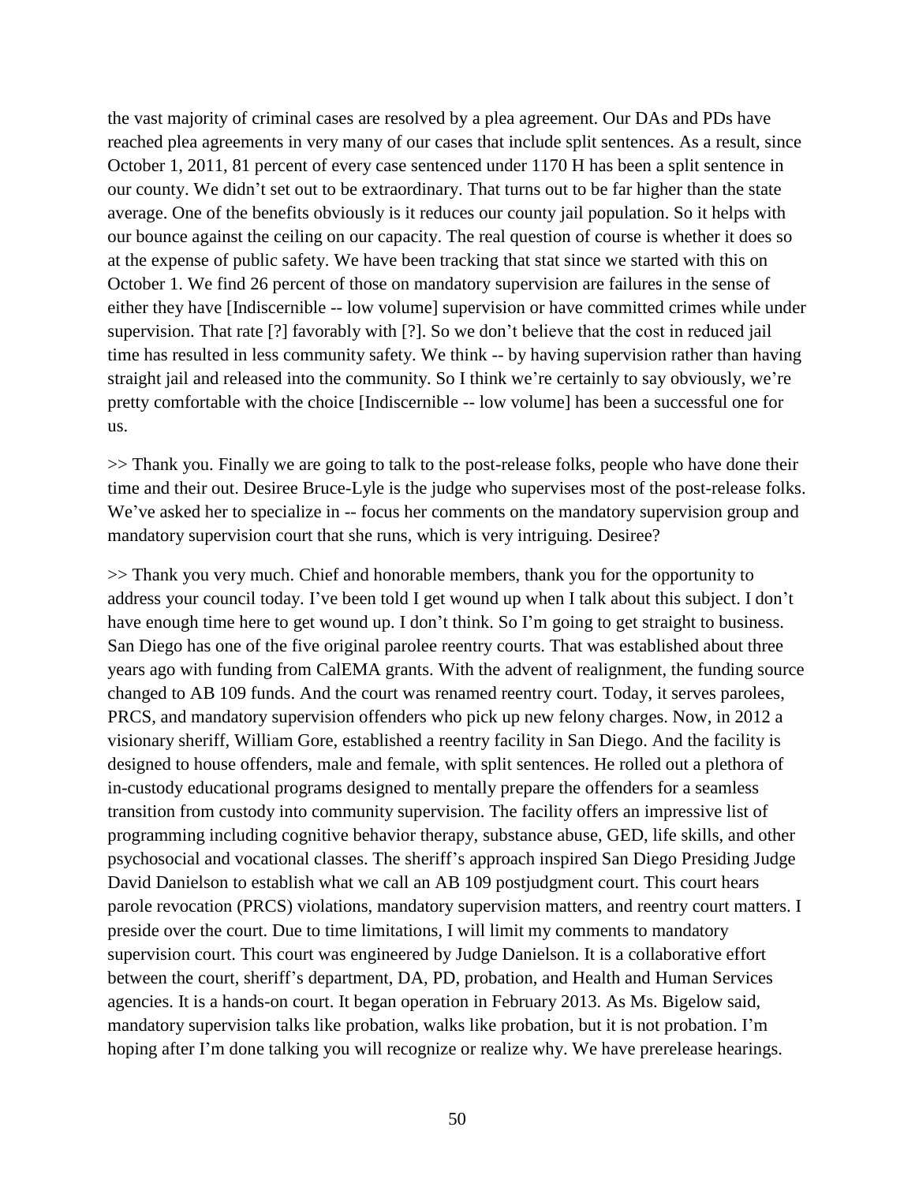the vast majority of criminal cases are resolved by a plea agreement. Our DAs and PDs have reached plea agreements in very many of our cases that include split sentences. As a result, since October 1, 2011, 81 percent of every case sentenced under 1170 H has been a split sentence in our county. We didn't set out to be extraordinary. That turns out to be far higher than the state average. One of the benefits obviously is it reduces our county jail population. So it helps with our bounce against the ceiling on our capacity. The real question of course is whether it does so at the expense of public safety. We have been tracking that stat since we started with this on October 1. We find 26 percent of those on mandatory supervision are failures in the sense of either they have [Indiscernible -- low volume] supervision or have committed crimes while under supervision. That rate [?] favorably with [?]. So we don't believe that the cost in reduced jail time has resulted in less community safety. We think -- by having supervision rather than having straight jail and released into the community. So I think we're certainly to say obviously, we're pretty comfortable with the choice [Indiscernible -- low volume] has been a successful one for us.

>> Thank you. Finally we are going to talk to the post-release folks, people who have done their time and their out. Desiree Bruce-Lyle is the judge who supervises most of the post-release folks. We've asked her to specialize in -- focus her comments on the mandatory supervision group and mandatory supervision court that she runs, which is very intriguing. Desiree?

>> Thank you very much. Chief and honorable members, thank you for the opportunity to address your council today. I've been told I get wound up when I talk about this subject. I don't have enough time here to get wound up. I don't think. So I'm going to get straight to business. San Diego has one of the five original parolee reentry courts. That was established about three years ago with funding from CalEMA grants. With the advent of realignment, the funding source changed to AB 109 funds. And the court was renamed reentry court. Today, it serves parolees, PRCS, and mandatory supervision offenders who pick up new felony charges. Now, in 2012 a visionary sheriff, William Gore, established a reentry facility in San Diego. And the facility is designed to house offenders, male and female, with split sentences. He rolled out a plethora of in-custody educational programs designed to mentally prepare the offenders for a seamless transition from custody into community supervision. The facility offers an impressive list of programming including cognitive behavior therapy, substance abuse, GED, life skills, and other psychosocial and vocational classes. The sheriff's approach inspired San Diego Presiding Judge David Danielson to establish what we call an AB 109 postjudgment court. This court hears parole revocation (PRCS) violations, mandatory supervision matters, and reentry court matters. I preside over the court. Due to time limitations, I will limit my comments to mandatory supervision court. This court was engineered by Judge Danielson. It is a collaborative effort between the court, sheriff's department, DA, PD, probation, and Health and Human Services agencies. It is a hands-on court. It began operation in February 2013. As Ms. Bigelow said, mandatory supervision talks like probation, walks like probation, but it is not probation. I'm hoping after I'm done talking you will recognize or realize why. We have prerelease hearings.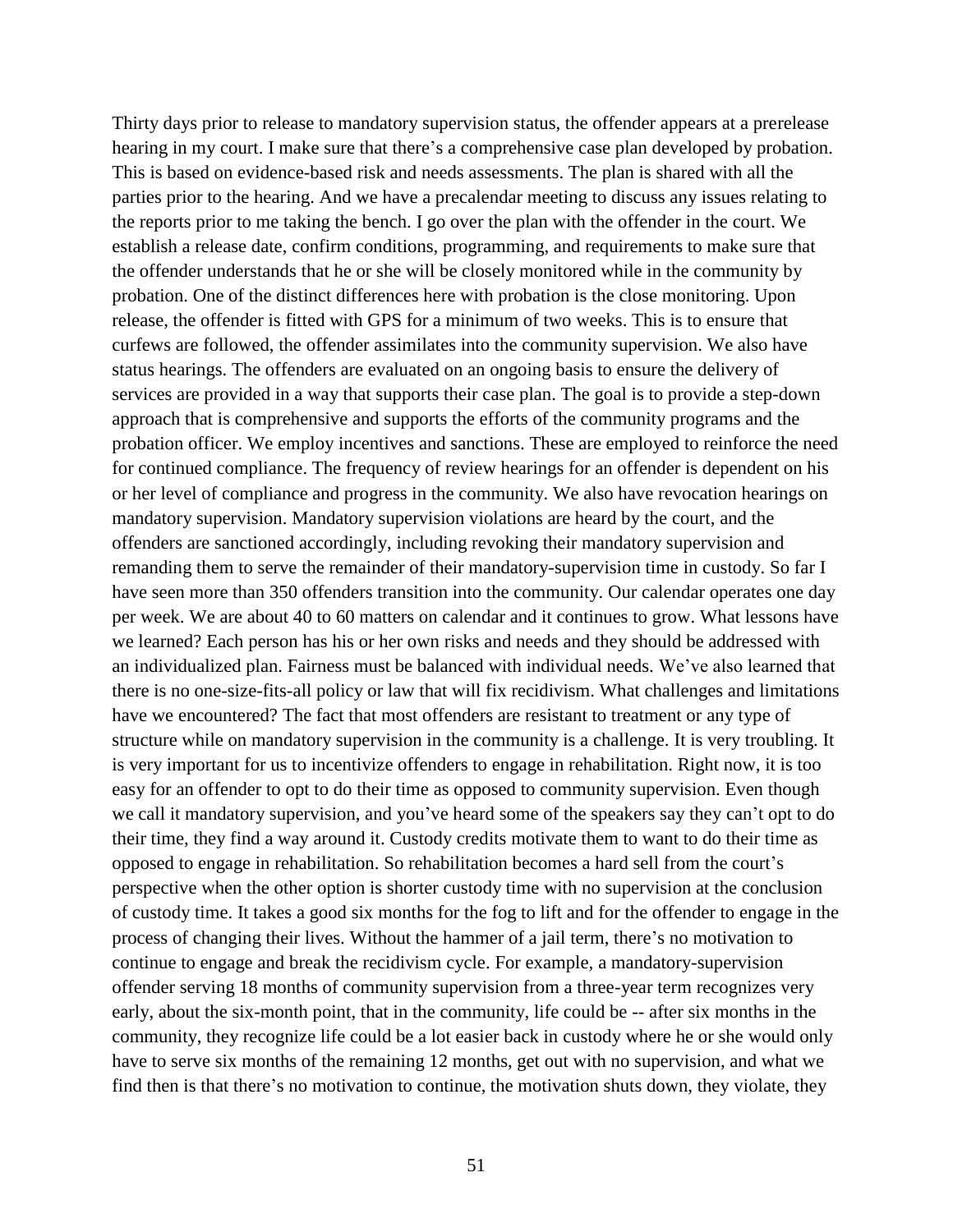Thirty days prior to release to mandatory supervision status, the offender appears at a prerelease hearing in my court. I make sure that there's a comprehensive case plan developed by probation. This is based on evidence-based risk and needs assessments. The plan is shared with all the parties prior to the hearing. And we have a precalendar meeting to discuss any issues relating to the reports prior to me taking the bench. I go over the plan with the offender in the court. We establish a release date, confirm conditions, programming, and requirements to make sure that the offender understands that he or she will be closely monitored while in the community by probation. One of the distinct differences here with probation is the close monitoring. Upon release, the offender is fitted with GPS for a minimum of two weeks. This is to ensure that curfews are followed, the offender assimilates into the community supervision. We also have status hearings. The offenders are evaluated on an ongoing basis to ensure the delivery of services are provided in a way that supports their case plan. The goal is to provide a step-down approach that is comprehensive and supports the efforts of the community programs and the probation officer. We employ incentives and sanctions. These are employed to reinforce the need for continued compliance. The frequency of review hearings for an offender is dependent on his or her level of compliance and progress in the community. We also have revocation hearings on mandatory supervision. Mandatory supervision violations are heard by the court, and the offenders are sanctioned accordingly, including revoking their mandatory supervision and remanding them to serve the remainder of their mandatory-supervision time in custody. So far I have seen more than 350 offenders transition into the community. Our calendar operates one day per week. We are about 40 to 60 matters on calendar and it continues to grow. What lessons have we learned? Each person has his or her own risks and needs and they should be addressed with an individualized plan. Fairness must be balanced with individual needs. We've also learned that there is no one-size-fits-all policy or law that will fix recidivism. What challenges and limitations have we encountered? The fact that most offenders are resistant to treatment or any type of structure while on mandatory supervision in the community is a challenge. It is very troubling. It is very important for us to incentivize offenders to engage in rehabilitation. Right now, it is too easy for an offender to opt to do their time as opposed to community supervision. Even though we call it mandatory supervision, and you've heard some of the speakers say they can't opt to do their time, they find a way around it. Custody credits motivate them to want to do their time as opposed to engage in rehabilitation. So rehabilitation becomes a hard sell from the court's perspective when the other option is shorter custody time with no supervision at the conclusion of custody time. It takes a good six months for the fog to lift and for the offender to engage in the process of changing their lives. Without the hammer of a jail term, there's no motivation to continue to engage and break the recidivism cycle. For example, a mandatory-supervision offender serving 18 months of community supervision from a three-year term recognizes very early, about the six-month point, that in the community, life could be -- after six months in the community, they recognize life could be a lot easier back in custody where he or she would only have to serve six months of the remaining 12 months, get out with no supervision, and what we find then is that there's no motivation to continue, the motivation shuts down, they violate, they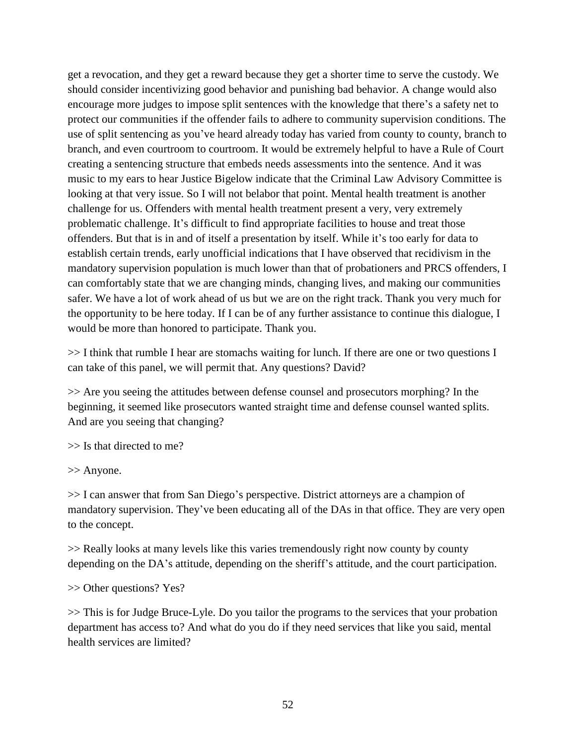get a revocation, and they get a reward because they get a shorter time to serve the custody. We should consider incentivizing good behavior and punishing bad behavior. A change would also encourage more judges to impose split sentences with the knowledge that there's a safety net to protect our communities if the offender fails to adhere to community supervision conditions. The use of split sentencing as you've heard already today has varied from county to county, branch to branch, and even courtroom to courtroom. It would be extremely helpful to have a Rule of Court creating a sentencing structure that embeds needs assessments into the sentence. And it was music to my ears to hear Justice Bigelow indicate that the Criminal Law Advisory Committee is looking at that very issue. So I will not belabor that point. Mental health treatment is another challenge for us. Offenders with mental health treatment present a very, very extremely problematic challenge. It's difficult to find appropriate facilities to house and treat those offenders. But that is in and of itself a presentation by itself. While it's too early for data to establish certain trends, early unofficial indications that I have observed that recidivism in the mandatory supervision population is much lower than that of probationers and PRCS offenders, I can comfortably state that we are changing minds, changing lives, and making our communities safer. We have a lot of work ahead of us but we are on the right track. Thank you very much for the opportunity to be here today. If I can be of any further assistance to continue this dialogue, I would be more than honored to participate. Thank you.

>> I think that rumble I hear are stomachs waiting for lunch. If there are one or two questions I can take of this panel, we will permit that. Any questions? David?

>> Are you seeing the attitudes between defense counsel and prosecutors morphing? In the beginning, it seemed like prosecutors wanted straight time and defense counsel wanted splits. And are you seeing that changing?

>> Is that directed to me?

>> Anyone.

>> I can answer that from San Diego's perspective. District attorneys are a champion of mandatory supervision. They've been educating all of the DAs in that office. They are very open to the concept.

>> Really looks at many levels like this varies tremendously right now county by county depending on the DA's attitude, depending on the sheriff's attitude, and the court participation.

>> Other questions? Yes?

>> This is for Judge Bruce-Lyle. Do you tailor the programs to the services that your probation department has access to? And what do you do if they need services that like you said, mental health services are limited?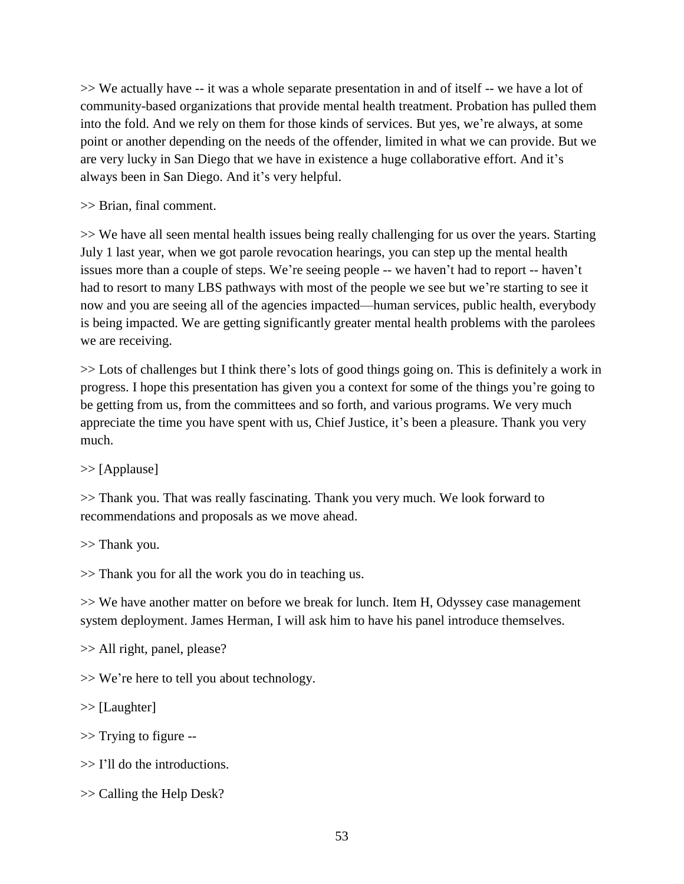>> We actually have -- it was a whole separate presentation in and of itself -- we have a lot of community-based organizations that provide mental health treatment. Probation has pulled them into the fold. And we rely on them for those kinds of services. But yes, we're always, at some point or another depending on the needs of the offender, limited in what we can provide. But we are very lucky in San Diego that we have in existence a huge collaborative effort. And it's always been in San Diego. And it's very helpful.

>> Brian, final comment.

>> We have all seen mental health issues being really challenging for us over the years. Starting July 1 last year, when we got parole revocation hearings, you can step up the mental health issues more than a couple of steps. We're seeing people -- we haven't had to report -- haven't had to resort to many LBS pathways with most of the people we see but we're starting to see it now and you are seeing all of the agencies impacted—human services, public health, everybody is being impacted. We are getting significantly greater mental health problems with the parolees we are receiving.

>> Lots of challenges but I think there's lots of good things going on. This is definitely a work in progress. I hope this presentation has given you a context for some of the things you're going to be getting from us, from the committees and so forth, and various programs. We very much appreciate the time you have spent with us, Chief Justice, it's been a pleasure. Thank you very much.

>> [Applause]

>> Thank you. That was really fascinating. Thank you very much. We look forward to recommendations and proposals as we move ahead.

>> Thank you.

>> Thank you for all the work you do in teaching us.

>> We have another matter on before we break for lunch. Item H, Odyssey case management system deployment. James Herman, I will ask him to have his panel introduce themselves.

>> All right, panel, please?

>> We're here to tell you about technology.

>> [Laughter]

>> Trying to figure --

>> I'll do the introductions.

>> Calling the Help Desk?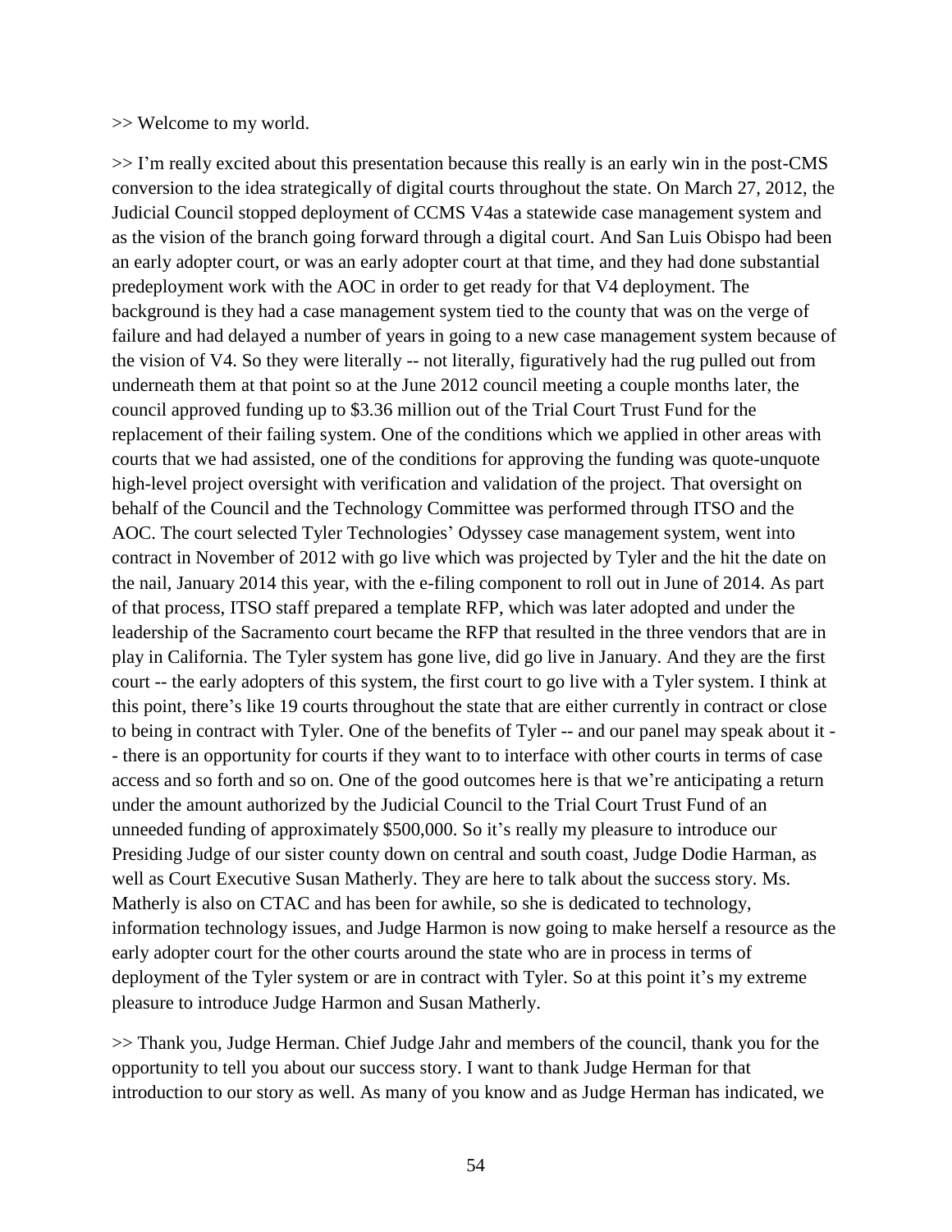>> Welcome to my world.

>> I'm really excited about this presentation because this really is an early win in the post-CMS conversion to the idea strategically of digital courts throughout the state. On March 27, 2012, the Judicial Council stopped deployment of CCMS V4as a statewide case management system and as the vision of the branch going forward through a digital court. And San Luis Obispo had been an early adopter court, or was an early adopter court at that time, and they had done substantial predeployment work with the AOC in order to get ready for that V4 deployment. The background is they had a case management system tied to the county that was on the verge of failure and had delayed a number of years in going to a new case management system because of the vision of V4. So they were literally -- not literally, figuratively had the rug pulled out from underneath them at that point so at the June 2012 council meeting a couple months later, the council approved funding up to $3.36 million out of the Trial Court Trust Fund for the replacement of their failing system. One of the conditions which we applied in other areas with courts that we had assisted, one of the conditions for approving the funding was quote-unquote high-level project oversight with verification and validation of the project. That oversight on behalf of the Council and the Technology Committee was performed through ITSO and the AOC. The court selected Tyler Technologies' Odyssey case management system, went into contract in November of 2012 with go live which was projected by Tyler and the hit the date on the nail, January 2014 this year, with the e-filing component to roll out in June of 2014. As part of that process, ITSO staff prepared a template RFP, which was later adopted and under the leadership of the Sacramento court became the RFP that resulted in the three vendors that are in play in California. The Tyler system has gone live, did go live in January. And they are the first court -- the early adopters of this system, the first court to go live with a Tyler system. I think at this point, there's like 19 courts throughout the state that are either currently in contract or close to being in contract with Tyler. One of the benefits of Tyler -- and our panel may speak about it -- there is an opportunity for courts if they want to to interface with other courts in terms of case access and so forth and so on. One of the good outcomes here is that we're anticipating a return under the amount authorized by the Judicial Council to the Trial Court Trust Fund of an unneeded funding of approximately $500,000. So it's really my pleasure to introduce our Presiding Judge of our sister county down on central and south coast, Judge Dodie Harman, as well as Court Executive Susan Matherly. They are here to talk about the success story. Ms. Matherly is also on CTAC and has been for awhile, so she is dedicated to technology, information technology issues, and Judge Harmon is now going to make herself a resource as the early adopter court for the other courts around the state who are in process in terms of deployment of the Tyler system or are in contract with Tyler. So at this point it's my extreme pleasure to introduce Judge Harmon and Susan Matherly.

>> Thank you, Judge Herman. Chief Judge Jahr and members of the council, thank you for the opportunity to tell you about our success story. I want to thank Judge Herman for that introduction to our story as well. As many of you know and as Judge Herman has indicated, we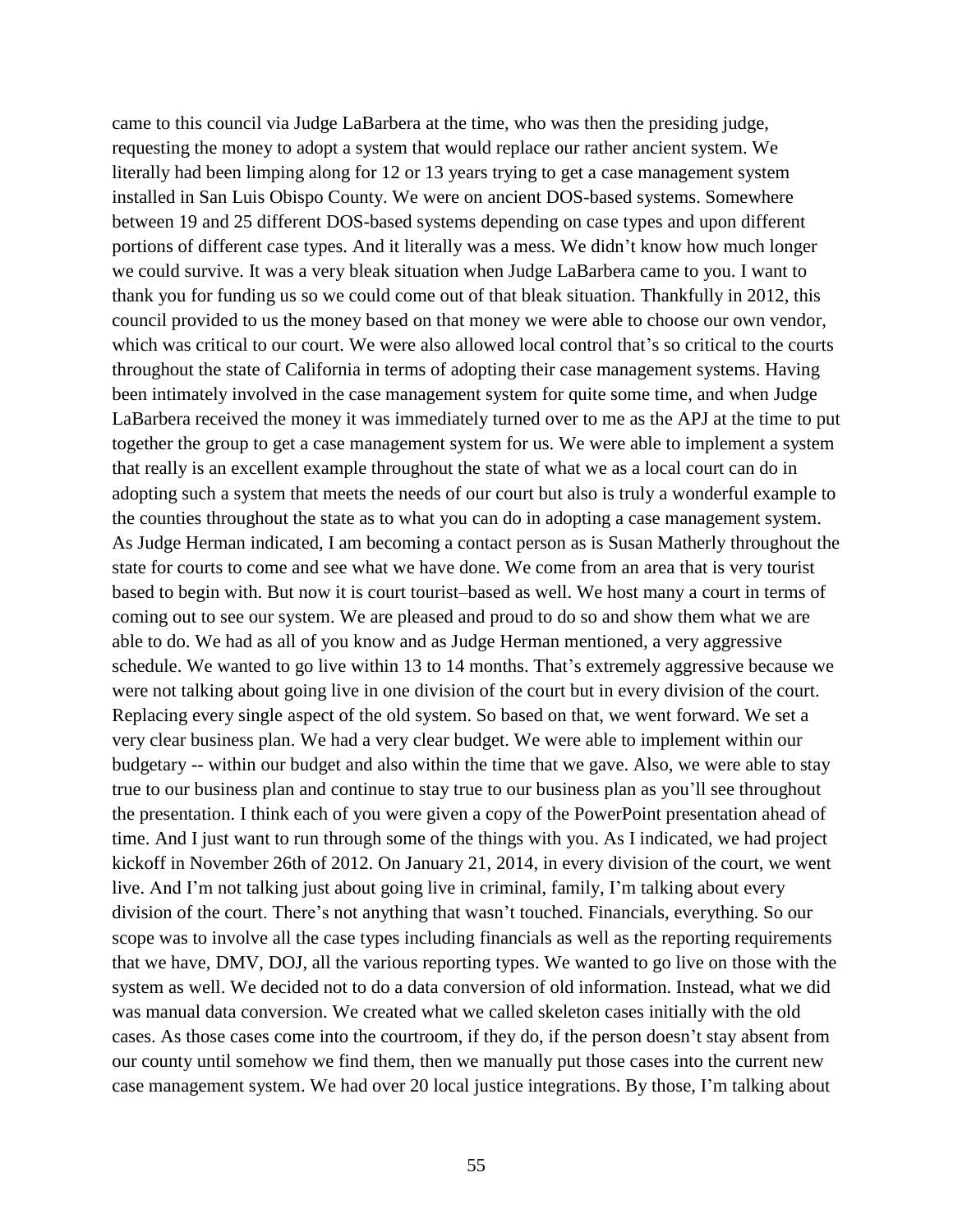came to this council via Judge LaBarbera at the time, who was then the presiding judge, requesting the money to adopt a system that would replace our rather ancient system. We literally had been limping along for 12 or 13 years trying to get a case management system installed in San Luis Obispo County. We were on ancient DOS-based systems. Somewhere between 19 and 25 different DOS-based systems depending on case types and upon different portions of different case types. And it literally was a mess. We didn't know how much longer we could survive. It was a very bleak situation when Judge LaBarbera came to you. I want to thank you for funding us so we could come out of that bleak situation. Thankfully in 2012, this council provided to us the money based on that money we were able to choose our own vendor, which was critical to our court. We were also allowed local control that's so critical to the courts throughout the state of California in terms of adopting their case management systems. Having been intimately involved in the case management system for quite some time, and when Judge LaBarbera received the money it was immediately turned over to me as the APJ at the time to put together the group to get a case management system for us. We were able to implement a system that really is an excellent example throughout the state of what we as a local court can do in adopting such a system that meets the needs of our court but also is truly a wonderful example to the counties throughout the state as to what you can do in adopting a case management system. As Judge Herman indicated, I am becoming a contact person as is Susan Matherly throughout the state for courts to come and see what we have done. We come from an area that is very tourist based to begin with. But now it is court tourist–based as well. We host many a court in terms of coming out to see our system. We are pleased and proud to do so and show them what we are able to do. We had as all of you know and as Judge Herman mentioned, a very aggressive schedule. We wanted to go live within 13 to 14 months. That's extremely aggressive because we were not talking about going live in one division of the court but in every division of the court. Replacing every single aspect of the old system. So based on that, we went forward. We set a very clear business plan. We had a very clear budget. We were able to implement within our budgetary -- within our budget and also within the time that we gave. Also, we were able to stay true to our business plan and continue to stay true to our business plan as you'll see throughout the presentation. I think each of you were given a copy of the PowerPoint presentation ahead of time. And I just want to run through some of the things with you. As I indicated, we had project kickoff in November 26th of 2012. On January 21, 2014, in every division of the court, we went live. And I'm not talking just about going live in criminal, family, I'm talking about every division of the court. There's not anything that wasn't touched. Financials, everything. So our scope was to involve all the case types including financials as well as the reporting requirements that we have, DMV, DOJ, all the various reporting types. We wanted to go live on those with the system as well. We decided not to do a data conversion of old information. Instead, what we did was manual data conversion. We created what we called skeleton cases initially with the old cases. As those cases come into the courtroom, if they do, if the person doesn't stay absent from our county until somehow we find them, then we manually put those cases into the current new case management system. We had over 20 local justice integrations. By those, I'm talking about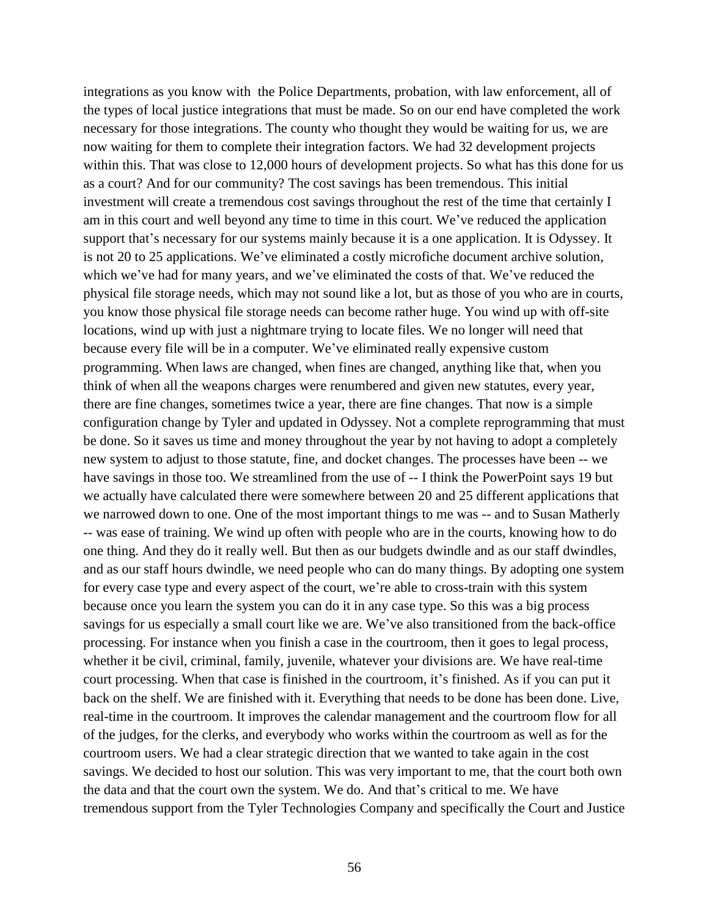integrations as you know with the Police Departments, probation, with law enforcement, all of the types of local justice integrations that must be made. So on our end have completed the work necessary for those integrations. The county who thought they would be waiting for us, we are now waiting for them to complete their integration factors. We had 32 development projects within this. That was close to 12,000 hours of development projects. So what has this done for us as a court? And for our community? The cost savings has been tremendous. This initial investment will create a tremendous cost savings throughout the rest of the time that certainly I am in this court and well beyond any time to time in this court. We've reduced the application support that's necessary for our systems mainly because it is a one application. It is Odyssey. It is not 20 to 25 applications. We've eliminated a costly microfiche document archive solution, which we've had for many years, and we've eliminated the costs of that. We've reduced the physical file storage needs, which may not sound like a lot, but as those of you who are in courts, you know those physical file storage needs can become rather huge. You wind up with off-site locations, wind up with just a nightmare trying to locate files. We no longer will need that because every file will be in a computer. We've eliminated really expensive custom programming. When laws are changed, when fines are changed, anything like that, when you think of when all the weapons charges were renumbered and given new statutes, every year, there are fine changes, sometimes twice a year, there are fine changes. That now is a simple configuration change by Tyler and updated in Odyssey. Not a complete reprogramming that must be done. So it saves us time and money throughout the year by not having to adopt a completely new system to adjust to those statute, fine, and docket changes. The processes have been -- we have savings in those too. We streamlined from the use of -- I think the PowerPoint says 19 but we actually have calculated there were somewhere between 20 and 25 different applications that we narrowed down to one. One of the most important things to me was -- and to Susan Matherly -- was ease of training. We wind up often with people who are in the courts, knowing how to do one thing. And they do it really well. But then as our budgets dwindle and as our staff dwindles, and as our staff hours dwindle, we need people who can do many things. By adopting one system for every case type and every aspect of the court, we're able to cross-train with this system because once you learn the system you can do it in any case type. So this was a big process savings for us especially a small court like we are. We've also transitioned from the back-office processing. For instance when you finish a case in the courtroom, then it goes to legal process, whether it be civil, criminal, family, juvenile, whatever your divisions are. We have real-time court processing. When that case is finished in the courtroom, it's finished. As if you can put it back on the shelf. We are finished with it. Everything that needs to be done has been done. Live, real-time in the courtroom. It improves the calendar management and the courtroom flow for all of the judges, for the clerks, and everybody who works within the courtroom as well as for the courtroom users. We had a clear strategic direction that we wanted to take again in the cost savings. We decided to host our solution. This was very important to me, that the court both own the data and that the court own the system. We do. And that's critical to me. We have tremendous support from the Tyler Technologies Company and specifically the Court and Justice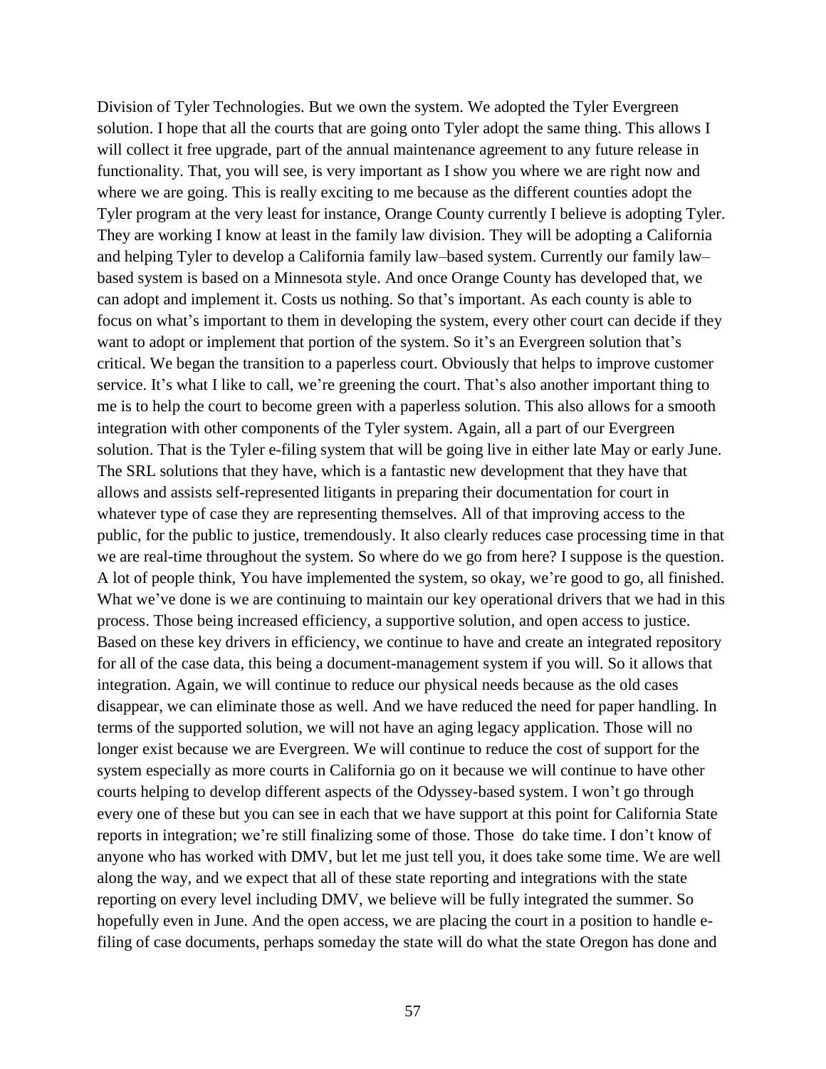Division of Tyler Technologies. But we own the system. We adopted the Tyler Evergreen solution. I hope that all the courts that are going onto Tyler adopt the same thing. This allows I will collect it free upgrade, part of the annual maintenance agreement to any future release in functionality. That, you will see, is very important as I show you where we are right now and where we are going. This is really exciting to me because as the different counties adopt the Tyler program at the very least for instance, Orange County currently I believe is adopting Tyler. They are working I know at least in the family law division. They will be adopting a California and helping Tyler to develop a California family law–based system. Currently our family law–based system is based on a Minnesota style. And once Orange County has developed that, we can adopt and implement it. Costs us nothing. So that's important. As each county is able to focus on what's important to them in developing the system, every other court can decide if they want to adopt or implement that portion of the system. So it's an Evergreen solution that's critical. We began the transition to a paperless court. Obviously that helps to improve customer service. It's what I like to call, we're greening the court. That's also another important thing to me is to help the court to become green with a paperless solution. This also allows for a smooth integration with other components of the Tyler system. Again, all a part of our Evergreen solution. That is the Tyler e-filing system that will be going live in either late May or early June. The SRL solutions that they have, which is a fantastic new development that they have that allows and assists self-represented litigants in preparing their documentation for court in whatever type of case they are representing themselves. All of that improving access to the public, for the public to justice, tremendously. It also clearly reduces case processing time in that we are real-time throughout the system. So where do we go from here? I suppose is the question. A lot of people think, You have implemented the system, so okay, we're good to go, all finished. What we've done is we are continuing to maintain our key operational drivers that we had in this process. Those being increased efficiency, a supportive solution, and open access to justice. Based on these key drivers in efficiency, we continue to have and create an integrated repository for all of the case data, this being a document-management system if you will. So it allows that integration. Again, we will continue to reduce our physical needs because as the old cases disappear, we can eliminate those as well. And we have reduced the need for paper handling. In terms of the supported solution, we will not have an aging legacy application. Those will no longer exist because we are Evergreen. We will continue to reduce the cost of support for the system especially as more courts in California go on it because we will continue to have other courts helping to develop different aspects of the Odyssey-based system. I won't go through every one of these but you can see in each that we have support at this point for California State reports in integration; we're still finalizing some of those. Those do take time. I don't know of anyone who has worked with DMV, but let me just tell you, it does take some time. We are well along the way, and we expect that all of these state reporting and integrations with the state reporting on every level including DMV, we believe will be fully integrated the summer. So hopefully even in June. And the open access, we are placing the court in a position to handle e-filing of case documents, perhaps someday the state will do what the state Oregon has done and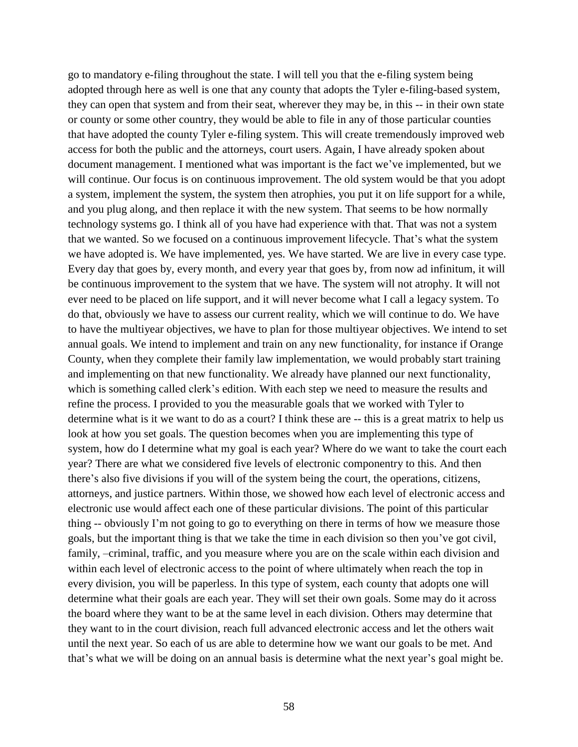go to mandatory e-filing throughout the state. I will tell you that the e-filing system being adopted through here as well is one that any county that adopts the Tyler e-filing-based system, they can open that system and from their seat, wherever they may be, in this -- in their own state or county or some other country, they would be able to file in any of those particular counties that have adopted the county Tyler e-filing system. This will create tremendously improved web access for both the public and the attorneys, court users. Again, I have already spoken about document management. I mentioned what was important is the fact we've implemented, but we will continue. Our focus is on continuous improvement. The old system would be that you adopt a system, implement the system, the system then atrophies, you put it on life support for a while, and you plug along, and then replace it with the new system. That seems to be how normally technology systems go. I think all of you have had experience with that. That was not a system that we wanted. So we focused on a continuous improvement lifecycle. That's what the system we have adopted is. We have implemented, yes. We have started. We are live in every case type. Every day that goes by, every month, and every year that goes by, from now ad infinitum, it will be continuous improvement to the system that we have. The system will not atrophy. It will not ever need to be placed on life support, and it will never become what I call a legacy system. To do that, obviously we have to assess our current reality, which we will continue to do. We have to have the multiyear objectives, we have to plan for those multiyear objectives. We intend to set annual goals. We intend to implement and train on any new functionality, for instance if Orange County, when they complete their family law implementation, we would probably start training and implementing on that new functionality. We already have planned our next functionality, which is something called clerk's edition. With each step we need to measure the results and refine the process. I provided to you the measurable goals that we worked with Tyler to determine what is it we want to do as a court? I think these are -- this is a great matrix to help us look at how you set goals. The question becomes when you are implementing this type of system, how do I determine what my goal is each year? Where do we want to take the court each year? There are what we considered five levels of electronic componentry to this. And then there's also five divisions if you will of the system being the court, the operations, citizens, attorneys, and justice partners. Within those, we showed how each level of electronic access and electronic use would affect each one of these particular divisions. The point of this particular thing -- obviously I'm not going to go to everything on there in terms of how we measure those goals, but the important thing is that we take the time in each division so then you've got civil, family, –criminal, traffic, and you measure where you are on the scale within each division and within each level of electronic access to the point of where ultimately when reach the top in every division, you will be paperless. In this type of system, each county that adopts one will determine what their goals are each year. They will set their own goals. Some may do it across the board where they want to be at the same level in each division. Others may determine that they want to in the court division, reach full advanced electronic access and let the others wait until the next year. So each of us are able to determine how we want our goals to be met. And that's what we will be doing on an annual basis is determine what the next year's goal might be.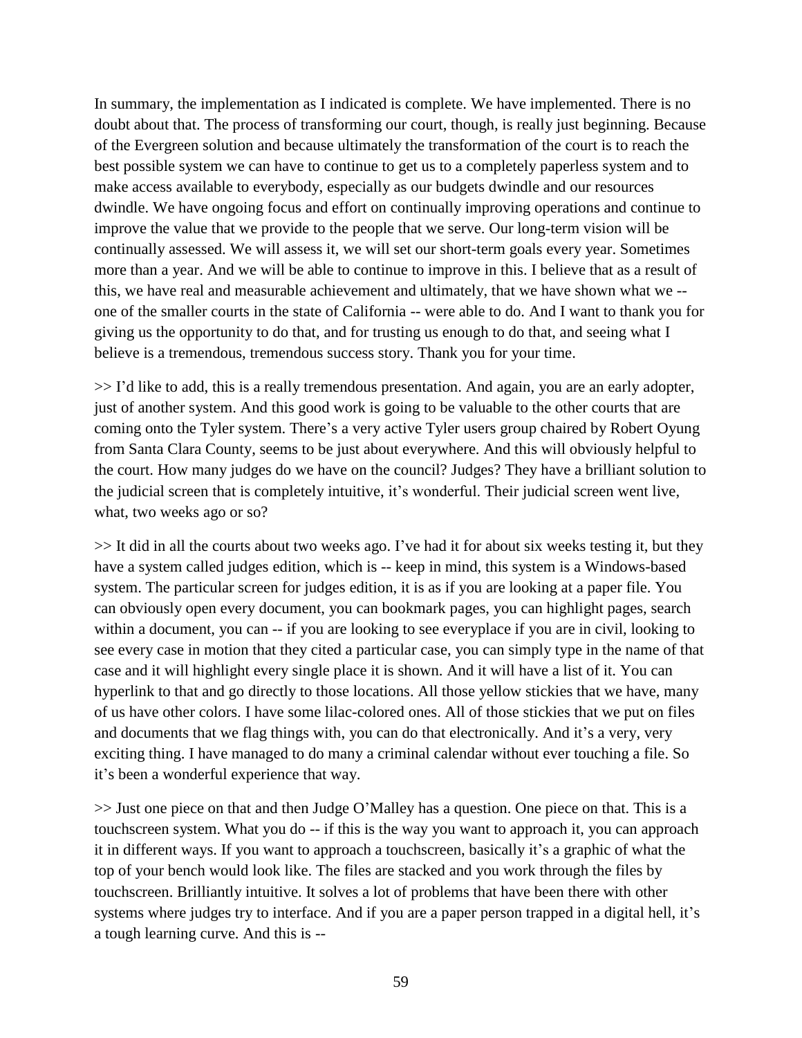In summary, the implementation as I indicated is complete. We have implemented. There is no doubt about that. The process of transforming our court, though, is really just beginning. Because of the Evergreen solution and because ultimately the transformation of the court is to reach the best possible system we can have to continue to get us to a completely paperless system and to make access available to everybody, especially as our budgets dwindle and our resources dwindle. We have ongoing focus and effort on continually improving operations and continue to improve the value that we provide to the people that we serve. Our long-term vision will be continually assessed. We will assess it, we will set our short-term goals every year. Sometimes more than a year. And we will be able to continue to improve in this. I believe that as a result of this, we have real and measurable achievement and ultimately, that we have shown what we -- one of the smaller courts in the state of California -- were able to do. And I want to thank you for giving us the opportunity to do that, and for trusting us enough to do that, and seeing what I believe is a tremendous, tremendous success story. Thank you for your time.

>> I'd like to add, this is a really tremendous presentation. And again, you are an early adopter, just of another system. And this good work is going to be valuable to the other courts that are coming onto the Tyler system. There's a very active Tyler users group chaired by Robert Oyung from Santa Clara County, seems to be just about everywhere. And this will obviously helpful to the court. How many judges do we have on the council? Judges? They have a brilliant solution to the judicial screen that is completely intuitive, it's wonderful. Their judicial screen went live, what, two weeks ago or so?

>> It did in all the courts about two weeks ago. I've had it for about six weeks testing it, but they have a system called judges edition, which is -- keep in mind, this system is a Windows-based system. The particular screen for judges edition, it is as if you are looking at a paper file. You can obviously open every document, you can bookmark pages, you can highlight pages, search within a document, you can -- if you are looking to see everyplace if you are in civil, looking to see every case in motion that they cited a particular case, you can simply type in the name of that case and it will highlight every single place it is shown. And it will have a list of it. You can hyperlink to that and go directly to those locations. All those yellow stickies that we have, many of us have other colors. I have some lilac-colored ones. All of those stickies that we put on files and documents that we flag things with, you can do that electronically. And it's a very, very exciting thing. I have managed to do many a criminal calendar without ever touching a file. So it's been a wonderful experience that way.

>> Just one piece on that and then Judge O'Malley has a question. One piece on that. This is a touchscreen system. What you do -- if this is the way you want to approach it, you can approach it in different ways. If you want to approach a touchscreen, basically it's a graphic of what the top of your bench would look like. The files are stacked and you work through the files by touchscreen. Brilliantly intuitive. It solves a lot of problems that have been there with other systems where judges try to interface. And if you are a paper person trapped in a digital hell, it's a tough learning curve. And this is --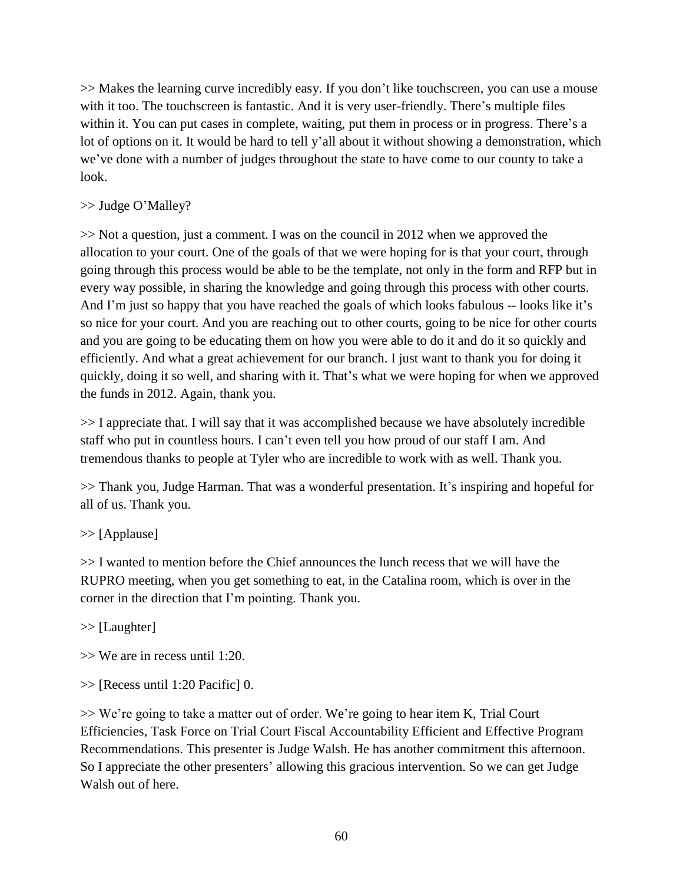>> Makes the learning curve incredibly easy. If you don't like touchscreen, you can use a mouse with it too. The touchscreen is fantastic. And it is very user-friendly. There's multiple files within it. You can put cases in complete, waiting, put them in process or in progress. There's a lot of options on it. It would be hard to tell y'all about it without showing a demonstration, which we've done with a number of judges throughout the state to have come to our county to take a look.

>> Judge O'Malley?

>> Not a question, just a comment. I was on the council in 2012 when we approved the allocation to your court. One of the goals of that we were hoping for is that your court, through going through this process would be able to be the template, not only in the form and RFP but in every way possible, in sharing the knowledge and going through this process with other courts. And I'm just so happy that you have reached the goals of which looks fabulous -- looks like it's so nice for your court. And you are reaching out to other courts, going to be nice for other courts and you are going to be educating them on how you were able to do it and do it so quickly and efficiently. And what a great achievement for our branch. I just want to thank you for doing it quickly, doing it so well, and sharing with it. That's what we were hoping for when we approved the funds in 2012. Again, thank you.

>> I appreciate that. I will say that it was accomplished because we have absolutely incredible staff who put in countless hours. I can't even tell you how proud of our staff I am. And tremendous thanks to people at Tyler who are incredible to work with as well. Thank you.

>> Thank you, Judge Harman. That was a wonderful presentation. It's inspiring and hopeful for all of us. Thank you.

>> [Applause]

>> I wanted to mention before the Chief announces the lunch recess that we will have the RUPRO meeting, when you get something to eat, in the Catalina room, which is over in the corner in the direction that I'm pointing. Thank you.

>> [Laughter]

>> We are in recess until 1:20.

>> [Recess until 1:20 Pacific] 0.

>> We're going to take a matter out of order. We're going to hear item K, Trial Court Efficiencies, Task Force on Trial Court Fiscal Accountability Efficient and Effective Program Recommendations. This presenter is Judge Walsh. He has another commitment this afternoon. So I appreciate the other presenters' allowing this gracious intervention. So we can get Judge Walsh out of here.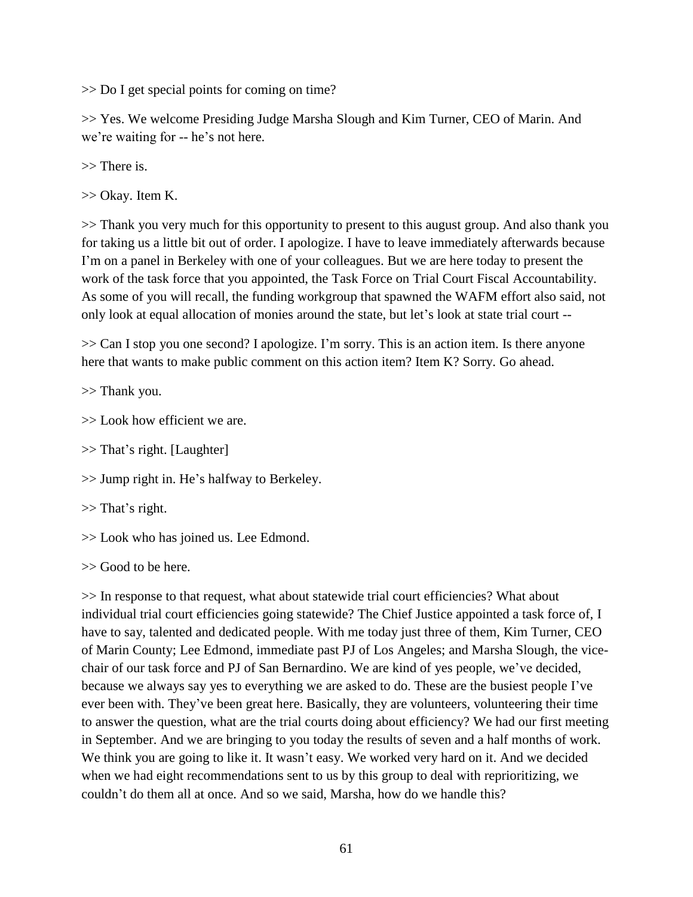>> Do I get special points for coming on time?

>> Yes. We welcome Presiding Judge Marsha Slough and Kim Turner, CEO of Marin. And we're waiting for -- he's not here.

>> There is.

>> Okay. Item K.

>> Thank you very much for this opportunity to present to this august group. And also thank you for taking us a little bit out of order. I apologize. I have to leave immediately afterwards because I'm on a panel in Berkeley with one of your colleagues. But we are here today to present the work of the task force that you appointed, the Task Force on Trial Court Fiscal Accountability. As some of you will recall, the funding workgroup that spawned the WAFM effort also said, not only look at equal allocation of monies around the state, but let's look at state trial court --

>> Can I stop you one second? I apologize. I'm sorry. This is an action item. Is there anyone here that wants to make public comment on this action item? Item K? Sorry. Go ahead.

>> Thank you.

>> Look how efficient we are.

>> That's right. [Laughter]

>> Jump right in. He's halfway to Berkeley.

>> That's right.

>> Look who has joined us. Lee Edmond.

>> Good to be here.

>> In response to that request, what about statewide trial court efficiencies? What about individual trial court efficiencies going statewide? The Chief Justice appointed a task force of, I have to say, talented and dedicated people. With me today just three of them, Kim Turner, CEO of Marin County; Lee Edmond, immediate past PJ of Los Angeles; and Marsha Slough, the vice-chair of our task force and PJ of San Bernardino. We are kind of yes people, we've decided, because we always say yes to everything we are asked to do. These are the busiest people I've ever been with. They've been great here. Basically, they are volunteers, volunteering their time to answer the question, what are the trial courts doing about efficiency? We had our first meeting in September. And we are bringing to you today the results of seven and a half months of work. We think you are going to like it. It wasn't easy. We worked very hard on it. And we decided when we had eight recommendations sent to us by this group to deal with reprioritizing, we couldn't do them all at once. And so we said, Marsha, how do we handle this?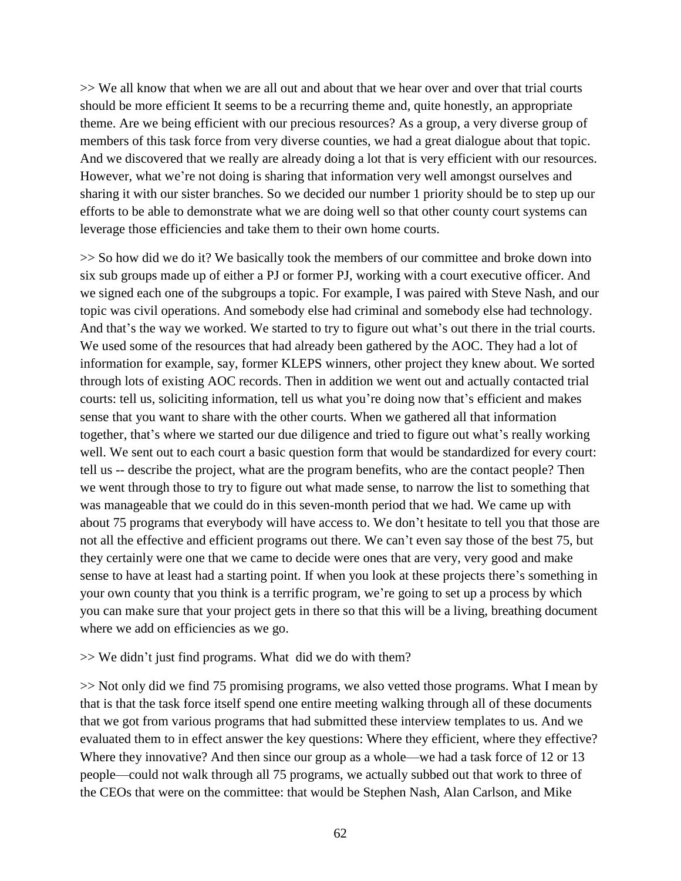>> We all know that when we are all out and about that we hear over and over that trial courts should be more efficient It seems to be a recurring theme and, quite honestly, an appropriate theme. Are we being efficient with our precious resources? As a group, a very diverse group of members of this task force from very diverse counties, we had a great dialogue about that topic. And we discovered that we really are already doing a lot that is very efficient with our resources. However, what we're not doing is sharing that information very well amongst ourselves and sharing it with our sister branches. So we decided our number 1 priority should be to step up our efforts to be able to demonstrate what we are doing well so that other county court systems can leverage those efficiencies and take them to their own home courts.

>> So how did we do it? We basically took the members of our committee and broke down into six sub groups made up of either a PJ or former PJ, working with a court executive officer. And we signed each one of the subgroups a topic. For example, I was paired with Steve Nash, and our topic was civil operations. And somebody else had criminal and somebody else had technology. And that's the way we worked. We started to try to figure out what's out there in the trial courts. We used some of the resources that had already been gathered by the AOC. They had a lot of information for example, say, former KLEPS winners, other project they knew about. We sorted through lots of existing AOC records. Then in addition we went out and actually contacted trial courts: tell us, soliciting information, tell us what you're doing now that's efficient and makes sense that you want to share with the other courts. When we gathered all that information together, that's where we started our due diligence and tried to figure out what's really working well. We sent out to each court a basic question form that would be standardized for every court: tell us -- describe the project, what are the program benefits, who are the contact people? Then we went through those to try to figure out what made sense, to narrow the list to something that was manageable that we could do in this seven-month period that we had. We came up with about 75 programs that everybody will have access to. We don't hesitate to tell you that those are not all the effective and efficient programs out there. We can't even say those of the best 75, but they certainly were one that we came to decide were ones that are very, very good and make sense to have at least had a starting point. If when you look at these projects there's something in your own county that you think is a terrific program, we're going to set up a process by which you can make sure that your project gets in there so that this will be a living, breathing document where we add on efficiencies as we go.

>> We didn't just find programs. What did we do with them?

>> Not only did we find 75 promising programs, we also vetted those programs. What I mean by that is that the task force itself spend one entire meeting walking through all of these documents that we got from various programs that had submitted these interview templates to us. And we evaluated them to in effect answer the key questions: Where they efficient, where they effective? Where they innovative? And then since our group as a whole—we had a task force of 12 or 13 people—could not walk through all 75 programs, we actually subbed out that work to three of the CEOs that were on the committee: that would be Stephen Nash, Alan Carlson, and Mike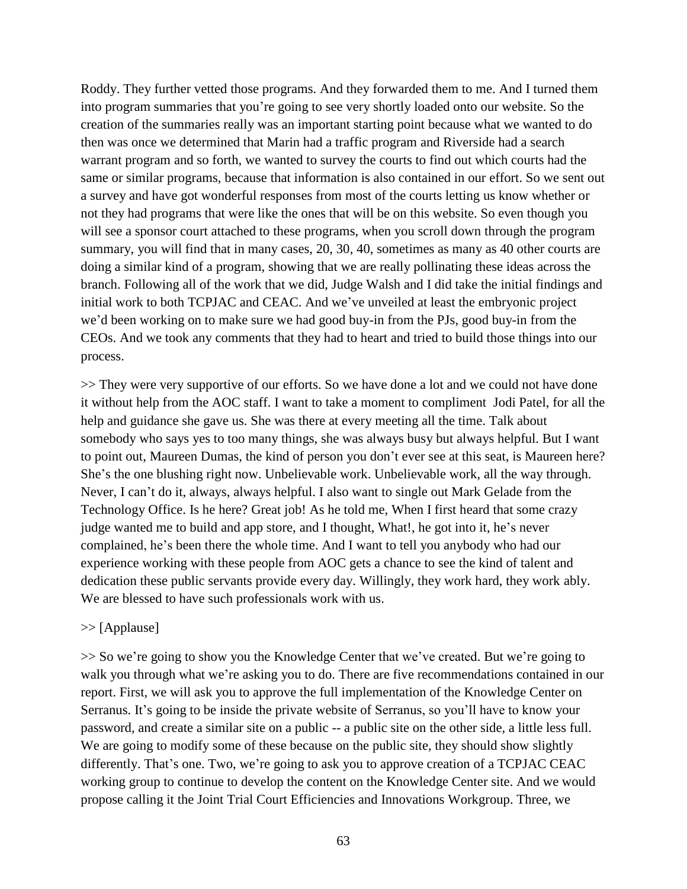Roddy. They further vetted those programs. And they forwarded them to me. And I turned them into program summaries that you're going to see very shortly loaded onto our website. So the creation of the summaries really was an important starting point because what we wanted to do then was once we determined that Marin had a traffic program and Riverside had a search warrant program and so forth, we wanted to survey the courts to find out which courts had the same or similar programs, because that information is also contained in our effort. So we sent out a survey and have got wonderful responses from most of the courts letting us know whether or not they had programs that were like the ones that will be on this website. So even though you will see a sponsor court attached to these programs, when you scroll down through the program summary, you will find that in many cases, 20, 30, 40, sometimes as many as 40 other courts are doing a similar kind of a program, showing that we are really pollinating these ideas across the branch. Following all of the work that we did, Judge Walsh and I did take the initial findings and initial work to both TCPJAC and CEAC. And we've unveiled at least the embryonic project we'd been working on to make sure we had good buy-in from the PJs, good buy-in from the CEOs. And we took any comments that they had to heart and tried to build those things into our process.

>> They were very supportive of our efforts. So we have done a lot and we could not have done it without help from the AOC staff. I want to take a moment to compliment Jodi Patel, for all the help and guidance she gave us. She was there at every meeting all the time. Talk about somebody who says yes to too many things, she was always busy but always helpful. But I want to point out, Maureen Dumas, the kind of person you don't ever see at this seat, is Maureen here? She's the one blushing right now. Unbelievable work. Unbelievable work, all the way through. Never, I can't do it, always, always helpful. I also want to single out Mark Gelade from the Technology Office. Is he here? Great job! As he told me, When I first heard that some crazy judge wanted me to build and app store, and I thought, What!, he got into it, he's never complained, he's been there the whole time. And I want to tell you anybody who had our experience working with these people from AOC gets a chance to see the kind of talent and dedication these public servants provide every day. Willingly, they work hard, they work ably. We are blessed to have such professionals work with us.

>> [Applause]

>> So we're going to show you the Knowledge Center that we've created. But we're going to walk you through what we're asking you to do. There are five recommendations contained in our report. First, we will ask you to approve the full implementation of the Knowledge Center on Serranus. It's going to be inside the private website of Serranus, so you'll have to know your password, and create a similar site on a public -- a public site on the other side, a little less full. We are going to modify some of these because on the public site, they should show slightly differently. That's one. Two, we're going to ask you to approve creation of a TCPJAC CEAC working group to continue to develop the content on the Knowledge Center site. And we would propose calling it the Joint Trial Court Efficiencies and Innovations Workgroup. Three, we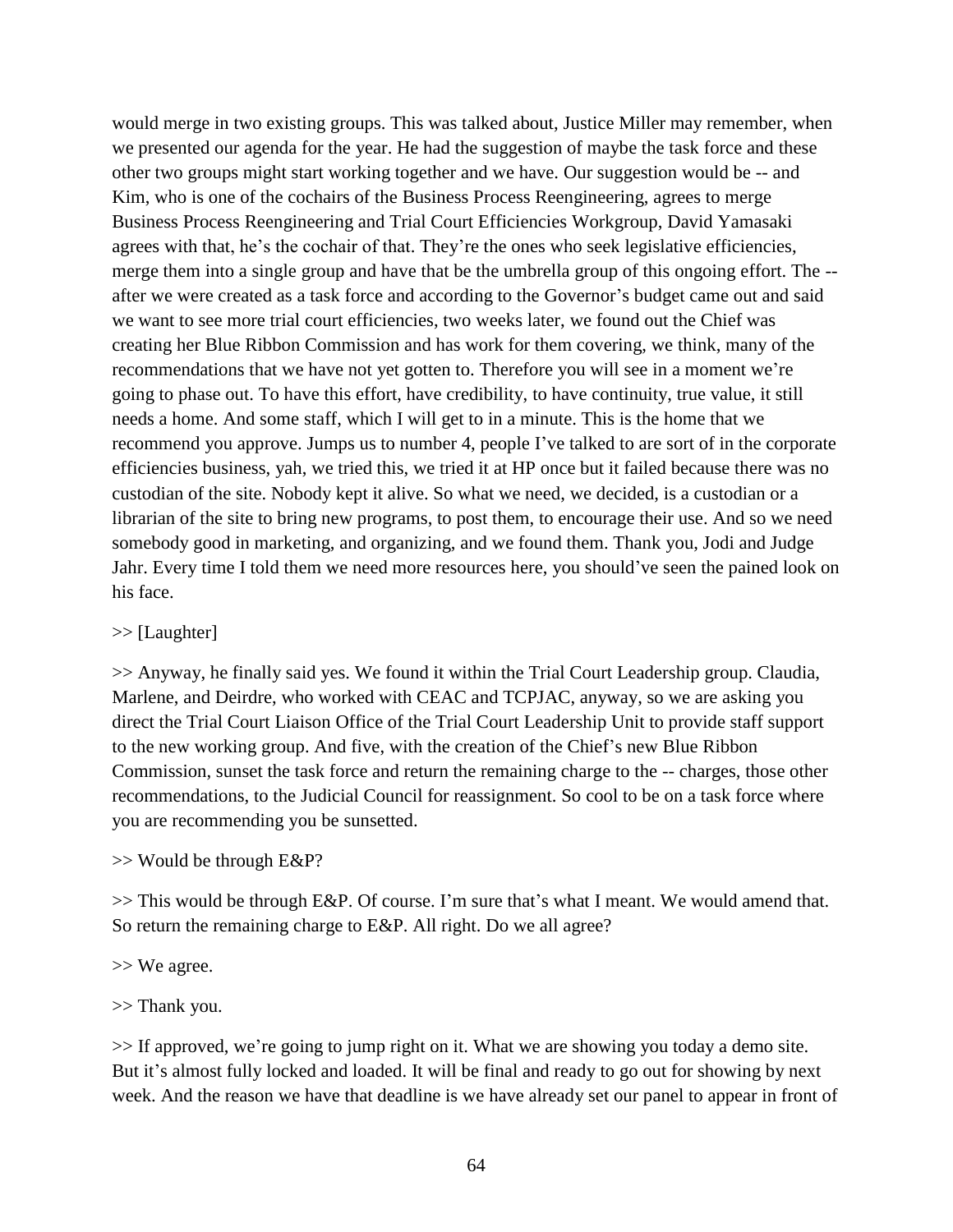would merge in two existing groups. This was talked about, Justice Miller may remember, when we presented our agenda for the year. He had the suggestion of maybe the task force and these other two groups might start working together and we have. Our suggestion would be -- and Kim, who is one of the cochairs of the Business Process Reengineering, agrees to merge Business Process Reengineering and Trial Court Efficiencies Workgroup, David Yamasaki agrees with that, he's the cochair of that. They're the ones who seek legislative efficiencies, merge them into a single group and have that be the umbrella group of this ongoing effort. The -- after we were created as a task force and according to the Governor's budget came out and said we want to see more trial court efficiencies, two weeks later, we found out the Chief was creating her Blue Ribbon Commission and has work for them covering, we think, many of the recommendations that we have not yet gotten to. Therefore you will see in a moment we're going to phase out. To have this effort, have credibility, to have continuity, true value, it still needs a home. And some staff, which I will get to in a minute. This is the home that we recommend you approve. Jumps us to number 4, people I've talked to are sort of in the corporate efficiencies business, yah, we tried this, we tried it at HP once but it failed because there was no custodian of the site. Nobody kept it alive. So what we need, we decided, is a custodian or a librarian of the site to bring new programs, to post them, to encourage their use. And so we need somebody good in marketing, and organizing, and we found them. Thank you, Jodi and Judge Jahr. Every time I told them we need more resources here, you should've seen the pained look on his face.

>> [Laughter]

>> Anyway, he finally said yes. We found it within the Trial Court Leadership group. Claudia, Marlene, and Deirdre, who worked with CEAC and TCPJAC, anyway, so we are asking you direct the Trial Court Liaison Office of the Trial Court Leadership Unit to provide staff support to the new working group. And five, with the creation of the Chief's new Blue Ribbon Commission, sunset the task force and return the remaining charge to the -- charges, those other recommendations, to the Judicial Council for reassignment. So cool to be on a task force where you are recommending you be sunsetted.

>> Would be through E&P?

>> This would be through E&P. Of course. I'm sure that's what I meant. We would amend that. So return the remaining charge to E&P. All right. Do we all agree?

>> We agree.

>> Thank you.

>> If approved, we're going to jump right on it. What we are showing you today a demo site. But it's almost fully locked and loaded. It will be final and ready to go out for showing by next week. And the reason we have that deadline is we have already set our panel to appear in front of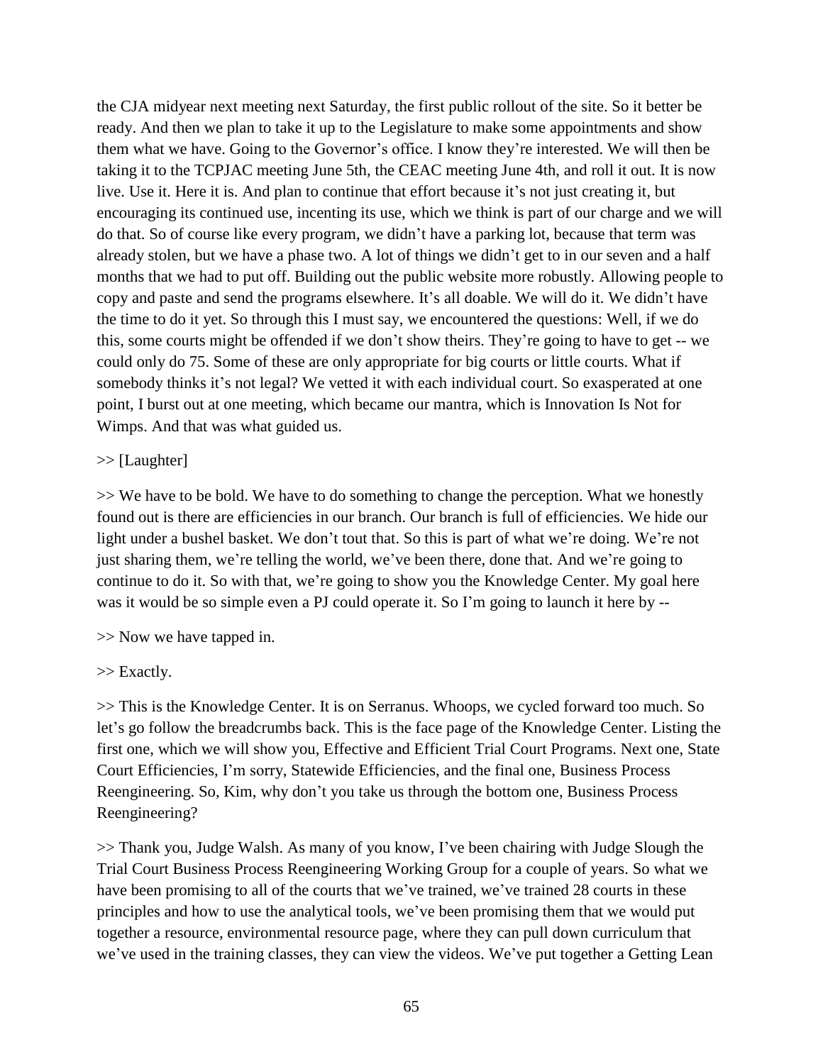the CJA midyear next meeting next Saturday, the first public rollout of the site. So it better be ready. And then we plan to take it up to the Legislature to make some appointments and show them what we have. Going to the Governor's office. I know they're interested. We will then be taking it to the TCPJAC meeting June 5th, the CEAC meeting June 4th, and roll it out. It is now live. Use it. Here it is. And plan to continue that effort because it's not just creating it, but encouraging its continued use, incenting its use, which we think is part of our charge and we will do that. So of course like every program, we didn't have a parking lot, because that term was already stolen, but we have a phase two. A lot of things we didn't get to in our seven and a half months that we had to put off. Building out the public website more robustly. Allowing people to copy and paste and send the programs elsewhere. It's all doable. We will do it. We didn't have the time to do it yet. So through this I must say, we encountered the questions: Well, if we do this, some courts might be offended if we don't show theirs. They're going to have to get -- we could only do 75. Some of these are only appropriate for big courts or little courts. What if somebody thinks it's not legal? We vetted it with each individual court. So exasperated at one point, I burst out at one meeting, which became our mantra, which is Innovation Is Not for Wimps. And that was what guided us.

>> [Laughter]

>> We have to be bold. We have to do something to change the perception. What we honestly found out is there are efficiencies in our branch. Our branch is full of efficiencies. We hide our light under a bushel basket. We don't tout that. So this is part of what we're doing. We're not just sharing them, we're telling the world, we've been there, done that. And we're going to continue to do it. So with that, we're going to show you the Knowledge Center. My goal here was it would be so simple even a PJ could operate it. So I'm going to launch it here by --

>> Now we have tapped in.

>> Exactly.

>> This is the Knowledge Center. It is on Serranus. Whoops, we cycled forward too much. So let's go follow the breadcrumbs back. This is the face page of the Knowledge Center. Listing the first one, which we will show you, Effective and Efficient Trial Court Programs. Next one, State Court Efficiencies, I'm sorry, Statewide Efficiencies, and the final one, Business Process Reengineering. So, Kim, why don't you take us through the bottom one, Business Process Reengineering?

>> Thank you, Judge Walsh. As many of you know, I've been chairing with Judge Slough the Trial Court Business Process Reengineering Working Group for a couple of years. So what we have been promising to all of the courts that we've trained, we've trained 28 courts in these principles and how to use the analytical tools, we've been promising them that we would put together a resource, environmental resource page, where they can pull down curriculum that we've used in the training classes, they can view the videos. We've put together a Getting Lean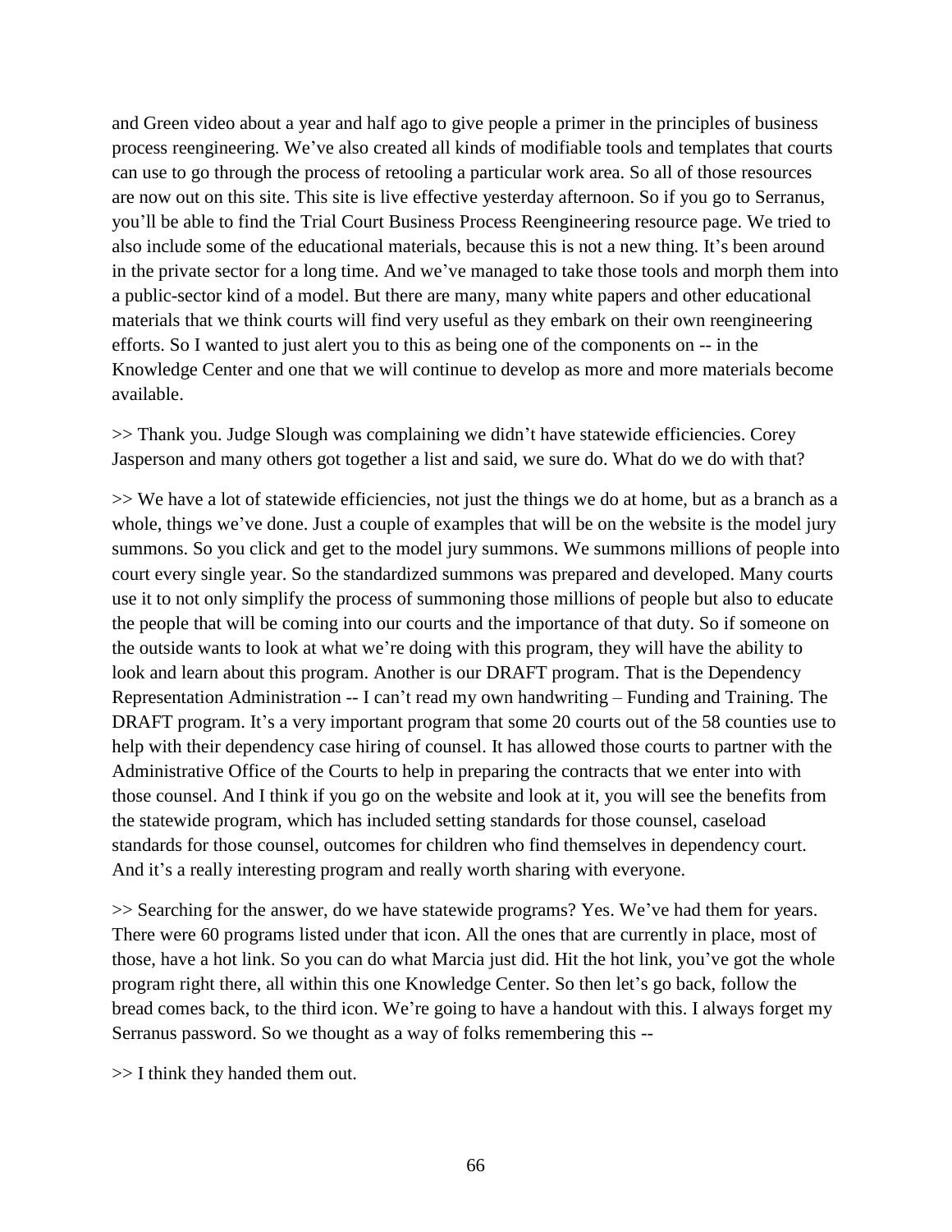and Green video about a year and half ago to give people a primer in the principles of business process reengineering. We've also created all kinds of modifiable tools and templates that courts can use to go through the process of retooling a particular work area. So all of those resources are now out on this site. This site is live effective yesterday afternoon. So if you go to Serranus, you'll be able to find the Trial Court Business Process Reengineering resource page. We tried to also include some of the educational materials, because this is not a new thing. It's been around in the private sector for a long time. And we've managed to take those tools and morph them into a public-sector kind of a model. But there are many, many white papers and other educational materials that we think courts will find very useful as they embark on their own reengineering efforts. So I wanted to just alert you to this as being one of the components on -- in the Knowledge Center and one that we will continue to develop as more and more materials become available.

>> Thank you. Judge Slough was complaining we didn't have statewide efficiencies. Corey Jasperson and many others got together a list and said, we sure do. What do we do with that?

>> We have a lot of statewide efficiencies, not just the things we do at home, but as a branch as a whole, things we've done. Just a couple of examples that will be on the website is the model jury summons. So you click and get to the model jury summons. We summons millions of people into court every single year. So the standardized summons was prepared and developed. Many courts use it to not only simplify the process of summoning those millions of people but also to educate the people that will be coming into our courts and the importance of that duty. So if someone on the outside wants to look at what we're doing with this program, they will have the ability to look and learn about this program. Another is our DRAFT program. That is the Dependency Representation Administration -- I can't read my own handwriting – Funding and Training. The DRAFT program. It's a very important program that some 20 courts out of the 58 counties use to help with their dependency case hiring of counsel. It has allowed those courts to partner with the Administrative Office of the Courts to help in preparing the contracts that we enter into with those counsel. And I think if you go on the website and look at it, you will see the benefits from the statewide program, which has included setting standards for those counsel, caseload standards for those counsel, outcomes for children who find themselves in dependency court. And it's a really interesting program and really worth sharing with everyone.

>> Searching for the answer, do we have statewide programs? Yes. We've had them for years. There were 60 programs listed under that icon. All the ones that are currently in place, most of those, have a hot link. So you can do what Marcia just did. Hit the hot link, you've got the whole program right there, all within this one Knowledge Center. So then let's go back, follow the bread comes back, to the third icon. We're going to have a handout with this. I always forget my Serranus password. So we thought as a way of folks remembering this --

>> I think they handed them out.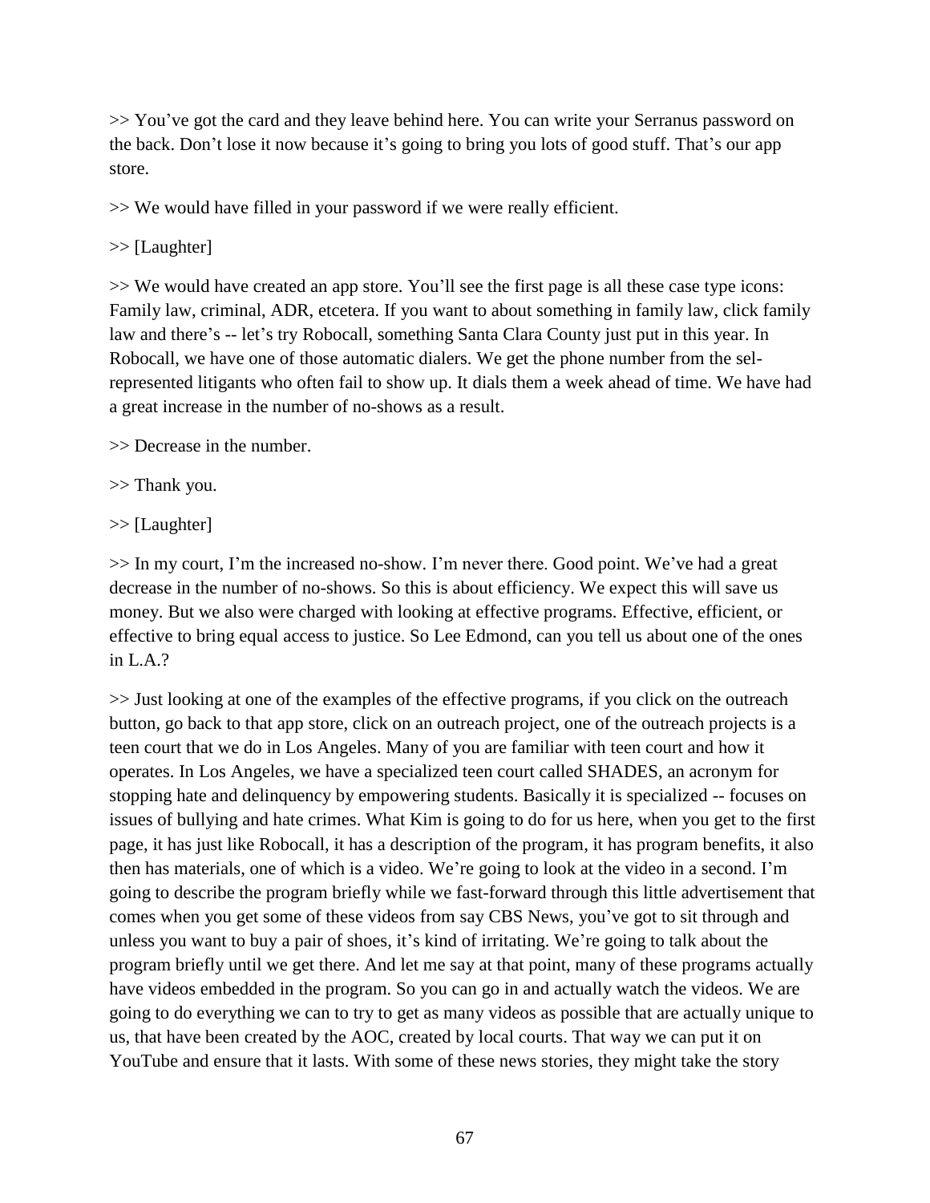>> You've got the card and they leave behind here. You can write your Serranus password on the back. Don't lose it now because it's going to bring you lots of good stuff. That's our app store.

>> We would have filled in your password if we were really efficient.

>> [Laughter]

>> We would have created an app store. You'll see the first page is all these case type icons: Family law, criminal, ADR, etcetera. If you want to about something in family law, click family law and there's -- let's try Robocall, something Santa Clara County just put in this year. In Robocall, we have one of those automatic dialers. We get the phone number from the sel-represented litigants who often fail to show up. It dials them a week ahead of time. We have had a great increase in the number of no-shows as a result.

>> Decrease in the number.

>> Thank you.

>> [Laughter]

>> In my court, I'm the increased no-show. I'm never there. Good point. We've had a great decrease in the number of no-shows. So this is about efficiency. We expect this will save us money. But we also were charged with looking at effective programs. Effective, efficient, or effective to bring equal access to justice. So Lee Edmond, can you tell us about one of the ones in L.A.?

>> Just looking at one of the examples of the effective programs, if you click on the outreach button, go back to that app store, click on an outreach project, one of the outreach projects is a teen court that we do in Los Angeles. Many of you are familiar with teen court and how it operates. In Los Angeles, we have a specialized teen court called SHADES, an acronym for stopping hate and delinquency by empowering students. Basically it is specialized -- focuses on issues of bullying and hate crimes. What Kim is going to do for us here, when you get to the first page, it has just like Robocall, it has a description of the program, it has program benefits, it also then has materials, one of which is a video. We're going to look at the video in a second. I'm going to describe the program briefly while we fast-forward through this little advertisement that comes when you get some of these videos from say CBS News, you've got to sit through and unless you want to buy a pair of shoes, it's kind of irritating. We're going to talk about the program briefly until we get there. And let me say at that point, many of these programs actually have videos embedded in the program. So you can go in and actually watch the videos. We are going to do everything we can to try to get as many videos as possible that are actually unique to us, that have been created by the AOC, created by local courts. That way we can put it on YouTube and ensure that it lasts. With some of these news stories, they might take the story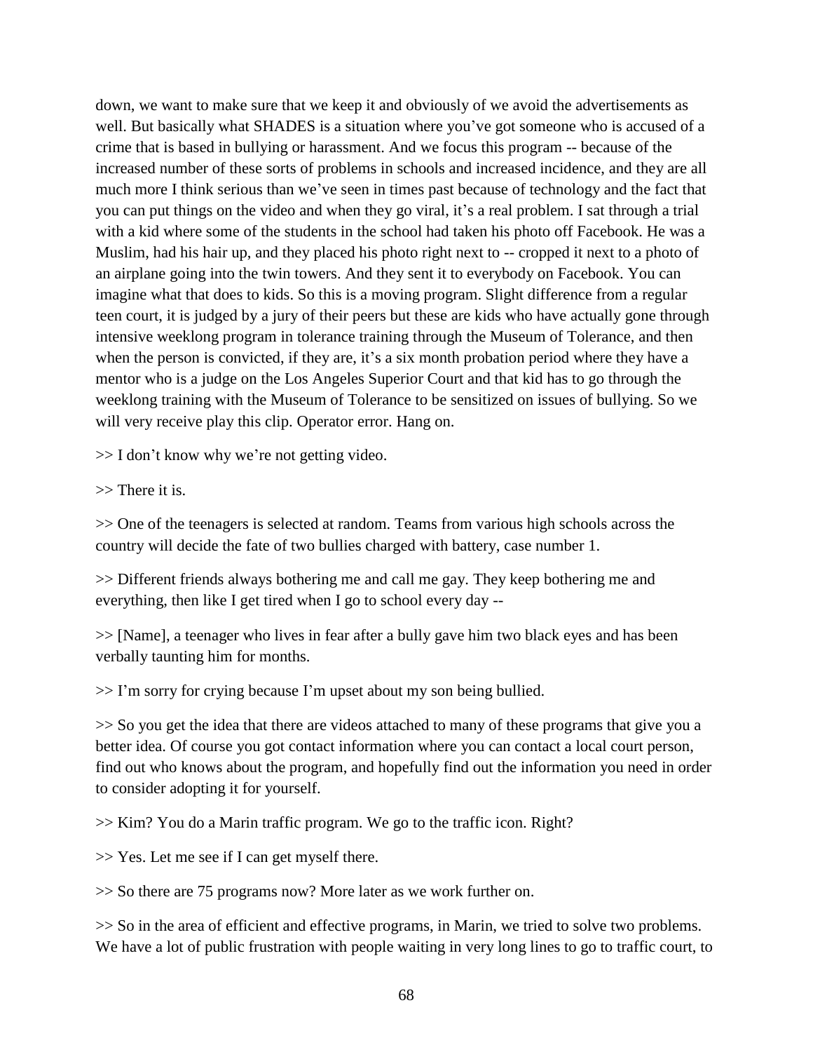down, we want to make sure that we keep it and obviously of we avoid the advertisements as well. But basically what SHADES is a situation where you've got someone who is accused of a crime that is based in bullying or harassment. And we focus this program -- because of the increased number of these sorts of problems in schools and increased incidence, and they are all much more I think serious than we've seen in times past because of technology and the fact that you can put things on the video and when they go viral, it's a real problem. I sat through a trial with a kid where some of the students in the school had taken his photo off Facebook. He was a Muslim, had his hair up, and they placed his photo right next to -- cropped it next to a photo of an airplane going into the twin towers. And they sent it to everybody on Facebook. You can imagine what that does to kids. So this is a moving program. Slight difference from a regular teen court, it is judged by a jury of their peers but these are kids who have actually gone through intensive weeklong program in tolerance training through the Museum of Tolerance, and then when the person is convicted, if they are, it's a six month probation period where they have a mentor who is a judge on the Los Angeles Superior Court and that kid has to go through the weeklong training with the Museum of Tolerance to be sensitized on issues of bullying. So we will very receive play this clip. Operator error. Hang on.

>> I don't know why we're not getting video.

>> There it is.

>> One of the teenagers is selected at random. Teams from various high schools across the country will decide the fate of two bullies charged with battery, case number 1.

>> Different friends always bothering me and call me gay. They keep bothering me and everything, then like I get tired when I go to school every day --

>> [Name], a teenager who lives in fear after a bully gave him two black eyes and has been verbally taunting him for months.

>> I'm sorry for crying because I'm upset about my son being bullied.

>> So you get the idea that there are videos attached to many of these programs that give you a better idea. Of course you got contact information where you can contact a local court person, find out who knows about the program, and hopefully find out the information you need in order to consider adopting it for yourself.

>> Kim? You do a Marin traffic program. We go to the traffic icon. Right?

>> Yes. Let me see if I can get myself there.

>> So there are 75 programs now? More later as we work further on.

>> So in the area of efficient and effective programs, in Marin, we tried to solve two problems. We have a lot of public frustration with people waiting in very long lines to go to traffic court, to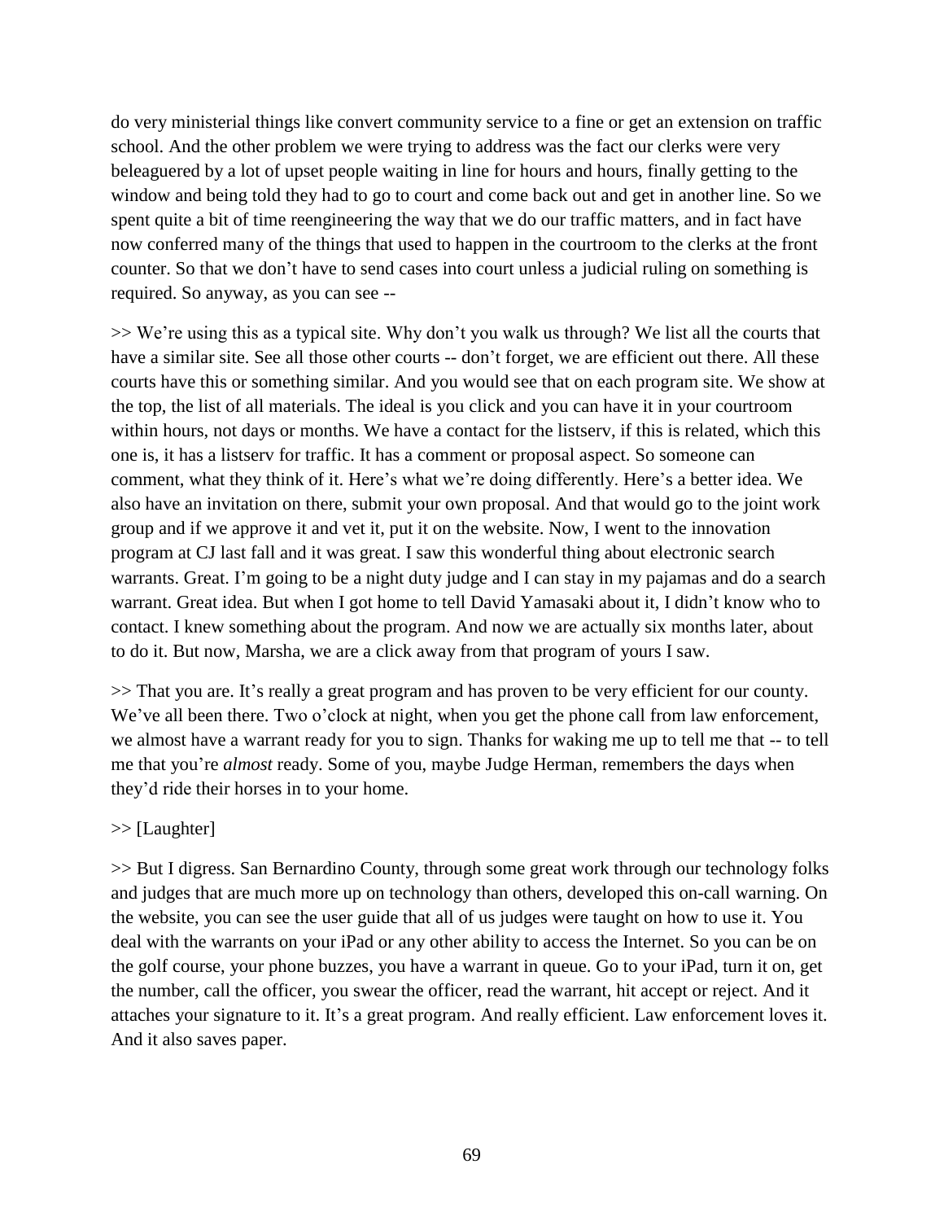do very ministerial things like convert community service to a fine or get an extension on traffic school. And the other problem we were trying to address was the fact our clerks were very beleaguered by a lot of upset people waiting in line for hours and hours, finally getting to the window and being told they had to go to court and come back out and get in another line. So we spent quite a bit of time reengineering the way that we do our traffic matters, and in fact have now conferred many of the things that used to happen in the courtroom to the clerks at the front counter. So that we don't have to send cases into court unless a judicial ruling on something is required. So anyway, as you can see --

>> We're using this as a typical site. Why don't you walk us through? We list all the courts that have a similar site. See all those other courts -- don't forget, we are efficient out there. All these courts have this or something similar. And you would see that on each program site. We show at the top, the list of all materials. The ideal is you click and you can have it in your courtroom within hours, not days or months. We have a contact for the listserv, if this is related, which this one is, it has a listserv for traffic. It has a comment or proposal aspect. So someone can comment, what they think of it. Here's what we're doing differently. Here's a better idea. We also have an invitation on there, submit your own proposal. And that would go to the joint work group and if we approve it and vet it, put it on the website. Now, I went to the innovation program at CJ last fall and it was great. I saw this wonderful thing about electronic search warrants. Great. I'm going to be a night duty judge and I can stay in my pajamas and do a search warrant. Great idea. But when I got home to tell David Yamasaki about it, I didn't know who to contact. I knew something about the program. And now we are actually six months later, about to do it. But now, Marsha, we are a click away from that program of yours I saw.

>> That you are. It's really a great program and has proven to be very efficient for our county. We've all been there. Two o'clock at night, when you get the phone call from law enforcement, we almost have a warrant ready for you to sign. Thanks for waking me up to tell me that -- to tell me that you're *almost* ready. Some of you, maybe Judge Herman, remembers the days when they'd ride their horses in to your home.

>> [Laughter]

>> But I digress. San Bernardino County, through some great work through our technology folks and judges that are much more up on technology than others, developed this on-call warning. On the website, you can see the user guide that all of us judges were taught on how to use it. You deal with the warrants on your iPad or any other ability to access the Internet. So you can be on the golf course, your phone buzzes, you have a warrant in queue. Go to your iPad, turn it on, get the number, call the officer, you swear the officer, read the warrant, hit accept or reject. And it attaches your signature to it. It's a great program. And really efficient. Law enforcement loves it. And it also saves paper.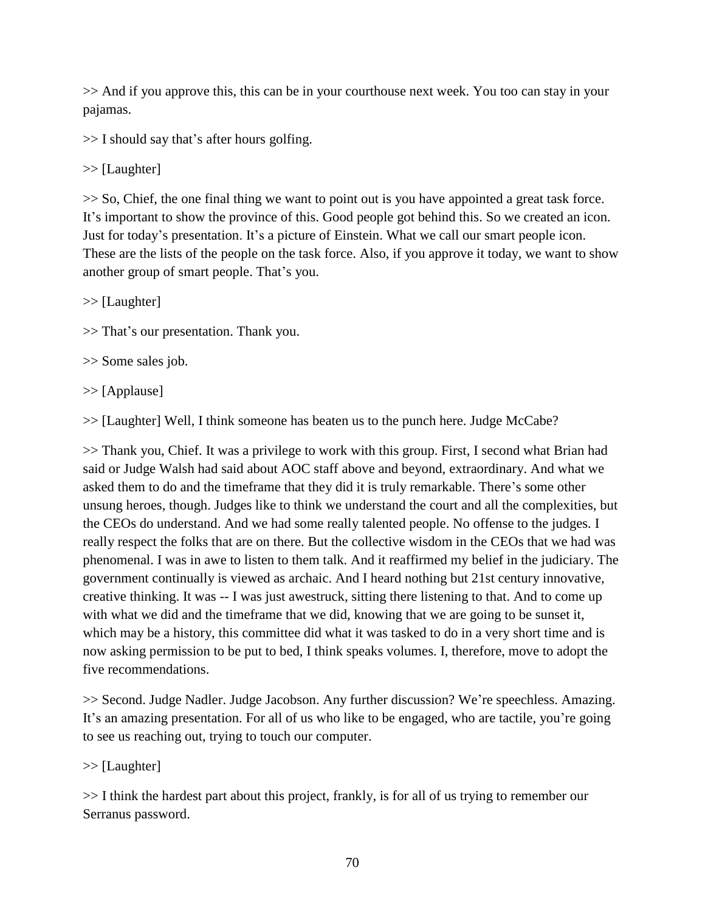>> And if you approve this, this can be in your courthouse next week. You too can stay in your pajamas.

>> I should say that's after hours golfing.

>> [Laughter]

>> So, Chief, the one final thing we want to point out is you have appointed a great task force. It's important to show the province of this. Good people got behind this. So we created an icon. Just for today's presentation. It's a picture of Einstein. What we call our smart people icon. These are the lists of the people on the task force. Also, if you approve it today, we want to show another group of smart people. That's you.

>> [Laughter]

>> That's our presentation. Thank you.

>> Some sales job.

>> [Applause]

>> [Laughter] Well, I think someone has beaten us to the punch here. Judge McCabe?

>> Thank you, Chief. It was a privilege to work with this group. First, I second what Brian had said or Judge Walsh had said about AOC staff above and beyond, extraordinary. And what we asked them to do and the timeframe that they did it is truly remarkable. There's some other unsung heroes, though. Judges like to think we understand the court and all the complexities, but the CEOs do understand. And we had some really talented people. No offense to the judges. I really respect the folks that are on there. But the collective wisdom in the CEOs that we had was phenomenal. I was in awe to listen to them talk. And it reaffirmed my belief in the judiciary. The government continually is viewed as archaic. And I heard nothing but 21st century innovative, creative thinking. It was -- I was just awestruck, sitting there listening to that. And to come up with what we did and the timeframe that we did, knowing that we are going to be sunset it, which may be a history, this committee did what it was tasked to do in a very short time and is now asking permission to be put to bed, I think speaks volumes. I, therefore, move to adopt the five recommendations.

>> Second. Judge Nadler. Judge Jacobson. Any further discussion? We're speechless. Amazing. It's an amazing presentation. For all of us who like to be engaged, who are tactile, you're going to see us reaching out, trying to touch our computer.

>> [Laughter]

>> I think the hardest part about this project, frankly, is for all of us trying to remember our Serranus password.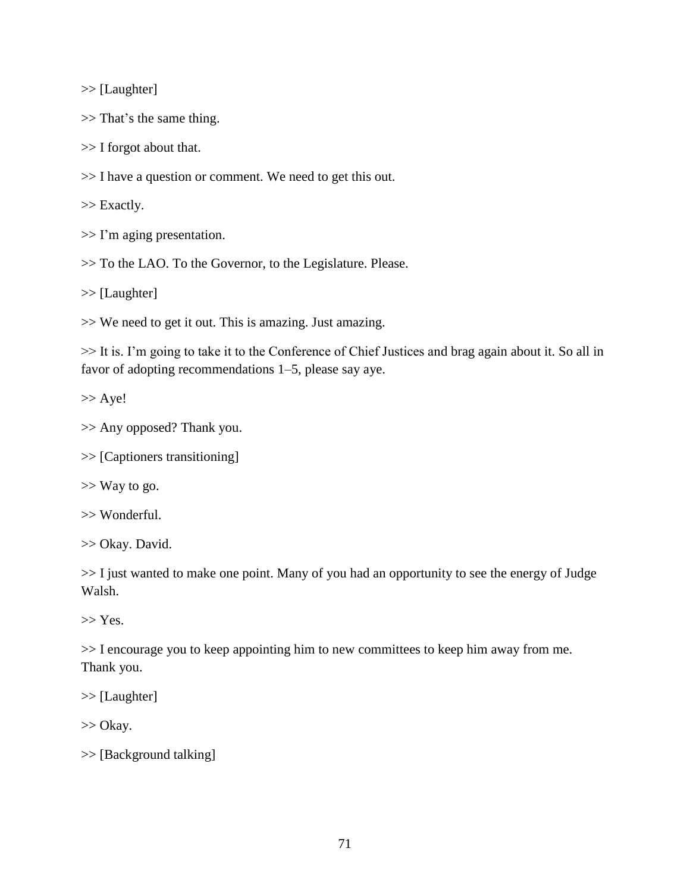>> [Laughter]

>> That’s the same thing.

>> I forgot about that.

>> I have a question or comment. We need to get this out.

>> Exactly.

>> I’m aging presentation.

>> To the LAO. To the Governor, to the Legislature. Please.

>> [Laughter]

>> We need to get it out. This is amazing. Just amazing.

>> It is. I’m going to take it to the Conference of Chief Justices and brag again about it. So all in favor of adopting recommendations 1–5, please say aye.

>> Aye!

>> Any opposed? Thank you.

>> [Captioners transitioning]

>> Way to go.

>> Wonderful.

>> Okay. David.

>> I just wanted to make one point. Many of you had an opportunity to see the energy of Judge Walsh.

>> Yes.

>> I encourage you to keep appointing him to new committees to keep him away from me. Thank you.

>> [Laughter]

>> Okay.

>> [Background talking]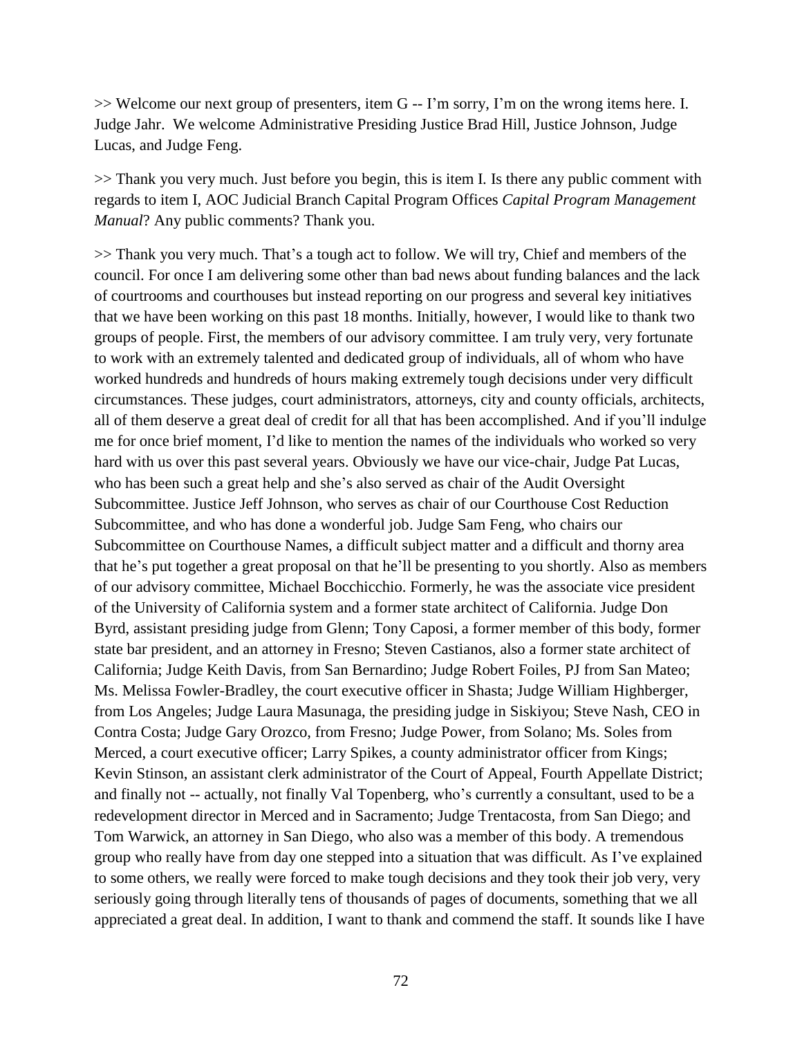>> Welcome our next group of presenters, item G -- I'm sorry, I'm on the wrong items here. I. Judge Jahr. We welcome Administrative Presiding Justice Brad Hill, Justice Johnson, Judge Lucas, and Judge Feng.

>> Thank you very much. Just before you begin, this is item I. Is there any public comment with regards to item I, AOC Judicial Branch Capital Program Offices *Capital Program Management Manual*? Any public comments? Thank you.

>> Thank you very much. That's a tough act to follow. We will try, Chief and members of the council. For once I am delivering some other than bad news about funding balances and the lack of courtrooms and courthouses but instead reporting on our progress and several key initiatives that we have been working on this past 18 months. Initially, however, I would like to thank two groups of people. First, the members of our advisory committee. I am truly very, very fortunate to work with an extremely talented and dedicated group of individuals, all of whom who have worked hundreds and hundreds of hours making extremely tough decisions under very difficult circumstances. These judges, court administrators, attorneys, city and county officials, architects, all of them deserve a great deal of credit for all that has been accomplished. And if you'll indulge me for once brief moment, I'd like to mention the names of the individuals who worked so very hard with us over this past several years. Obviously we have our vice-chair, Judge Pat Lucas, who has been such a great help and she's also served as chair of the Audit Oversight Subcommittee. Justice Jeff Johnson, who serves as chair of our Courthouse Cost Reduction Subcommittee, and who has done a wonderful job. Judge Sam Feng, who chairs our Subcommittee on Courthouse Names, a difficult subject matter and a difficult and thorny area that he's put together a great proposal on that he'll be presenting to you shortly. Also as members of our advisory committee, Michael Bocchicchio. Formerly, he was the associate vice president of the University of California system and a former state architect of California. Judge Don Byrd, assistant presiding judge from Glenn; Tony Caposi, a former member of this body, former state bar president, and an attorney in Fresno; Steven Castianos, also a former state architect of California; Judge Keith Davis, from San Bernardino; Judge Robert Foiles, PJ from San Mateo; Ms. Melissa Fowler-Bradley, the court executive officer in Shasta; Judge William Highberger, from Los Angeles; Judge Laura Masunaga, the presiding judge in Siskiyou; Steve Nash, CEO in Contra Costa; Judge Gary Orozco, from Fresno; Judge Power, from Solano; Ms. Soles from Merced, a court executive officer; Larry Spikes, a county administrator officer from Kings; Kevin Stinson, an assistant clerk administrator of the Court of Appeal, Fourth Appellate District; and finally not -- actually, not finally Val Topenberg, who's currently a consultant, used to be a redevelopment director in Merced and in Sacramento; Judge Trentacosta, from San Diego; and Tom Warwick, an attorney in San Diego, who also was a member of this body. A tremendous group who really have from day one stepped into a situation that was difficult. As I've explained to some others, we really were forced to make tough decisions and they took their job very, very seriously going through literally tens of thousands of pages of documents, something that we all appreciated a great deal. In addition, I want to thank and commend the staff. It sounds like I have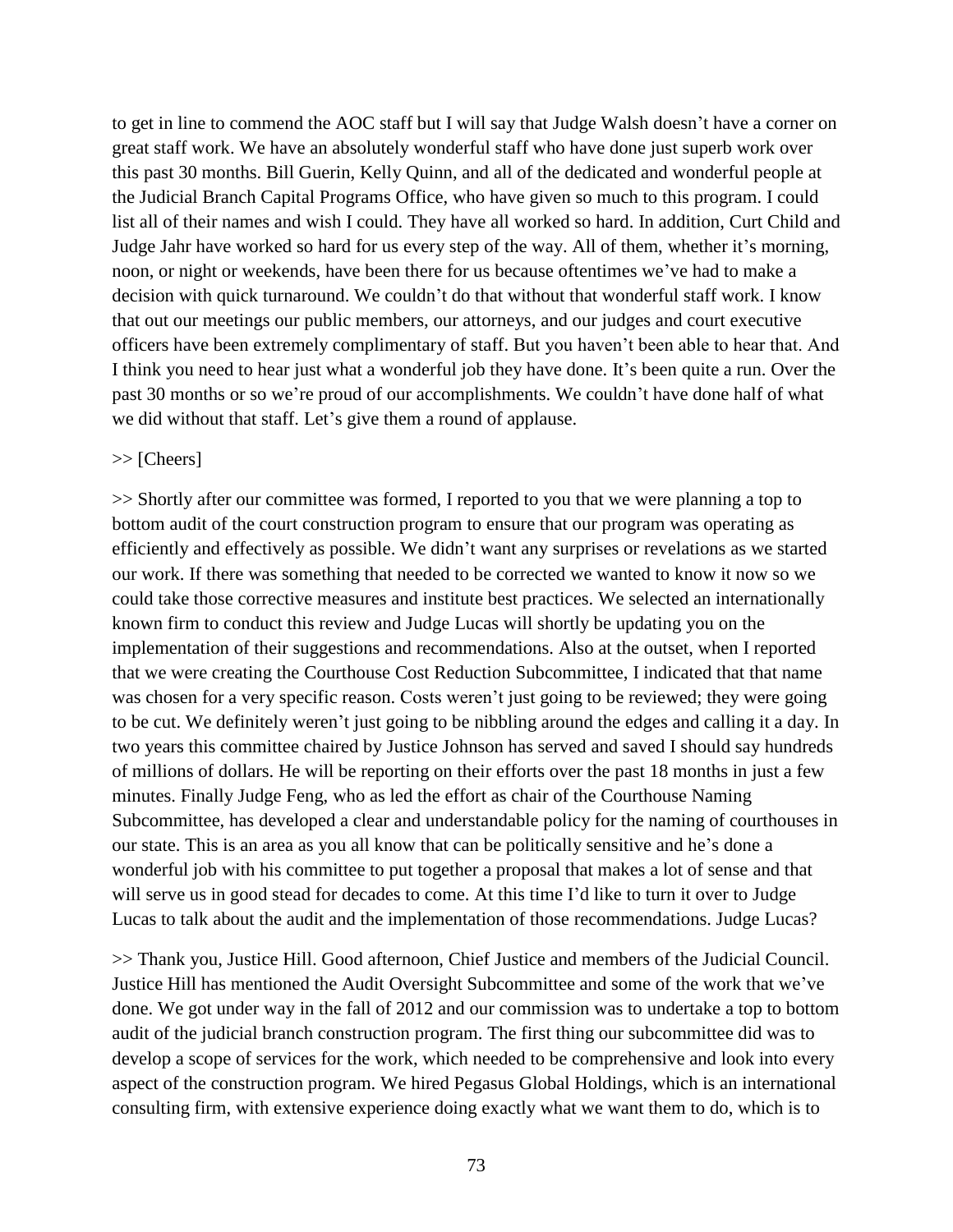to get in line to commend the AOC staff but I will say that Judge Walsh doesn't have a corner on great staff work. We have an absolutely wonderful staff who have done just superb work over this past 30 months. Bill Guerin, Kelly Quinn, and all of the dedicated and wonderful people at the Judicial Branch Capital Programs Office, who have given so much to this program. I could list all of their names and wish I could. They have all worked so hard. In addition, Curt Child and Judge Jahr have worked so hard for us every step of the way. All of them, whether it's morning, noon, or night or weekends, have been there for us because oftentimes we've had to make a decision with quick turnaround. We couldn't do that without that wonderful staff work. I know that out our meetings our public members, our attorneys, and our judges and court executive officers have been extremely complimentary of staff. But you haven't been able to hear that. And I think you need to hear just what a wonderful job they have done. It's been quite a run. Over the past 30 months or so we're proud of our accomplishments. We couldn't have done half of what we did without that staff. Let's give them a round of applause.

>> [Cheers]

>> Shortly after our committee was formed, I reported to you that we were planning a top to bottom audit of the court construction program to ensure that our program was operating as efficiently and effectively as possible. We didn't want any surprises or revelations as we started our work. If there was something that needed to be corrected we wanted to know it now so we could take those corrective measures and institute best practices. We selected an internationally known firm to conduct this review and Judge Lucas will shortly be updating you on the implementation of their suggestions and recommendations. Also at the outset, when I reported that we were creating the Courthouse Cost Reduction Subcommittee, I indicated that that name was chosen for a very specific reason. Costs weren't just going to be reviewed; they were going to be cut. We definitely weren't just going to be nibbling around the edges and calling it a day. In two years this committee chaired by Justice Johnson has served and saved I should say hundreds of millions of dollars. He will be reporting on their efforts over the past 18 months in just a few minutes. Finally Judge Feng, who as led the effort as chair of the Courthouse Naming Subcommittee, has developed a clear and understandable policy for the naming of courthouses in our state. This is an area as you all know that can be politically sensitive and he's done a wonderful job with his committee to put together a proposal that makes a lot of sense and that will serve us in good stead for decades to come. At this time I'd like to turn it over to Judge Lucas to talk about the audit and the implementation of those recommendations. Judge Lucas?

>> Thank you, Justice Hill. Good afternoon, Chief Justice and members of the Judicial Council. Justice Hill has mentioned the Audit Oversight Subcommittee and some of the work that we've done. We got under way in the fall of 2012 and our commission was to undertake a top to bottom audit of the judicial branch construction program. The first thing our subcommittee did was to develop a scope of services for the work, which needed to be comprehensive and look into every aspect of the construction program. We hired Pegasus Global Holdings, which is an international consulting firm, with extensive experience doing exactly what we want them to do, which is to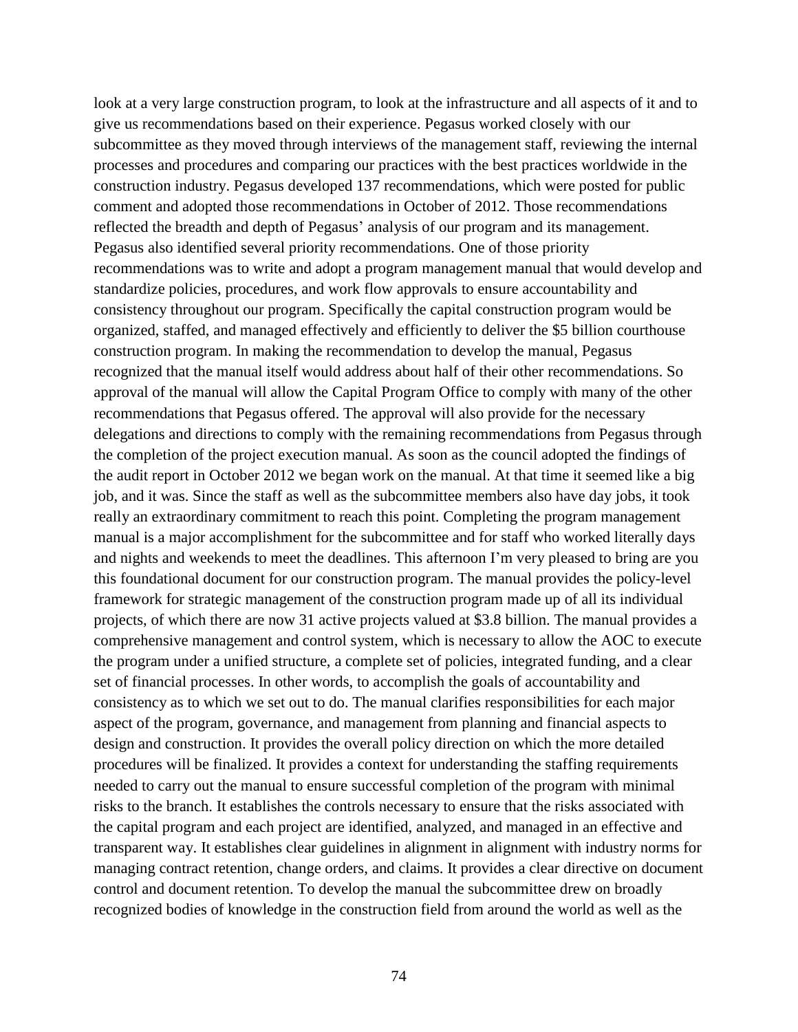look at a very large construction program, to look at the infrastructure and all aspects of it and to give us recommendations based on their experience. Pegasus worked closely with our subcommittee as they moved through interviews of the management staff, reviewing the internal processes and procedures and comparing our practices with the best practices worldwide in the construction industry. Pegasus developed 137 recommendations, which were posted for public comment and adopted those recommendations in October of 2012. Those recommendations reflected the breadth and depth of Pegasus' analysis of our program and its management. Pegasus also identified several priority recommendations. One of those priority recommendations was to write and adopt a program management manual that would develop and standardize policies, procedures, and work flow approvals to ensure accountability and consistency throughout our program. Specifically the capital construction program would be organized, staffed, and managed effectively and efficiently to deliver the $5 billion courthouse construction program. In making the recommendation to develop the manual, Pegasus recognized that the manual itself would address about half of their other recommendations. So approval of the manual will allow the Capital Program Office to comply with many of the other recommendations that Pegasus offered. The approval will also provide for the necessary delegations and directions to comply with the remaining recommendations from Pegasus through the completion of the project execution manual. As soon as the council adopted the findings of the audit report in October 2012 we began work on the manual. At that time it seemed like a big job, and it was. Since the staff as well as the subcommittee members also have day jobs, it took really an extraordinary commitment to reach this point. Completing the program management manual is a major accomplishment for the subcommittee and for staff who worked literally days and nights and weekends to meet the deadlines. This afternoon I'm very pleased to bring are you this foundational document for our construction program. The manual provides the policy-level framework for strategic management of the construction program made up of all its individual projects, of which there are now 31 active projects valued at $3.8 billion. The manual provides a comprehensive management and control system, which is necessary to allow the AOC to execute the program under a unified structure, a complete set of policies, integrated funding, and a clear set of financial processes. In other words, to accomplish the goals of accountability and consistency as to which we set out to do. The manual clarifies responsibilities for each major aspect of the program, governance, and management from planning and financial aspects to design and construction. It provides the overall policy direction on which the more detailed procedures will be finalized. It provides a context for understanding the staffing requirements needed to carry out the manual to ensure successful completion of the program with minimal risks to the branch. It establishes the controls necessary to ensure that the risks associated with the capital program and each project are identified, analyzed, and managed in an effective and transparent way. It establishes clear guidelines in alignment in alignment with industry norms for managing contract retention, change orders, and claims. It provides a clear directive on document control and document retention. To develop the manual the subcommittee drew on broadly recognized bodies of knowledge in the construction field from around the world as well as the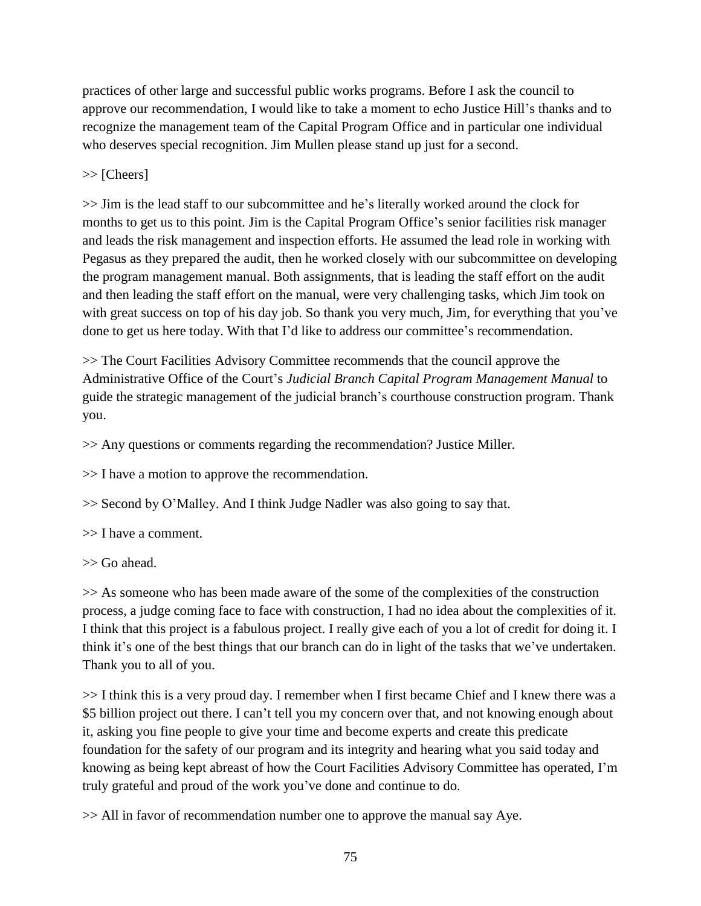practices of other large and successful public works programs. Before I ask the council to approve our recommendation, I would like to take a moment to echo Justice Hill's thanks and to recognize the management team of the Capital Program Office and in particular one individual who deserves special recognition. Jim Mullen please stand up just for a second.

>> [Cheers]

>> Jim is the lead staff to our subcommittee and he's literally worked around the clock for months to get us to this point. Jim is the Capital Program Office's senior facilities risk manager and leads the risk management and inspection efforts. He assumed the lead role in working with Pegasus as they prepared the audit, then he worked closely with our subcommittee on developing the program management manual. Both assignments, that is leading the staff effort on the audit and then leading the staff effort on the manual, were very challenging tasks, which Jim took on with great success on top of his day job. So thank you very much, Jim, for everything that you've done to get us here today. With that I'd like to address our committee's recommendation.

>> The Court Facilities Advisory Committee recommends that the council approve the Administrative Office of the Court's *Judicial Branch Capital Program Management Manual* to guide the strategic management of the judicial branch's courthouse construction program. Thank you.

>> Any questions or comments regarding the recommendation? Justice Miller.

>> I have a motion to approve the recommendation.

>> Second by O'Malley. And I think Judge Nadler was also going to say that.

>> I have a comment.

>> Go ahead.

>> As someone who has been made aware of the some of the complexities of the construction process, a judge coming face to face with construction, I had no idea about the complexities of it. I think that this project is a fabulous project. I really give each of you a lot of credit for doing it. I think it's one of the best things that our branch can do in light of the tasks that we've undertaken. Thank you to all of you.

>> I think this is a very proud day. I remember when I first became Chief and I knew there was a $5 billion project out there. I can't tell you my concern over that, and not knowing enough about it, asking you fine people to give your time and become experts and create this predicate foundation for the safety of our program and its integrity and hearing what you said today and knowing as being kept abreast of how the Court Facilities Advisory Committee has operated, I'm truly grateful and proud of the work you've done and continue to do.

>> All in favor of recommendation number one to approve the manual say Aye.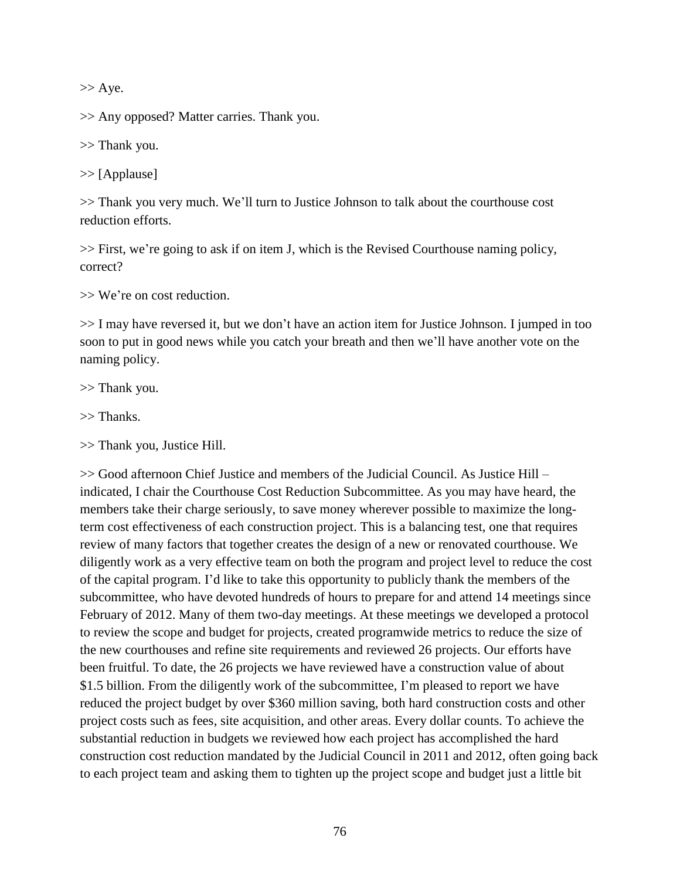>> Aye.

>> Any opposed? Matter carries. Thank you.

>> Thank you.

>> [Applause]

>> Thank you very much. We'll turn to Justice Johnson to talk about the courthouse cost reduction efforts.

>> First, we're going to ask if on item J, which is the Revised Courthouse naming policy, correct?

>> We're on cost reduction.

>> I may have reversed it, but we don't have an action item for Justice Johnson. I jumped in too soon to put in good news while you catch your breath and then we'll have another vote on the naming policy.

>> Thank you.

>> Thanks.

>> Thank you, Justice Hill.

>> Good afternoon Chief Justice and members of the Judicial Council. As Justice Hill – indicated, I chair the Courthouse Cost Reduction Subcommittee. As you may have heard, the members take their charge seriously, to save money wherever possible to maximize the long-term cost effectiveness of each construction project. This is a balancing test, one that requires review of many factors that together creates the design of a new or renovated courthouse. We diligently work as a very effective team on both the program and project level to reduce the cost of the capital program. I'd like to take this opportunity to publicly thank the members of the subcommittee, who have devoted hundreds of hours to prepare for and attend 14 meetings since February of 2012. Many of them two-day meetings. At these meetings we developed a protocol to review the scope and budget for projects, created programwide metrics to reduce the size of the new courthouses and refine site requirements and reviewed 26 projects. Our efforts have been fruitful. To date, the 26 projects we have reviewed have a construction value of about \$1.5 billion. From the diligently work of the subcommittee, I'm pleased to report we have reduced the project budget by over \$360 million saving, both hard construction costs and other project costs such as fees, site acquisition, and other areas. Every dollar counts. To achieve the substantial reduction in budgets we reviewed how each project has accomplished the hard construction cost reduction mandated by the Judicial Council in 2011 and 2012, often going back to each project team and asking them to tighten up the project scope and budget just a little bit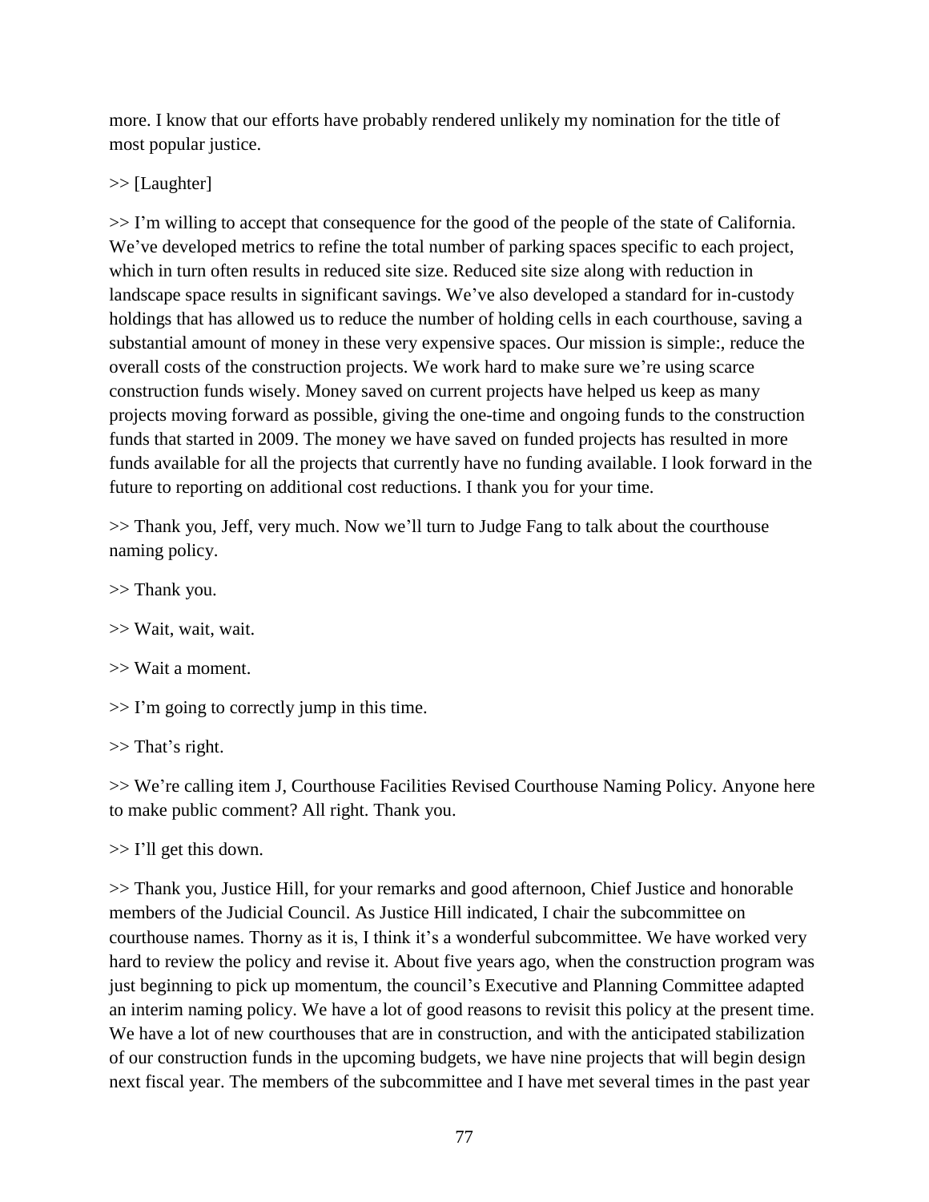more. I know that our efforts have probably rendered unlikely my nomination for the title of most popular justice.

>> [Laughter]

>> I'm willing to accept that consequence for the good of the people of the state of California. We've developed metrics to refine the total number of parking spaces specific to each project, which in turn often results in reduced site size. Reduced site size along with reduction in landscape space results in significant savings. We've also developed a standard for in-custody holdings that has allowed us to reduce the number of holding cells in each courthouse, saving a substantial amount of money in these very expensive spaces. Our mission is simple:, reduce the overall costs of the construction projects. We work hard to make sure we're using scarce construction funds wisely. Money saved on current projects have helped us keep as many projects moving forward as possible, giving the one-time and ongoing funds to the construction funds that started in 2009. The money we have saved on funded projects has resulted in more funds available for all the projects that currently have no funding available. I look forward in the future to reporting on additional cost reductions. I thank you for your time.

>> Thank you, Jeff, very much. Now we'll turn to Judge Fang to talk about the courthouse naming policy.

>> Thank you.

>> Wait, wait, wait.

>> Wait a moment.

>> I'm going to correctly jump in this time.

>> That's right.

>> We're calling item J, Courthouse Facilities Revised Courthouse Naming Policy. Anyone here to make public comment? All right. Thank you.

>> I'll get this down.

>> Thank you, Justice Hill, for your remarks and good afternoon, Chief Justice and honorable members of the Judicial Council. As Justice Hill indicated, I chair the subcommittee on courthouse names. Thorny as it is, I think it's a wonderful subcommittee. We have worked very hard to review the policy and revise it. About five years ago, when the construction program was just beginning to pick up momentum, the council's Executive and Planning Committee adapted an interim naming policy. We have a lot of good reasons to revisit this policy at the present time. We have a lot of new courthouses that are in construction, and with the anticipated stabilization of our construction funds in the upcoming budgets, we have nine projects that will begin design next fiscal year. The members of the subcommittee and I have met several times in the past year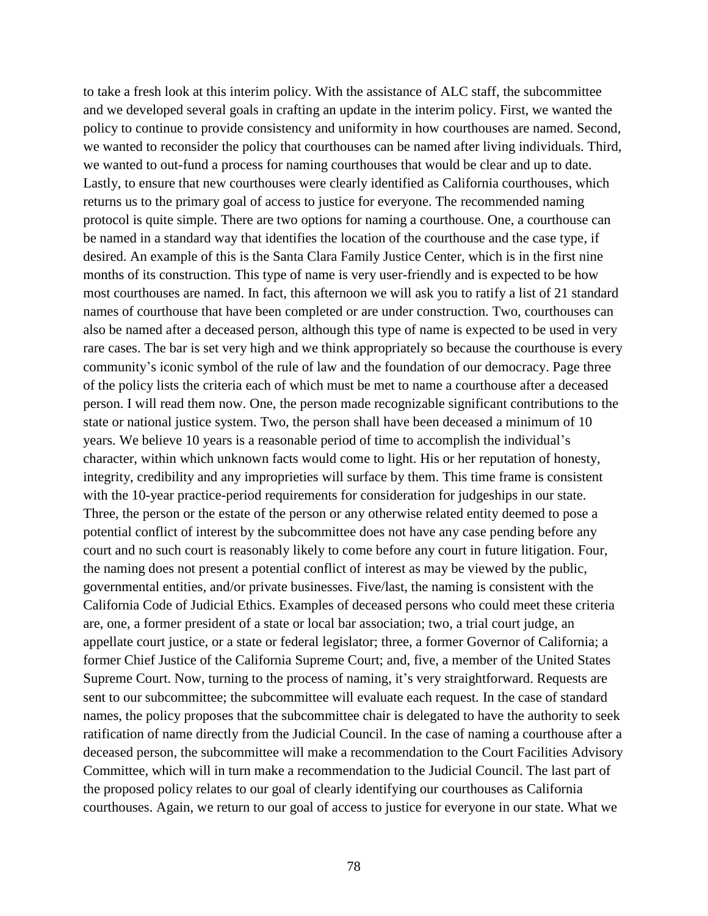to take a fresh look at this interim policy. With the assistance of ALC staff, the subcommittee and we developed several goals in crafting an update in the interim policy. First, we wanted the policy to continue to provide consistency and uniformity in how courthouses are named. Second, we wanted to reconsider the policy that courthouses can be named after living individuals. Third, we wanted to out-fund a process for naming courthouses that would be clear and up to date. Lastly, to ensure that new courthouses were clearly identified as California courthouses, which returns us to the primary goal of access to justice for everyone. The recommended naming protocol is quite simple. There are two options for naming a courthouse. One, a courthouse can be named in a standard way that identifies the location of the courthouse and the case type, if desired. An example of this is the Santa Clara Family Justice Center, which is in the first nine months of its construction. This type of name is very user-friendly and is expected to be how most courthouses are named. In fact, this afternoon we will ask you to ratify a list of 21 standard names of courthouse that have been completed or are under construction. Two, courthouses can also be named after a deceased person, although this type of name is expected to be used in very rare cases. The bar is set very high and we think appropriately so because the courthouse is every community's iconic symbol of the rule of law and the foundation of our democracy. Page three of the policy lists the criteria each of which must be met to name a courthouse after a deceased person. I will read them now. One, the person made recognizable significant contributions to the state or national justice system. Two, the person shall have been deceased a minimum of 10 years. We believe 10 years is a reasonable period of time to accomplish the individual's character, within which unknown facts would come to light. His or her reputation of honesty, integrity, credibility and any improprieties will surface by them. This time frame is consistent with the 10-year practice-period requirements for consideration for judgeships in our state. Three, the person or the estate of the person or any otherwise related entity deemed to pose a potential conflict of interest by the subcommittee does not have any case pending before any court and no such court is reasonably likely to come before any court in future litigation. Four, the naming does not present a potential conflict of interest as may be viewed by the public, governmental entities, and/or private businesses. Five/last, the naming is consistent with the California Code of Judicial Ethics. Examples of deceased persons who could meet these criteria are, one, a former president of a state or local bar association; two, a trial court judge, an appellate court justice, or a state or federal legislator; three, a former Governor of California; a former Chief Justice of the California Supreme Court; and, five, a member of the United States Supreme Court. Now, turning to the process of naming, it's very straightforward. Requests are sent to our subcommittee; the subcommittee will evaluate each request. In the case of standard names, the policy proposes that the subcommittee chair is delegated to have the authority to seek ratification of name directly from the Judicial Council. In the case of naming a courthouse after a deceased person, the subcommittee will make a recommendation to the Court Facilities Advisory Committee, which will in turn make a recommendation to the Judicial Council. The last part of the proposed policy relates to our goal of clearly identifying our courthouses as California courthouses. Again, we return to our goal of access to justice for everyone in our state. What we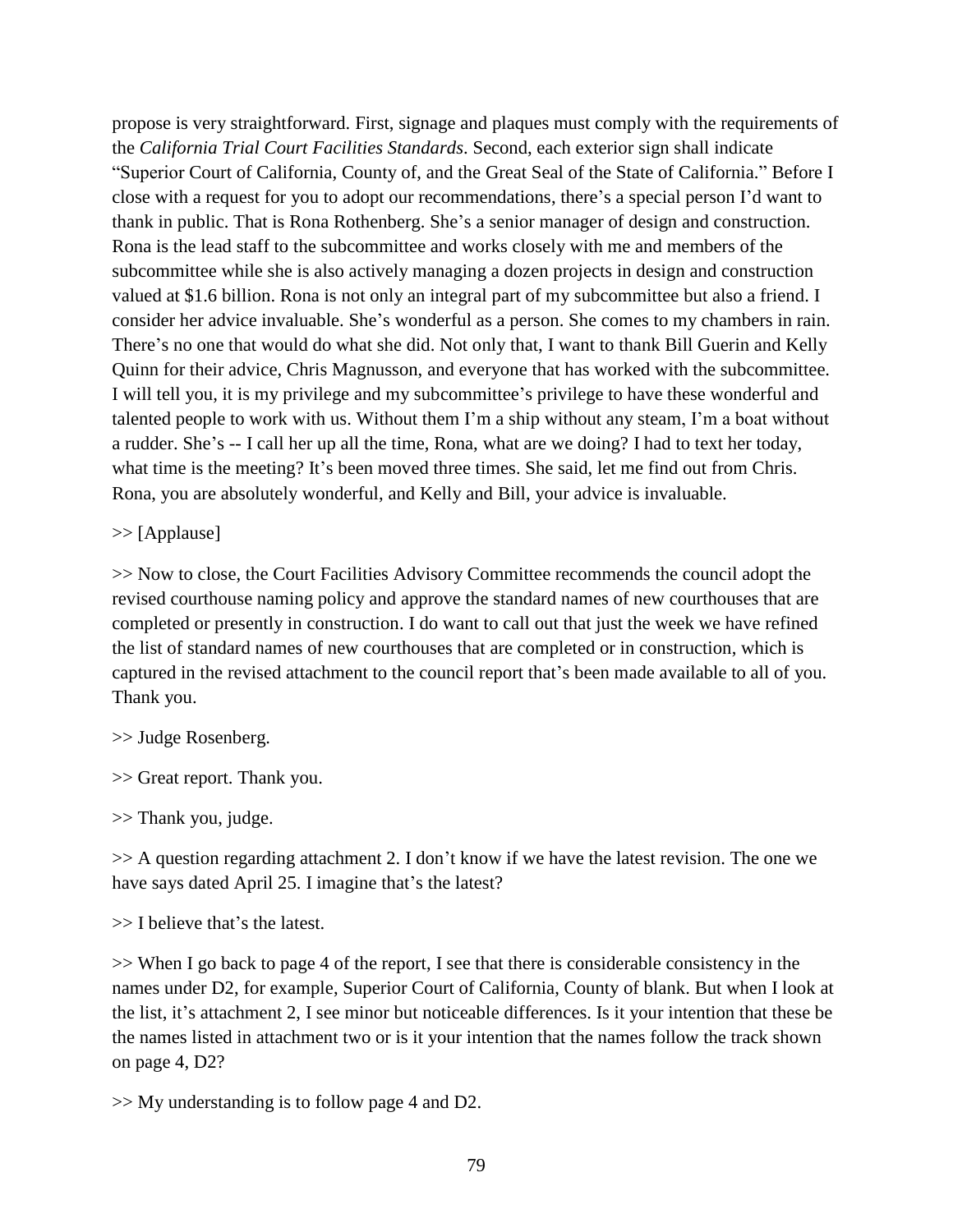propose is very straightforward. First, signage and plaques must comply with the requirements of the *California Trial Court Facilities Standards*. Second, each exterior sign shall indicate "Superior Court of California, County of, and the Great Seal of the State of California." Before I close with a request for you to adopt our recommendations, there's a special person I'd want to thank in public. That is Rona Rothenberg. She's a senior manager of design and construction. Rona is the lead staff to the subcommittee and works closely with me and members of the subcommittee while she is also actively managing a dozen projects in design and construction valued at $1.6 billion. Rona is not only an integral part of my subcommittee but also a friend. I consider her advice invaluable. She's wonderful as a person. She comes to my chambers in rain. There's no one that would do what she did. Not only that, I want to thank Bill Guerin and Kelly Quinn for their advice, Chris Magnusson, and everyone that has worked with the subcommittee. I will tell you, it is my privilege and my subcommittee's privilege to have these wonderful and talented people to work with us. Without them I'm a ship without any steam, I'm a boat without a rudder. She's -- I call her up all the time, Rona, what are we doing? I had to text her today, what time is the meeting? It's been moved three times. She said, let me find out from Chris. Rona, you are absolutely wonderful, and Kelly and Bill, your advice is invaluable.

>> [Applause]

>> Now to close, the Court Facilities Advisory Committee recommends the council adopt the revised courthouse naming policy and approve the standard names of new courthouses that are completed or presently in construction. I do want to call out that just the week we have refined the list of standard names of new courthouses that are completed or in construction, which is captured in the revised attachment to the council report that's been made available to all of you. Thank you.

>> Judge Rosenberg.

>> Great report. Thank you.

>> Thank you, judge.

>> A question regarding attachment 2. I don't know if we have the latest revision. The one we have says dated April 25. I imagine that's the latest?

>> I believe that's the latest.

>> When I go back to page 4 of the report, I see that there is considerable consistency in the names under D2, for example, Superior Court of California, County of blank. But when I look at the list, it's attachment 2, I see minor but noticeable differences. Is it your intention that these be the names listed in attachment two or is it your intention that the names follow the track shown on page 4, D2?

>> My understanding is to follow page 4 and D2.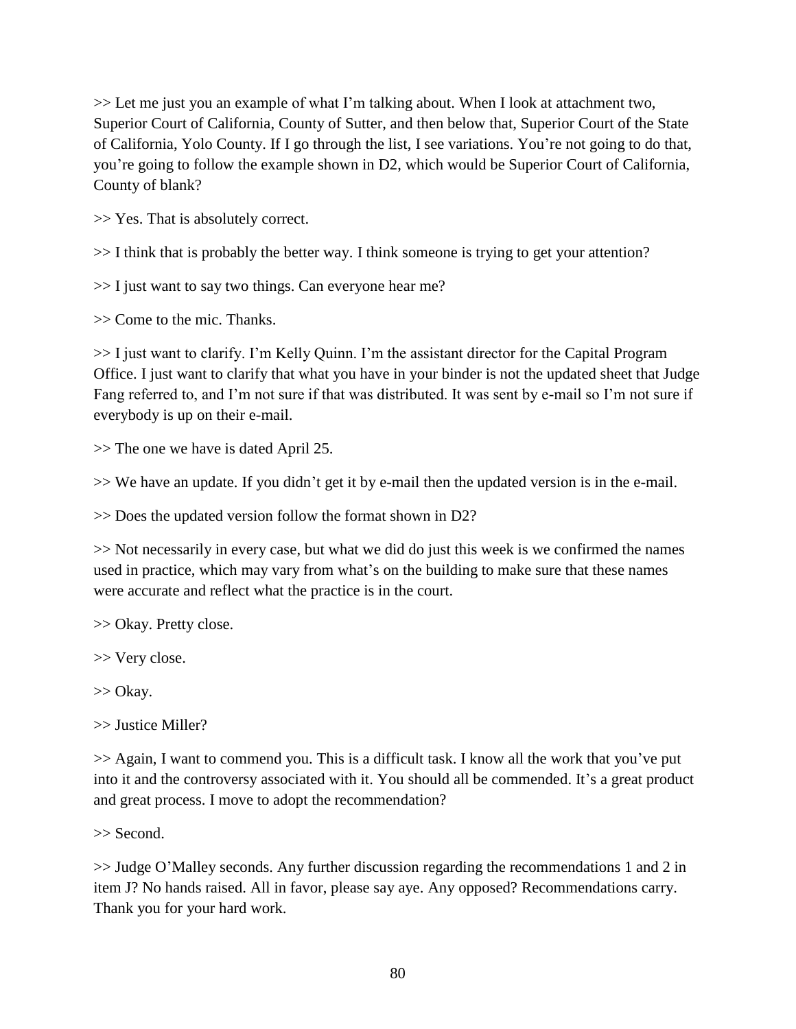>> Let me just you an example of what I'm talking about. When I look at attachment two, Superior Court of California, County of Sutter, and then below that, Superior Court of the State of California, Yolo County. If I go through the list, I see variations. You're not going to do that, you're going to follow the example shown in D2, which would be Superior Court of California, County of blank?

>> Yes. That is absolutely correct.

>> I think that is probably the better way. I think someone is trying to get your attention?

>> I just want to say two things. Can everyone hear me?

>> Come to the mic. Thanks.

>> I just want to clarify. I'm Kelly Quinn. I'm the assistant director for the Capital Program Office. I just want to clarify that what you have in your binder is not the updated sheet that Judge Fang referred to, and I'm not sure if that was distributed. It was sent by e-mail so I'm not sure if everybody is up on their e-mail.

>> The one we have is dated April 25.

>> We have an update. If you didn't get it by e-mail then the updated version is in the e-mail.

>> Does the updated version follow the format shown in D2?

>> Not necessarily in every case, but what we did do just this week is we confirmed the names used in practice, which may vary from what's on the building to make sure that these names were accurate and reflect what the practice is in the court.

>> Okay. Pretty close.

>> Very close.

>> Okay.

>> Justice Miller?

>> Again, I want to commend you. This is a difficult task. I know all the work that you've put into it and the controversy associated with it. You should all be commended. It's a great product and great process. I move to adopt the recommendation?

>> Second.

>> Judge O'Malley seconds. Any further discussion regarding the recommendations 1 and 2 in item J? No hands raised. All in favor, please say aye. Any opposed? Recommendations carry. Thank you for your hard work.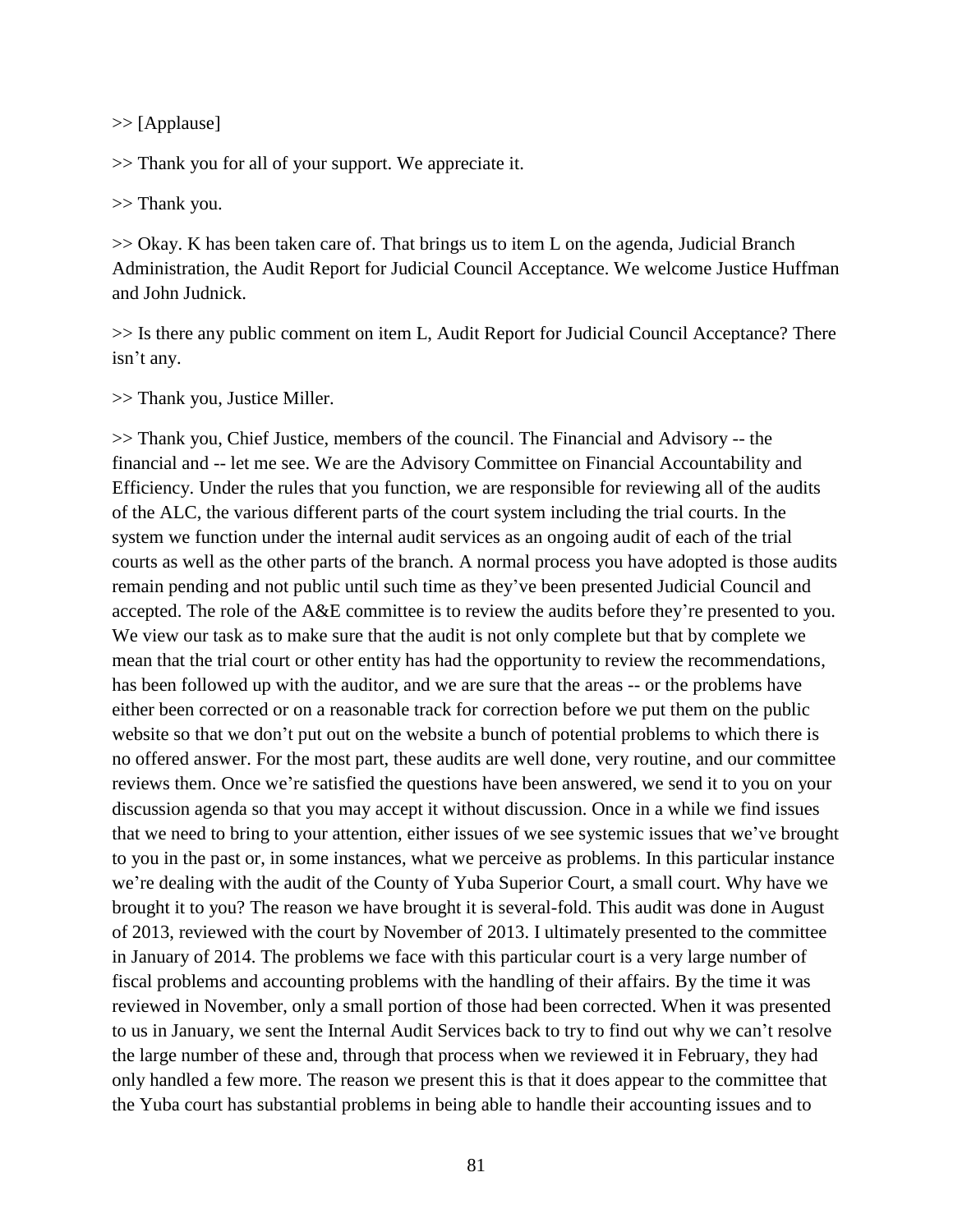>> [Applause]

>> Thank you for all of your support. We appreciate it.

>> Thank you.

>> Okay. K has been taken care of. That brings us to item L on the agenda, Judicial Branch Administration, the Audit Report for Judicial Council Acceptance. We welcome Justice Huffman and John Judnick.

>> Is there any public comment on item L, Audit Report for Judicial Council Acceptance? There isn't any.

>> Thank you, Justice Miller.

>> Thank you, Chief Justice, members of the council. The Financial and Advisory -- the financial and -- let me see. We are the Advisory Committee on Financial Accountability and Efficiency. Under the rules that you function, we are responsible for reviewing all of the audits of the ALC, the various different parts of the court system including the trial courts. In the system we function under the internal audit services as an ongoing audit of each of the trial courts as well as the other parts of the branch. A normal process you have adopted is those audits remain pending and not public until such time as they've been presented Judicial Council and accepted. The role of the A&E committee is to review the audits before they're presented to you. We view our task as to make sure that the audit is not only complete but that by complete we mean that the trial court or other entity has had the opportunity to review the recommendations, has been followed up with the auditor, and we are sure that the areas -- or the problems have either been corrected or on a reasonable track for correction before we put them on the public website so that we don't put out on the website a bunch of potential problems to which there is no offered answer. For the most part, these audits are well done, very routine, and our committee reviews them. Once we're satisfied the questions have been answered, we send it to you on your discussion agenda so that you may accept it without discussion. Once in a while we find issues that we need to bring to your attention, either issues of we see systemic issues that we've brought to you in the past or, in some instances, what we perceive as problems. In this particular instance we're dealing with the audit of the County of Yuba Superior Court, a small court. Why have we brought it to you? The reason we have brought it is several-fold. This audit was done in August of 2013, reviewed with the court by November of 2013. I ultimately presented to the committee in January of 2014. The problems we face with this particular court is a very large number of fiscal problems and accounting problems with the handling of their affairs. By the time it was reviewed in November, only a small portion of those had been corrected. When it was presented to us in January, we sent the Internal Audit Services back to try to find out why we can't resolve the large number of these and, through that process when we reviewed it in February, they had only handled a few more. The reason we present this is that it does appear to the committee that the Yuba court has substantial problems in being able to handle their accounting issues and to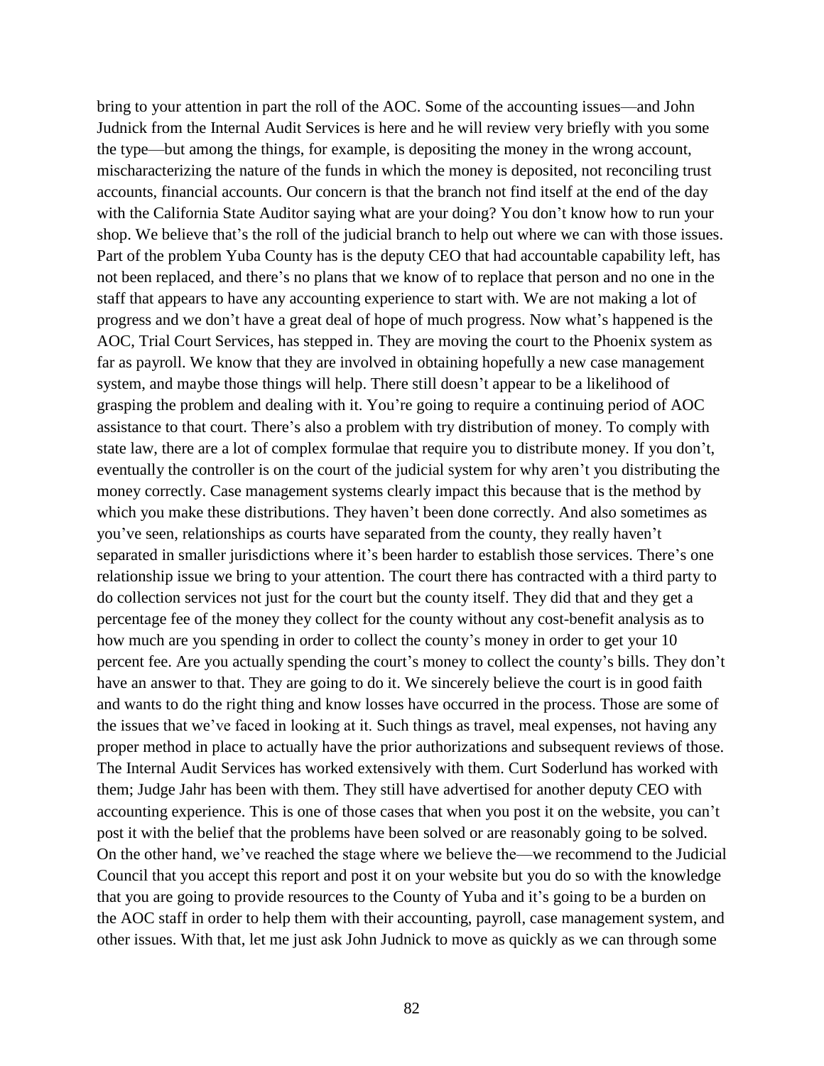bring to your attention in part the roll of the AOC. Some of the accounting issues—and John Judnick from the Internal Audit Services is here and he will review very briefly with you some the type—but among the things, for example, is depositing the money in the wrong account, mischaracterizing the nature of the funds in which the money is deposited, not reconciling trust accounts, financial accounts. Our concern is that the branch not find itself at the end of the day with the California State Auditor saying what are your doing? You don't know how to run your shop. We believe that's the roll of the judicial branch to help out where we can with those issues. Part of the problem Yuba County has is the deputy CEO that had accountable capability left, has not been replaced, and there's no plans that we know of to replace that person and no one in the staff that appears to have any accounting experience to start with. We are not making a lot of progress and we don't have a great deal of hope of much progress. Now what's happened is the AOC, Trial Court Services, has stepped in. They are moving the court to the Phoenix system as far as payroll. We know that they are involved in obtaining hopefully a new case management system, and maybe those things will help. There still doesn't appear to be a likelihood of grasping the problem and dealing with it. You're going to require a continuing period of AOC assistance to that court. There's also a problem with try distribution of money. To comply with state law, there are a lot of complex formulae that require you to distribute money. If you don't, eventually the controller is on the court of the judicial system for why aren't you distributing the money correctly. Case management systems clearly impact this because that is the method by which you make these distributions. They haven't been done correctly. And also sometimes as you've seen, relationships as courts have separated from the county, they really haven't separated in smaller jurisdictions where it's been harder to establish those services. There's one relationship issue we bring to your attention. The court there has contracted with a third party to do collection services not just for the court but the county itself. They did that and they get a percentage fee of the money they collect for the county without any cost-benefit analysis as to how much are you spending in order to collect the county's money in order to get your 10 percent fee. Are you actually spending the court's money to collect the county's bills. They don't have an answer to that. They are going to do it. We sincerely believe the court is in good faith and wants to do the right thing and know losses have occurred in the process. Those are some of the issues that we've faced in looking at it. Such things as travel, meal expenses, not having any proper method in place to actually have the prior authorizations and subsequent reviews of those. The Internal Audit Services has worked extensively with them. Curt Soderlund has worked with them; Judge Jahr has been with them. They still have advertised for another deputy CEO with accounting experience. This is one of those cases that when you post it on the website, you can't post it with the belief that the problems have been solved or are reasonably going to be solved. On the other hand, we've reached the stage where we believe the—we recommend to the Judicial Council that you accept this report and post it on your website but you do so with the knowledge that you are going to provide resources to the County of Yuba and it's going to be a burden on the AOC staff in order to help them with their accounting, payroll, case management system, and other issues. With that, let me just ask John Judnick to move as quickly as we can through some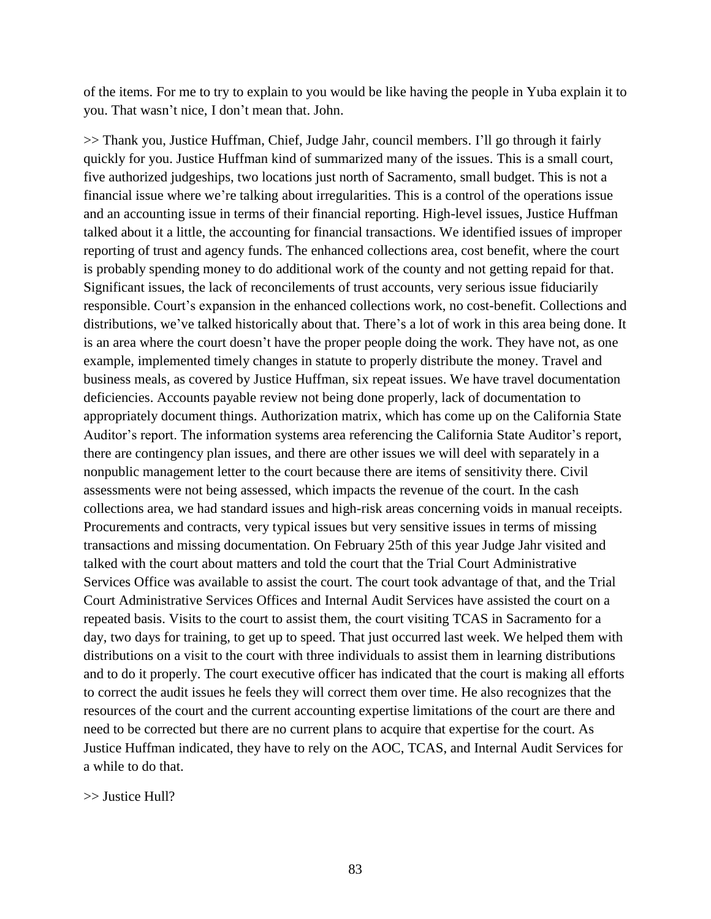of the items. For me to try to explain to you would be like having the people in Yuba explain it to you. That wasn't nice, I don't mean that. John.

>> Thank you, Justice Huffman, Chief, Judge Jahr, council members. I'll go through it fairly quickly for you. Justice Huffman kind of summarized many of the issues. This is a small court, five authorized judgeships, two locations just north of Sacramento, small budget. This is not a financial issue where we're talking about irregularities. This is a control of the operations issue and an accounting issue in terms of their financial reporting. High-level issues, Justice Huffman talked about it a little, the accounting for financial transactions. We identified issues of improper reporting of trust and agency funds. The enhanced collections area, cost benefit, where the court is probably spending money to do additional work of the county and not getting repaid for that. Significant issues, the lack of reconcilements of trust accounts, very serious issue fiduciarily responsible. Court's expansion in the enhanced collections work, no cost-benefit. Collections and distributions, we've talked historically about that. There's a lot of work in this area being done. It is an area where the court doesn't have the proper people doing the work. They have not, as one example, implemented timely changes in statute to properly distribute the money. Travel and business meals, as covered by Justice Huffman, six repeat issues. We have travel documentation deficiencies. Accounts payable review not being done properly, lack of documentation to appropriately document things. Authorization matrix, which has come up on the California State Auditor's report. The information systems area referencing the California State Auditor's report, there are contingency plan issues, and there are other issues we will deel with separately in a nonpublic management letter to the court because there are items of sensitivity there. Civil assessments were not being assessed, which impacts the revenue of the court. In the cash collections area, we had standard issues and high-risk areas concerning voids in manual receipts. Procurements and contracts, very typical issues but very sensitive issues in terms of missing transactions and missing documentation. On February 25th of this year Judge Jahr visited and talked with the court about matters and told the court that the Trial Court Administrative Services Office was available to assist the court. The court took advantage of that, and the Trial Court Administrative Services Offices and Internal Audit Services have assisted the court on a repeated basis. Visits to the court to assist them, the court visiting TCAS in Sacramento for a day, two days for training, to get up to speed. That just occurred last week. We helped them with distributions on a visit to the court with three individuals to assist them in learning distributions and to do it properly. The court executive officer has indicated that the court is making all efforts to correct the audit issues he feels they will correct them over time. He also recognizes that the resources of the court and the current accounting expertise limitations of the court are there and need to be corrected but there are no current plans to acquire that expertise for the court. As Justice Huffman indicated, they have to rely on the AOC, TCAS, and Internal Audit Services for a while to do that.

>> Justice Hull?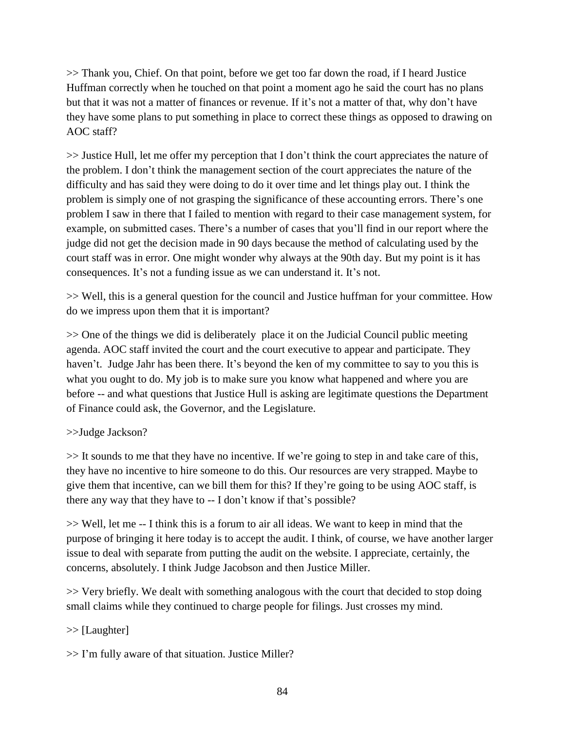>> Thank you, Chief. On that point, before we get too far down the road, if I heard Justice Huffman correctly when he touched on that point a moment ago he said the court has no plans but that it was not a matter of finances or revenue. If it's not a matter of that, why don't have they have some plans to put something in place to correct these things as opposed to drawing on AOC staff?

>> Justice Hull, let me offer my perception that I don't think the court appreciates the nature of the problem. I don't think the management section of the court appreciates the nature of the difficulty and has said they were doing to do it over time and let things play out. I think the problem is simply one of not grasping the significance of these accounting errors. There's one problem I saw in there that I failed to mention with regard to their case management system, for example, on submitted cases. There's a number of cases that you'll find in our report where the judge did not get the decision made in 90 days because the method of calculating used by the court staff was in error. One might wonder why always at the 90th day. But my point is it has consequences. It's not a funding issue as we can understand it. It's not.

>> Well, this is a general question for the council and Justice huffman for your committee. How do we impress upon them that it is important?

>> One of the things we did is deliberately place it on the Judicial Council public meeting agenda. AOC staff invited the court and the court executive to appear and participate. They haven't. Judge Jahr has been there. It's beyond the ken of my committee to say to you this is what you ought to do. My job is to make sure you know what happened and where you are before -- and what questions that Justice Hull is asking are legitimate questions the Department of Finance could ask, the Governor, and the Legislature.

>>Judge Jackson?

>> It sounds to me that they have no incentive. If we're going to step in and take care of this, they have no incentive to hire someone to do this. Our resources are very strapped. Maybe to give them that incentive, can we bill them for this? If they're going to be using AOC staff, is there any way that they have to -- I don't know if that's possible?

>> Well, let me -- I think this is a forum to air all ideas. We want to keep in mind that the purpose of bringing it here today is to accept the audit. I think, of course, we have another larger issue to deal with separate from putting the audit on the website. I appreciate, certainly, the concerns, absolutely. I think Judge Jacobson and then Justice Miller.

>> Very briefly. We dealt with something analogous with the court that decided to stop doing small claims while they continued to charge people for filings. Just crosses my mind.

>> [Laughter]

>> I'm fully aware of that situation. Justice Miller?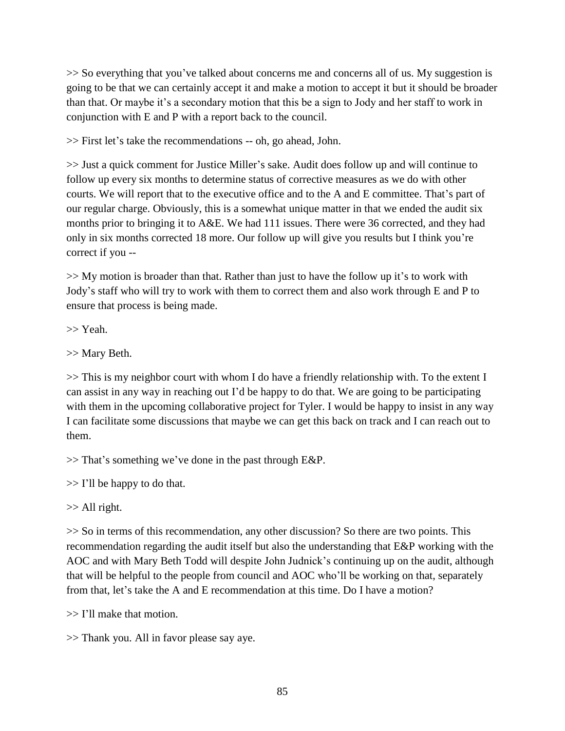>> So everything that you've talked about concerns me and concerns all of us. My suggestion is going to be that we can certainly accept it and make a motion to accept it but it should be broader than that. Or maybe it's a secondary motion that this be a sign to Jody and her staff to work in conjunction with E and P with a report back to the council.

>> First let's take the recommendations -- oh, go ahead, John.

>> Just a quick comment for Justice Miller's sake. Audit does follow up and will continue to follow up every six months to determine status of corrective measures as we do with other courts. We will report that to the executive office and to the A and E committee. That's part of our regular charge. Obviously, this is a somewhat unique matter in that we ended the audit six months prior to bringing it to A&E. We had 111 issues. There were 36 corrected, and they had only in six months corrected 18 more. Our follow up will give you results but I think you're correct if you --

>> My motion is broader than that. Rather than just to have the follow up it's to work with Jody's staff who will try to work with them to correct them and also work through E and P to ensure that process is being made.

>> Yeah.

>> Mary Beth.

>> This is my neighbor court with whom I do have a friendly relationship with. To the extent I can assist in any way in reaching out I'd be happy to do that. We are going to be participating with them in the upcoming collaborative project for Tyler. I would be happy to insist in any way I can facilitate some discussions that maybe we can get this back on track and I can reach out to them.

>> That's something we've done in the past through E&P.

>> I'll be happy to do that.

>> All right.

>> So in terms of this recommendation, any other discussion? So there are two points. This recommendation regarding the audit itself but also the understanding that E&P working with the AOC and with Mary Beth Todd will despite John Judnick's continuing up on the audit, although that will be helpful to the people from council and AOC who'll be working on that, separately from that, let's take the A and E recommendation at this time. Do I have a motion?

>> I'll make that motion.

>> Thank you. All in favor please say aye.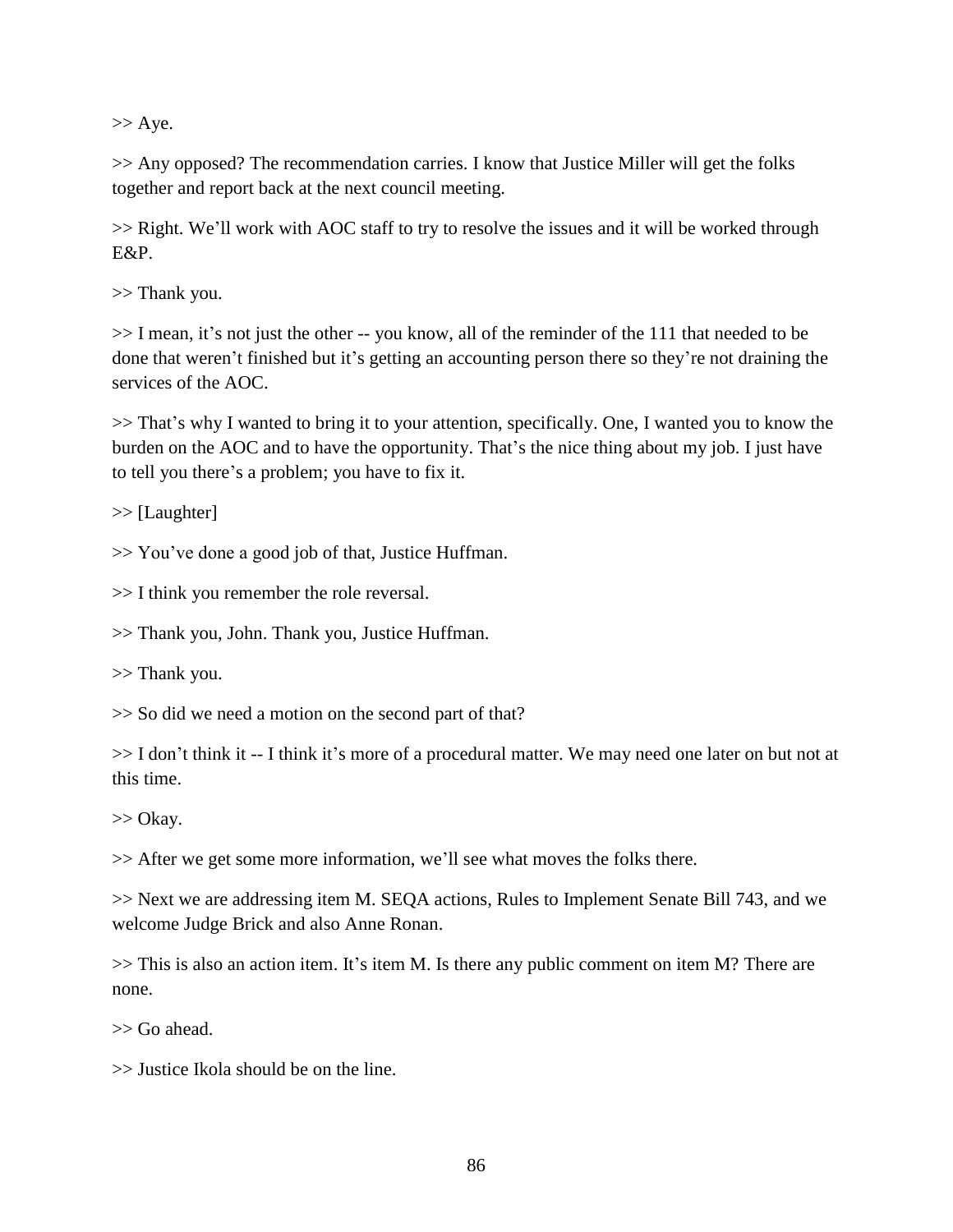>> Aye.

>> Any opposed? The recommendation carries. I know that Justice Miller will get the folks together and report back at the next council meeting.

>> Right. We'll work with AOC staff to try to resolve the issues and it will be worked through E&P.

>> Thank you.

>> I mean, it's not just the other -- you know, all of the reminder of the 111 that needed to be done that weren't finished but it's getting an accounting person there so they're not draining the services of the AOC.

>> That's why I wanted to bring it to your attention, specifically. One, I wanted you to know the burden on the AOC and to have the opportunity. That's the nice thing about my job. I just have to tell you there's a problem; you have to fix it.

>> [Laughter]

>> You've done a good job of that, Justice Huffman.

>> I think you remember the role reversal.

>> Thank you, John. Thank you, Justice Huffman.

>> Thank you.

>> So did we need a motion on the second part of that?

>> I don't think it -- I think it's more of a procedural matter. We may need one later on but not at this time.

>> Okay.

>> After we get some more information, we'll see what moves the folks there.

>> Next we are addressing item M. SEQA actions, Rules to Implement Senate Bill 743, and we welcome Judge Brick and also Anne Ronan.

>> This is also an action item. It's item M. Is there any public comment on item M? There are none.

>> Go ahead.

>> Justice Ikola should be on the line.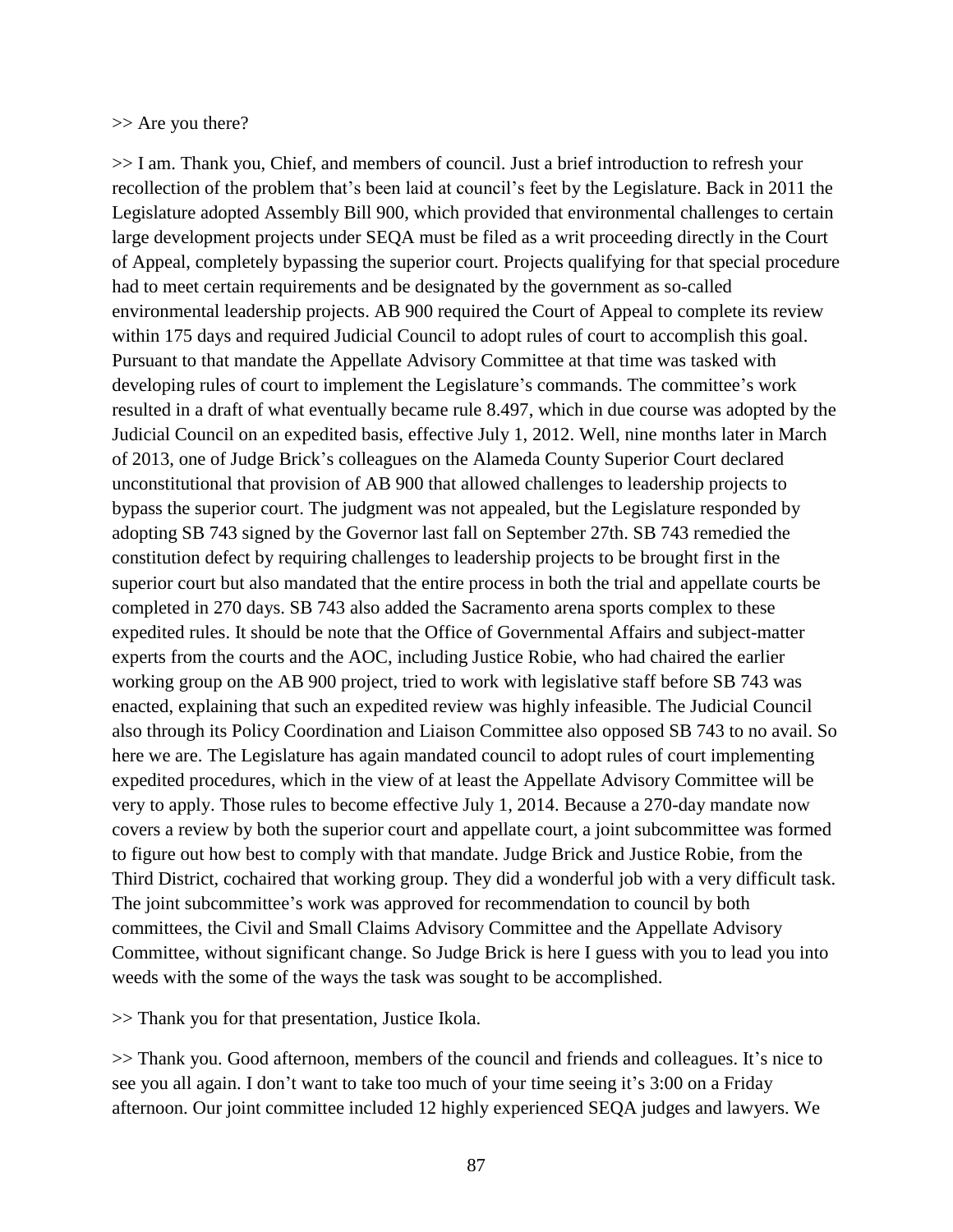>> Are you there?

>> I am. Thank you, Chief, and members of council. Just a brief introduction to refresh your recollection of the problem that's been laid at council's feet by the Legislature. Back in 2011 the Legislature adopted Assembly Bill 900, which provided that environmental challenges to certain large development projects under SEQA must be filed as a writ proceeding directly in the Court of Appeal, completely bypassing the superior court. Projects qualifying for that special procedure had to meet certain requirements and be designated by the government as so-called environmental leadership projects. AB 900 required the Court of Appeal to complete its review within 175 days and required Judicial Council to adopt rules of court to accomplish this goal. Pursuant to that mandate the Appellate Advisory Committee at that time was tasked with developing rules of court to implement the Legislature's commands. The committee's work resulted in a draft of what eventually became rule 8.497, which in due course was adopted by the Judicial Council on an expedited basis, effective July 1, 2012. Well, nine months later in March of 2013, one of Judge Brick's colleagues on the Alameda County Superior Court declared unconstitutional that provision of AB 900 that allowed challenges to leadership projects to bypass the superior court. The judgment was not appealed, but the Legislature responded by adopting SB 743 signed by the Governor last fall on September 27th. SB 743 remedied the constitution defect by requiring challenges to leadership projects to be brought first in the superior court but also mandated that the entire process in both the trial and appellate courts be completed in 270 days. SB 743 also added the Sacramento arena sports complex to these expedited rules. It should be note that the Office of Governmental Affairs and subject-matter experts from the courts and the AOC, including Justice Robie, who had chaired the earlier working group on the AB 900 project, tried to work with legislative staff before SB 743 was enacted, explaining that such an expedited review was highly infeasible. The Judicial Council also through its Policy Coordination and Liaison Committee also opposed SB 743 to no avail. So here we are. The Legislature has again mandated council to adopt rules of court implementing expedited procedures, which in the view of at least the Appellate Advisory Committee will be very to apply. Those rules to become effective July 1, 2014. Because a 270-day mandate now covers a review by both the superior court and appellate court, a joint subcommittee was formed to figure out how best to comply with that mandate. Judge Brick and Justice Robie, from the Third District, cochaired that working group. They did a wonderful job with a very difficult task. The joint subcommittee's work was approved for recommendation to council by both committees, the Civil and Small Claims Advisory Committee and the Appellate Advisory Committee, without significant change. So Judge Brick is here I guess with you to lead you into weeds with the some of the ways the task was sought to be accomplished.

>> Thank you for that presentation, Justice Ikola.

>> Thank you. Good afternoon, members of the council and friends and colleagues. It's nice to see you all again. I don't want to take too much of your time seeing it's 3:00 on a Friday afternoon. Our joint committee included 12 highly experienced SEQA judges and lawyers. We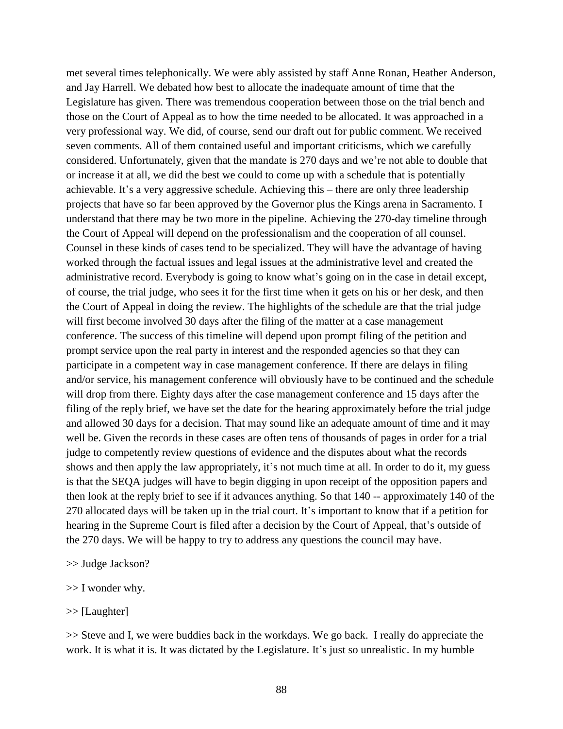met several times telephonically. We were ably assisted by staff Anne Ronan, Heather Anderson, and Jay Harrell. We debated how best to allocate the inadequate amount of time that the Legislature has given. There was tremendous cooperation between those on the trial bench and those on the Court of Appeal as to how the time needed to be allocated. It was approached in a very professional way. We did, of course, send our draft out for public comment. We received seven comments. All of them contained useful and important criticisms, which we carefully considered. Unfortunately, given that the mandate is 270 days and we're not able to double that or increase it at all, we did the best we could to come up with a schedule that is potentially achievable. It's a very aggressive schedule. Achieving this – there are only three leadership projects that have so far been approved by the Governor plus the Kings arena in Sacramento. I understand that there may be two more in the pipeline. Achieving the 270-day timeline through the Court of Appeal will depend on the professionalism and the cooperation of all counsel. Counsel in these kinds of cases tend to be specialized. They will have the advantage of having worked through the factual issues and legal issues at the administrative level and created the administrative record. Everybody is going to know what's going on in the case in detail except, of course, the trial judge, who sees it for the first time when it gets on his or her desk, and then the Court of Appeal in doing the review. The highlights of the schedule are that the trial judge will first become involved 30 days after the filing of the matter at a case management conference. The success of this timeline will depend upon prompt filing of the petition and prompt service upon the real party in interest and the responded agencies so that they can participate in a competent way in case management conference. If there are delays in filing and/or service, his management conference will obviously have to be continued and the schedule will drop from there. Eighty days after the case management conference and 15 days after the filing of the reply brief, we have set the date for the hearing approximately before the trial judge and allowed 30 days for a decision. That may sound like an adequate amount of time and it may well be. Given the records in these cases are often tens of thousands of pages in order for a trial judge to competently review questions of evidence and the disputes about what the records shows and then apply the law appropriately, it's not much time at all. In order to do it, my guess is that the SEQA judges will have to begin digging in upon receipt of the opposition papers and then look at the reply brief to see if it advances anything. So that 140 -- approximately 140 of the 270 allocated days will be taken up in the trial court. It's important to know that if a petition for hearing in the Supreme Court is filed after a decision by the Court of Appeal, that's outside of the 270 days. We will be happy to try to address any questions the council may have.

>> Judge Jackson?

>> I wonder why.

>> [Laughter]

>> Steve and I, we were buddies back in the workdays. We go back. I really do appreciate the work. It is what it is. It was dictated by the Legislature. It's just so unrealistic. In my humble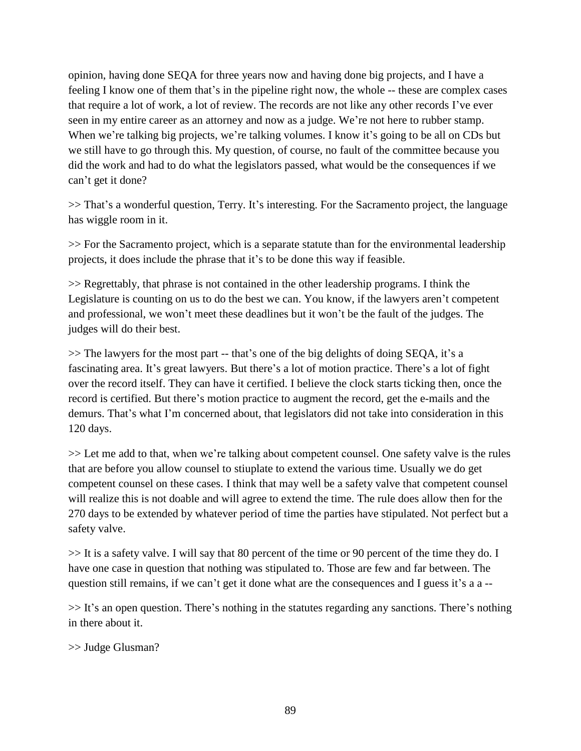opinion, having done SEQA for three years now and having done big projects, and I have a feeling I know one of them that's in the pipeline right now, the whole -- these are complex cases that require a lot of work, a lot of review. The records are not like any other records I've ever seen in my entire career as an attorney and now as a judge. We're not here to rubber stamp. When we're talking big projects, we're talking volumes. I know it's going to be all on CDs but we still have to go through this. My question, of course, no fault of the committee because you did the work and had to do what the legislators passed, what would be the consequences if we can't get it done?

>> That's a wonderful question, Terry. It's interesting. For the Sacramento project, the language has wiggle room in it.

>> For the Sacramento project, which is a separate statute than for the environmental leadership projects, it does include the phrase that it's to be done this way if feasible.

>> Regrettably, that phrase is not contained in the other leadership programs. I think the Legislature is counting on us to do the best we can. You know, if the lawyers aren't competent and professional, we won't meet these deadlines but it won't be the fault of the judges. The judges will do their best.

>> The lawyers for the most part -- that's one of the big delights of doing SEQA, it's a fascinating area. It's great lawyers. But there's a lot of motion practice. There's a lot of fight over the record itself. They can have it certified. I believe the clock starts ticking then, once the record is certified. But there's motion practice to augment the record, get the e-mails and the demurs. That's what I'm concerned about, that legislators did not take into consideration in this 120 days.

>> Let me add to that, when we're talking about competent counsel. One safety valve is the rules that are before you allow counsel to stiuplate to extend the various time. Usually we do get competent counsel on these cases. I think that may well be a safety valve that competent counsel will realize this is not doable and will agree to extend the time. The rule does allow then for the 270 days to be extended by whatever period of time the parties have stipulated. Not perfect but a safety valve.

>> It is a safety valve. I will say that 80 percent of the time or 90 percent of the time they do. I have one case in question that nothing was stipulated to. Those are few and far between. The question still remains, if we can't get it done what are the consequences and I guess it's a a --

>> It's an open question. There's nothing in the statutes regarding any sanctions. There's nothing in there about it.

>> Judge Glusman?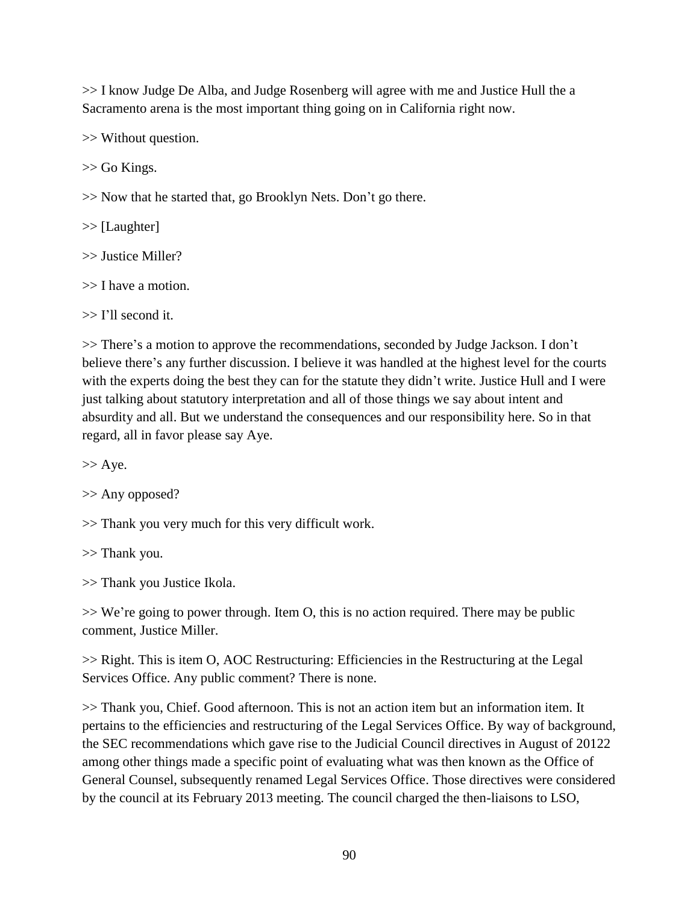>> I know Judge De Alba, and Judge Rosenberg will agree with me and Justice Hull the a Sacramento arena is the most important thing going on in California right now.

>> Without question.

>> Go Kings.

>> Now that he started that, go Brooklyn Nets. Don't go there.

>> [Laughter]

>> Justice Miller?

>> I have a motion.

>> I'll second it.

>> There's a motion to approve the recommendations, seconded by Judge Jackson. I don't believe there's any further discussion. I believe it was handled at the highest level for the courts with the experts doing the best they can for the statute they didn't write. Justice Hull and I were just talking about statutory interpretation and all of those things we say about intent and absurdity and all. But we understand the consequences and our responsibility here. So in that regard, all in favor please say Aye.

>> Aye.

>> Any opposed?

>> Thank you very much for this very difficult work.

>> Thank you.

>> Thank you Justice Ikola.

>> We're going to power through. Item O, this is no action required. There may be public comment, Justice Miller.

>> Right. This is item O, AOC Restructuring: Efficiencies in the Restructuring at the Legal Services Office. Any public comment? There is none.

>> Thank you, Chief. Good afternoon. This is not an action item but an information item. It pertains to the efficiencies and restructuring of the Legal Services Office. By way of background, the SEC recommendations which gave rise to the Judicial Council directives in August of 20122 among other things made a specific point of evaluating what was then known as the Office of General Counsel, subsequently renamed Legal Services Office. Those directives were considered by the council at its February 2013 meeting. The council charged the then-liaisons to LSO,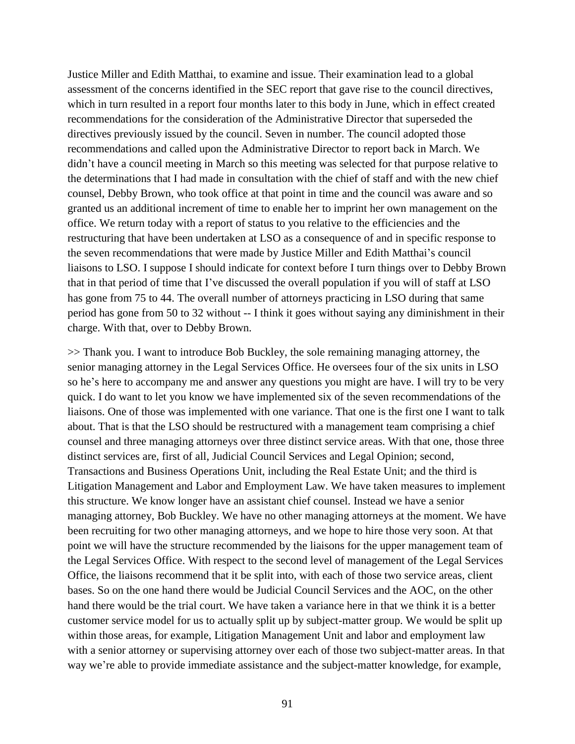Justice Miller and Edith Matthai, to examine and issue. Their examination lead to a global assessment of the concerns identified in the SEC report that gave rise to the council directives, which in turn resulted in a report four months later to this body in June, which in effect created recommendations for the consideration of the Administrative Director that superseded the directives previously issued by the council. Seven in number. The council adopted those recommendations and called upon the Administrative Director to report back in March. We didn't have a council meeting in March so this meeting was selected for that purpose relative to the determinations that I had made in consultation with the chief of staff and with the new chief counsel, Debby Brown, who took office at that point in time and the council was aware and so granted us an additional increment of time to enable her to imprint her own management on the office. We return today with a report of status to you relative to the efficiencies and the restructuring that have been undertaken at LSO as a consequence of and in specific response to the seven recommendations that were made by Justice Miller and Edith Matthai's council liaisons to LSO. I suppose I should indicate for context before I turn things over to Debby Brown that in that period of time that I've discussed the overall population if you will of staff at LSO has gone from 75 to 44. The overall number of attorneys practicing in LSO during that same period has gone from 50 to 32 without -- I think it goes without saying any diminishment in their charge. With that, over to Debby Brown.

>> Thank you. I want to introduce Bob Buckley, the sole remaining managing attorney, the senior managing attorney in the Legal Services Office. He oversees four of the six units in LSO so he's here to accompany me and answer any questions you might are have. I will try to be very quick. I do want to let you know we have implemented six of the seven recommendations of the liaisons. One of those was implemented with one variance. That one is the first one I want to talk about. That is that the LSO should be restructured with a management team comprising a chief counsel and three managing attorneys over three distinct service areas. With that one, those three distinct services are, first of all, Judicial Council Services and Legal Opinion; second, Transactions and Business Operations Unit, including the Real Estate Unit; and the third is Litigation Management and Labor and Employment Law. We have taken measures to implement this structure. We know longer have an assistant chief counsel. Instead we have a senior managing attorney, Bob Buckley. We have no other managing attorneys at the moment. We have been recruiting for two other managing attorneys, and we hope to hire those very soon. At that point we will have the structure recommended by the liaisons for the upper management team of the Legal Services Office. With respect to the second level of management of the Legal Services Office, the liaisons recommend that it be split into, with each of those two service areas, client bases. So on the one hand there would be Judicial Council Services and the AOC, on the other hand there would be the trial court. We have taken a variance here in that we think it is a better customer service model for us to actually split up by subject-matter group. We would be split up within those areas, for example, Litigation Management Unit and labor and employment law with a senior attorney or supervising attorney over each of those two subject-matter areas. In that way we're able to provide immediate assistance and the subject-matter knowledge, for example,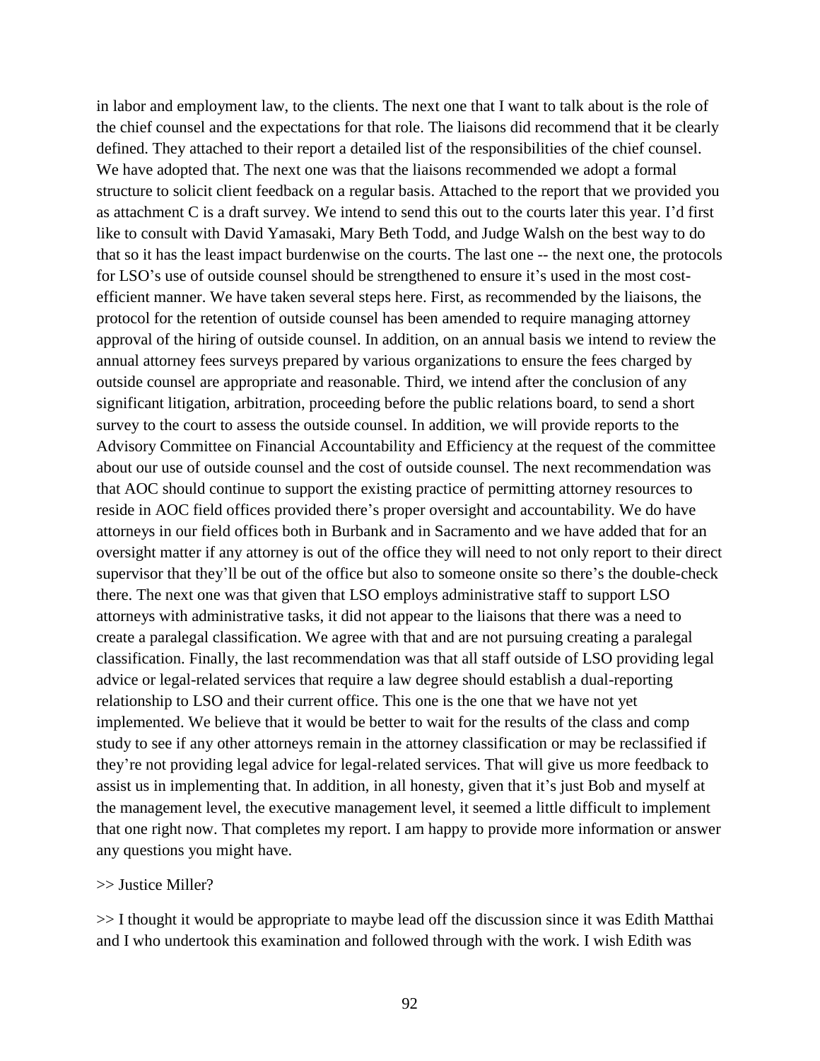in labor and employment law, to the clients. The next one that I want to talk about is the role of the chief counsel and the expectations for that role. The liaisons did recommend that it be clearly defined. They attached to their report a detailed list of the responsibilities of the chief counsel. We have adopted that. The next one was that the liaisons recommended we adopt a formal structure to solicit client feedback on a regular basis. Attached to the report that we provided you as attachment C is a draft survey. We intend to send this out to the courts later this year. I'd first like to consult with David Yamasaki, Mary Beth Todd, and Judge Walsh on the best way to do that so it has the least impact burdenwise on the courts. The last one -- the next one, the protocols for LSO's use of outside counsel should be strengthened to ensure it's used in the most cost-efficient manner. We have taken several steps here. First, as recommended by the liaisons, the protocol for the retention of outside counsel has been amended to require managing attorney approval of the hiring of outside counsel. In addition, on an annual basis we intend to review the annual attorney fees surveys prepared by various organizations to ensure the fees charged by outside counsel are appropriate and reasonable. Third, we intend after the conclusion of any significant litigation, arbitration, proceeding before the public relations board, to send a short survey to the court to assess the outside counsel. In addition, we will provide reports to the Advisory Committee on Financial Accountability and Efficiency at the request of the committee about our use of outside counsel and the cost of outside counsel. The next recommendation was that AOC should continue to support the existing practice of permitting attorney resources to reside in AOC field offices provided there's proper oversight and accountability. We do have attorneys in our field offices both in Burbank and in Sacramento and we have added that for an oversight matter if any attorney is out of the office they will need to not only report to their direct supervisor that they'll be out of the office but also to someone onsite so there's the double-check there. The next one was that given that LSO employs administrative staff to support LSO attorneys with administrative tasks, it did not appear to the liaisons that there was a need to create a paralegal classification. We agree with that and are not pursuing creating a paralegal classification. Finally, the last recommendation was that all staff outside of LSO providing legal advice or legal-related services that require a law degree should establish a dual-reporting relationship to LSO and their current office. This one is the one that we have not yet implemented. We believe that it would be better to wait for the results of the class and comp study to see if any other attorneys remain in the attorney classification or may be reclassified if they're not providing legal advice for legal-related services. That will give us more feedback to assist us in implementing that. In addition, in all honesty, given that it's just Bob and myself at the management level, the executive management level, it seemed a little difficult to implement that one right now. That completes my report. I am happy to provide more information or answer any questions you might have.

>> Justice Miller?

>> I thought it would be appropriate to maybe lead off the discussion since it was Edith Matthai and I who undertook this examination and followed through with the work. I wish Edith was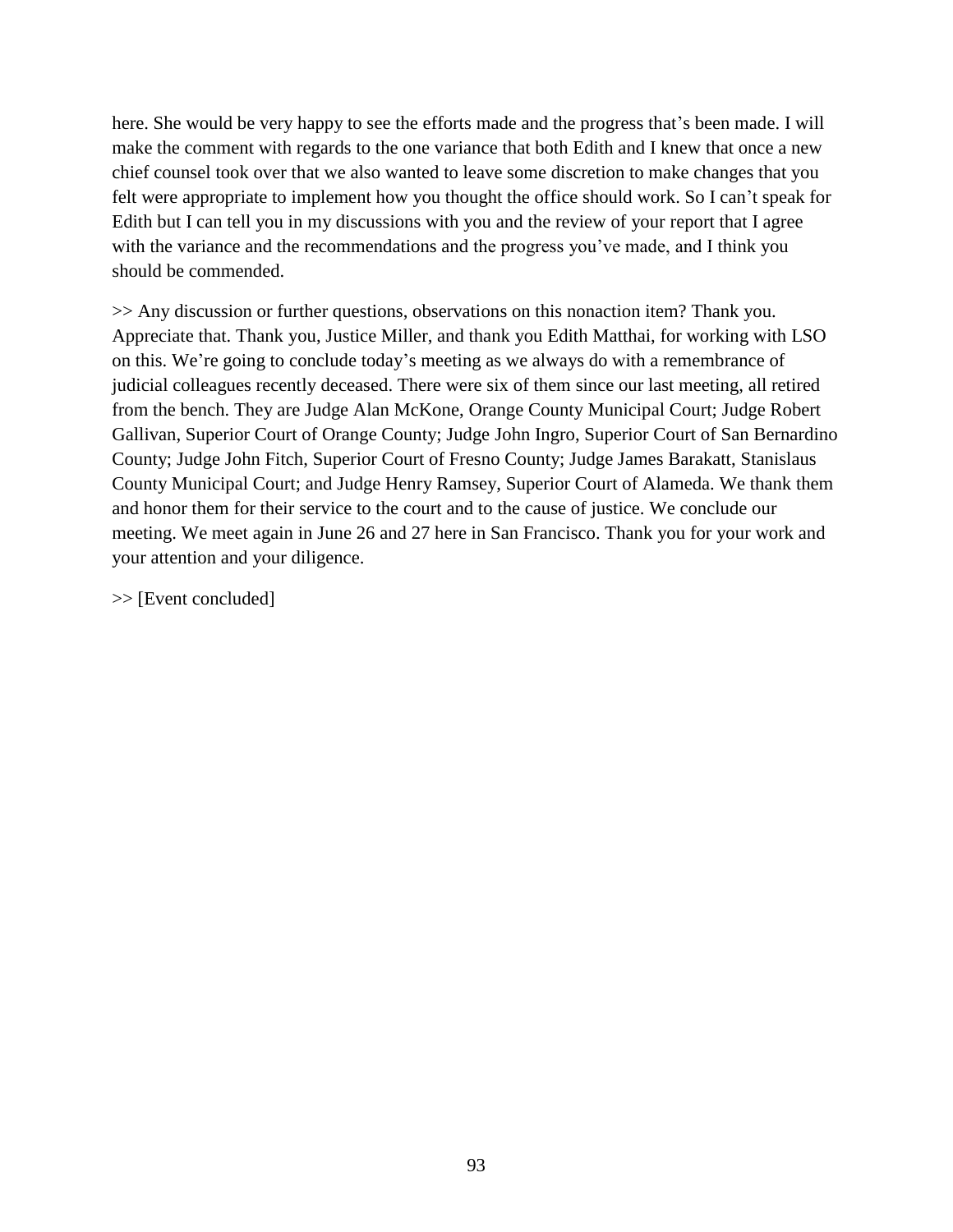here. She would be very happy to see the efforts made and the progress that's been made. I will make the comment with regards to the one variance that both Edith and I knew that once a new chief counsel took over that we also wanted to leave some discretion to make changes that you felt were appropriate to implement how you thought the office should work. So I can't speak for Edith but I can tell you in my discussions with you and the review of your report that I agree with the variance and the recommendations and the progress you've made, and I think you should be commended.

>> Any discussion or further questions, observations on this nonaction item? Thank you. Appreciate that. Thank you, Justice Miller, and thank you Edith Matthai, for working with LSO on this. We're going to conclude today's meeting as we always do with a remembrance of judicial colleagues recently deceased. There were six of them since our last meeting, all retired from the bench. They are Judge Alan McKone, Orange County Municipal Court; Judge Robert Gallivan, Superior Court of Orange County; Judge John Ingro, Superior Court of San Bernardino County; Judge John Fitch, Superior Court of Fresno County; Judge James Barakatt, Stanislaus County Municipal Court; and Judge Henry Ramsey, Superior Court of Alameda. We thank them and honor them for their service to the court and to the cause of justice. We conclude our meeting. We meet again in June 26 and 27 here in San Francisco. Thank you for your work and your attention and your diligence.

>> [Event concluded]